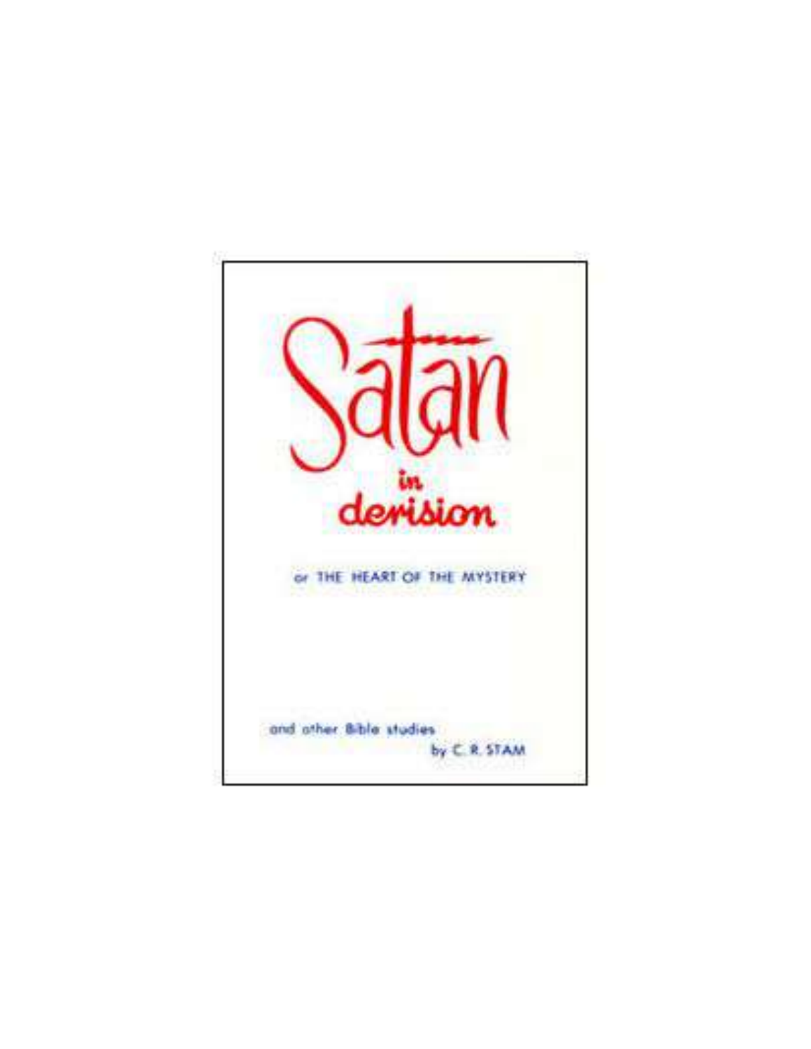# Satan in derision

or THE HEART OF THE MYSTERY

and other Bible studies

by C. R. STAM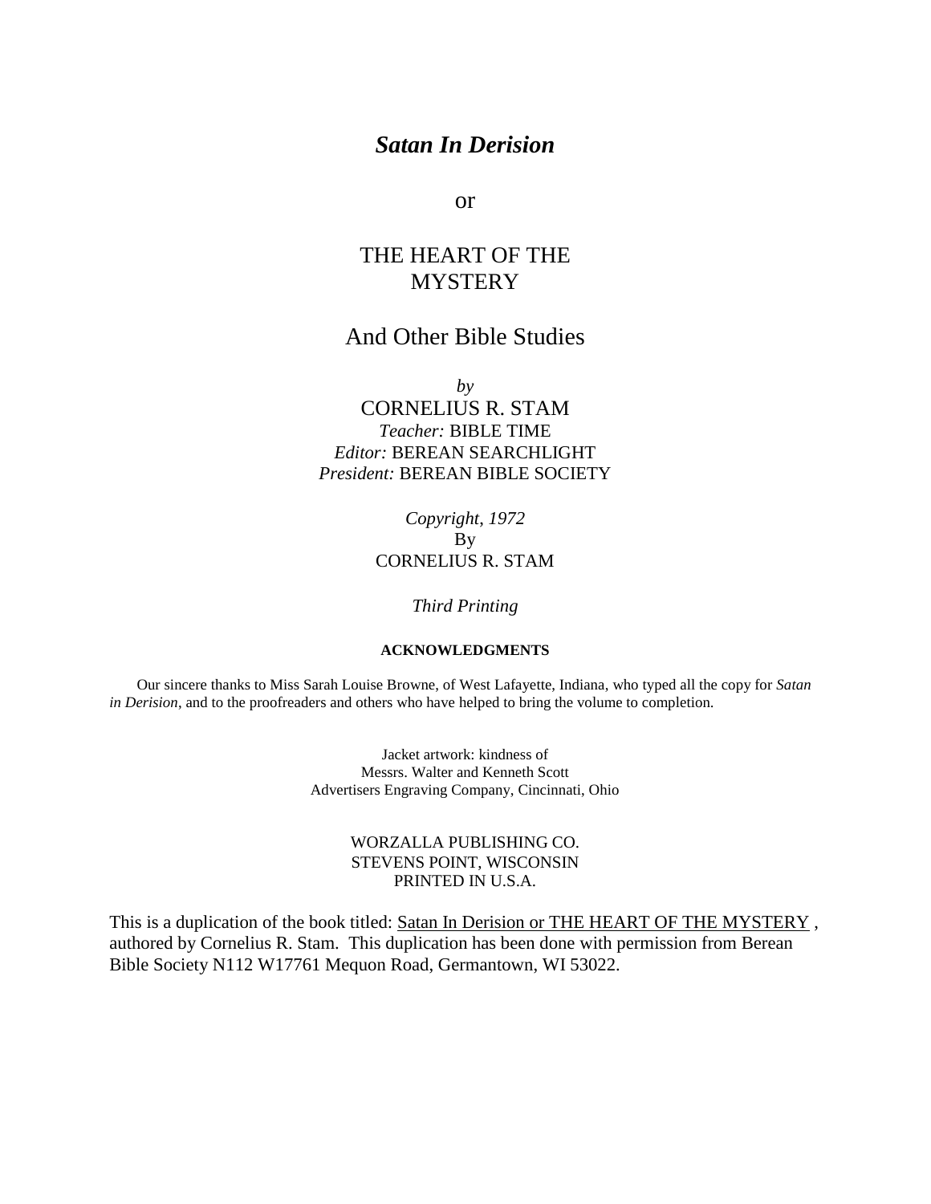# *Satan In Derision*

or

## THE HEART OF THE MYSTERY

## And Other Bible Studies

*by*

CORNELIUS R. STAM

*Teacher:* BIBLE TIME

*Editor:* BEREAN SEARCHLIGHT

*President:* BEREAN BIBLE SOCIETY

*Copyright, 1972*

By

CORNELIUS R. STAM

*Third Printing*

**ACKNOWLEDGMENTS**

Our sincere thanks to Miss Sarah Louise Browne, of West Lafayette, Indiana, who typed all the copy for *Satan in Derision*, and to the proofreaders and others who have helped to bring the volume to completion.

Jacket artwork: kindness of
Messrs. Walter and Kenneth Scott
Advertisers Engraving Company, Cincinnati, Ohio

WORZALLA PUBLISHING CO.
STEVENS POINT, WISCONSIN
PRINTED IN U.S.A.

This is a duplication of the book titled: Satan In Derision or THE HEART OF THE MYSTERY , authored by Cornelius R. Stam. This duplication has been done with permission from Berean Bible Society N112 W17761 Mequon Road, Germantown, WI 53022.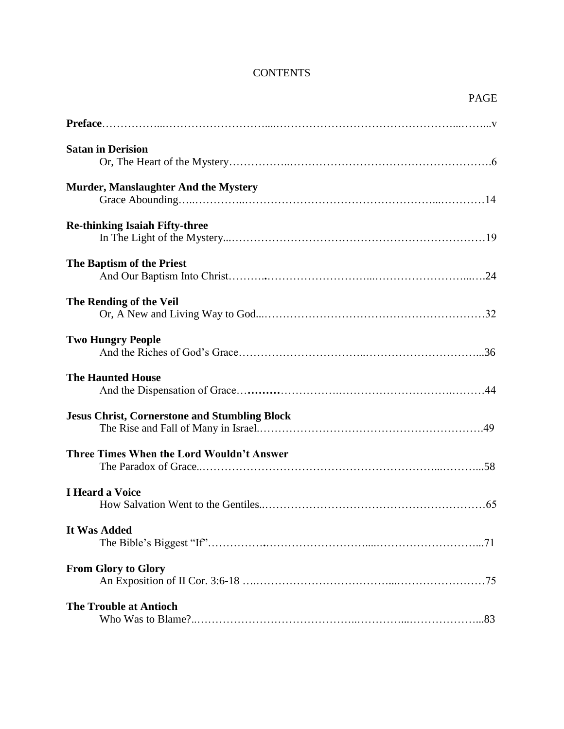# CONTENTS

| | PAGE |
|---|---|
| **Preface** | v |
| **Satan in Derision** Or, The Heart of the Mystery | 6 |
| **Murder, Manslaughter And the Mystery** Grace Abounding | 14 |
| **Re-thinking Isaiah Fifty-three** In The Light of the Mystery | 19 |
| **The Baptism of the Priest** And Our Baptism Into Christ | 24 |
| **The Rending of the Veil** Or, A New and Living Way to God | 32 |
| **Two Hungry People** And the Riches of God's Grace | 36 |
| **The Haunted House** And the Dispensation of Grace | 44 |
| **Jesus Christ, Cornerstone and Stumbling Block** The Rise and Fall of Many in Israel | 49 |
| **Three Times When the Lord Wouldn't Answer** The Paradox of Grace | 58 |
| **I Heard a Voice** How Salvation Went to the Gentiles | 65 |
| **It Was Added** The Bible's Biggest "If" | 71 |
| **From Glory to Glory** An Exposition of II Cor. 3:6-18 | 75 |
| **The Trouble at Antioch** Who Was to Blame? | 83 |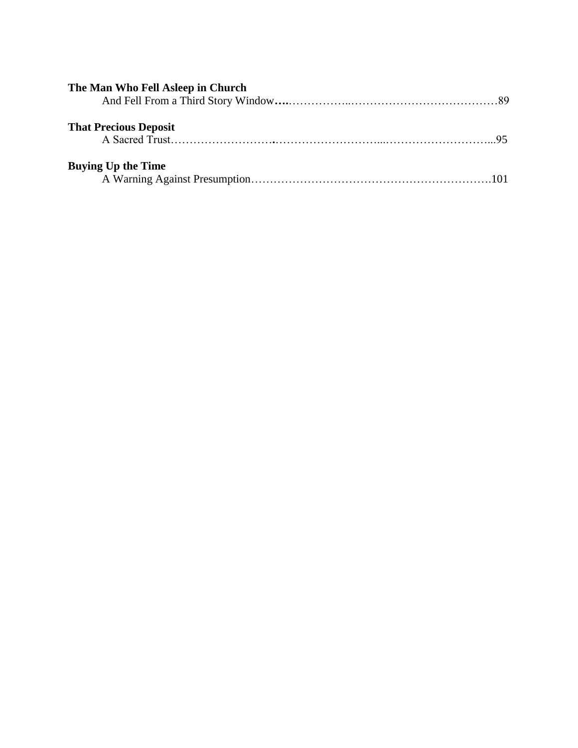**The Man Who Fell Asleep in Church**
And Fell From a Third Story Window…………………..…………………………………89

**That Precious Deposit**
A Sacred Trust…………………….……………………...………………………...95

**Buying Up the Time**
A Warning Against Presumption……………………………………………………….101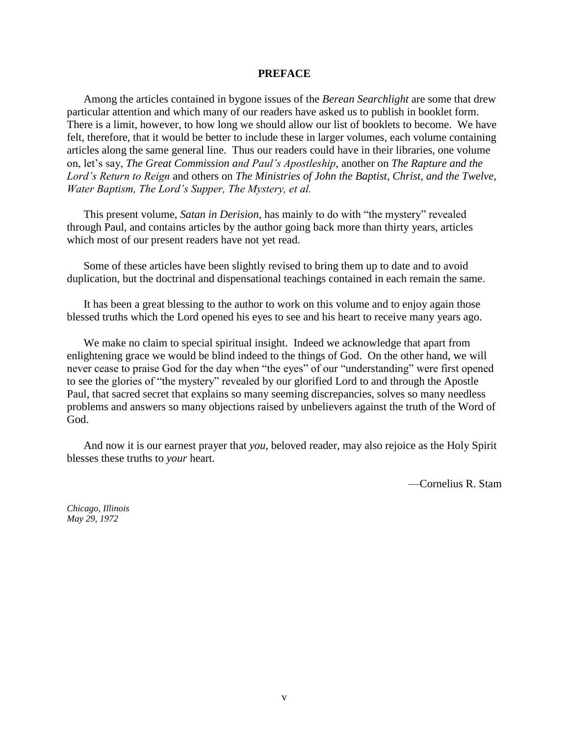# PREFACE

Among the articles contained in bygone issues of the *Berean Searchlight* are some that drew particular attention and which many of our readers have asked us to publish in booklet form. There is a limit, however, to how long we should allow our list of booklets to become. We have felt, therefore, that it would be better to include these in larger volumes, each volume containing articles along the same general line. Thus our readers could have in their libraries, one volume on, let's say, *The Great Commission and Paul's Apostleship*, another on *The Rapture and the Lord's Return to Reign* and others on *The Ministries of John the Baptist, Christ, and the Twelve, Water Baptism, The Lord's Supper, The Mystery, et al.*

This present volume, *Satan in Derision*, has mainly to do with "the mystery" revealed through Paul, and contains articles by the author going back more than thirty years, articles which most of our present readers have not yet read.

Some of these articles have been slightly revised to bring them up to date and to avoid duplication, but the doctrinal and dispensational teachings contained in each remain the same.

It has been a great blessing to the author to work on this volume and to enjoy again those blessed truths which the Lord opened his eyes to see and his heart to receive many years ago.

We make no claim to special spiritual insight. Indeed we acknowledge that apart from enlightening grace we would be blind indeed to the things of God. On the other hand, we will never cease to praise God for the day when "the eyes" of our "understanding" were first opened to see the glories of "the mystery" revealed by our glorified Lord to and through the Apostle Paul, that sacred secret that explains so many seeming discrepancies, solves so many needless problems and answers so many objections raised by unbelievers against the truth of the Word of God.

And now it is our earnest prayer that *you*, beloved reader, may also rejoice as the Holy Spirit blesses these truths to *your* heart.

—Cornelius R. Stam

*Chicago, Illinois*
*May 29, 1972*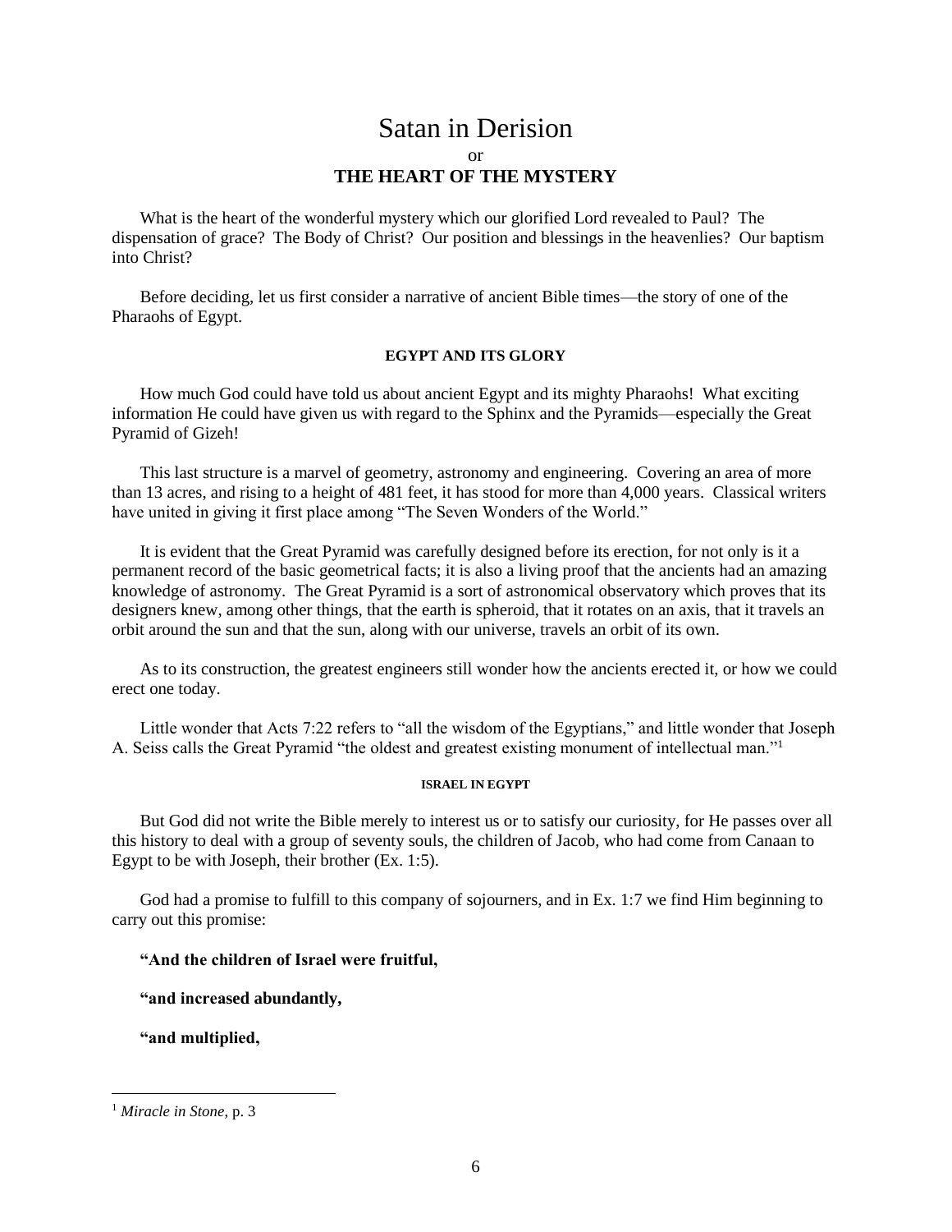# Satan in Derision

or

## THE HEART OF THE MYSTERY

What is the heart of the wonderful mystery which our glorified Lord revealed to Paul? The dispensation of grace? The Body of Christ? Our position and blessings in the heavenlies? Our baptism into Christ?

Before deciding, let us first consider a narrative of ancient Bible times—the story of one of the Pharaohs of Egypt.

### EGYPT AND ITS GLORY

How much God could have told us about ancient Egypt and its mighty Pharaohs! What exciting information He could have given us with regard to the Sphinx and the Pyramids—especially the Great Pyramid of Gizeh!

This last structure is a marvel of geometry, astronomy and engineering. Covering an area of more than 13 acres, and rising to a height of 481 feet, it has stood for more than 4,000 years. Classical writers have united in giving it first place among "The Seven Wonders of the World."

It is evident that the Great Pyramid was carefully designed before its erection, for not only is it a permanent record of the basic geometrical facts; it is also a living proof that the ancients had an amazing knowledge of astronomy. The Great Pyramid is a sort of astronomical observatory which proves that its designers knew, among other things, that the earth is spheroid, that it rotates on an axis, that it travels an orbit around the sun and that the sun, along with our universe, travels an orbit of its own.

As to its construction, the greatest engineers still wonder how the ancients erected it, or how we could erect one today.

Little wonder that Acts 7:22 refers to "all the wisdom of the Egyptians," and little wonder that Joseph A. Seiss calls the Great Pyramid "the oldest and greatest existing monument of intellectual man."[1]

#### ISRAEL IN EGYPT

But God did not write the Bible merely to interest us or to satisfy our curiosity, for He passes over all this history to deal with a group of seventy souls, the children of Jacob, who had come from Canaan to Egypt to be with Joseph, their brother (Ex. 1:5).

God had a promise to fulfill to this company of sojourners, and in Ex. 1:7 we find Him beginning to carry out this promise:

**"And the children of Israel were fruitful,**

**"and increased abundantly,**

**"and multiplied,**

---

[1] *Miracle in Stone*, p. 3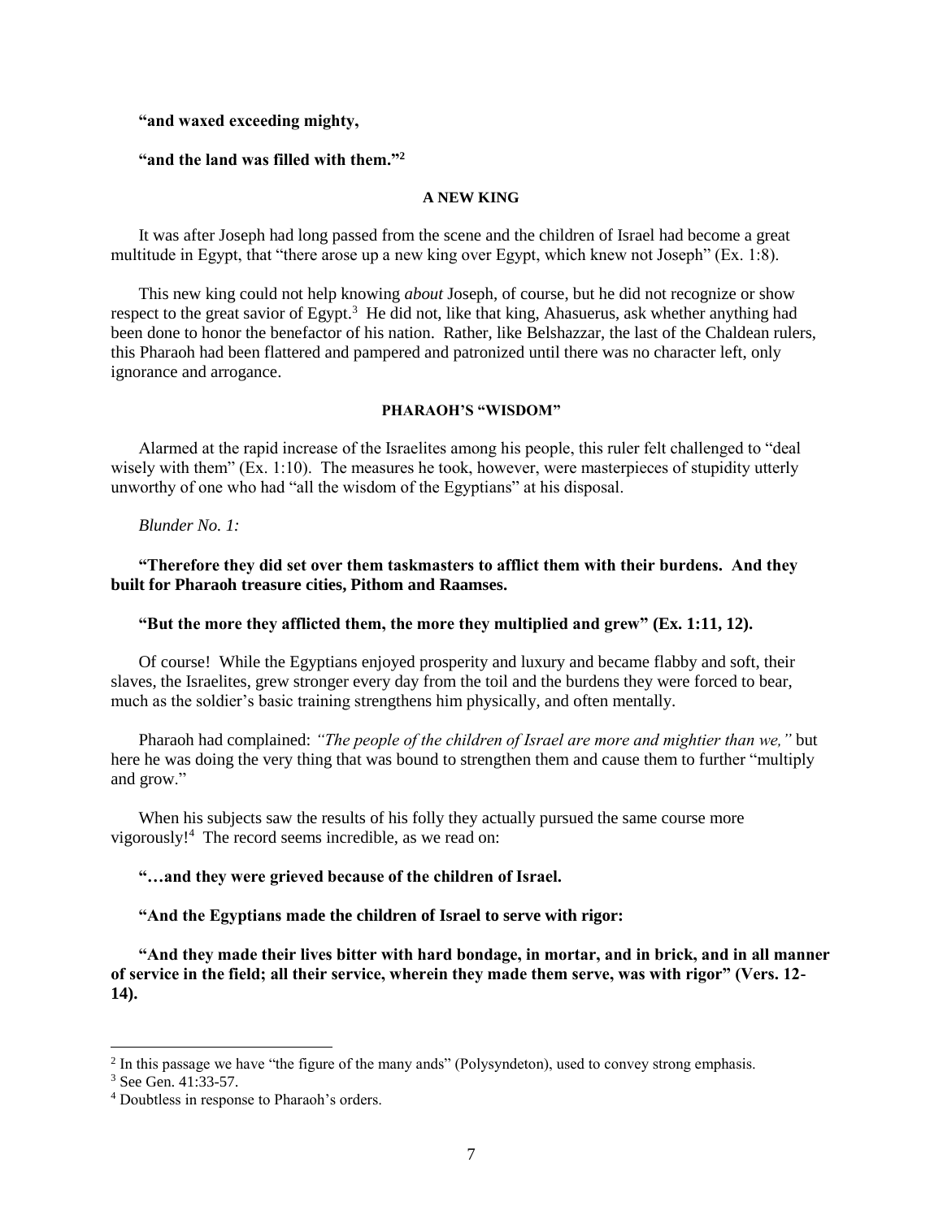**"and waxed exceeding mighty,**

**"and the land was filled with them."[2]**

### A NEW KING

It was after Joseph had long passed from the scene and the children of Israel had become a great multitude in Egypt, that "there arose up a new king over Egypt, which knew not Joseph" (Ex. 1:8).

This new king could not help knowing *about* Joseph, of course, but he did not recognize or show respect to the great savior of Egypt.[3] He did not, like that king, Ahasuerus, ask whether anything had been done to honor the benefactor of his nation. Rather, like Belshazzar, the last of the Chaldean rulers, this Pharaoh had been flattered and pampered and patronized until there was no character left, only ignorance and arrogance.

### PHARAOH'S "WISDOM"

Alarmed at the rapid increase of the Israelites among his people, this ruler felt challenged to "deal wisely with them" (Ex. 1:10). The measures he took, however, were masterpieces of stupidity utterly unworthy of one who had "all the wisdom of the Egyptians" at his disposal.

*Blunder No. 1:*

**"Therefore they did set over them taskmasters to afflict them with their burdens. And they built for Pharaoh treasure cities, Pithom and Raamses.**

**"But the more they afflicted them, the more they multiplied and grew" (Ex. 1:11, 12).**

Of course! While the Egyptians enjoyed prosperity and luxury and became flabby and soft, their slaves, the Israelites, grew stronger every day from the toil and the burdens they were forced to bear, much as the soldier's basic training strengthens him physically, and often mentally.

Pharaoh had complained: *"The people of the children of Israel are more and mightier than we,"* but here he was doing the very thing that was bound to strengthen them and cause them to further "multiply and grow."

When his subjects saw the results of his folly they actually pursued the same course more vigorously![4] The record seems incredible, as we read on:

**"…and they were grieved because of the children of Israel.**

**"And the Egyptians made the children of Israel to serve with rigor:**

**"And they made their lives bitter with hard bondage, in mortar, and in brick, and in all manner of service in the field; all their service, wherein they made them serve, was with rigor" (Vers. 12-14).**

---

[2] In this passage we have "the figure of the many ands" (Polysyndeton), used to convey strong emphasis.

[3] See Gen. 41:33-57.

[4] Doubtless in response to Pharaoh's orders.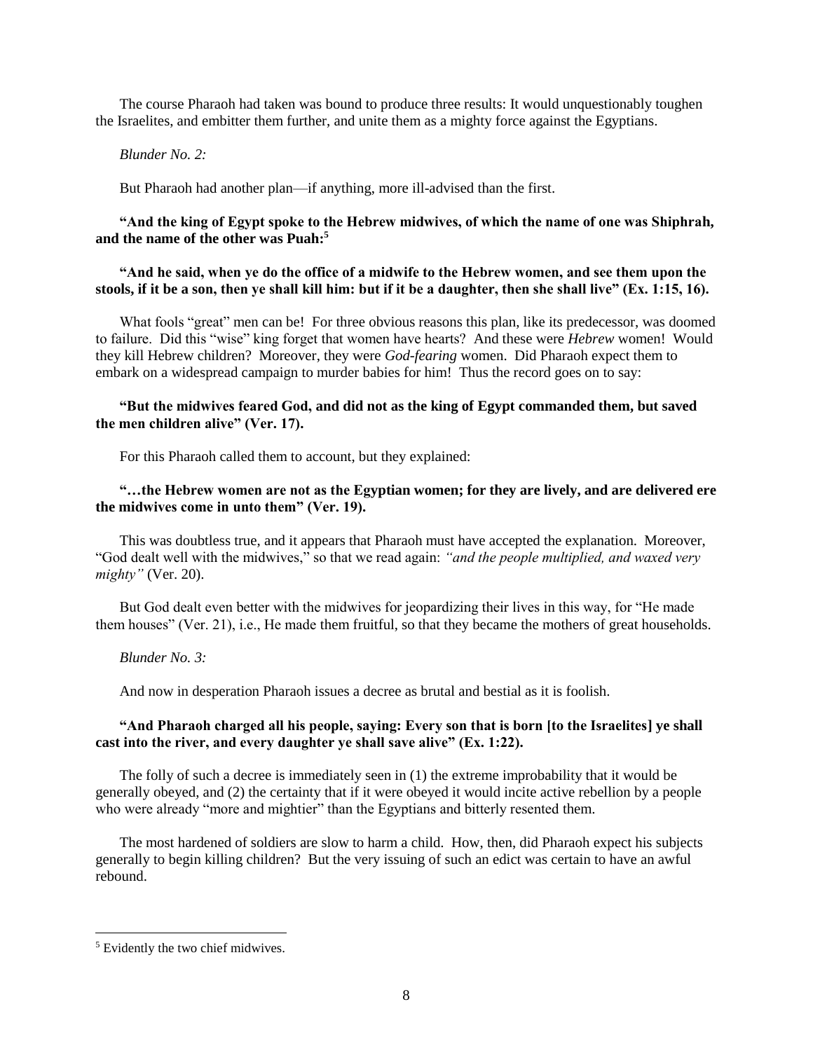The course Pharaoh had taken was bound to produce three results: It would unquestionably toughen the Israelites, and embitter them further, and unite them as a mighty force against the Egyptians.

*Blunder No. 2:*

But Pharaoh had another plan—if anything, more ill-advised than the first.

**"And the king of Egypt spoke to the Hebrew midwives, of which the name of one was Shiphrah, and the name of the other was Puah:**[5]

**"And he said, when ye do the office of a midwife to the Hebrew women, and see them upon the stools, if it be a son, then ye shall kill him: but if it be a daughter, then she shall live" (Ex. 1:15, 16).**

What fools "great" men can be! For three obvious reasons this plan, like its predecessor, was doomed to failure. Did this "wise" king forget that women have hearts? And these were *Hebrew* women! Would they kill Hebrew children? Moreover, they were *God-fearing* women. Did Pharaoh expect them to embark on a widespread campaign to murder babies for him! Thus the record goes on to say:

**"But the midwives feared God, and did not as the king of Egypt commanded them, but saved the men children alive" (Ver. 17).**

For this Pharaoh called them to account, but they explained:

**"…the Hebrew women are not as the Egyptian women; for they are lively, and are delivered ere the midwives come in unto them" (Ver. 19).**

This was doubtless true, and it appears that Pharaoh must have accepted the explanation. Moreover, "God dealt well with the midwives," so that we read again: *"and the people multiplied, and waxed very mighty"* (Ver. 20).

But God dealt even better with the midwives for jeopardizing their lives in this way, for "He made them houses" (Ver. 21), i.e., He made them fruitful, so that they became the mothers of great households.

*Blunder No. 3:*

And now in desperation Pharaoh issues a decree as brutal and bestial as it is foolish.

**"And Pharaoh charged all his people, saying: Every son that is born [to the Israelites] ye shall cast into the river, and every daughter ye shall save alive" (Ex. 1:22).**

The folly of such a decree is immediately seen in (1) the extreme improbability that it would be generally obeyed, and (2) the certainty that if it were obeyed it would incite active rebellion by a people who were already "more and mightier" than the Egyptians and bitterly resented them.

The most hardened of soldiers are slow to harm a child. How, then, did Pharaoh expect his subjects generally to begin killing children? But the very issuing of such an edict was certain to have an awful rebound.

---

[5] Evidently the two chief midwives.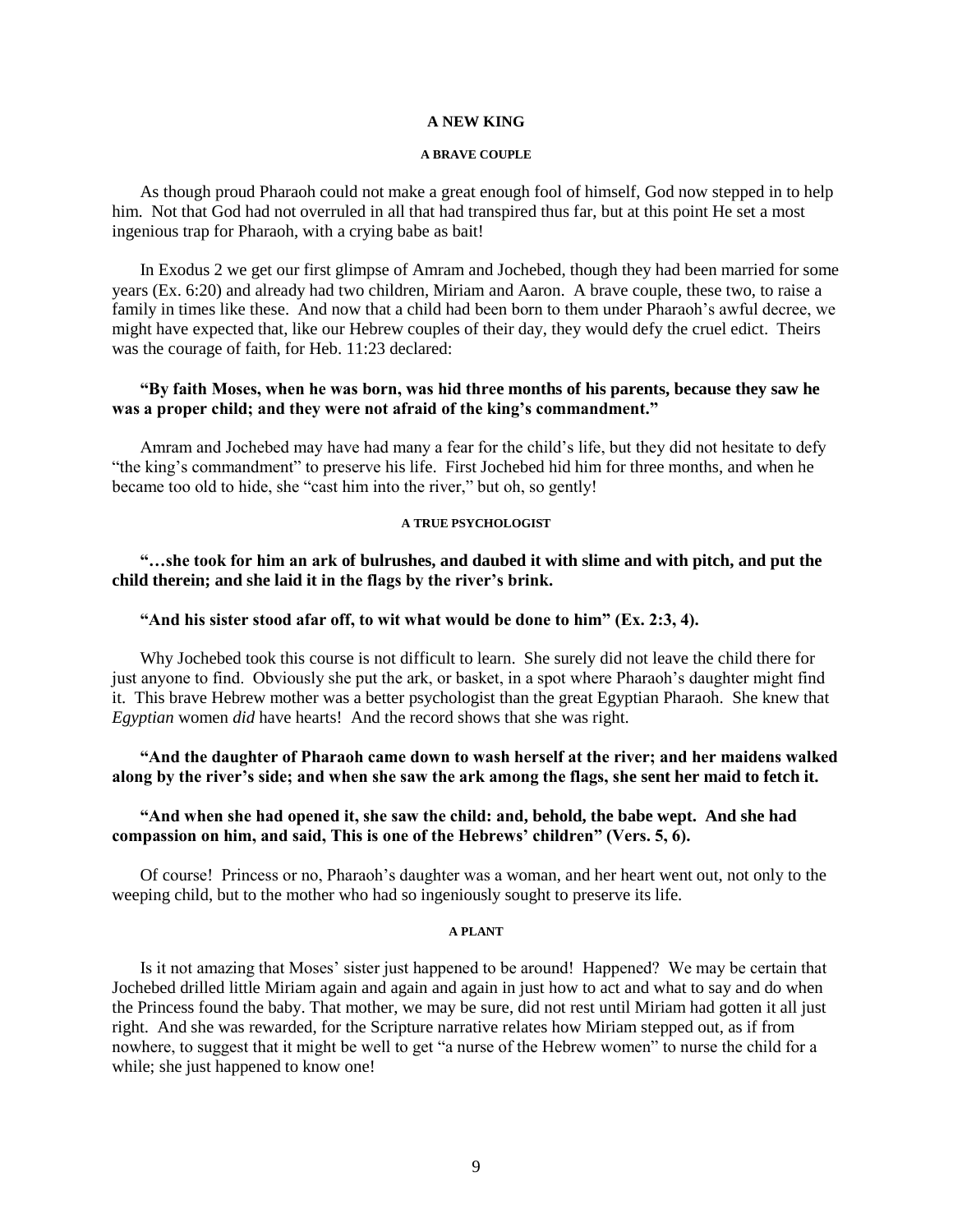## A NEW KING

### A BRAVE COUPLE

As though proud Pharaoh could not make a great enough fool of himself, God now stepped in to help him. Not that God had not overruled in all that had transpired thus far, but at this point He set a most ingenious trap for Pharaoh, with a crying babe as bait!

In Exodus 2 we get our first glimpse of Amram and Jochebed, though they had been married for some years (Ex. 6:20) and already had two children, Miriam and Aaron. A brave couple, these two, to raise a family in times like these. And now that a child had been born to them under Pharaoh's awful decree, we might have expected that, like our Hebrew couples of their day, they would defy the cruel edict. Theirs was the courage of faith, for Heb. 11:23 declared:

**"By faith Moses, when he was born, was hid three months of his parents, because they saw he was a proper child; and they were not afraid of the king's commandment."**

Amram and Jochebed may have had many a fear for the child's life, but they did not hesitate to defy "the king's commandment" to preserve his life. First Jochebed hid him for three months, and when he became too old to hide, she "cast him into the river," but oh, so gently!

### A TRUE PSYCHOLOGIST

**"…she took for him an ark of bulrushes, and daubed it with slime and with pitch, and put the child therein; and she laid it in the flags by the river's brink.**

**"And his sister stood afar off, to wit what would be done to him" (Ex. 2:3, 4).**

Why Jochebed took this course is not difficult to learn. She surely did not leave the child there for just anyone to find. Obviously she put the ark, or basket, in a spot where Pharaoh's daughter might find it. This brave Hebrew mother was a better psychologist than the great Egyptian Pharaoh. She knew that *Egyptian* women *did* have hearts! And the record shows that she was right.

**"And the daughter of Pharaoh came down to wash herself at the river; and her maidens walked along by the river's side; and when she saw the ark among the flags, she sent her maid to fetch it.**

**"And when she had opened it, she saw the child: and, behold, the babe wept. And she had compassion on him, and said, This is one of the Hebrews' children" (Vers. 5, 6).**

Of course! Princess or no, Pharaoh's daughter was a woman, and her heart went out, not only to the weeping child, but to the mother who had so ingeniously sought to preserve its life.

### A PLANT

Is it not amazing that Moses' sister just happened to be around! Happened? We may be certain that Jochebed drilled little Miriam again and again and again in just how to act and what to say and do when the Princess found the baby. That mother, we may be sure, did not rest until Miriam had gotten it all just right. And she was rewarded, for the Scripture narrative relates how Miriam stepped out, as if from nowhere, to suggest that it might be well to get "a nurse of the Hebrew women" to nurse the child for a while; she just happened to know one!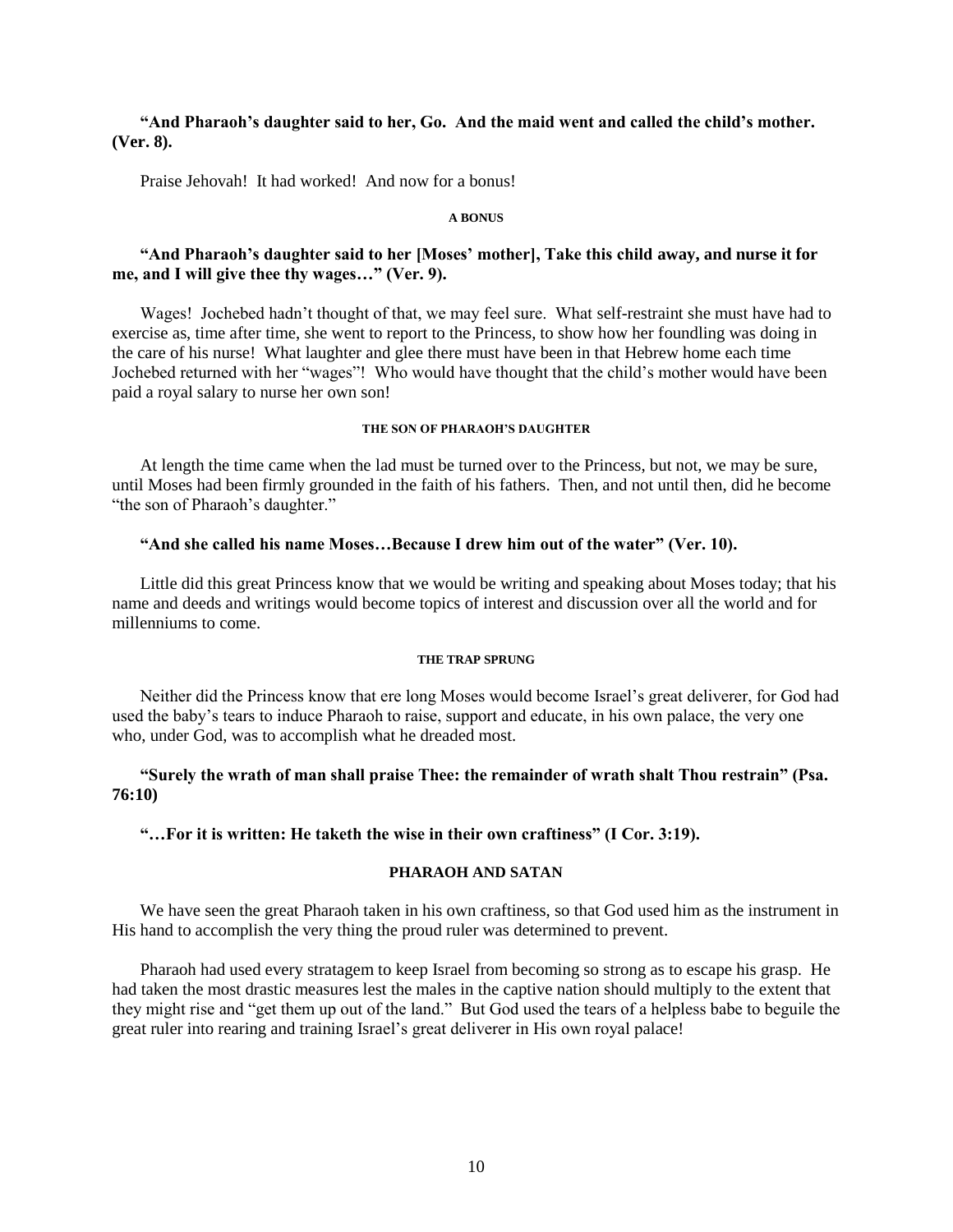**"And Pharaoh's daughter said to her, Go. And the maid went and called the child's mother. (Ver. 8).**

Praise Jehovah! It had worked! And now for a bonus!

#### A BONUS

**"And Pharaoh's daughter said to her [Moses' mother], Take this child away, and nurse it for me, and I will give thee thy wages…" (Ver. 9).**

Wages! Jochebed hadn't thought of that, we may feel sure. What self-restraint she must have had to exercise as, time after time, she went to report to the Princess, to show how her foundling was doing in the care of his nurse! What laughter and glee there must have been in that Hebrew home each time Jochebed returned with her "wages"! Who would have thought that the child's mother would have been paid a royal salary to nurse her own son!

#### THE SON OF PHARAOH'S DAUGHTER

At length the time came when the lad must be turned over to the Princess, but not, we may be sure, until Moses had been firmly grounded in the faith of his fathers. Then, and not until then, did he become "the son of Pharaoh's daughter."

**"And she called his name Moses…Because I drew him out of the water" (Ver. 10).**

Little did this great Princess know that we would be writing and speaking about Moses today; that his name and deeds and writings would become topics of interest and discussion over all the world and for millenniums to come.

#### THE TRAP SPRUNG

Neither did the Princess know that ere long Moses would become Israel's great deliverer, for God had used the baby's tears to induce Pharaoh to raise, support and educate, in his own palace, the very one who, under God, was to accomplish what he dreaded most.

**"Surely the wrath of man shall praise Thee: the remainder of wrath shalt Thou restrain" (Psa. 76:10)**

**"…For it is written: He taketh the wise in their own craftiness" (I Cor. 3:19).**

### PHARAOH AND SATAN

We have seen the great Pharaoh taken in his own craftiness, so that God used him as the instrument in His hand to accomplish the very thing the proud ruler was determined to prevent.

Pharaoh had used every stratagem to keep Israel from becoming so strong as to escape his grasp. He had taken the most drastic measures lest the males in the captive nation should multiply to the extent that they might rise and "get them up out of the land." But God used the tears of a helpless babe to beguile the great ruler into rearing and training Israel's great deliverer in His own royal palace!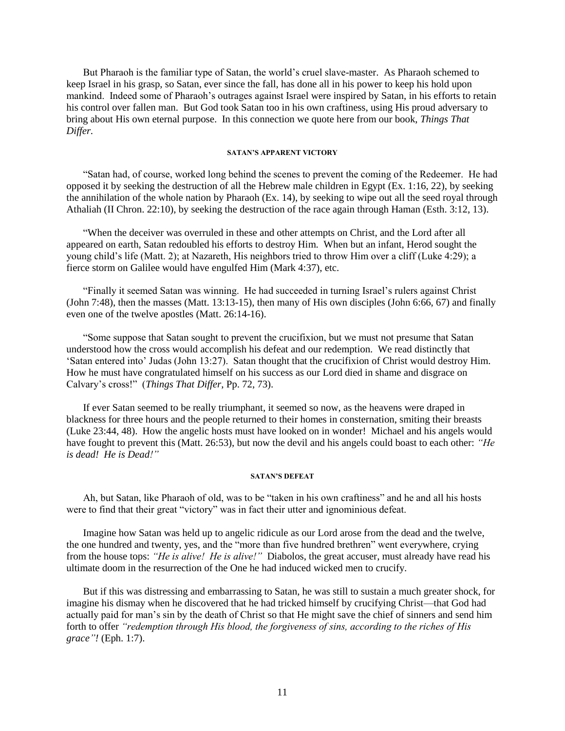But Pharaoh is the familiar type of Satan, the world's cruel slave-master. As Pharaoh schemed to keep Israel in his grasp, so Satan, ever since the fall, has done all in his power to keep his hold upon mankind. Indeed some of Pharaoh's outrages against Israel were inspired by Satan, in his efforts to retain his control over fallen man. But God took Satan too in his own craftiness, using His proud adversary to bring about His own eternal purpose. In this connection we quote here from our book, *Things That Differ*.

#### SATAN'S APPARENT VICTORY

"Satan had, of course, worked long behind the scenes to prevent the coming of the Redeemer. He had opposed it by seeking the destruction of all the Hebrew male children in Egypt (Ex. 1:16, 22), by seeking the annihilation of the whole nation by Pharaoh (Ex. 14), by seeking to wipe out all the seed royal through Athaliah (II Chron. 22:10), by seeking the destruction of the race again through Haman (Esth. 3:12, 13).

"When the deceiver was overruled in these and other attempts on Christ, and the Lord after all appeared on earth, Satan redoubled his efforts to destroy Him. When but an infant, Herod sought the young child's life (Matt. 2); at Nazareth, His neighbors tried to throw Him over a cliff (Luke 4:29); a fierce storm on Galilee would have engulfed Him (Mark 4:37), etc.

"Finally it seemed Satan was winning. He had succeeded in turning Israel's rulers against Christ (John 7:48), then the masses (Matt. 13:13-15), then many of His own disciples (John 6:66, 67) and finally even one of the twelve apostles (Matt. 26:14-16).

"Some suppose that Satan sought to prevent the crucifixion, but we must not presume that Satan understood how the cross would accomplish his defeat and our redemption. We read distinctly that 'Satan entered into' Judas (John 13:27). Satan thought that the crucifixion of Christ would destroy Him. How he must have congratulated himself on his success as our Lord died in shame and disgrace on Calvary's cross!" (*Things That Differ*, Pp. 72, 73).

If ever Satan seemed to be really triumphant, it seemed so now, as the heavens were draped in blackness for three hours and the people returned to their homes in consternation, smiting their breasts (Luke 23:44, 48). How the angelic hosts must have looked on in wonder! Michael and his angels would have fought to prevent this (Matt. 26:53), but now the devil and his angels could boast to each other: *"He is dead! He is Dead!"*

#### SATAN'S DEFEAT

Ah, but Satan, like Pharaoh of old, was to be "taken in his own craftiness" and he and all his hosts were to find that their great "victory" was in fact their utter and ignominious defeat.

Imagine how Satan was held up to angelic ridicule as our Lord arose from the dead and the twelve, the one hundred and twenty, yes, and the "more than five hundred brethren" went everywhere, crying from the house tops: *"He is alive! He is alive!"* Diabolos, the great accuser, must already have read his ultimate doom in the resurrection of the One he had induced wicked men to crucify.

But if this was distressing and embarrassing to Satan, he was still to sustain a much greater shock, for imagine his dismay when he discovered that he had tricked himself by crucifying Christ—that God had actually paid for man's sin by the death of Christ so that He might save the chief of sinners and send him forth to offer *"redemption through His blood, the forgiveness of sins, according to the riches of His grace"!* (Eph. 1:7).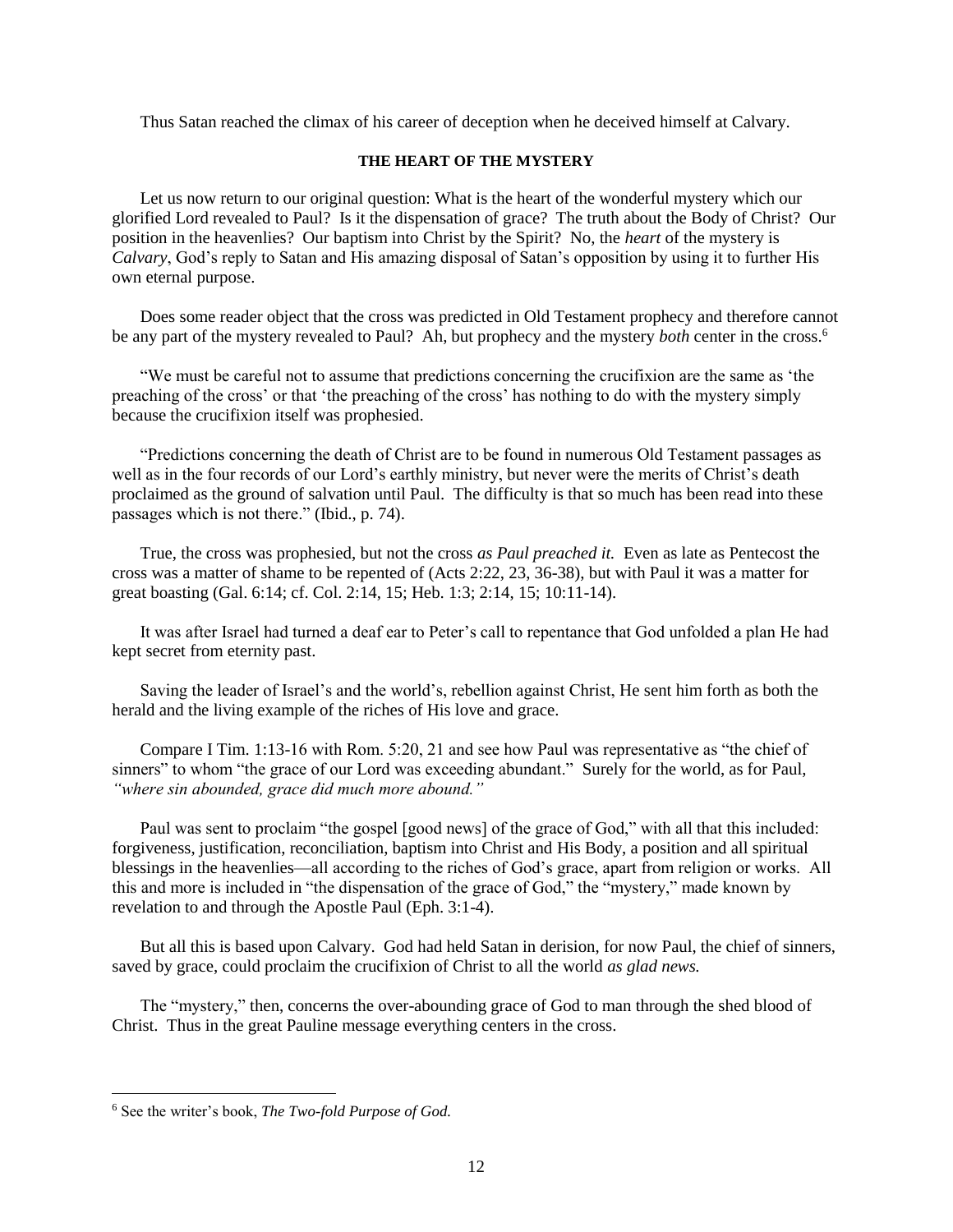Thus Satan reached the climax of his career of deception when he deceived himself at Calvary.

### THE HEART OF THE MYSTERY

Let us now return to our original question: What is the heart of the wonderful mystery which our glorified Lord revealed to Paul? Is it the dispensation of grace? The truth about the Body of Christ? Our position in the heavenlies? Our baptism into Christ by the Spirit? No, the *heart* of the mystery is *Calvary*, God's reply to Satan and His amazing disposal of Satan's opposition by using it to further His own eternal purpose.

Does some reader object that the cross was predicted in Old Testament prophecy and therefore cannot be any part of the mystery revealed to Paul? Ah, but prophecy and the mystery *both* center in the cross.[6]

"We must be careful not to assume that predictions concerning the crucifixion are the same as 'the preaching of the cross' or that 'the preaching of the cross' has nothing to do with the mystery simply because the crucifixion itself was prophesied.

"Predictions concerning the death of Christ are to be found in numerous Old Testament passages as well as in the four records of our Lord's earthly ministry, but never were the merits of Christ's death proclaimed as the ground of salvation until Paul. The difficulty is that so much has been read into these passages which is not there." (Ibid., p. 74).

True, the cross was prophesied, but not the cross *as Paul preached it.* Even as late as Pentecost the cross was a matter of shame to be repented of (Acts 2:22, 23, 36-38), but with Paul it was a matter for great boasting (Gal. 6:14; cf. Col. 2:14, 15; Heb. 1:3; 2:14, 15; 10:11-14).

It was after Israel had turned a deaf ear to Peter's call to repentance that God unfolded a plan He had kept secret from eternity past.

Saving the leader of Israel's and the world's, rebellion against Christ, He sent him forth as both the herald and the living example of the riches of His love and grace.

Compare I Tim. 1:13-16 with Rom. 5:20, 21 and see how Paul was representative as "the chief of sinners" to whom "the grace of our Lord was exceeding abundant." Surely for the world, as for Paul, *"where sin abounded, grace did much more abound."*

Paul was sent to proclaim "the gospel [good news] of the grace of God," with all that this included: forgiveness, justification, reconciliation, baptism into Christ and His Body, a position and all spiritual blessings in the heavenlies—all according to the riches of God's grace, apart from religion or works. All this and more is included in "the dispensation of the grace of God," the "mystery," made known by revelation to and through the Apostle Paul (Eph. 3:1-4).

But all this is based upon Calvary. God had held Satan in derision, for now Paul, the chief of sinners, saved by grace, could proclaim the crucifixion of Christ to all the world *as glad news.*

The "mystery," then, concerns the over-abounding grace of God to man through the shed blood of Christ. Thus in the great Pauline message everything centers in the cross.

---

[6] See the writer's book, *The Two-fold Purpose of God.*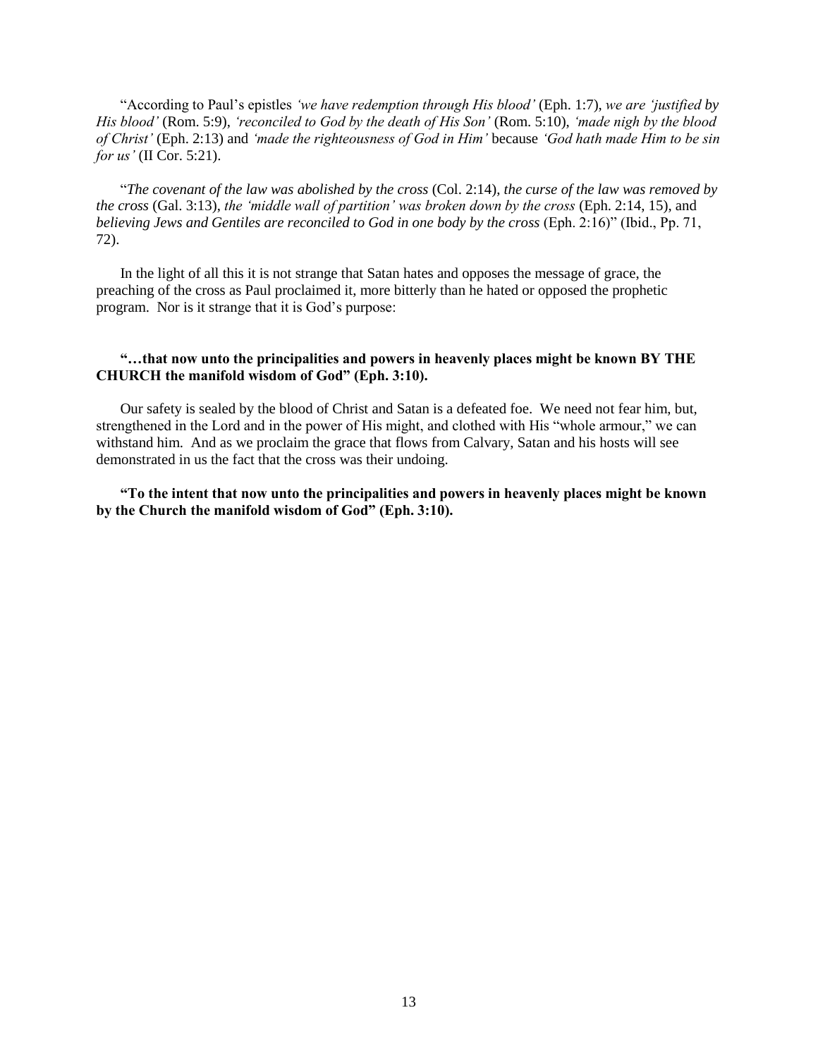"According to Paul's epistles *'we have redemption through His blood'* (Eph. 1:7), *we are 'justified by His blood'* (Rom. 5:9), *'reconciled to God by the death of His Son'* (Rom. 5:10), *'made nigh by the blood of Christ'* (Eph. 2:13) and *'made the righteousness of God in Him'* because *'God hath made Him to be sin for us'* (II Cor. 5:21).

"*The covenant of the law was abolished by the cross* (Col. 2:14), *the curse of the law was removed by the cross* (Gal. 3:13), *the 'middle wall of partition' was broken down by the cross* (Eph. 2:14, 15), and *believing Jews and Gentiles are reconciled to God in one body by the cross* (Eph. 2:16)" (Ibid., Pp. 71, 72).

In the light of all this it is not strange that Satan hates and opposes the message of grace, the preaching of the cross as Paul proclaimed it, more bitterly than he hated or opposed the prophetic program. Nor is it strange that it is God's purpose:

**"…that now unto the principalities and powers in heavenly places might be known BY THE CHURCH the manifold wisdom of God" (Eph. 3:10).**

Our safety is sealed by the blood of Christ and Satan is a defeated foe. We need not fear him, but, strengthened in the Lord and in the power of His might, and clothed with His "whole armour," we can withstand him. And as we proclaim the grace that flows from Calvary, Satan and his hosts will see demonstrated in us the fact that the cross was their undoing.

**"To the intent that now unto the principalities and powers in heavenly places might be known by the Church the manifold wisdom of God" (Eph. 3:10).**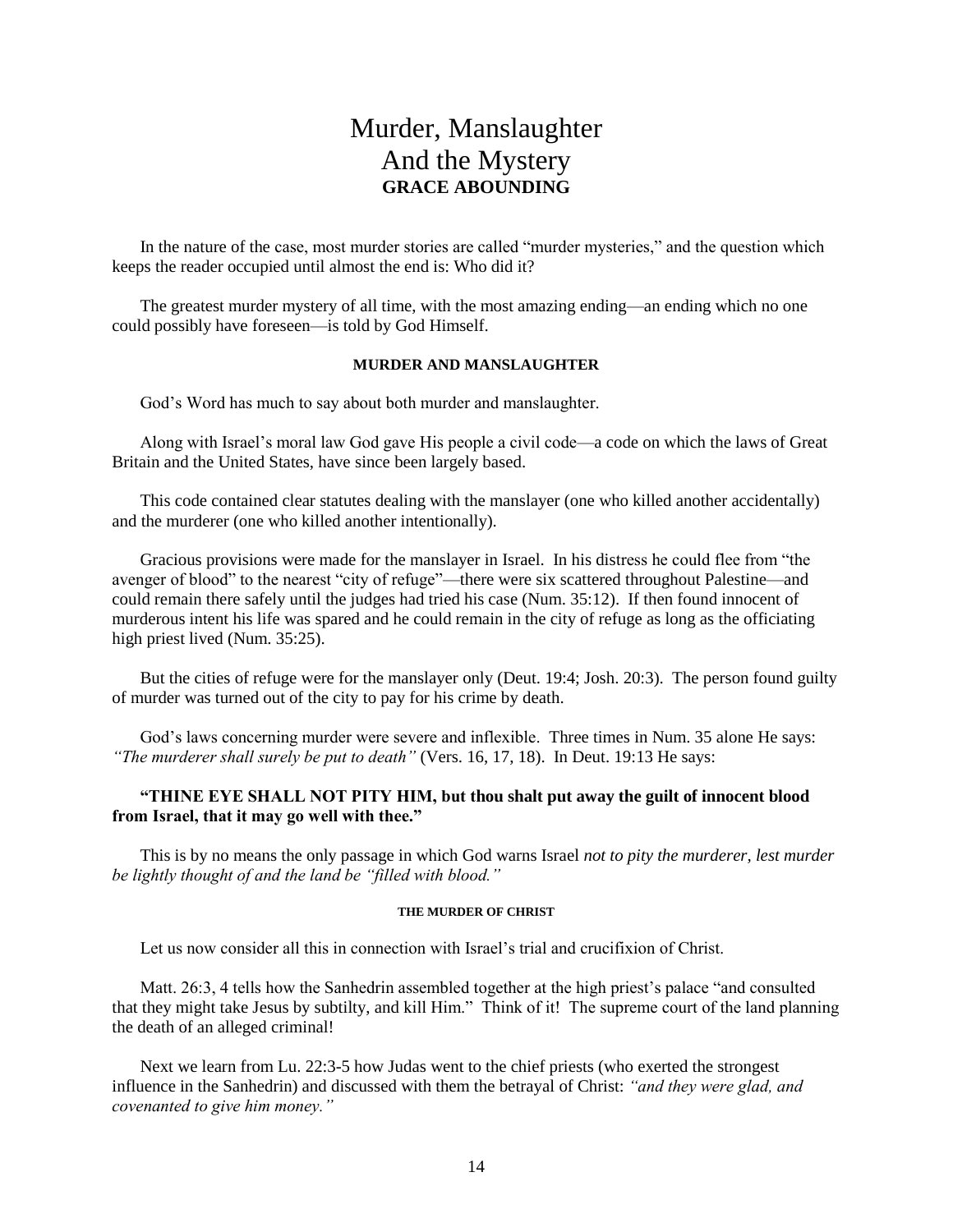# Murder, Manslaughter And the Mystery

**GRACE ABOUNDING**

In the nature of the case, most murder stories are called "murder mysteries," and the question which keeps the reader occupied until almost the end is: Who did it?

The greatest murder mystery of all time, with the most amazing ending—an ending which no one could possibly have foreseen—is told by God Himself.

### MURDER AND MANSLAUGHTER

God's Word has much to say about both murder and manslaughter.

Along with Israel's moral law God gave His people a civil code—a code on which the laws of Great Britain and the United States, have since been largely based.

This code contained clear statutes dealing with the manslayer (one who killed another accidentally) and the murderer (one who killed another intentionally).

Gracious provisions were made for the manslayer in Israel. In his distress he could flee from "the avenger of blood" to the nearest "city of refuge"—there were six scattered throughout Palestine—and could remain there safely until the judges had tried his case (Num. 35:12). If then found innocent of murderous intent his life was spared and he could remain in the city of refuge as long as the officiating high priest lived (Num. 35:25).

But the cities of refuge were for the manslayer only (Deut. 19:4; Josh. 20:3). The person found guilty of murder was turned out of the city to pay for his crime by death.

God's laws concerning murder were severe and inflexible. Three times in Num. 35 alone He says: *"The murderer shall surely be put to death"* (Vers. 16, 17, 18). In Deut. 19:13 He says:

**"THINE EYE SHALL NOT PITY HIM, but thou shalt put away the guilt of innocent blood from Israel, that it may go well with thee."**

This is by no means the only passage in which God warns Israel *not to pity the murderer, lest murder be lightly thought of and the land be "filled with blood."*

#### THE MURDER OF CHRIST

Let us now consider all this in connection with Israel's trial and crucifixion of Christ.

Matt. 26:3, 4 tells how the Sanhedrin assembled together at the high priest's palace "and consulted that they might take Jesus by subtilty, and kill Him." Think of it! The supreme court of the land planning the death of an alleged criminal!

Next we learn from Lu. 22:3-5 how Judas went to the chief priests (who exerted the strongest influence in the Sanhedrin) and discussed with them the betrayal of Christ: *"and they were glad, and covenanted to give him money."*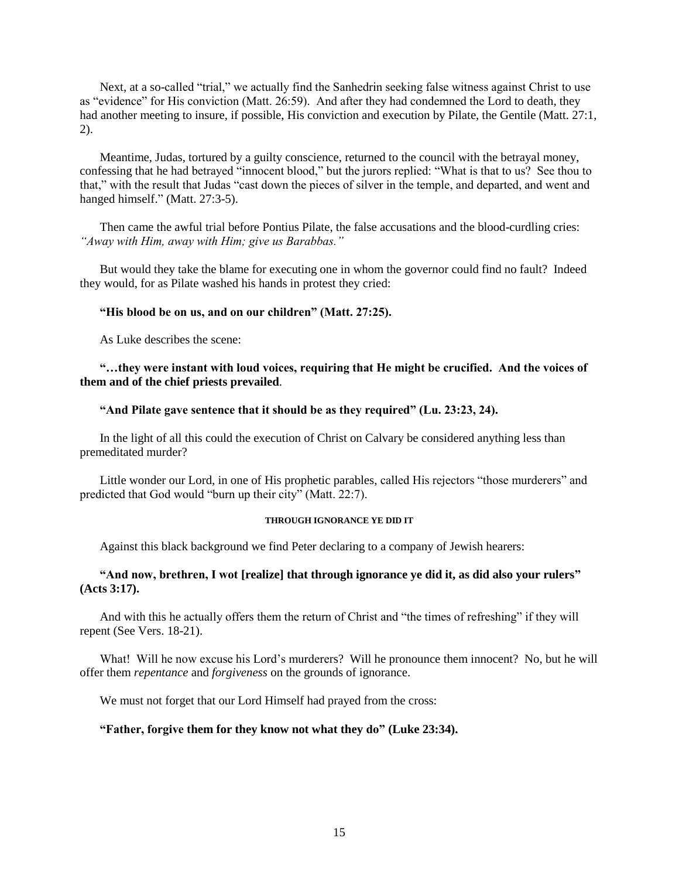Next, at a so-called "trial," we actually find the Sanhedrin seeking false witness against Christ to use as "evidence" for His conviction (Matt. 26:59). And after they had condemned the Lord to death, they had another meeting to insure, if possible, His conviction and execution by Pilate, the Gentile (Matt. 27:1, 2).

Meantime, Judas, tortured by a guilty conscience, returned to the council with the betrayal money, confessing that he had betrayed "innocent blood," but the jurors replied: "What is that to us? See thou to that," with the result that Judas "cast down the pieces of silver in the temple, and departed, and went and hanged himself." (Matt. 27:3-5).

Then came the awful trial before Pontius Pilate, the false accusations and the blood-curdling cries: *"Away with Him, away with Him; give us Barabbas."*

But would they take the blame for executing one in whom the governor could find no fault? Indeed they would, for as Pilate washed his hands in protest they cried:

**"His blood be on us, and on our children" (Matt. 27:25).**

As Luke describes the scene:

**"…they were instant with loud voices, requiring that He might be crucified. And the voices of them and of the chief priests prevailed**.

**"And Pilate gave sentence that it should be as they required" (Lu. 23:23, 24).**

In the light of all this could the execution of Christ on Calvary be considered anything less than premeditated murder?

Little wonder our Lord, in one of His prophetic parables, called His rejectors "those murderers" and predicted that God would "burn up their city" (Matt. 22:7).

#### THROUGH IGNORANCE YE DID IT

Against this black background we find Peter declaring to a company of Jewish hearers:

**"And now, brethren, I wot [realize] that through ignorance ye did it, as did also your rulers" (Acts 3:17).**

And with this he actually offers them the return of Christ and "the times of refreshing" if they will repent (See Vers. 18-21).

What! Will he now excuse his Lord's murderers? Will he pronounce them innocent? No, but he will offer them *repentance* and *forgiveness* on the grounds of ignorance.

We must not forget that our Lord Himself had prayed from the cross:

**"Father, forgive them for they know not what they do" (Luke 23:34).**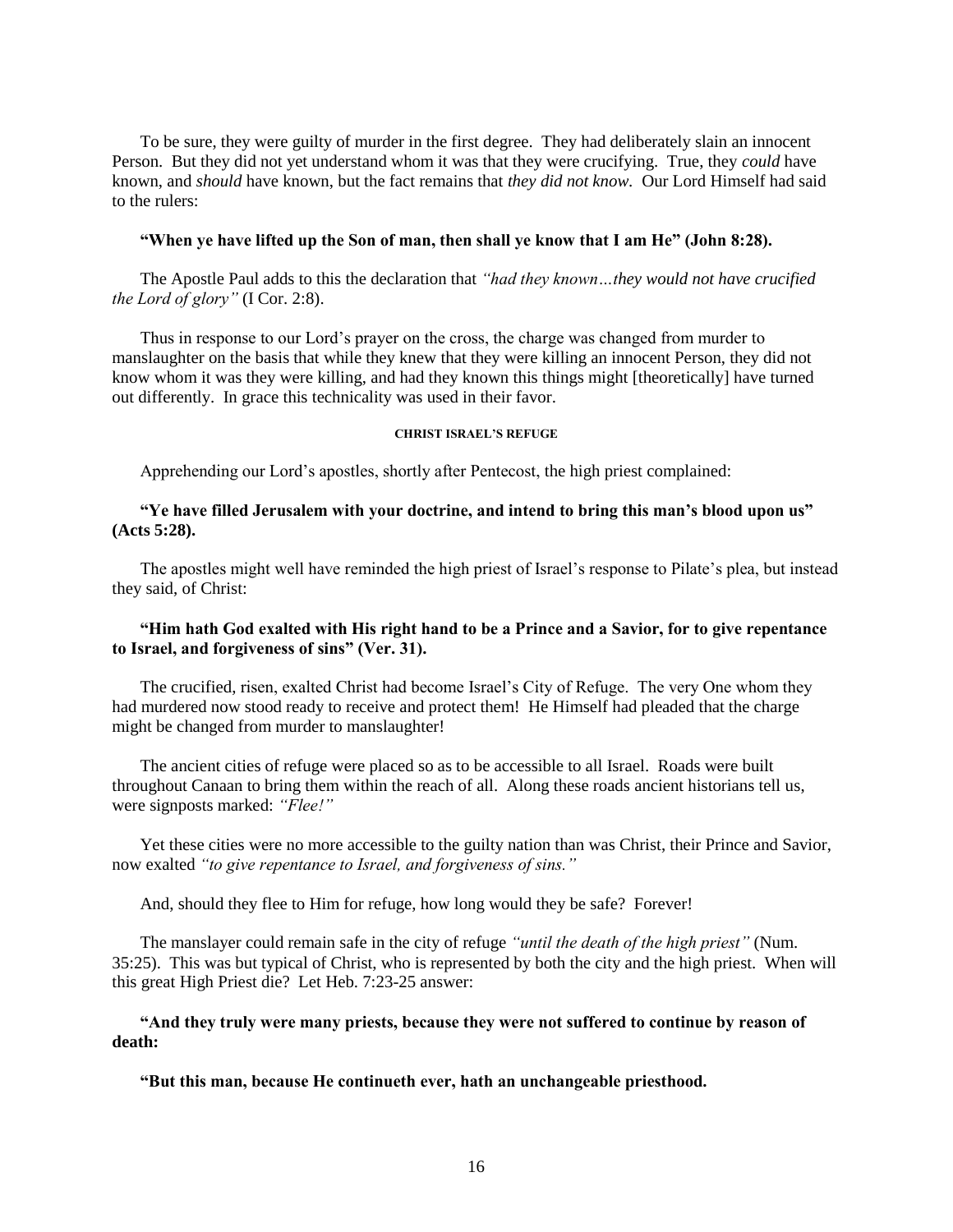To be sure, they were guilty of murder in the first degree. They had deliberately slain an innocent Person. But they did not yet understand whom it was that they were crucifying. True, they *could* have known, and *should* have known, but the fact remains that *they did not know.* Our Lord Himself had said to the rulers:

**"When ye have lifted up the Son of man, then shall ye know that I am He" (John 8:28).**

The Apostle Paul adds to this the declaration that *"had they known…they would not have crucified the Lord of glory"* (I Cor. 2:8).

Thus in response to our Lord's prayer on the cross, the charge was changed from murder to manslaughter on the basis that while they knew that they were killing an innocent Person, they did not know whom it was they were killing, and had they known this things might [theoretically] have turned out differently. In grace this technicality was used in their favor.

###### CHRIST ISRAEL'S REFUGE

Apprehending our Lord's apostles, shortly after Pentecost, the high priest complained:

**"Ye have filled Jerusalem with your doctrine, and intend to bring this man's blood upon us" (Acts 5:28).**

The apostles might well have reminded the high priest of Israel's response to Pilate's plea, but instead they said, of Christ:

**"Him hath God exalted with His right hand to be a Prince and a Savior, for to give repentance to Israel, and forgiveness of sins" (Ver. 31).**

The crucified, risen, exalted Christ had become Israel's City of Refuge. The very One whom they had murdered now stood ready to receive and protect them! He Himself had pleaded that the charge might be changed from murder to manslaughter!

The ancient cities of refuge were placed so as to be accessible to all Israel. Roads were built throughout Canaan to bring them within the reach of all. Along these roads ancient historians tell us, were signposts marked: *"Flee!"*

Yet these cities were no more accessible to the guilty nation than was Christ, their Prince and Savior, now exalted *"to give repentance to Israel, and forgiveness of sins."*

And, should they flee to Him for refuge, how long would they be safe? Forever!

The manslayer could remain safe in the city of refuge *"until the death of the high priest"* (Num. 35:25). This was but typical of Christ, who is represented by both the city and the high priest. When will this great High Priest die? Let Heb. 7:23-25 answer:

**"And they truly were many priests, because they were not suffered to continue by reason of death:**

**"But this man, because He continueth ever, hath an unchangeable priesthood.**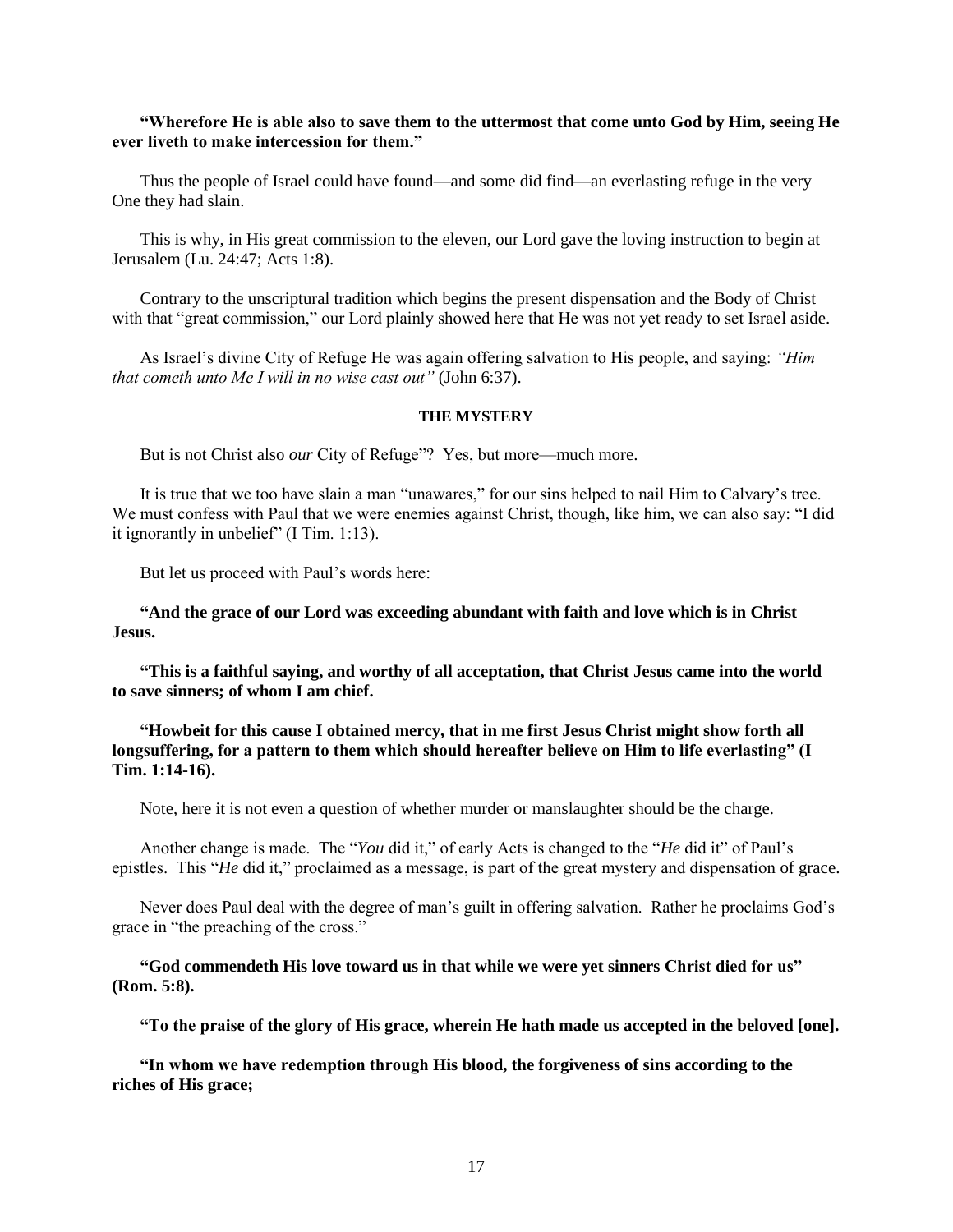**"Wherefore He is able also to save them to the uttermost that come unto God by Him, seeing He ever liveth to make intercession for them."**

Thus the people of Israel could have found—and some did find—an everlasting refuge in the very One they had slain.

This is why, in His great commission to the eleven, our Lord gave the loving instruction to begin at Jerusalem (Lu. 24:47; Acts 1:8).

Contrary to the unscriptural tradition which begins the present dispensation and the Body of Christ with that "great commission," our Lord plainly showed here that He was not yet ready to set Israel aside.

As Israel's divine City of Refuge He was again offering salvation to His people, and saying: *"Him that cometh unto Me I will in no wise cast out"* (John 6:37).

#### THE MYSTERY

But is not Christ also *our* City of Refuge"? Yes, but more—much more.

It is true that we too have slain a man "unawares," for our sins helped to nail Him to Calvary's tree. We must confess with Paul that we were enemies against Christ, though, like him, we can also say: "I did it ignorantly in unbelief" (I Tim. 1:13).

But let us proceed with Paul's words here:

**"And the grace of our Lord was exceeding abundant with faith and love which is in Christ Jesus.**

**"This is a faithful saying, and worthy of all acceptation, that Christ Jesus came into the world to save sinners; of whom I am chief.**

**"Howbeit for this cause I obtained mercy, that in me first Jesus Christ might show forth all longsuffering, for a pattern to them which should hereafter believe on Him to life everlasting" (I Tim. 1:14-16).**

Note, here it is not even a question of whether murder or manslaughter should be the charge.

Another change is made. The "*You* did it," of early Acts is changed to the "*He* did it" of Paul's epistles. This "*He* did it," proclaimed as a message, is part of the great mystery and dispensation of grace.

Never does Paul deal with the degree of man's guilt in offering salvation. Rather he proclaims God's grace in "the preaching of the cross."

**"God commendeth His love toward us in that while we were yet sinners Christ died for us" (Rom. 5:8).**

**"To the praise of the glory of His grace, wherein He hath made us accepted in the beloved [one].**

**"In whom we have redemption through His blood, the forgiveness of sins according to the riches of His grace;**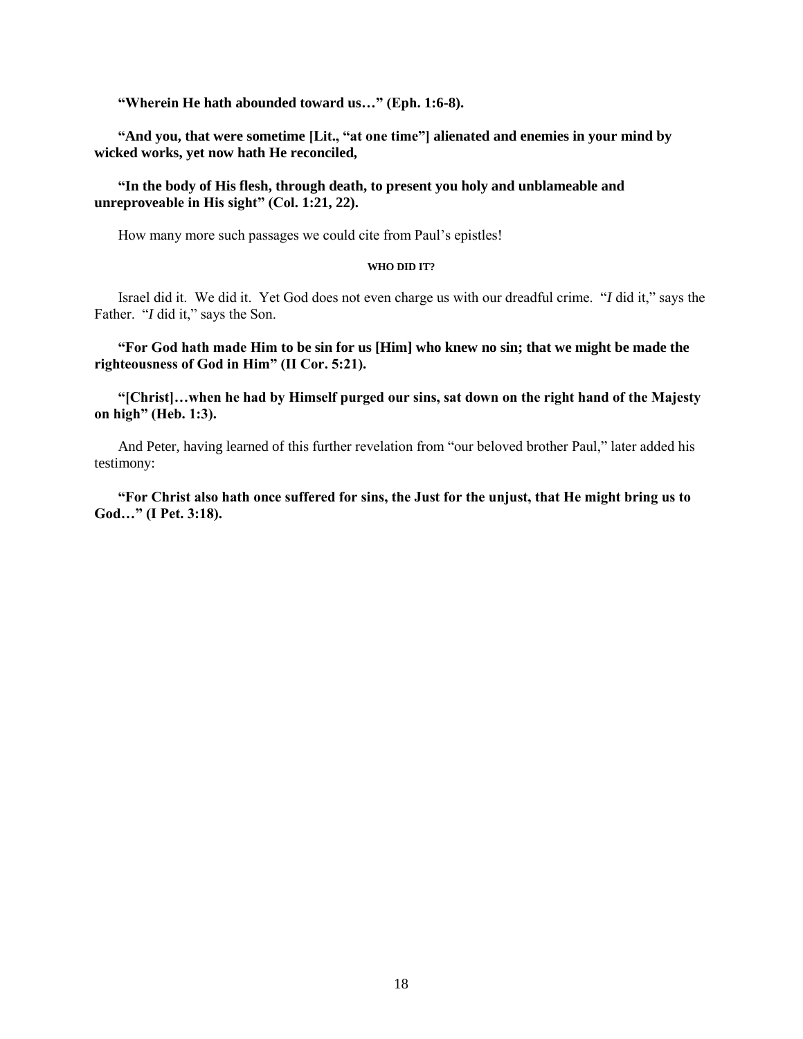**"Wherein He hath abounded toward us…" (Eph. 1:6-8).**

**"And you, that were sometime [Lit., "at one time"] alienated and enemies in your mind by wicked works, yet now hath He reconciled,**

**"In the body of His flesh, through death, to present you holy and unblameable and unreproveable in His sight" (Col. 1:21, 22).**

How many more such passages we could cite from Paul's epistles!

#### WHO DID IT?

Israel did it. We did it. Yet God does not even charge us with our dreadful crime. "*I* did it," says the Father. "*I* did it," says the Son.

**"For God hath made Him to be sin for us [Him] who knew no sin; that we might be made the righteousness of God in Him" (II Cor. 5:21).**

**"[Christ]…when he had by Himself purged our sins, sat down on the right hand of the Majesty on high" (Heb. 1:3).**

And Peter, having learned of this further revelation from "our beloved brother Paul," later added his testimony:

**"For Christ also hath once suffered for sins, the Just for the unjust, that He might bring us to God…" (I Pet. 3:18).**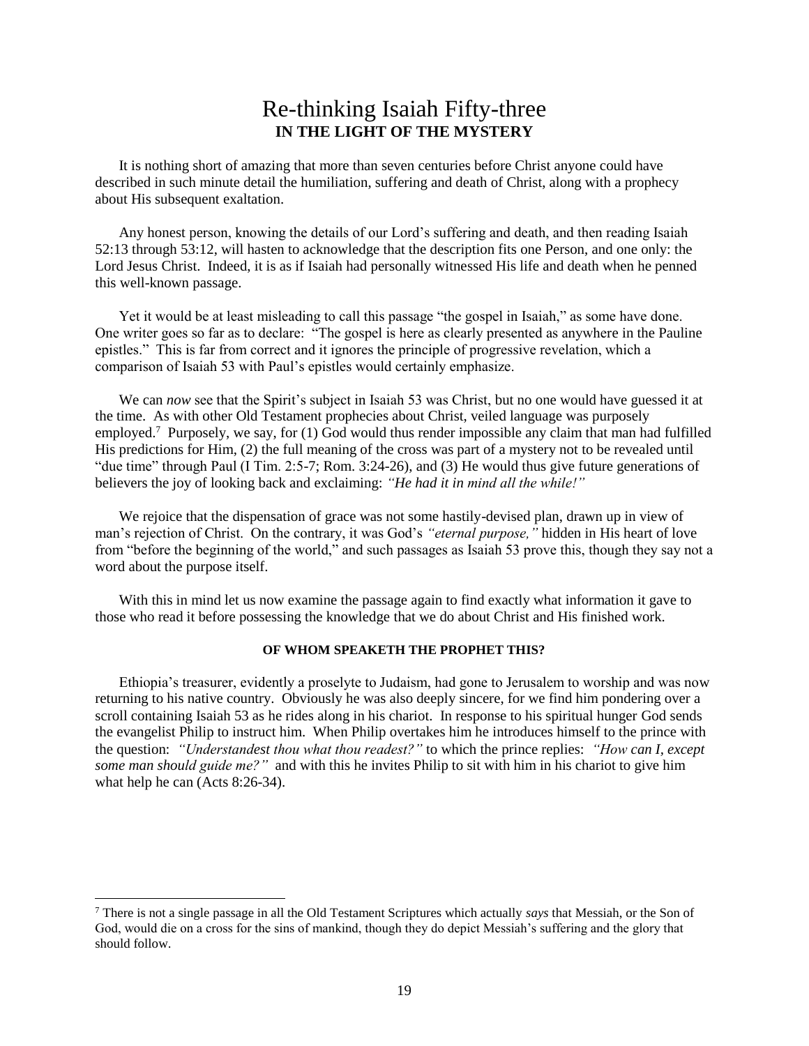# Re-thinking Isaiah Fifty-three
## IN THE LIGHT OF THE MYSTERY

It is nothing short of amazing that more than seven centuries before Christ anyone could have described in such minute detail the humiliation, suffering and death of Christ, along with a prophecy about His subsequent exaltation.

Any honest person, knowing the details of our Lord's suffering and death, and then reading Isaiah 52:13 through 53:12, will hasten to acknowledge that the description fits one Person, and one only: the Lord Jesus Christ. Indeed, it is as if Isaiah had personally witnessed His life and death when he penned this well-known passage.

Yet it would be at least misleading to call this passage "the gospel in Isaiah," as some have done. One writer goes so far as to declare: "The gospel is here as clearly presented as anywhere in the Pauline epistles." This is far from correct and it ignores the principle of progressive revelation, which a comparison of Isaiah 53 with Paul's epistles would certainly emphasize.

We can *now* see that the Spirit's subject in Isaiah 53 was Christ, but no one would have guessed it at the time. As with other Old Testament prophecies about Christ, veiled language was purposely employed.[7] Purposely, we say, for (1) God would thus render impossible any claim that man had fulfilled His predictions for Him, (2) the full meaning of the cross was part of a mystery not to be revealed until "due time" through Paul (I Tim. 2:5-7; Rom. 3:24-26), and (3) He would thus give future generations of believers the joy of looking back and exclaiming: *"He had it in mind all the while!"*

We rejoice that the dispensation of grace was not some hastily-devised plan, drawn up in view of man's rejection of Christ. On the contrary, it was God's *"eternal purpose,"* hidden in His heart of love from "before the beginning of the world," and such passages as Isaiah 53 prove this, though they say not a word about the purpose itself.

With this in mind let us now examine the passage again to find exactly what information it gave to those who read it before possessing the knowledge that we do about Christ and His finished work.

### OF WHOM SPEAKETH THE PROPHET THIS?

Ethiopia's treasurer, evidently a proselyte to Judaism, had gone to Jerusalem to worship and was now returning to his native country. Obviously he was also deeply sincere, for we find him pondering over a scroll containing Isaiah 53 as he rides along in his chariot. In response to his spiritual hunger God sends the evangelist Philip to instruct him. When Philip overtakes him he introduces himself to the prince with the question: *"Understandest thou what thou readest?"* to which the prince replies: *"How can I, except some man should guide me?"* and with this he invites Philip to sit with him in his chariot to give him what help he can (Acts 8:26-34).

---

[7] There is not a single passage in all the Old Testament Scriptures which actually *says* that Messiah, or the Son of God, would die on a cross for the sins of mankind, though they do depict Messiah's suffering and the glory that should follow.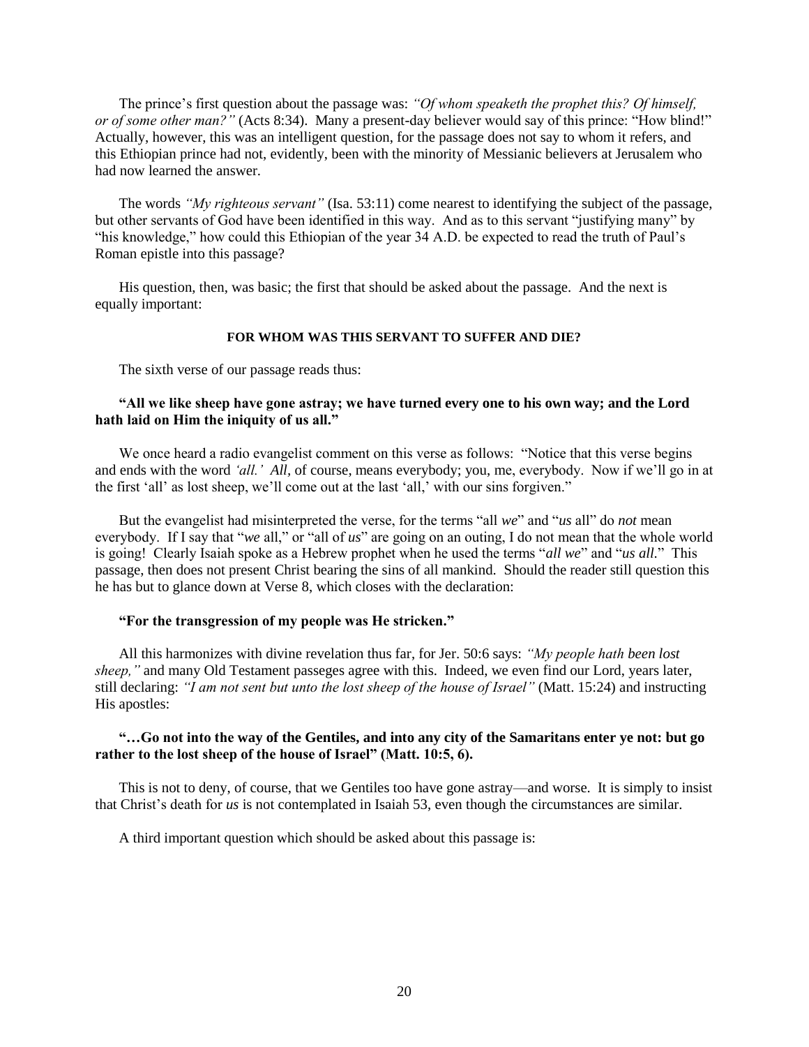The prince's first question about the passage was: *"Of whom speaketh the prophet this? Of himself, or of some other man?"* (Acts 8:34). Many a present-day believer would say of this prince: "How blind!" Actually, however, this was an intelligent question, for the passage does not say to whom it refers, and this Ethiopian prince had not, evidently, been with the minority of Messianic believers at Jerusalem who had now learned the answer.

The words *"My righteous servant"* (Isa. 53:11) come nearest to identifying the subject of the passage, but other servants of God have been identified in this way. And as to this servant "justifying many" by "his knowledge," how could this Ethiopian of the year 34 A.D. be expected to read the truth of Paul's Roman epistle into this passage?

His question, then, was basic; the first that should be asked about the passage. And the next is equally important:

#### FOR WHOM WAS THIS SERVANT TO SUFFER AND DIE?

The sixth verse of our passage reads thus:

**"All we like sheep have gone astray; we have turned every one to his own way; and the Lord hath laid on Him the iniquity of us all."**

We once heard a radio evangelist comment on this verse as follows: "Notice that this verse begins and ends with the word *'all.' All,* of course, means everybody; you, me, everybody. Now if we'll go in at the first 'all' as lost sheep, we'll come out at the last 'all,' with our sins forgiven."

But the evangelist had misinterpreted the verse, for the terms "all *we*" and "*us* all" do *not* mean everybody. If I say that "*we* all," or "all of *us*" are going on an outing, I do not mean that the whole world is going! Clearly Isaiah spoke as a Hebrew prophet when he used the terms "*all we*" and "*us all.*" This passage, then does not present Christ bearing the sins of all mankind. Should the reader still question this he has but to glance down at Verse 8, which closes with the declaration:

**"For the transgression of my people was He stricken."**

All this harmonizes with divine revelation thus far, for Jer. 50:6 says: *"My people hath been lost sheep,"* and many Old Testament passeges agree with this. Indeed, we even find our Lord, years later, still declaring: *"I am not sent but unto the lost sheep of the house of Israel"* (Matt. 15:24) and instructing His apostles:

**"…Go not into the way of the Gentiles, and into any city of the Samaritans enter ye not: but go rather to the lost sheep of the house of Israel" (Matt. 10:5, 6).**

This is not to deny, of course, that we Gentiles too have gone astray—and worse. It is simply to insist that Christ's death for *us* is not contemplated in Isaiah 53, even though the circumstances are similar.

A third important question which should be asked about this passage is: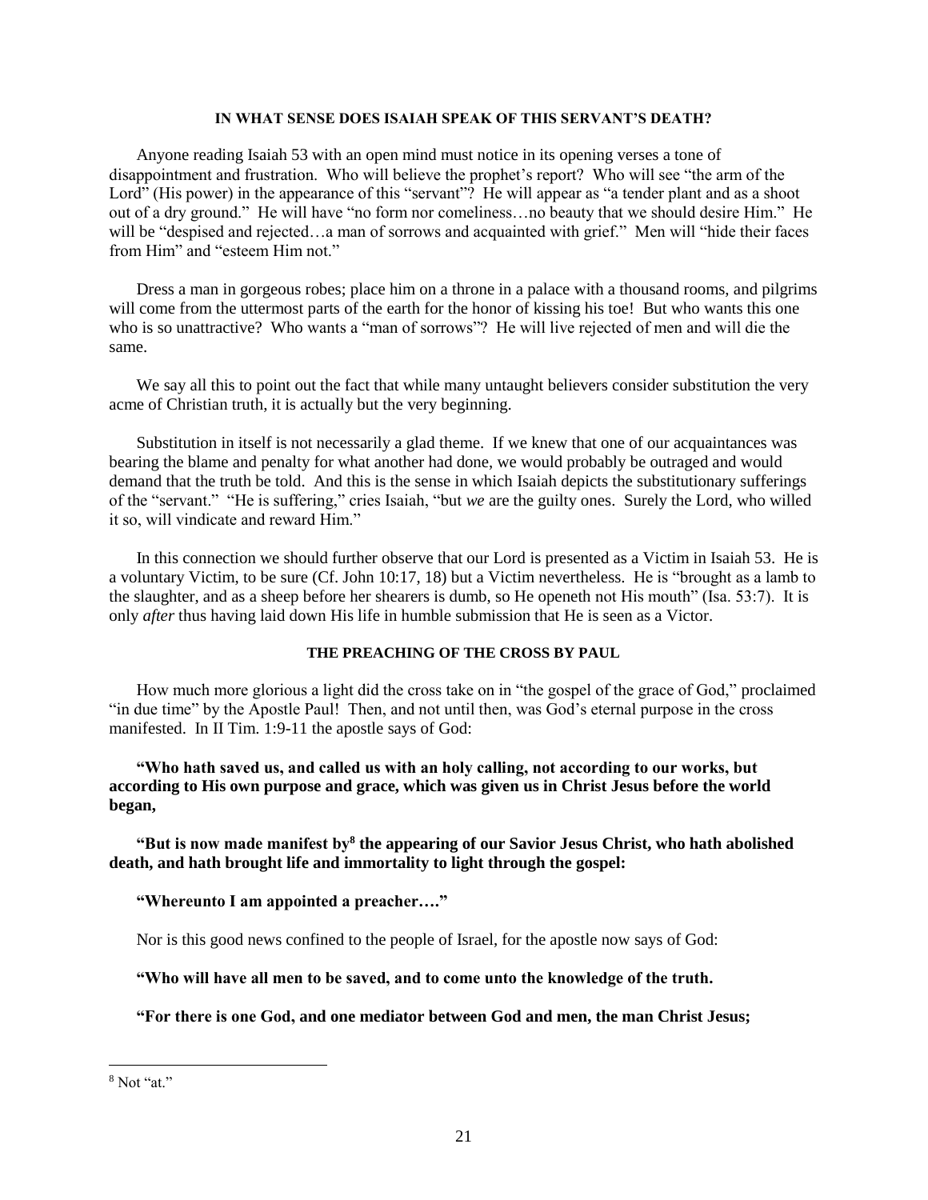### IN WHAT SENSE DOES ISAIAH SPEAK OF THIS SERVANT'S DEATH?

Anyone reading Isaiah 53 with an open mind must notice in its opening verses a tone of disappointment and frustration. Who will believe the prophet's report? Who will see "the arm of the Lord" (His power) in the appearance of this "servant"? He will appear as "a tender plant and as a shoot out of a dry ground." He will have "no form nor comeliness…no beauty that we should desire Him." He will be "despised and rejected…a man of sorrows and acquainted with grief." Men will "hide their faces from Him" and "esteem Him not."

Dress a man in gorgeous robes; place him on a throne in a palace with a thousand rooms, and pilgrims will come from the uttermost parts of the earth for the honor of kissing his toe! But who wants this one who is so unattractive? Who wants a "man of sorrows"? He will live rejected of men and will die the same.

We say all this to point out the fact that while many untaught believers consider substitution the very acme of Christian truth, it is actually but the very beginning.

Substitution in itself is not necessarily a glad theme. If we knew that one of our acquaintances was bearing the blame and penalty for what another had done, we would probably be outraged and would demand that the truth be told. And this is the sense in which Isaiah depicts the substitutionary sufferings of the "servant." "He is suffering," cries Isaiah, "but *we* are the guilty ones. Surely the Lord, who willed it so, will vindicate and reward Him."

In this connection we should further observe that our Lord is presented as a Victim in Isaiah 53. He is a voluntary Victim, to be sure (Cf. John 10:17, 18) but a Victim nevertheless. He is "brought as a lamb to the slaughter, and as a sheep before her shearers is dumb, so He openeth not His mouth" (Isa. 53:7). It is only *after* thus having laid down His life in humble submission that He is seen as a Victor.

### THE PREACHING OF THE CROSS BY PAUL

How much more glorious a light did the cross take on in "the gospel of the grace of God," proclaimed "in due time" by the Apostle Paul! Then, and not until then, was God's eternal purpose in the cross manifested. In II Tim. 1:9-11 the apostle says of God:

**"Who hath saved us, and called us with an holy calling, not according to our works, but according to His own purpose and grace, which was given us in Christ Jesus before the world began,**

**"But is now made manifest by[8] the appearing of our Savior Jesus Christ, who hath abolished death, and hath brought life and immortality to light through the gospel:**

**"Whereunto I am appointed a preacher…."**

Nor is this good news confined to the people of Israel, for the apostle now says of God:

**"Who will have all men to be saved, and to come unto the knowledge of the truth.**

**"For there is one God, and one mediator between God and men, the man Christ Jesus;**

---

[8] Not "at."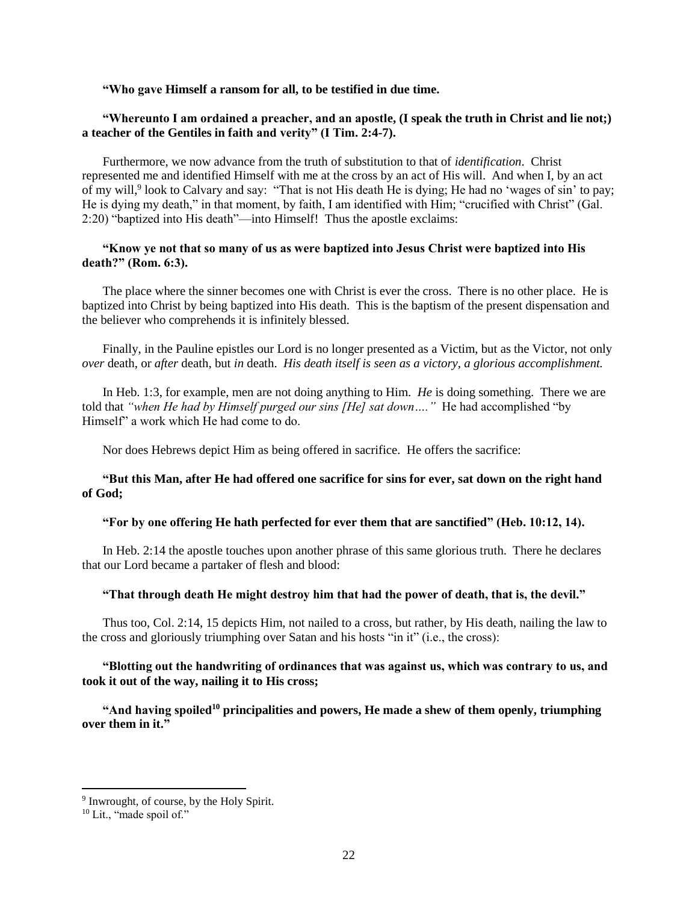**"Who gave Himself a ransom for all, to be testified in due time.**

**"Whereunto I am ordained a preacher, and an apostle, (I speak the truth in Christ and lie not;) a teacher of the Gentiles in faith and verity" (I Tim. 2:4-7).**

Furthermore, we now advance from the truth of substitution to that of *identification*. Christ represented me and identified Himself with me at the cross by an act of His will. And when I, by an act of my will,[9] look to Calvary and say: "That is not His death He is dying; He had no 'wages of sin' to pay; He is dying my death," in that moment, by faith, I am identified with Him; "crucified with Christ" (Gal. 2:20) "baptized into His death"—into Himself! Thus the apostle exclaims:

**"Know ye not that so many of us as were baptized into Jesus Christ were baptized into His death?" (Rom. 6:3).**

The place where the sinner becomes one with Christ is ever the cross. There is no other place. He is baptized into Christ by being baptized into His death. This is the baptism of the present dispensation and the believer who comprehends it is infinitely blessed.

Finally, in the Pauline epistles our Lord is no longer presented as a Victim, but as the Victor, not only *over* death, or *after* death, but *in* death. *His death itself is seen as a victory, a glorious accomplishment.*

In Heb. 1:3, for example, men are not doing anything to Him. *He* is doing something. There we are told that *"when He had by Himself purged our sins [He] sat down…."* He had accomplished "by Himself" a work which He had come to do.

Nor does Hebrews depict Him as being offered in sacrifice. He offers the sacrifice:

**"But this Man, after He had offered one sacrifice for sins for ever, sat down on the right hand of God;**

**"For by one offering He hath perfected for ever them that are sanctified" (Heb. 10:12, 14).**

In Heb. 2:14 the apostle touches upon another phrase of this same glorious truth. There he declares that our Lord became a partaker of flesh and blood:

**"That through death He might destroy him that had the power of death, that is, the devil."**

Thus too, Col. 2:14, 15 depicts Him, not nailed to a cross, but rather, by His death, nailing the law to the cross and gloriously triumphing over Satan and his hosts "in it" (i.e., the cross):

**"Blotting out the handwriting of ordinances that was against us, which was contrary to us, and took it out of the way, nailing it to His cross;**

**"And having spoiled[10] principalities and powers, He made a shew of them openly, triumphing over them in it."**

---

[9] Inwrought, of course, by the Holy Spirit.

[10] Lit., "made spoil of."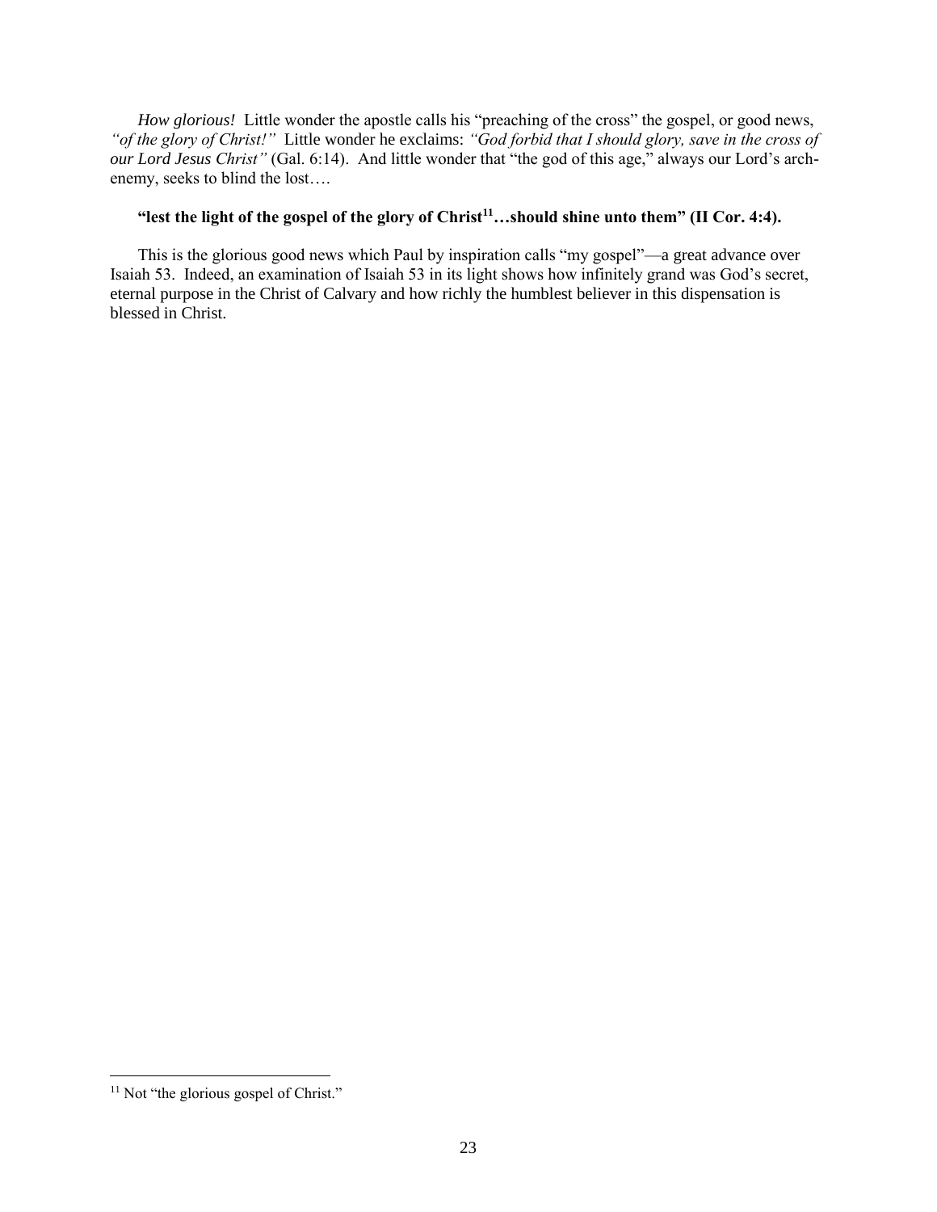*How glorious!* Little wonder the apostle calls his "preaching of the cross" the gospel, or good news, *"of the glory of Christ!"* Little wonder he exclaims: *"God forbid that I should glory, save in the cross of our Lord Jesus Christ"* (Gal. 6:14). And little wonder that "the god of this age," always our Lord's arch-enemy, seeks to blind the lost….

**"lest the light of the gospel of the glory of Christ[11]…should shine unto them" (II Cor. 4:4).**

This is the glorious good news which Paul by inspiration calls "my gospel"—a great advance over Isaiah 53. Indeed, an examination of Isaiah 53 in its light shows how infinitely grand was God's secret, eternal purpose in the Christ of Calvary and how richly the humblest believer in this dispensation is blessed in Christ.

---

[11] Not "the glorious gospel of Christ."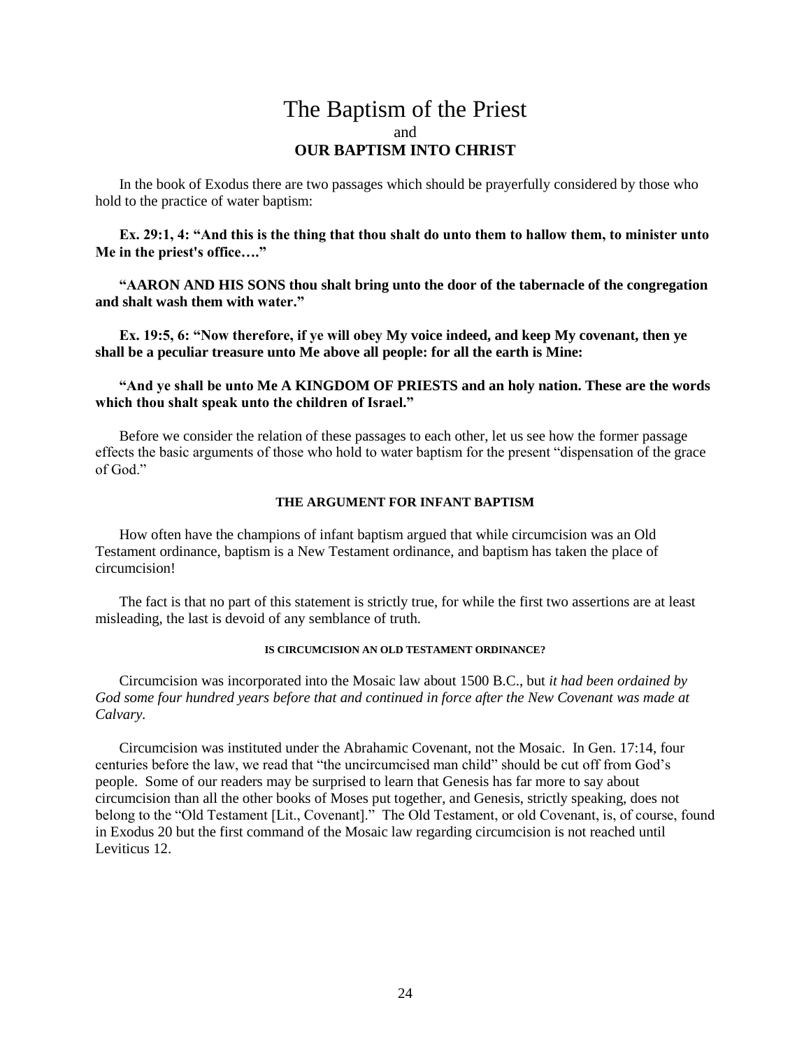# The Baptism of the Priest

and

## OUR BAPTISM INTO CHRIST

In the book of Exodus there are two passages which should be prayerfully considered by those who hold to the practice of water baptism:

**Ex. 29:1, 4: "And this is the thing that thou shalt do unto them to hallow them, to minister unto Me in the priest's office…."**

**"AARON AND HIS SONS thou shalt bring unto the door of the tabernacle of the congregation and shalt wash them with water."**

**Ex. 19:5, 6: "Now therefore, if ye will obey My voice indeed, and keep My covenant, then ye shall be a peculiar treasure unto Me above all people: for all the earth is Mine:**

**"And ye shall be unto Me A KINGDOM OF PRIESTS and an holy nation. These are the words which thou shalt speak unto the children of Israel."**

Before we consider the relation of these passages to each other, let us see how the former passage effects the basic arguments of those who hold to water baptism for the present "dispensation of the grace of God."

### THE ARGUMENT FOR INFANT BAPTISM

How often have the champions of infant baptism argued that while circumcision was an Old Testament ordinance, baptism is a New Testament ordinance, and baptism has taken the place of circumcision!

The fact is that no part of this statement is strictly true, for while the first two assertions are at least misleading, the last is devoid of any semblance of truth.

#### IS CIRCUMCISION AN OLD TESTAMENT ORDINANCE?

Circumcision was incorporated into the Mosaic law about 1500 B.C., but *it had been ordained by God some four hundred years before that and continued in force after the New Covenant was made at Calvary.*

Circumcision was instituted under the Abrahamic Covenant, not the Mosaic. In Gen. 17:14, four centuries before the law, we read that "the uncircumcised man child" should be cut off from God's people. Some of our readers may be surprised to learn that Genesis has far more to say about circumcision than all the other books of Moses put together, and Genesis, strictly speaking, does not belong to the "Old Testament [Lit., Covenant]." The Old Testament, or old Covenant, is, of course, found in Exodus 20 but the first command of the Mosaic law regarding circumcision is not reached until Leviticus 12.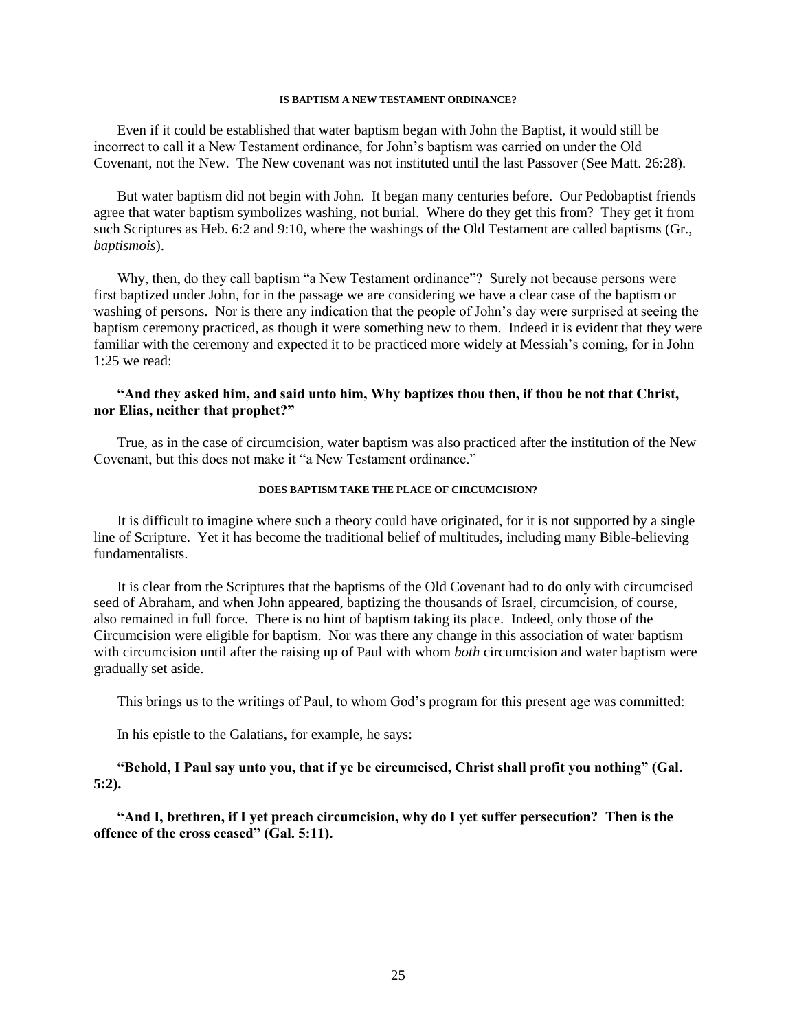### IS BAPTISM A NEW TESTAMENT ORDINANCE?

Even if it could be established that water baptism began with John the Baptist, it would still be incorrect to call it a New Testament ordinance, for John's baptism was carried on under the Old Covenant, not the New. The New covenant was not instituted until the last Passover (See Matt. 26:28).

But water baptism did not begin with John. It began many centuries before. Our Pedobaptist friends agree that water baptism symbolizes washing, not burial. Where do they get this from? They get it from such Scriptures as Heb. 6:2 and 9:10, where the washings of the Old Testament are called baptisms (Gr., *baptismois*).

Why, then, do they call baptism "a New Testament ordinance"? Surely not because persons were first baptized under John, for in the passage we are considering we have a clear case of the baptism or washing of persons. Nor is there any indication that the people of John's day were surprised at seeing the baptism ceremony practiced, as though it were something new to them. Indeed it is evident that they were familiar with the ceremony and expected it to be practiced more widely at Messiah's coming, for in John 1:25 we read:

**"And they asked him, and said unto him, Why baptizes thou then, if thou be not that Christ, nor Elias, neither that prophet?"**

True, as in the case of circumcision, water baptism was also practiced after the institution of the New Covenant, but this does not make it "a New Testament ordinance."

### DOES BAPTISM TAKE THE PLACE OF CIRCUMCISION?

It is difficult to imagine where such a theory could have originated, for it is not supported by a single line of Scripture. Yet it has become the traditional belief of multitudes, including many Bible-believing fundamentalists.

It is clear from the Scriptures that the baptisms of the Old Covenant had to do only with circumcised seed of Abraham, and when John appeared, baptizing the thousands of Israel, circumcision, of course, also remained in full force. There is no hint of baptism taking its place. Indeed, only those of the Circumcision were eligible for baptism. Nor was there any change in this association of water baptism with circumcision until after the raising up of Paul with whom *both* circumcision and water baptism were gradually set aside.

This brings us to the writings of Paul, to whom God's program for this present age was committed:

In his epistle to the Galatians, for example, he says:

**"Behold, I Paul say unto you, that if ye be circumcised, Christ shall profit you nothing" (Gal. 5:2).**

**"And I, brethren, if I yet preach circumcision, why do I yet suffer persecution? Then is the offence of the cross ceased" (Gal. 5:11).**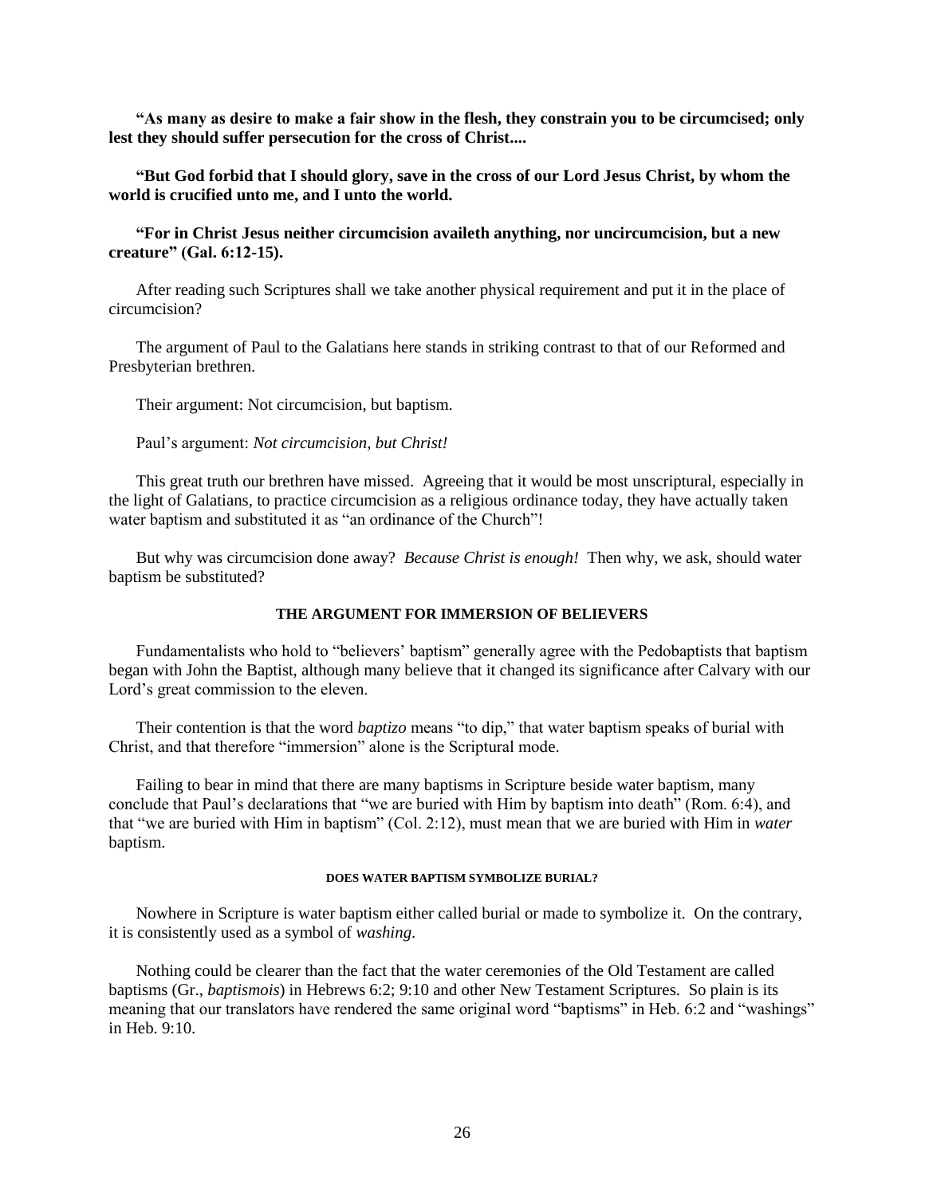**"As many as desire to make a fair show in the flesh, they constrain you to be circumcised; only lest they should suffer persecution for the cross of Christ....**

**"But God forbid that I should glory, save in the cross of our Lord Jesus Christ, by whom the world is crucified unto me, and I unto the world.**

**"For in Christ Jesus neither circumcision availeth anything, nor uncircumcision, but a new creature" (Gal. 6:12-15).**

After reading such Scriptures shall we take another physical requirement and put it in the place of circumcision?

The argument of Paul to the Galatians here stands in striking contrast to that of our Reformed and Presbyterian brethren.

Their argument: Not circumcision, but baptism.

Paul's argument: *Not circumcision, but Christ!*

This great truth our brethren have missed. Agreeing that it would be most unscriptural, especially in the light of Galatians, to practice circumcision as a religious ordinance today, they have actually taken water baptism and substituted it as "an ordinance of the Church"!

But why was circumcision done away? *Because Christ is enough!* Then why, we ask, should water baptism be substituted?

### THE ARGUMENT FOR IMMERSION OF BELIEVERS

Fundamentalists who hold to "believers' baptism" generally agree with the Pedobaptists that baptism began with John the Baptist, although many believe that it changed its significance after Calvary with our Lord's great commission to the eleven.

Their contention is that the word *baptizo* means "to dip," that water baptism speaks of burial with Christ, and that therefore "immersion" alone is the Scriptural mode.

Failing to bear in mind that there are many baptisms in Scripture beside water baptism, many conclude that Paul's declarations that "we are buried with Him by baptism into death" (Rom. 6:4), and that "we are buried with Him in baptism" (Col. 2:12), must mean that we are buried with Him in *water* baptism.

#### DOES WATER BAPTISM SYMBOLIZE BURIAL?

Nowhere in Scripture is water baptism either called burial or made to symbolize it. On the contrary, it is consistently used as a symbol of *washing*.

Nothing could be clearer than the fact that the water ceremonies of the Old Testament are called baptisms (Gr., *baptismois*) in Hebrews 6:2; 9:10 and other New Testament Scriptures. So plain is its meaning that our translators have rendered the same original word "baptisms" in Heb. 6:2 and "washings" in Heb. 9:10.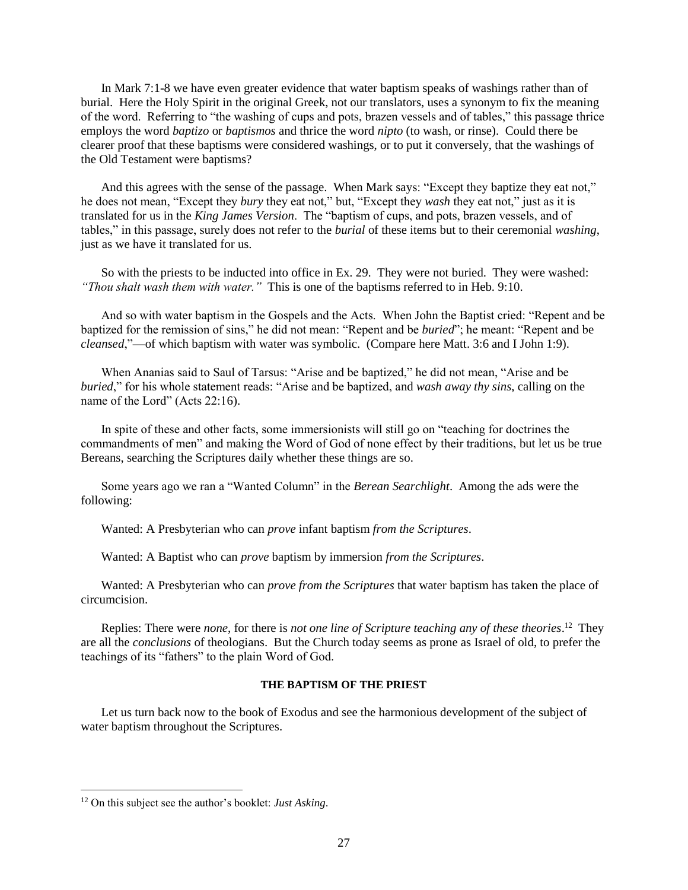In Mark 7:1-8 we have even greater evidence that water baptism speaks of washings rather than of burial. Here the Holy Spirit in the original Greek, not our translators, uses a synonym to fix the meaning of the word. Referring to "the washing of cups and pots, brazen vessels and of tables," this passage thrice employs the word *baptizo* or *baptismos* and thrice the word *nipto* (to wash, or rinse). Could there be clearer proof that these baptisms were considered washings, or to put it conversely, that the washings of the Old Testament were baptisms?

And this agrees with the sense of the passage. When Mark says: "Except they baptize they eat not," he does not mean, "Except they *bury* they eat not," but, "Except they *wash* they eat not," just as it is translated for us in the *King James Version*. The "baptism of cups, and pots, brazen vessels, and of tables," in this passage, surely does not refer to the *burial* of these items but to their ceremonial *washing*, just as we have it translated for us.

So with the priests to be inducted into office in Ex. 29. They were not buried. They were washed: *"Thou shalt wash them with water."* This is one of the baptisms referred to in Heb. 9:10.

And so with water baptism in the Gospels and the Acts. When John the Baptist cried: "Repent and be baptized for the remission of sins," he did not mean: "Repent and be *buried*"; he meant: "Repent and be *cleansed*,"—of which baptism with water was symbolic. (Compare here Matt. 3:6 and I John 1:9).

When Ananias said to Saul of Tarsus: "Arise and be baptized," he did not mean, "Arise and be *buried*," for his whole statement reads: "Arise and be baptized, and *wash away thy sins*, calling on the name of the Lord" (Acts 22:16).

In spite of these and other facts, some immersionists will still go on "teaching for doctrines the commandments of men" and making the Word of God of none effect by their traditions, but let us be true Bereans, searching the Scriptures daily whether these things are so.

Some years ago we ran a "Wanted Column" in the *Berean Searchlight*. Among the ads were the following:

Wanted: A Presbyterian who can *prove* infant baptism *from the Scriptures*.

Wanted: A Baptist who can *prove* baptism by immersion *from the Scriptures*.

Wanted: A Presbyterian who can *prove from the Scriptures* that water baptism has taken the place of circumcision.

Replies: There were *none*, for there is *not one line of Scripture teaching any of these theories*.[12] They are all the *conclusions* of theologians. But the Church today seems as prone as Israel of old, to prefer the teachings of its "fathers" to the plain Word of God.

#### THE BAPTISM OF THE PRIEST

Let us turn back now to the book of Exodus and see the harmonious development of the subject of water baptism throughout the Scriptures.

---

[12] On this subject see the author's booklet: *Just Asking*.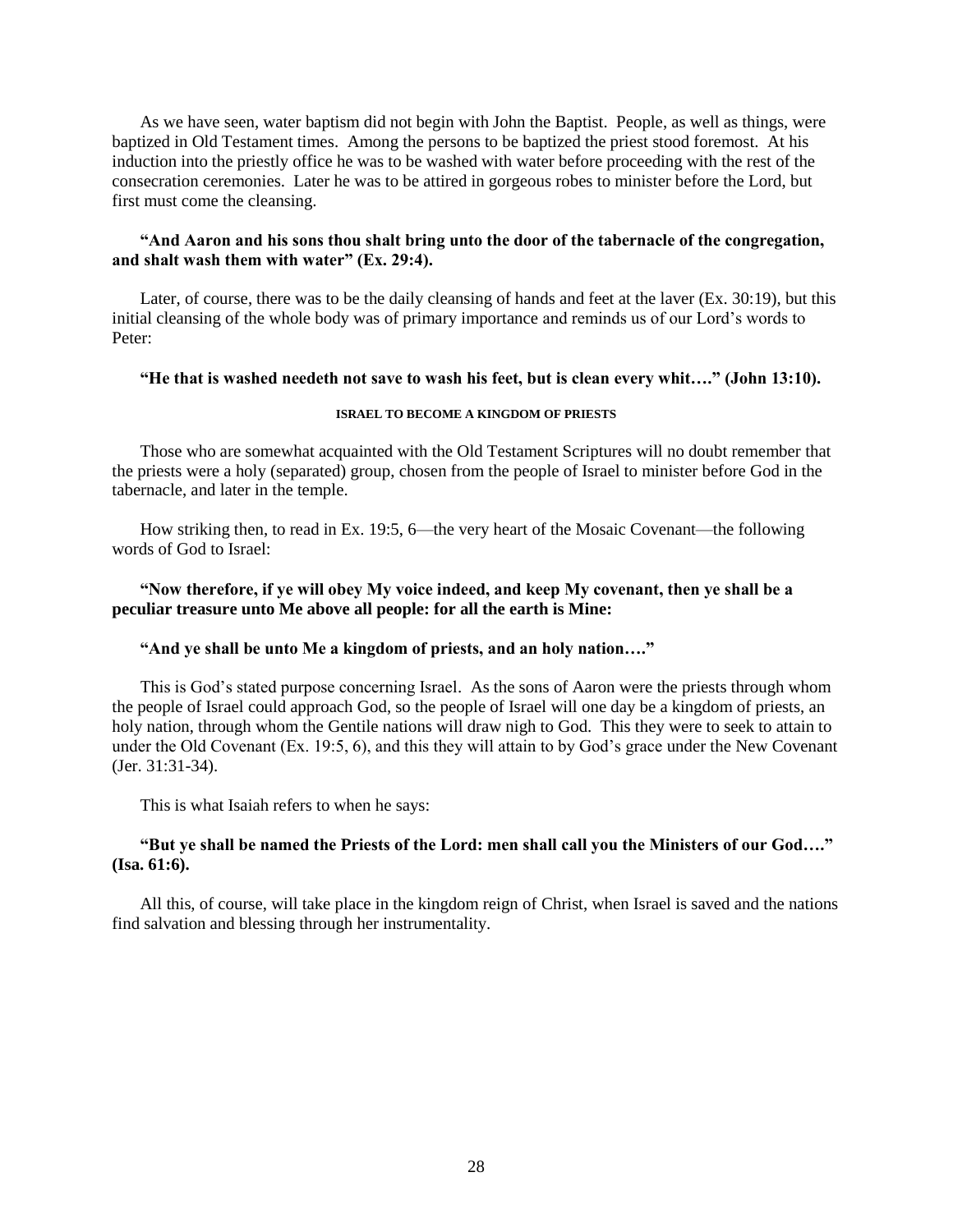As we have seen, water baptism did not begin with John the Baptist. People, as well as things, were baptized in Old Testament times. Among the persons to be baptized the priest stood foremost. At his induction into the priestly office he was to be washed with water before proceeding with the rest of the consecration ceremonies. Later he was to be attired in gorgeous robes to minister before the Lord, but first must come the cleansing.

**"And Aaron and his sons thou shalt bring unto the door of the tabernacle of the congregation, and shalt wash them with water" (Ex. 29:4).**

Later, of course, there was to be the daily cleansing of hands and feet at the laver (Ex. 30:19), but this initial cleansing of the whole body was of primary importance and reminds us of our Lord's words to Peter:

**"He that is washed needeth not save to wash his feet, but is clean every whit…." (John 13:10).**

#### ISRAEL TO BECOME A KINGDOM OF PRIESTS

Those who are somewhat acquainted with the Old Testament Scriptures will no doubt remember that the priests were a holy (separated) group, chosen from the people of Israel to minister before God in the tabernacle, and later in the temple.

How striking then, to read in Ex. 19:5, 6—the very heart of the Mosaic Covenant—the following words of God to Israel:

**"Now therefore, if ye will obey My voice indeed, and keep My covenant, then ye shall be a peculiar treasure unto Me above all people: for all the earth is Mine:**

**"And ye shall be unto Me a kingdom of priests, and an holy nation…."**

This is God's stated purpose concerning Israel. As the sons of Aaron were the priests through whom the people of Israel could approach God, so the people of Israel will one day be a kingdom of priests, an holy nation, through whom the Gentile nations will draw nigh to God. This they were to seek to attain to under the Old Covenant (Ex. 19:5, 6), and this they will attain to by God's grace under the New Covenant (Jer. 31:31-34).

This is what Isaiah refers to when he says:

**"But ye shall be named the Priests of the Lord: men shall call you the Ministers of our God…." (Isa. 61:6).**

All this, of course, will take place in the kingdom reign of Christ, when Israel is saved and the nations find salvation and blessing through her instrumentality.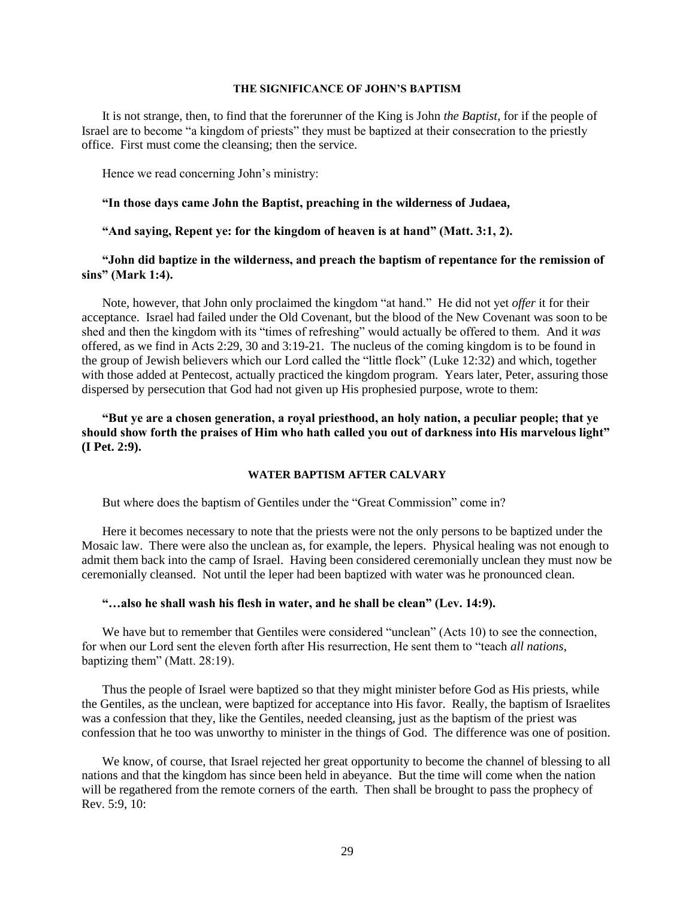### THE SIGNIFICANCE OF JOHN'S BAPTISM

It is not strange, then, to find that the forerunner of the King is John *the Baptist*, for if the people of Israel are to become "a kingdom of priests" they must be baptized at their consecration to the priestly office. First must come the cleansing; then the service.

Hence we read concerning John's ministry:

**"In those days came John the Baptist, preaching in the wilderness of Judaea,**

**"And saying, Repent ye: for the kingdom of heaven is at hand" (Matt. 3:1, 2).**

**"John did baptize in the wilderness, and preach the baptism of repentance for the remission of sins" (Mark 1:4).**

Note, however, that John only proclaimed the kingdom "at hand." He did not yet *offer* it for their acceptance. Israel had failed under the Old Covenant, but the blood of the New Covenant was soon to be shed and then the kingdom with its "times of refreshing" would actually be offered to them. And it *was* offered, as we find in Acts 2:29, 30 and 3:19-21. The nucleus of the coming kingdom is to be found in the group of Jewish believers which our Lord called the "little flock" (Luke 12:32) and which, together with those added at Pentecost, actually practiced the kingdom program. Years later, Peter, assuring those dispersed by persecution that God had not given up His prophesied purpose, wrote to them:

**"But ye are a chosen generation, a royal priesthood, an holy nation, a peculiar people; that ye should show forth the praises of Him who hath called you out of darkness into His marvelous light" (I Pet. 2:9).**

### WATER BAPTISM AFTER CALVARY

But where does the baptism of Gentiles under the "Great Commission" come in?

Here it becomes necessary to note that the priests were not the only persons to be baptized under the Mosaic law. There were also the unclean as, for example, the lepers. Physical healing was not enough to admit them back into the camp of Israel. Having been considered ceremonially unclean they must now be ceremonially cleansed. Not until the leper had been baptized with water was he pronounced clean.

**"…also he shall wash his flesh in water, and he shall be clean" (Lev. 14:9).**

We have but to remember that Gentiles were considered "unclean" (Acts 10) to see the connection, for when our Lord sent the eleven forth after His resurrection, He sent them to "teach *all nations*, baptizing them" (Matt. 28:19).

Thus the people of Israel were baptized so that they might minister before God as His priests, while the Gentiles, as the unclean, were baptized for acceptance into His favor. Really, the baptism of Israelites was a confession that they, like the Gentiles, needed cleansing, just as the baptism of the priest was confession that he too was unworthy to minister in the things of God. The difference was one of position.

We know, of course, that Israel rejected her great opportunity to become the channel of blessing to all nations and that the kingdom has since been held in abeyance. But the time will come when the nation will be regathered from the remote corners of the earth. Then shall be brought to pass the prophecy of Rev. 5:9, 10: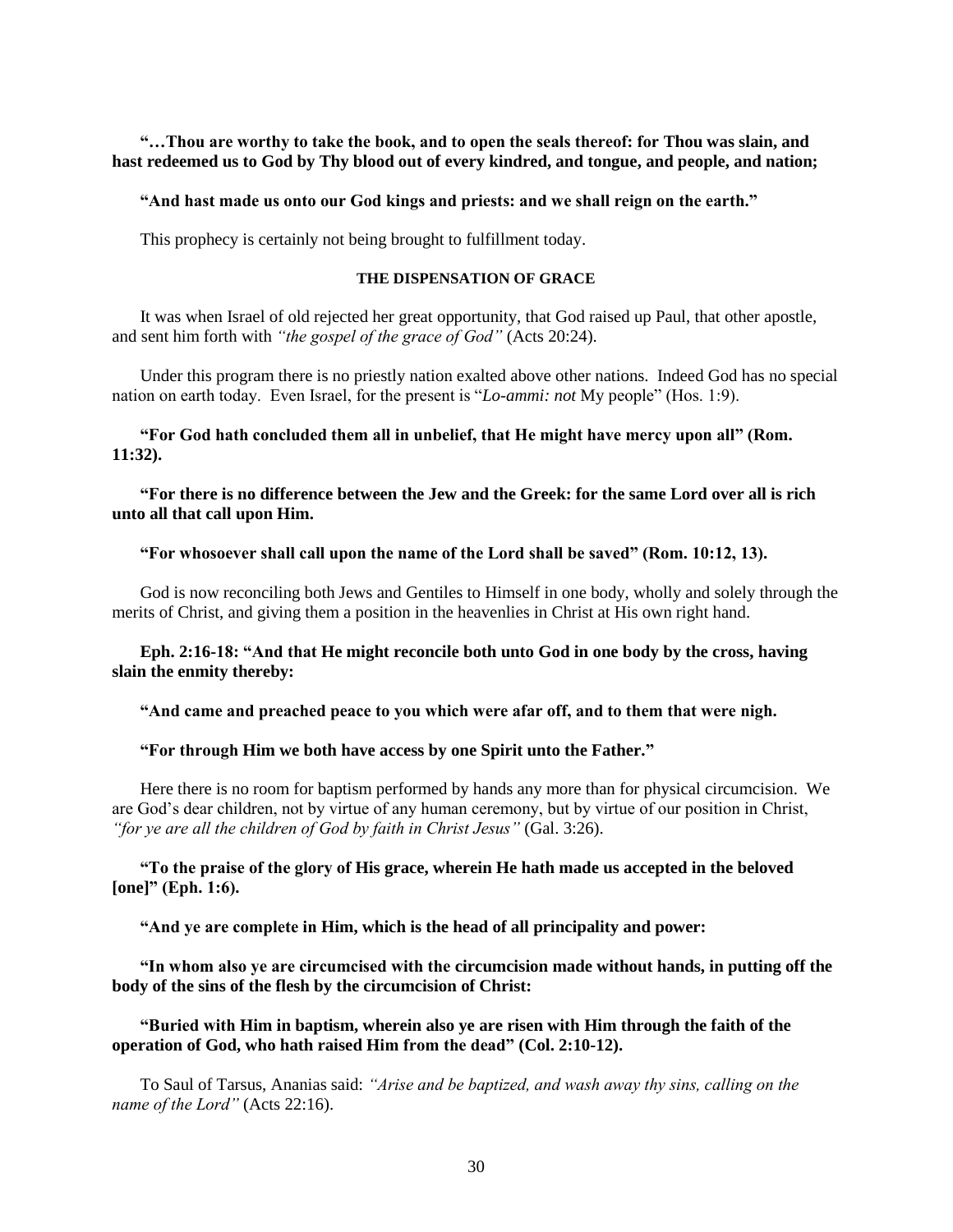**"…Thou are worthy to take the book, and to open the seals thereof: for Thou was slain, and hast redeemed us to God by Thy blood out of every kindred, and tongue, and people, and nation;**

**"And hast made us onto our God kings and priests: and we shall reign on the earth."**

This prophecy is certainly not being brought to fulfillment today.

#### THE DISPENSATION OF GRACE

It was when Israel of old rejected her great opportunity, that God raised up Paul, that other apostle, and sent him forth with *"the gospel of the grace of God"* (Acts 20:24).

Under this program there is no priestly nation exalted above other nations. Indeed God has no special nation on earth today. Even Israel, for the present is "*Lo-ammi: not* My people" (Hos. 1:9).

**"For God hath concluded them all in unbelief, that He might have mercy upon all" (Rom. 11:32).**

**"For there is no difference between the Jew and the Greek: for the same Lord over all is rich unto all that call upon Him.**

**"For whosoever shall call upon the name of the Lord shall be saved" (Rom. 10:12, 13).**

God is now reconciling both Jews and Gentiles to Himself in one body, wholly and solely through the merits of Christ, and giving them a position in the heavenlies in Christ at His own right hand.

**Eph. 2:16-18: "And that He might reconcile both unto God in one body by the cross, having slain the enmity thereby:**

**"And came and preached peace to you which were afar off, and to them that were nigh.**

**"For through Him we both have access by one Spirit unto the Father."**

Here there is no room for baptism performed by hands any more than for physical circumcision. We are God's dear children, not by virtue of any human ceremony, but by virtue of our position in Christ, *"for ye are all the children of God by faith in Christ Jesus"* (Gal. 3:26).

**"To the praise of the glory of His grace, wherein He hath made us accepted in the beloved [one]" (Eph. 1:6).**

**"And ye are complete in Him, which is the head of all principality and power:**

**"In whom also ye are circumcised with the circumcision made without hands, in putting off the body of the sins of the flesh by the circumcision of Christ:**

**"Buried with Him in baptism, wherein also ye are risen with Him through the faith of the operation of God, who hath raised Him from the dead" (Col. 2:10-12).**

To Saul of Tarsus, Ananias said: *"Arise and be baptized, and wash away thy sins, calling on the name of the Lord"* (Acts 22:16).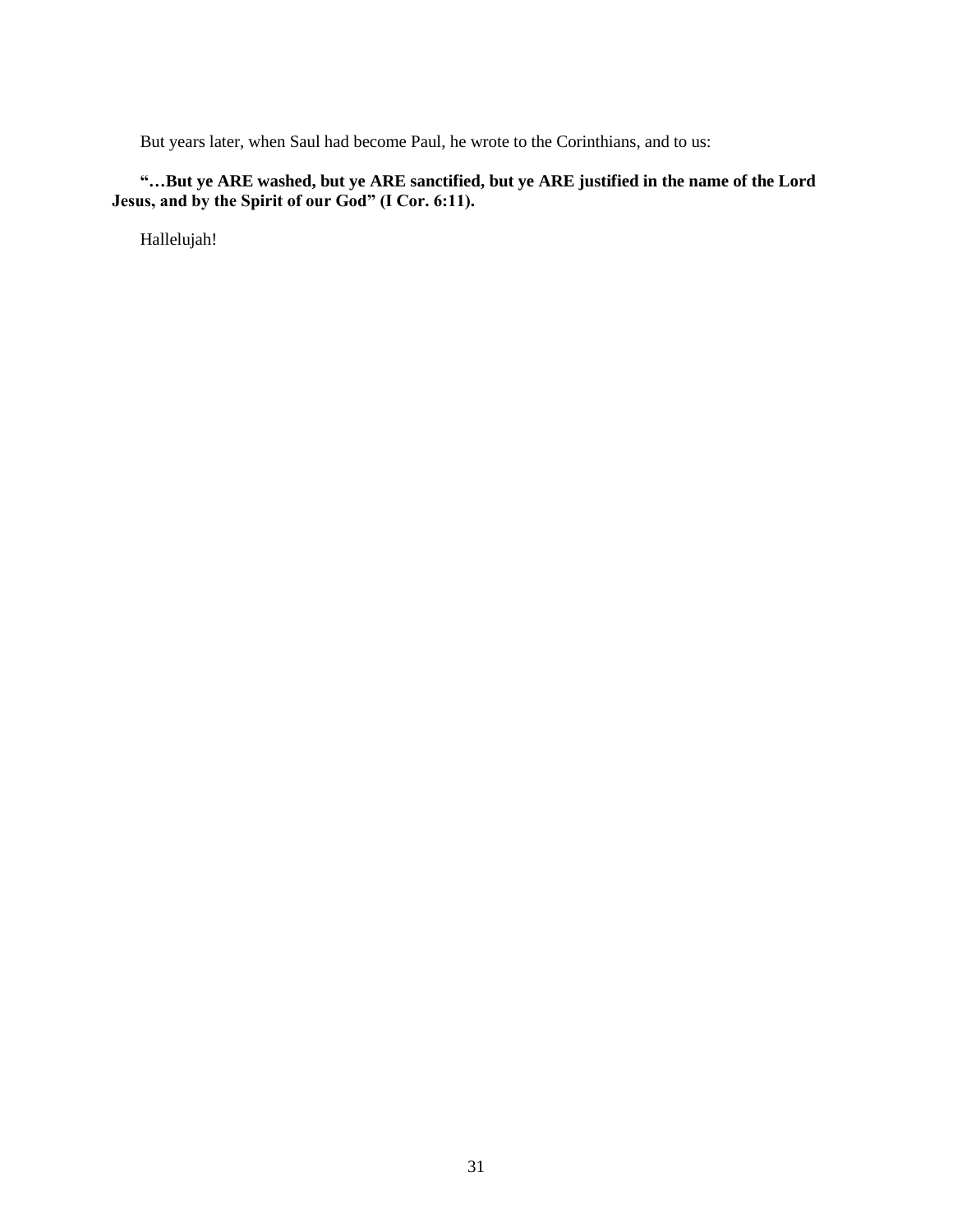But years later, when Saul had become Paul, he wrote to the Corinthians, and to us:

**"…But ye ARE washed, but ye ARE sanctified, but ye ARE justified in the name of the Lord Jesus, and by the Spirit of our God" (I Cor. 6:11).**

Hallelujah!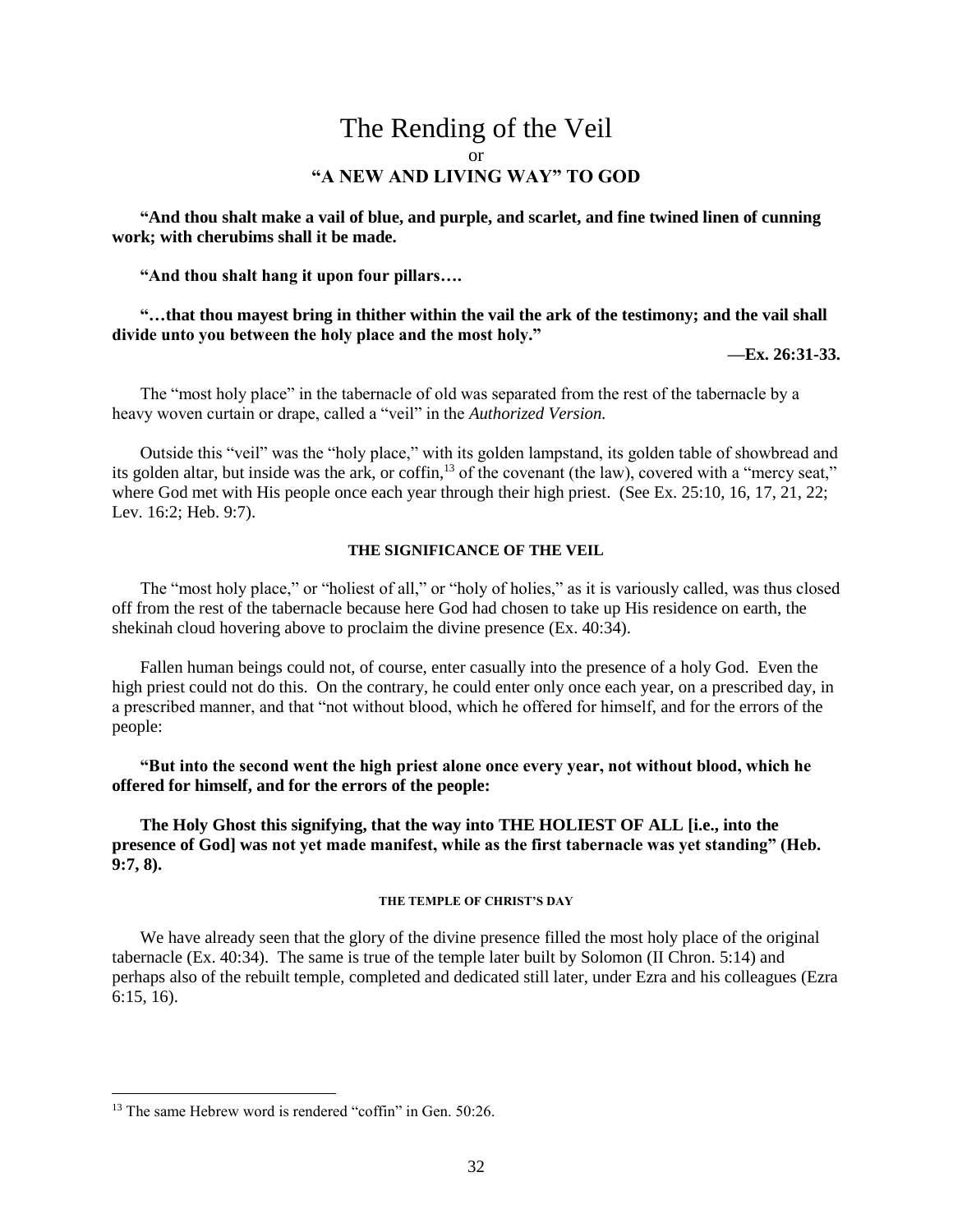# The Rending of the Veil

or

## "A NEW AND LIVING WAY" TO GOD

**"And thou shalt make a vail of blue, and purple, and scarlet, and fine twined linen of cunning work; with cherubims shall it be made.**

**"And thou shalt hang it upon four pillars….**

**"…that thou mayest bring in thither within the vail the ark of the testimony; and the vail shall divide unto you between the holy place and the most holy."**

**—Ex. 26:31-33.**

The "most holy place" in the tabernacle of old was separated from the rest of the tabernacle by a heavy woven curtain or drape, called a "veil" in the *Authorized Version.*

Outside this "veil" was the "holy place," with its golden lampstand, its golden table of showbread and its golden altar, but inside was the ark, or coffin,[13] of the covenant (the law), covered with a "mercy seat," where God met with His people once each year through their high priest. (See Ex. 25:10, 16, 17, 21, 22; Lev. 16:2; Heb. 9:7).

### THE SIGNIFICANCE OF THE VEIL

The "most holy place," or "holiest of all," or "holy of holies," as it is variously called, was thus closed off from the rest of the tabernacle because here God had chosen to take up His residence on earth, the shekinah cloud hovering above to proclaim the divine presence (Ex. 40:34).

Fallen human beings could not, of course, enter casually into the presence of a holy God. Even the high priest could not do this. On the contrary, he could enter only once each year, on a prescribed day, in a prescribed manner, and that "not without blood, which he offered for himself, and for the errors of the people:

**"But into the second went the high priest alone once every year, not without blood, which he offered for himself, and for the errors of the people:**

**The Holy Ghost this signifying, that the way into THE HOLIEST OF ALL [i.e., into the presence of God] was not yet made manifest, while as the first tabernacle was yet standing" (Heb. 9:7, 8).**

#### THE TEMPLE OF CHRIST'S DAY

We have already seen that the glory of the divine presence filled the most holy place of the original tabernacle (Ex. 40:34). The same is true of the temple later built by Solomon (II Chron. 5:14) and perhaps also of the rebuilt temple, completed and dedicated still later, under Ezra and his colleagues (Ezra 6:15, 16).

---

[13] The same Hebrew word is rendered "coffin" in Gen. 50:26.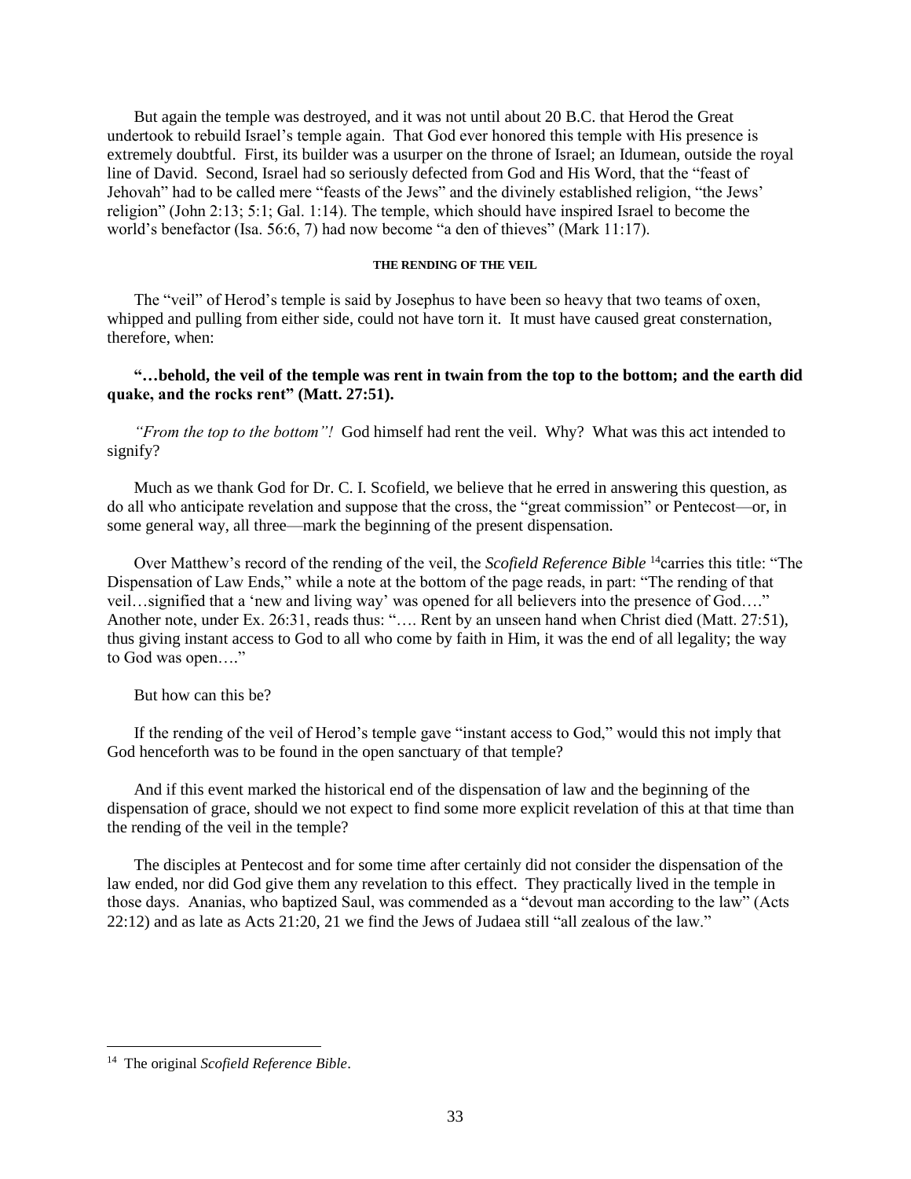But again the temple was destroyed, and it was not until about 20 B.C. that Herod the Great undertook to rebuild Israel's temple again. That God ever honored this temple with His presence is extremely doubtful. First, its builder was a usurper on the throne of Israel; an Idumean, outside the royal line of David. Second, Israel had so seriously defected from God and His Word, that the "feast of Jehovah" had to be called mere "feasts of the Jews" and the divinely established religion, "the Jews' religion" (John 2:13; 5:1; Gal. 1:14). The temple, which should have inspired Israel to become the world's benefactor (Isa. 56:6, 7) had now become "a den of thieves" (Mark 11:17).

#### THE RENDING OF THE VEIL

The "veil" of Herod's temple is said by Josephus to have been so heavy that two teams of oxen, whipped and pulling from either side, could not have torn it. It must have caused great consternation, therefore, when:

**"…behold, the veil of the temple was rent in twain from the top to the bottom; and the earth did quake, and the rocks rent" (Matt. 27:51).**

*"From the top to the bottom"!* God himself had rent the veil. Why? What was this act intended to signify?

Much as we thank God for Dr. C. I. Scofield, we believe that he erred in answering this question, as do all who anticipate revelation and suppose that the cross, the "great commission" or Pentecost—or, in some general way, all three—mark the beginning of the present dispensation.

Over Matthew's record of the rending of the veil, the *Scofield Reference Bible* [14] carries this title: "The Dispensation of Law Ends," while a note at the bottom of the page reads, in part: "The rending of that veil…signified that a 'new and living way' was opened for all believers into the presence of God…." Another note, under Ex. 26:31, reads thus: "…. Rent by an unseen hand when Christ died (Matt. 27:51), thus giving instant access to God to all who come by faith in Him, it was the end of all legality; the way to God was open…."

But how can this be?

If the rending of the veil of Herod's temple gave "instant access to God," would this not imply that God henceforth was to be found in the open sanctuary of that temple?

And if this event marked the historical end of the dispensation of law and the beginning of the dispensation of grace, should we not expect to find some more explicit revelation of this at that time than the rending of the veil in the temple?

The disciples at Pentecost and for some time after certainly did not consider the dispensation of the law ended, nor did God give them any revelation to this effect. They practically lived in the temple in those days. Ananias, who baptized Saul, was commended as a "devout man according to the law" (Acts 22:12) and as late as Acts 21:20, 21 we find the Jews of Judaea still "all zealous of the law."

---

[14] The original *Scofield Reference Bible*.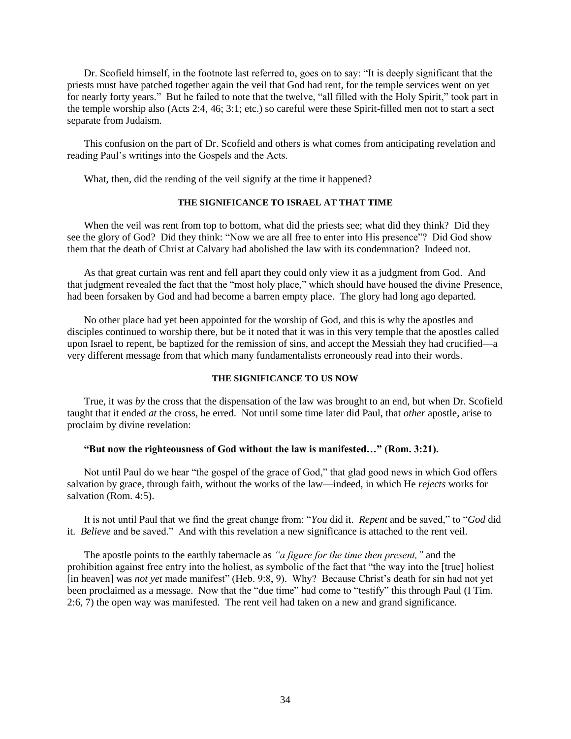Dr. Scofield himself, in the footnote last referred to, goes on to say: "It is deeply significant that the priests must have patched together again the veil that God had rent, for the temple services went on yet for nearly forty years." But he failed to note that the twelve, "all filled with the Holy Spirit," took part in the temple worship also (Acts 2:4, 46; 3:1; etc.) so careful were these Spirit-filled men not to start a sect separate from Judaism.

This confusion on the part of Dr. Scofield and others is what comes from anticipating revelation and reading Paul's writings into the Gospels and the Acts.

What, then, did the rending of the veil signify at the time it happened?

### THE SIGNIFICANCE TO ISRAEL AT THAT TIME

When the veil was rent from top to bottom, what did the priests see; what did they think? Did they see the glory of God? Did they think: "Now we are all free to enter into His presence"? Did God show them that the death of Christ at Calvary had abolished the law with its condemnation? Indeed not.

As that great curtain was rent and fell apart they could only view it as a judgment from God. And that judgment revealed the fact that the "most holy place," which should have housed the divine Presence, had been forsaken by God and had become a barren empty place. The glory had long ago departed.

No other place had yet been appointed for the worship of God, and this is why the apostles and disciples continued to worship there, but be it noted that it was in this very temple that the apostles called upon Israel to repent, be baptized for the remission of sins, and accept the Messiah they had crucified—a very different message from that which many fundamentalists erroneously read into their words.

### THE SIGNIFICANCE TO US NOW

True, it was *by* the cross that the dispensation of the law was brought to an end, but when Dr. Scofield taught that it ended *at* the cross, he erred. Not until some time later did Paul, that *other* apostle, arise to proclaim by divine revelation:

**"But now the righteousness of God without the law is manifested…" (Rom. 3:21).**

Not until Paul do we hear "the gospel of the grace of God," that glad good news in which God offers salvation by grace, through faith, without the works of the law—indeed, in which He *rejects* works for salvation (Rom. 4:5).

It is not until Paul that we find the great change from: "*You* did it. *Repent* and be saved," to "*God* did it. *Believe* and be saved." And with this revelation a new significance is attached to the rent veil.

The apostle points to the earthly tabernacle as *"a figure for the time then present,"* and the prohibition against free entry into the holiest, as symbolic of the fact that "the way into the [true] holiest [in heaven] was *not yet* made manifest" (Heb. 9:8, 9). Why? Because Christ's death for sin had not yet been proclaimed as a message. Now that the "due time" had come to "testify" this through Paul (I Tim. 2:6, 7) the open way was manifested. The rent veil had taken on a new and grand significance.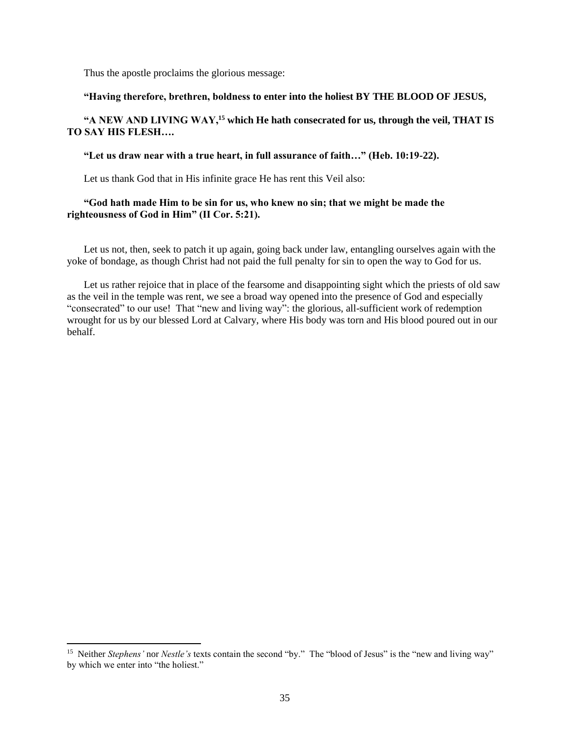Thus the apostle proclaims the glorious message:

**"Having therefore, brethren, boldness to enter into the holiest BY THE BLOOD OF JESUS,**

**"A NEW AND LIVING WAY,[15] which He hath consecrated for us, through the veil, THAT IS TO SAY HIS FLESH….**

**"Let us draw near with a true heart, in full assurance of faith…" (Heb. 10:19-22).**

Let us thank God that in His infinite grace He has rent this Veil also:

**"God hath made Him to be sin for us, who knew no sin; that we might be made the righteousness of God in Him" (II Cor. 5:21).**

Let us not, then, seek to patch it up again, going back under law, entangling ourselves again with the yoke of bondage, as though Christ had not paid the full penalty for sin to open the way to God for us.

Let us rather rejoice that in place of the fearsome and disappointing sight which the priests of old saw as the veil in the temple was rent, we see a broad way opened into the presence of God and especially "consecrated" to our use! That "new and living way": the glorious, all-sufficient work of redemption wrought for us by our blessed Lord at Calvary, where His body was torn and His blood poured out in our behalf.

---

[15] Neither *Stephens'* nor *Nestle's* texts contain the second "by." The "blood of Jesus" is the "new and living way" by which we enter into "the holiest."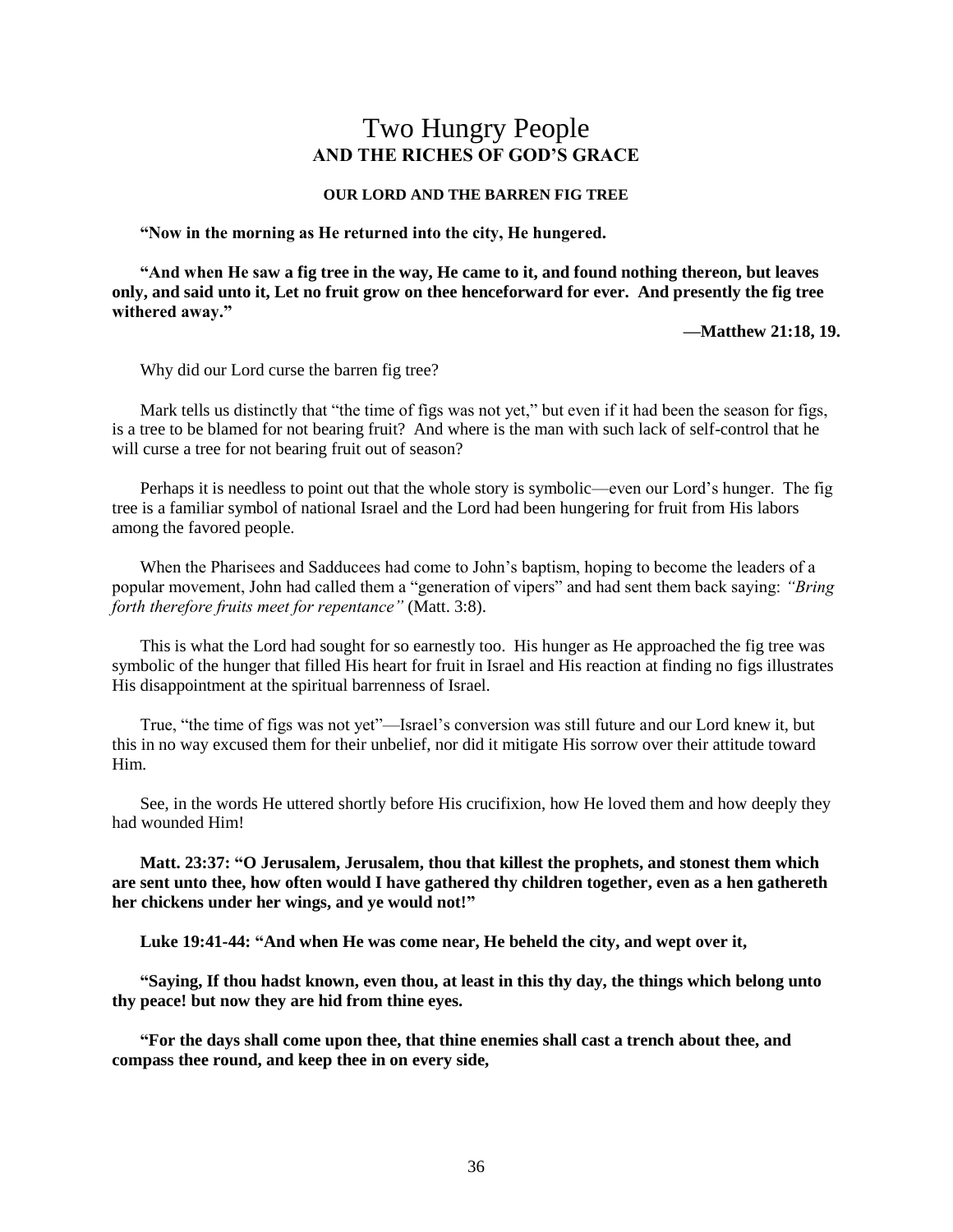# Two Hungry People
## AND THE RICHES OF GOD'S GRACE

### OUR LORD AND THE BARREN FIG TREE

**"Now in the morning as He returned into the city, He hungered.**

**"And when He saw a fig tree in the way, He came to it, and found nothing thereon, but leaves only, and said unto it, Let no fruit grow on thee henceforward for ever. And presently the fig tree withered away."**

**—Matthew 21:18, 19.**

Why did our Lord curse the barren fig tree?

Mark tells us distinctly that "the time of figs was not yet," but even if it had been the season for figs, is a tree to be blamed for not bearing fruit? And where is the man with such lack of self-control that he will curse a tree for not bearing fruit out of season?

Perhaps it is needless to point out that the whole story is symbolic—even our Lord's hunger. The fig tree is a familiar symbol of national Israel and the Lord had been hungering for fruit from His labors among the favored people.

When the Pharisees and Sadducees had come to John's baptism, hoping to become the leaders of a popular movement, John had called them a "generation of vipers" and had sent them back saying: *"Bring forth therefore fruits meet for repentance"* (Matt. 3:8).

This is what the Lord had sought for so earnestly too. His hunger as He approached the fig tree was symbolic of the hunger that filled His heart for fruit in Israel and His reaction at finding no figs illustrates His disappointment at the spiritual barrenness of Israel.

True, "the time of figs was not yet"—Israel's conversion was still future and our Lord knew it, but this in no way excused them for their unbelief, nor did it mitigate His sorrow over their attitude toward Him.

See, in the words He uttered shortly before His crucifixion, how He loved them and how deeply they had wounded Him!

**Matt. 23:37: "O Jerusalem, Jerusalem, thou that killest the prophets, and stonest them which are sent unto thee, how often would I have gathered thy children together, even as a hen gathereth her chickens under her wings, and ye would not!"**

**Luke 19:41-44: "And when He was come near, He beheld the city, and wept over it,**

**"Saying, If thou hadst known, even thou, at least in this thy day, the things which belong unto thy peace! but now they are hid from thine eyes.**

**"For the days shall come upon thee, that thine enemies shall cast a trench about thee, and compass thee round, and keep thee in on every side,**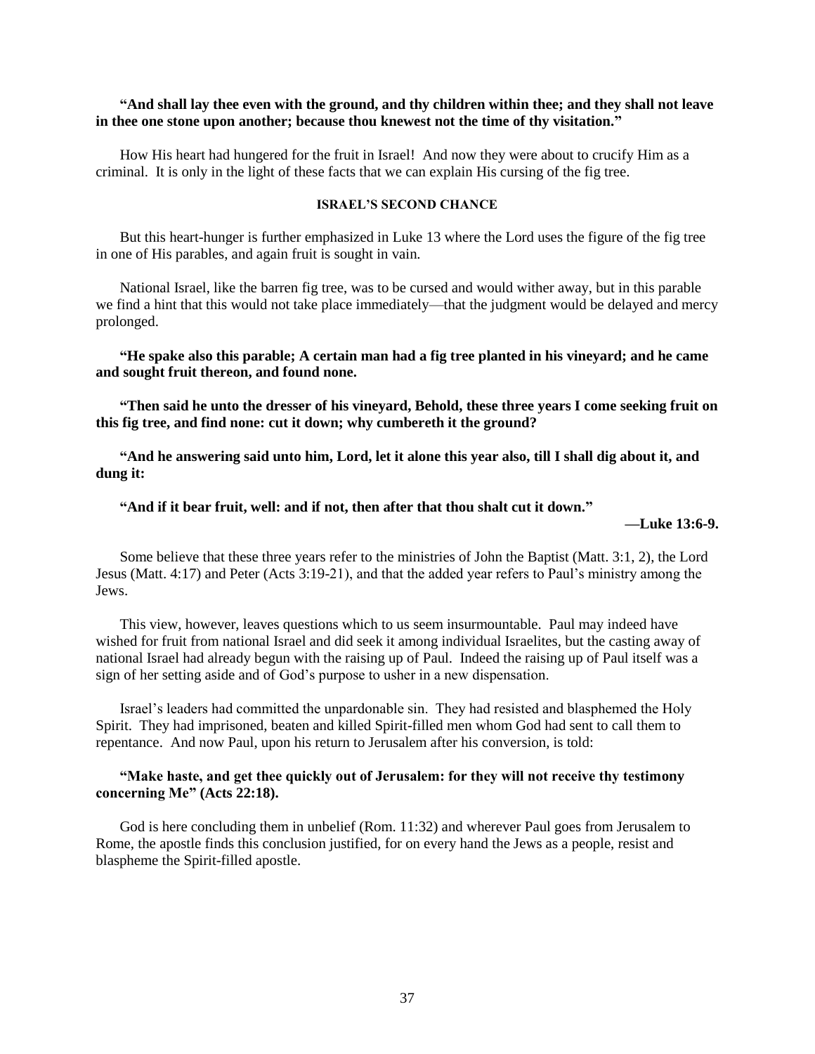**"And shall lay thee even with the ground, and thy children within thee; and they shall not leave in thee one stone upon another; because thou knewest not the time of thy visitation."**

How His heart had hungered for the fruit in Israel! And now they were about to crucify Him as a criminal. It is only in the light of these facts that we can explain His cursing of the fig tree.

#### ISRAEL'S SECOND CHANCE

But this heart-hunger is further emphasized in Luke 13 where the Lord uses the figure of the fig tree in one of His parables, and again fruit is sought in vain.

National Israel, like the barren fig tree, was to be cursed and would wither away, but in this parable we find a hint that this would not take place immediately—that the judgment would be delayed and mercy prolonged.

**"He spake also this parable; A certain man had a fig tree planted in his vineyard; and he came and sought fruit thereon, and found none.**

**"Then said he unto the dresser of his vineyard, Behold, these three years I come seeking fruit on this fig tree, and find none: cut it down; why cumbereth it the ground?**

**"And he answering said unto him, Lord, let it alone this year also, till I shall dig about it, and dung it:**

**"And if it bear fruit, well: and if not, then after that thou shalt cut it down."**

**—Luke 13:6-9.**

Some believe that these three years refer to the ministries of John the Baptist (Matt. 3:1, 2), the Lord Jesus (Matt. 4:17) and Peter (Acts 3:19-21), and that the added year refers to Paul's ministry among the Jews.

This view, however, leaves questions which to us seem insurmountable. Paul may indeed have wished for fruit from national Israel and did seek it among individual Israelites, but the casting away of national Israel had already begun with the raising up of Paul. Indeed the raising up of Paul itself was a sign of her setting aside and of God's purpose to usher in a new dispensation.

Israel's leaders had committed the unpardonable sin. They had resisted and blasphemed the Holy Spirit. They had imprisoned, beaten and killed Spirit-filled men whom God had sent to call them to repentance. And now Paul, upon his return to Jerusalem after his conversion, is told:

**"Make haste, and get thee quickly out of Jerusalem: for they will not receive thy testimony concerning Me" (Acts 22:18).**

God is here concluding them in unbelief (Rom. 11:32) and wherever Paul goes from Jerusalem to Rome, the apostle finds this conclusion justified, for on every hand the Jews as a people, resist and blaspheme the Spirit-filled apostle.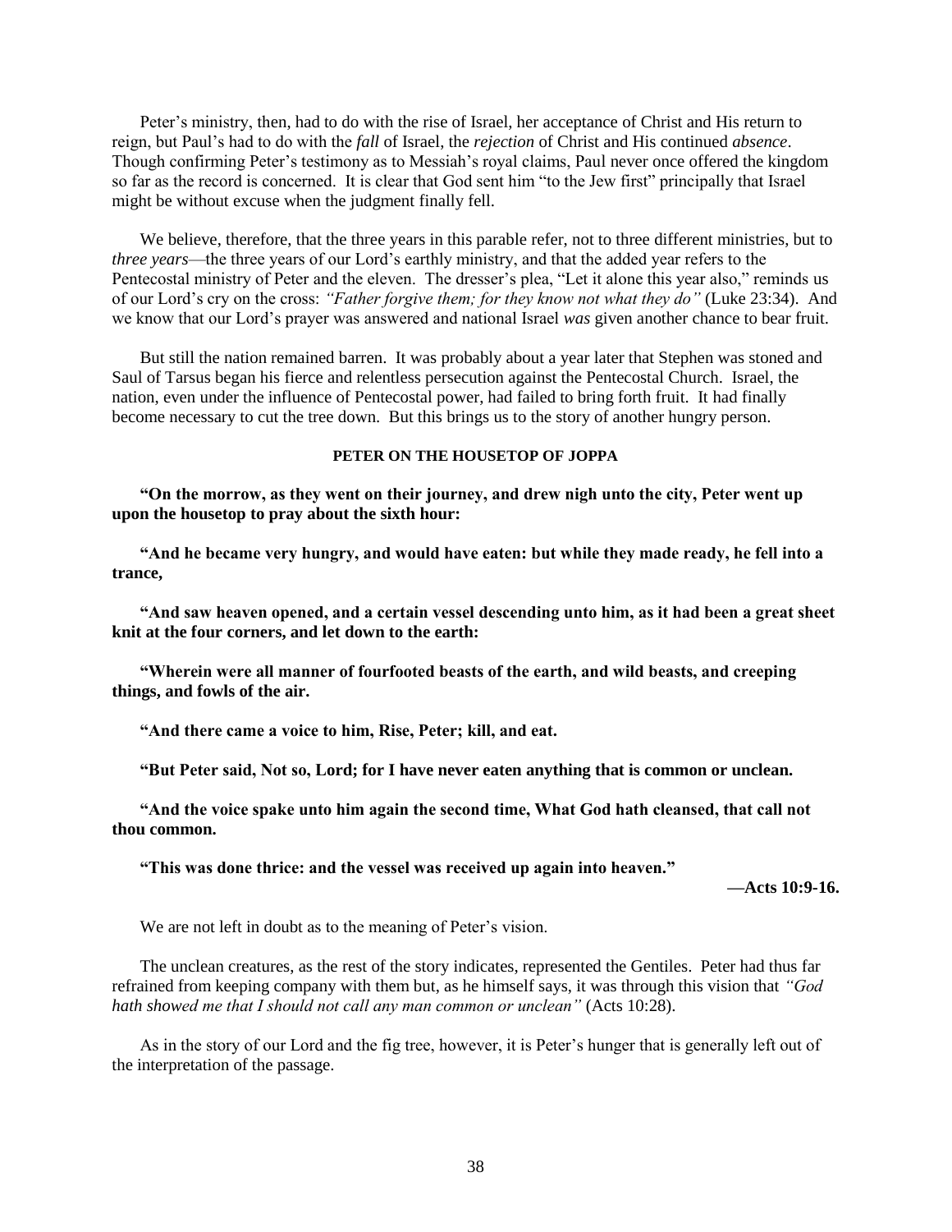Peter's ministry, then, had to do with the rise of Israel, her acceptance of Christ and His return to reign, but Paul's had to do with the *fall* of Israel, the *rejection* of Christ and His continued *absence*. Though confirming Peter's testimony as to Messiah's royal claims, Paul never once offered the kingdom so far as the record is concerned. It is clear that God sent him "to the Jew first" principally that Israel might be without excuse when the judgment finally fell.

We believe, therefore, that the three years in this parable refer, not to three different ministries, but to *three years*—the three years of our Lord's earthly ministry, and that the added year refers to the Pentecostal ministry of Peter and the eleven. The dresser's plea, "Let it alone this year also," reminds us of our Lord's cry on the cross: *"Father forgive them; for they know not what they do"* (Luke 23:34). And we know that our Lord's prayer was answered and national Israel *was* given another chance to bear fruit.

But still the nation remained barren. It was probably about a year later that Stephen was stoned and Saul of Tarsus began his fierce and relentless persecution against the Pentecostal Church. Israel, the nation, even under the influence of Pentecostal power, had failed to bring forth fruit. It had finally become necessary to cut the tree down. But this brings us to the story of another hungry person.

#### PETER ON THE HOUSETOP OF JOPPA

**"On the morrow, as they went on their journey, and drew nigh unto the city, Peter went up upon the housetop to pray about the sixth hour:**

**"And he became very hungry, and would have eaten: but while they made ready, he fell into a trance,**

**"And saw heaven opened, and a certain vessel descending unto him, as it had been a great sheet knit at the four corners, and let down to the earth:**

**"Wherein were all manner of fourfooted beasts of the earth, and wild beasts, and creeping things, and fowls of the air.**

**"And there came a voice to him, Rise, Peter; kill, and eat.**

**"But Peter said, Not so, Lord; for I have never eaten anything that is common or unclean.**

**"And the voice spake unto him again the second time, What God hath cleansed, that call not thou common.**

**"This was done thrice: and the vessel was received up again into heaven."**

**—Acts 10:9-16.**

We are not left in doubt as to the meaning of Peter's vision.

The unclean creatures, as the rest of the story indicates, represented the Gentiles. Peter had thus far refrained from keeping company with them but, as he himself says, it was through this vision that *"God hath showed me that I should not call any man common or unclean"* (Acts 10:28).

As in the story of our Lord and the fig tree, however, it is Peter's hunger that is generally left out of the interpretation of the passage.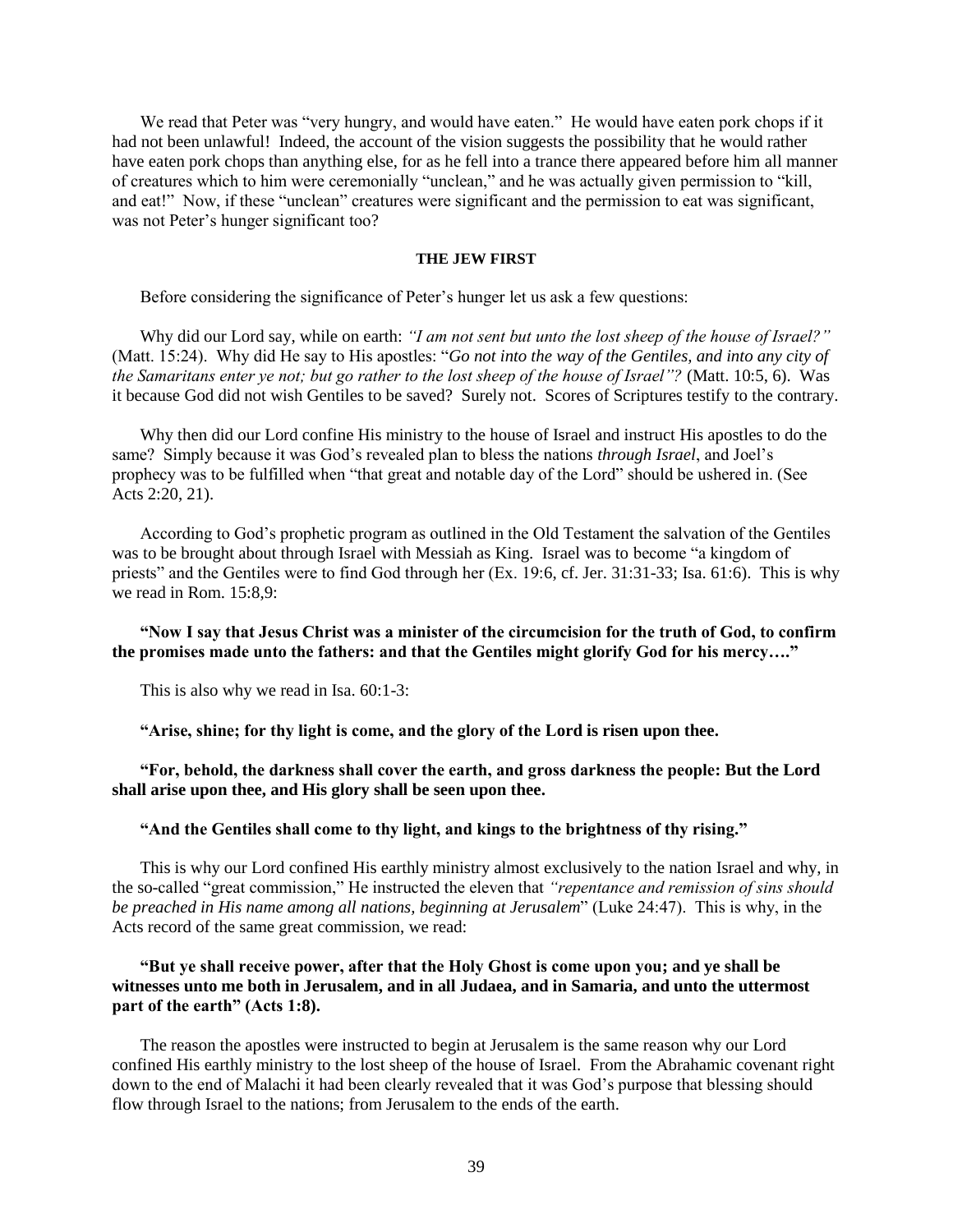We read that Peter was "very hungry, and would have eaten." He would have eaten pork chops if it had not been unlawful! Indeed, the account of the vision suggests the possibility that he would rather have eaten pork chops than anything else, for as he fell into a trance there appeared before him all manner of creatures which to him were ceremonially "unclean," and he was actually given permission to "kill, and eat!" Now, if these "unclean" creatures were significant and the permission to eat was significant, was not Peter's hunger significant too?

#### THE JEW FIRST

Before considering the significance of Peter's hunger let us ask a few questions:

Why did our Lord say, while on earth: *"I am not sent but unto the lost sheep of the house of Israel?"* (Matt. 15:24). Why did He say to His apostles: "*Go not into the way of the Gentiles, and into any city of the Samaritans enter ye not; but go rather to the lost sheep of the house of Israel"?* (Matt. 10:5, 6). Was it because God did not wish Gentiles to be saved? Surely not. Scores of Scriptures testify to the contrary.

Why then did our Lord confine His ministry to the house of Israel and instruct His apostles to do the same? Simply because it was God's revealed plan to bless the nations *through Israel*, and Joel's prophecy was to be fulfilled when "that great and notable day of the Lord" should be ushered in. (See Acts 2:20, 21).

According to God's prophetic program as outlined in the Old Testament the salvation of the Gentiles was to be brought about through Israel with Messiah as King. Israel was to become "a kingdom of priests" and the Gentiles were to find God through her (Ex. 19:6, cf. Jer. 31:31-33; Isa. 61:6). This is why we read in Rom. 15:8,9:

**"Now I say that Jesus Christ was a minister of the circumcision for the truth of God, to confirm the promises made unto the fathers: and that the Gentiles might glorify God for his mercy…."**

This is also why we read in Isa. 60:1-3:

**"Arise, shine; for thy light is come, and the glory of the Lord is risen upon thee.**

**"For, behold, the darkness shall cover the earth, and gross darkness the people: But the Lord shall arise upon thee, and His glory shall be seen upon thee.**

**"And the Gentiles shall come to thy light, and kings to the brightness of thy rising."**

This is why our Lord confined His earthly ministry almost exclusively to the nation Israel and why, in the so-called "great commission," He instructed the eleven that *"repentance and remission of sins should be preached in His name among all nations, beginning at Jerusalem*" (Luke 24:47). This is why, in the Acts record of the same great commission, we read:

**"But ye shall receive power, after that the Holy Ghost is come upon you; and ye shall be witnesses unto me both in Jerusalem, and in all Judaea, and in Samaria, and unto the uttermost part of the earth" (Acts 1:8).**

The reason the apostles were instructed to begin at Jerusalem is the same reason why our Lord confined His earthly ministry to the lost sheep of the house of Israel. From the Abrahamic covenant right down to the end of Malachi it had been clearly revealed that it was God's purpose that blessing should flow through Israel to the nations; from Jerusalem to the ends of the earth.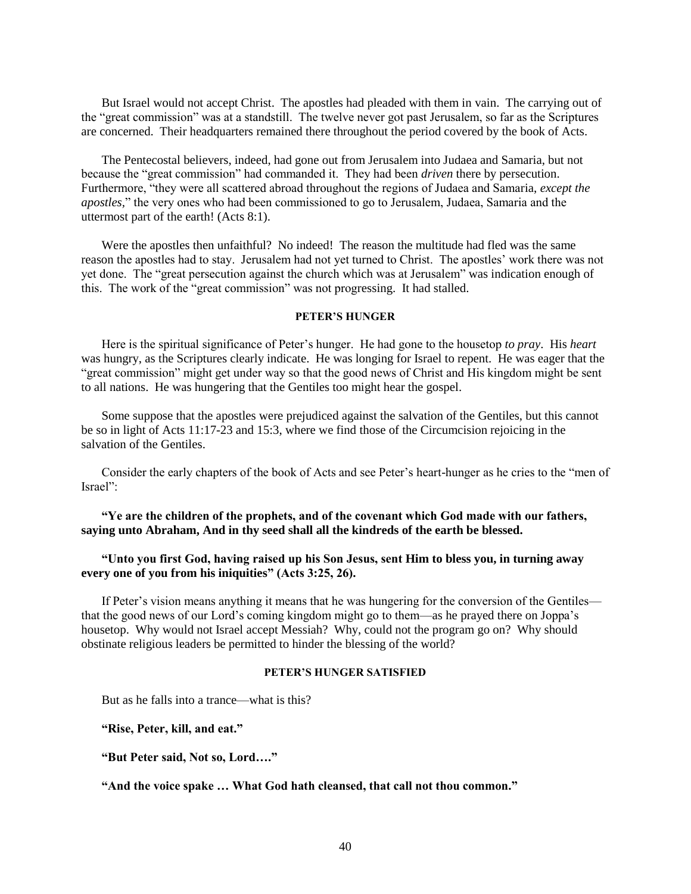But Israel would not accept Christ. The apostles had pleaded with them in vain. The carrying out of the "great commission" was at a standstill. The twelve never got past Jerusalem, so far as the Scriptures are concerned. Their headquarters remained there throughout the period covered by the book of Acts.

The Pentecostal believers, indeed, had gone out from Jerusalem into Judaea and Samaria, but not because the "great commission" had commanded it. They had been *driven* there by persecution. Furthermore, "they were all scattered abroad throughout the regions of Judaea and Samaria, *except the apostles,*" the very ones who had been commissioned to go to Jerusalem, Judaea, Samaria and the uttermost part of the earth! (Acts 8:1).

Were the apostles then unfaithful? No indeed! The reason the multitude had fled was the same reason the apostles had to stay. Jerusalem had not yet turned to Christ. The apostles' work there was not yet done. The "great persecution against the church which was at Jerusalem" was indication enough of this. The work of the "great commission" was not progressing. It had stalled.

### PETER'S HUNGER

Here is the spiritual significance of Peter's hunger. He had gone to the housetop *to pray*. His *heart* was hungry, as the Scriptures clearly indicate. He was longing for Israel to repent. He was eager that the "great commission" might get under way so that the good news of Christ and His kingdom might be sent to all nations. He was hungering that the Gentiles too might hear the gospel.

Some suppose that the apostles were prejudiced against the salvation of the Gentiles, but this cannot be so in light of Acts 11:17-23 and 15:3, where we find those of the Circumcision rejoicing in the salvation of the Gentiles.

Consider the early chapters of the book of Acts and see Peter's heart-hunger as he cries to the "men of Israel":

**"Ye are the children of the prophets, and of the covenant which God made with our fathers, saying unto Abraham, And in thy seed shall all the kindreds of the earth be blessed.**

**"Unto you first God, having raised up his Son Jesus, sent Him to bless you, in turning away every one of you from his iniquities" (Acts 3:25, 26).**

If Peter's vision means anything it means that he was hungering for the conversion of the Gentiles—that the good news of our Lord's coming kingdom might go to them—as he prayed there on Joppa's housetop. Why would not Israel accept Messiah? Why, could not the program go on? Why should obstinate religious leaders be permitted to hinder the blessing of the world?

### PETER'S HUNGER SATISFIED

But as he falls into a trance—what is this?

**"Rise, Peter, kill, and eat."**

**"But Peter said, Not so, Lord…."**

**"And the voice spake … What God hath cleansed, that call not thou common."**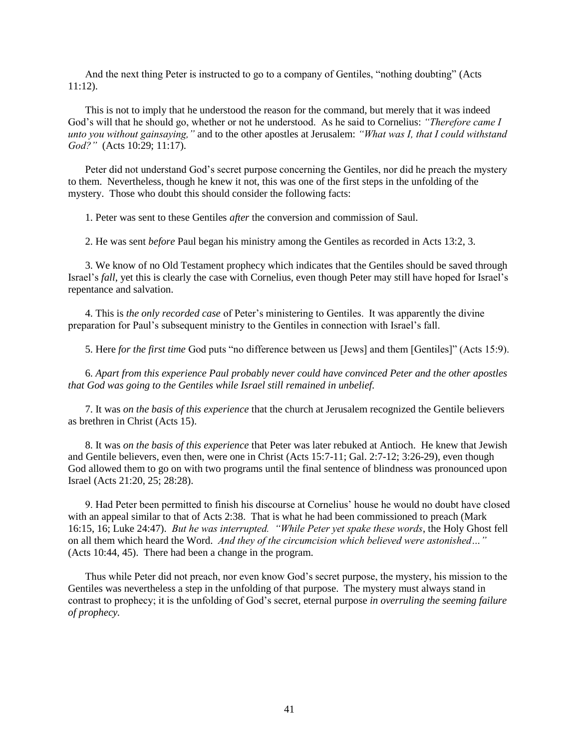And the next thing Peter is instructed to go to a company of Gentiles, “nothing doubting” (Acts 11:12).

This is not to imply that he understood the reason for the command, but merely that it was indeed God’s will that he should go, whether or not he understood. As he said to Cornelius: *“Therefore came I unto you without gainsaying,”* and to the other apostles at Jerusalem: *“What was I, that I could withstand God?”* (Acts 10:29; 11:17).

Peter did not understand God’s secret purpose concerning the Gentiles, nor did he preach the mystery to them. Nevertheless, though he knew it not, this was one of the first steps in the unfolding of the mystery. Those who doubt this should consider the following facts:

1. Peter was sent to these Gentiles *after* the conversion and commission of Saul.

2. He was sent *before* Paul began his ministry among the Gentiles as recorded in Acts 13:2, 3.

3. We know of no Old Testament prophecy which indicates that the Gentiles should be saved through Israel’s *fall*, yet this is clearly the case with Cornelius, even though Peter may still have hoped for Israel’s repentance and salvation.

4. This is *the only recorded case* of Peter’s ministering to Gentiles. It was apparently the divine preparation for Paul’s subsequent ministry to the Gentiles in connection with Israel’s fall.

5. Here *for the first time* God puts “no difference between us [Jews] and them [Gentiles]” (Acts 15:9).

6. *Apart from this experience Paul probably never could have convinced Peter and the other apostles that God was going to the Gentiles while Israel still remained in unbelief.*

7. It was *on the basis of this experience* that the church at Jerusalem recognized the Gentile believers as brethren in Christ (Acts 15).

8. It was *on the basis of this experience* that Peter was later rebuked at Antioch. He knew that Jewish and Gentile believers, even then, were one in Christ (Acts 15:7-11; Gal. 2:7-12; 3:26-29), even though God allowed them to go on with two programs until the final sentence of blindness was pronounced upon Israel (Acts 21:20, 25; 28:28).

9. Had Peter been permitted to finish his discourse at Cornelius’ house he would no doubt have closed with an appeal similar to that of Acts 2:38. That is what he had been commissioned to preach (Mark 16:15, 16; Luke 24:47). *But he was interrupted. “While Peter yet spake these words*, the Holy Ghost fell on all them which heard the Word. *And they of the circumcision which believed were astonished…”* (Acts 10:44, 45). There had been a change in the program.

Thus while Peter did not preach, nor even know God’s secret purpose, the mystery, his mission to the Gentiles was nevertheless a step in the unfolding of that purpose. The mystery must always stand in contrast to prophecy; it is the unfolding of God’s secret, eternal purpose *in overruling the seeming failure of prophecy.*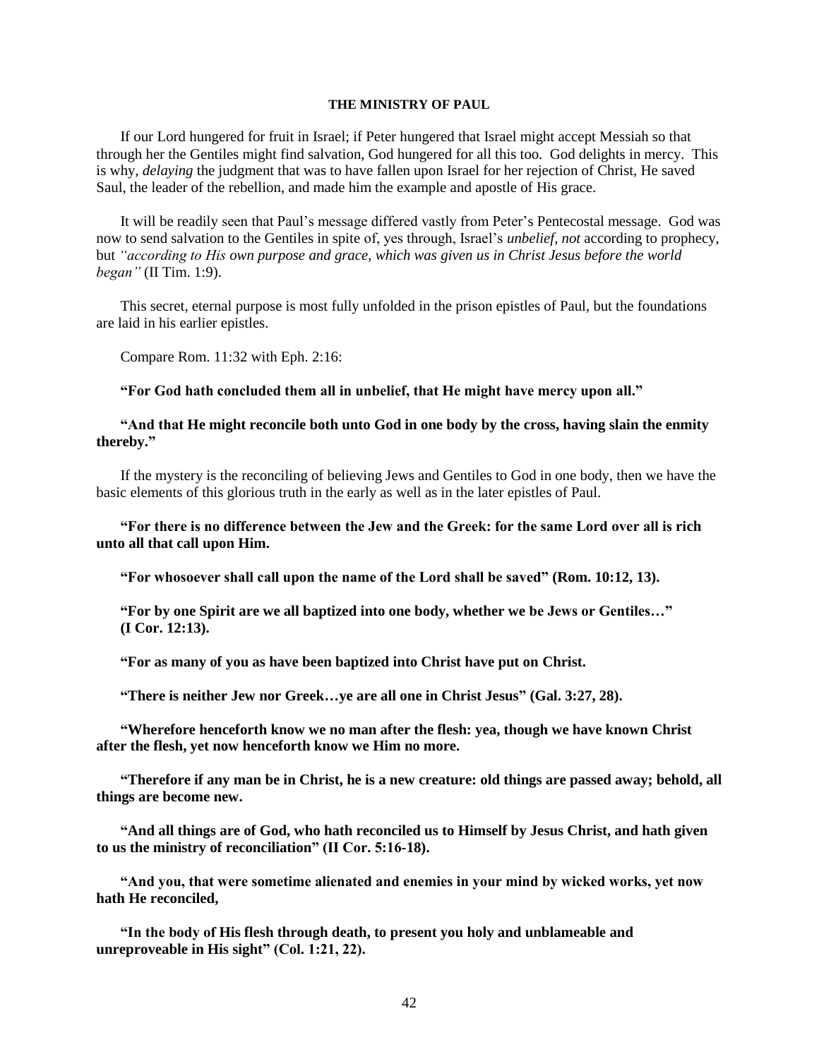#### THE MINISTRY OF PAUL

If our Lord hungered for fruit in Israel; if Peter hungered that Israel might accept Messiah so that through her the Gentiles might find salvation, God hungered for all this too. God delights in mercy. This is why, *delaying* the judgment that was to have fallen upon Israel for her rejection of Christ, He saved Saul, the leader of the rebellion, and made him the example and apostle of His grace.

It will be readily seen that Paul's message differed vastly from Peter's Pentecostal message. God was now to send salvation to the Gentiles in spite of, yes through, Israel's *unbelief, not* according to prophecy, but *"according to His own purpose and grace, which was given us in Christ Jesus before the world began"* (II Tim. 1:9).

This secret, eternal purpose is most fully unfolded in the prison epistles of Paul, but the foundations are laid in his earlier epistles.

Compare Rom. 11:32 with Eph. 2:16:

**"For God hath concluded them all in unbelief, that He might have mercy upon all."**

**"And that He might reconcile both unto God in one body by the cross, having slain the enmity thereby."**

If the mystery is the reconciling of believing Jews and Gentiles to God in one body, then we have the basic elements of this glorious truth in the early as well as in the later epistles of Paul.

**"For there is no difference between the Jew and the Greek: for the same Lord over all is rich unto all that call upon Him.**

**"For whosoever shall call upon the name of the Lord shall be saved" (Rom. 10:12, 13).**

**"For by one Spirit are we all baptized into one body, whether we be Jews or Gentiles…" (I Cor. 12:13).**

**"For as many of you as have been baptized into Christ have put on Christ.**

**"There is neither Jew nor Greek…ye are all one in Christ Jesus" (Gal. 3:27, 28).**

**"Wherefore henceforth know we no man after the flesh: yea, though we have known Christ after the flesh, yet now henceforth know we Him no more.**

**"Therefore if any man be in Christ, he is a new creature: old things are passed away; behold, all things are become new.**

**"And all things are of God, who hath reconciled us to Himself by Jesus Christ, and hath given to us the ministry of reconciliation" (II Cor. 5:16-18).**

**"And you, that were sometime alienated and enemies in your mind by wicked works, yet now hath He reconciled,**

**"In the body of His flesh through death, to present you holy and unblameable and unreproveable in His sight" (Col. 1:21, 22).**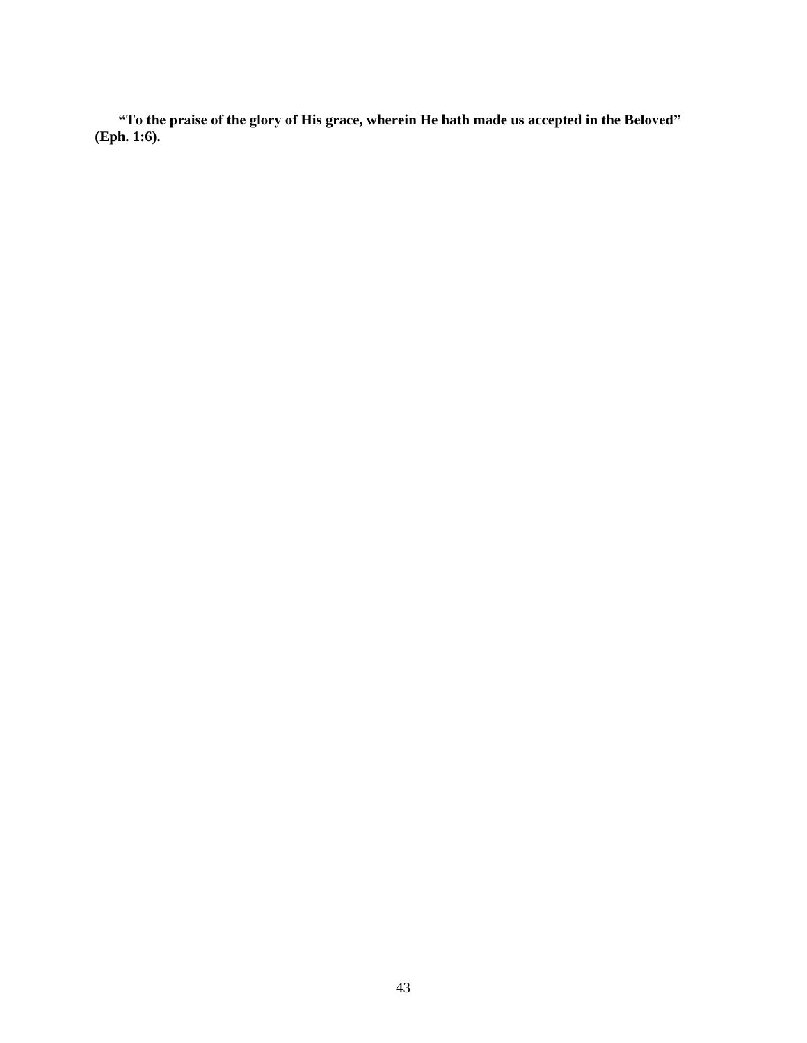**“To the praise of the glory of His grace, wherein He hath made us accepted in the Beloved” (Eph. 1:6).**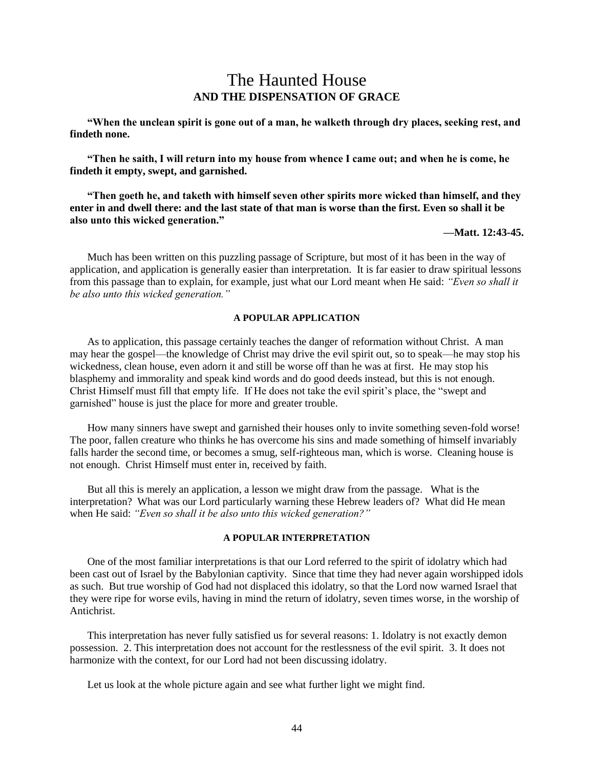# The Haunted House
## AND THE DISPENSATION OF GRACE

**"When the unclean spirit is gone out of a man, he walketh through dry places, seeking rest, and findeth none.**

**"Then he saith, I will return into my house from whence I came out; and when he is come, he findeth it empty, swept, and garnished.**

**"Then goeth he, and taketh with himself seven other spirits more wicked than himself, and they enter in and dwell there: and the last state of that man is worse than the first. Even so shall it be also unto this wicked generation."**

**—Matt. 12:43-45.**

Much has been written on this puzzling passage of Scripture, but most of it has been in the way of application, and application is generally easier than interpretation. It is far easier to draw spiritual lessons from this passage than to explain, for example, just what our Lord meant when He said: *"Even so shall it be also unto this wicked generation."*

### A POPULAR APPLICATION

As to application, this passage certainly teaches the danger of reformation without Christ. A man may hear the gospel—the knowledge of Christ may drive the evil spirit out, so to speak—he may stop his wickedness, clean house, even adorn it and still be worse off than he was at first. He may stop his blasphemy and immorality and speak kind words and do good deeds instead, but this is not enough. Christ Himself must fill that empty life. If He does not take the evil spirit's place, the "swept and garnished" house is just the place for more and greater trouble.

How many sinners have swept and garnished their houses only to invite something seven-fold worse! The poor, fallen creature who thinks he has overcome his sins and made something of himself invariably falls harder the second time, or becomes a smug, self-righteous man, which is worse. Cleaning house is not enough. Christ Himself must enter in, received by faith.

But all this is merely an application, a lesson we might draw from the passage. What is the interpretation? What was our Lord particularly warning these Hebrew leaders of? What did He mean when He said: *"Even so shall it be also unto this wicked generation?"*

### A POPULAR INTERPRETATION

One of the most familiar interpretations is that our Lord referred to the spirit of idolatry which had been cast out of Israel by the Babylonian captivity. Since that time they had never again worshipped idols as such. But true worship of God had not displaced this idolatry, so that the Lord now warned Israel that they were ripe for worse evils, having in mind the return of idolatry, seven times worse, in the worship of Antichrist.

This interpretation has never fully satisfied us for several reasons: 1. Idolatry is not exactly demon possession. 2. This interpretation does not account for the restlessness of the evil spirit. 3. It does not harmonize with the context, for our Lord had not been discussing idolatry.

Let us look at the whole picture again and see what further light we might find.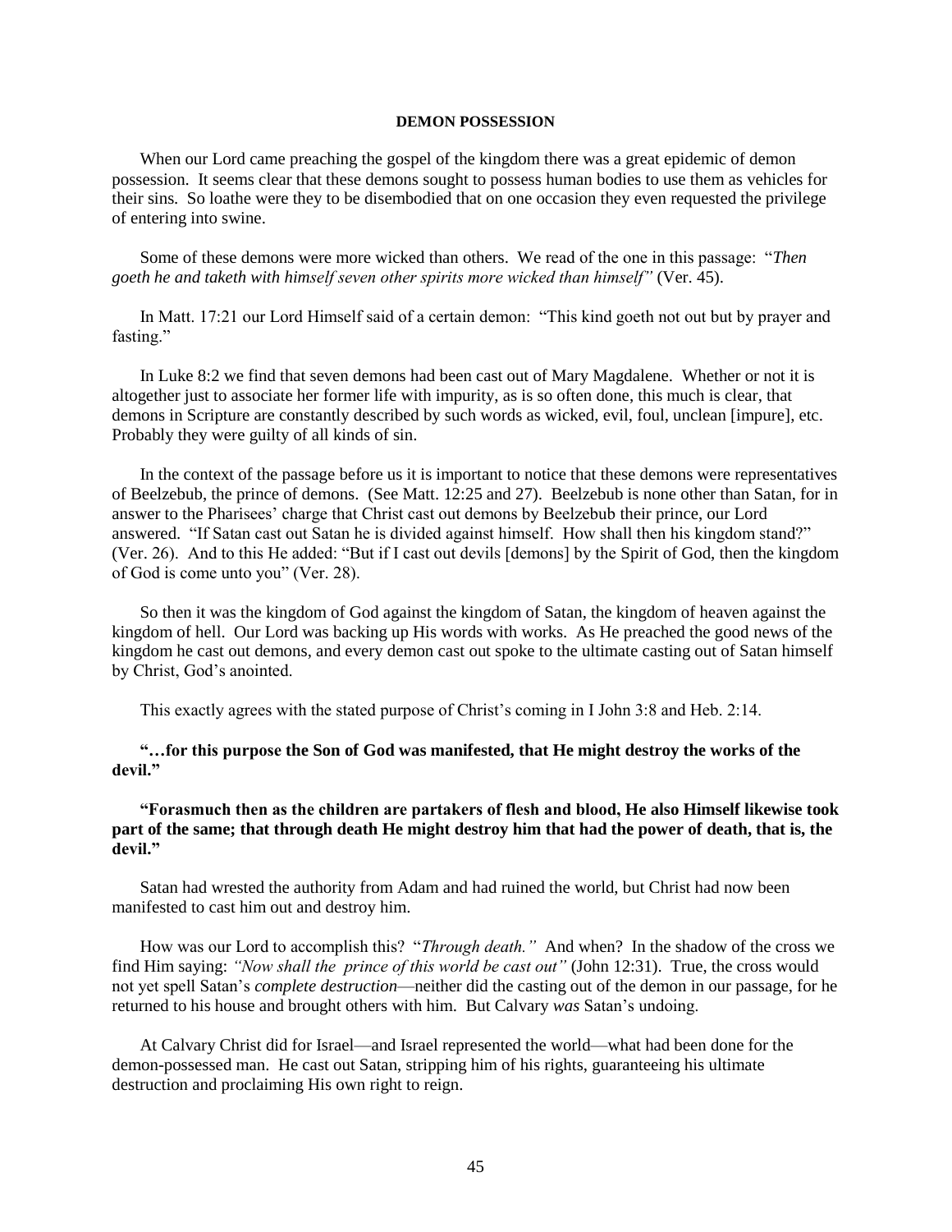## DEMON POSSESSION

When our Lord came preaching the gospel of the kingdom there was a great epidemic of demon possession. It seems clear that these demons sought to possess human bodies to use them as vehicles for their sins. So loathe were they to be disembodied that on one occasion they even requested the privilege of entering into swine.

Some of these demons were more wicked than others. We read of the one in this passage: "*Then goeth he and taketh with himself seven other spirits more wicked than himself"* (Ver. 45).

In Matt. 17:21 our Lord Himself said of a certain demon: "This kind goeth not out but by prayer and fasting."

In Luke 8:2 we find that seven demons had been cast out of Mary Magdalene. Whether or not it is altogether just to associate her former life with impurity, as is so often done, this much is clear, that demons in Scripture are constantly described by such words as wicked, evil, foul, unclean [impure], etc. Probably they were guilty of all kinds of sin.

In the context of the passage before us it is important to notice that these demons were representatives of Beelzebub, the prince of demons. (See Matt. 12:25 and 27). Beelzebub is none other than Satan, for in answer to the Pharisees' charge that Christ cast out demons by Beelzebub their prince, our Lord answered. "If Satan cast out Satan he is divided against himself. How shall then his kingdom stand?" (Ver. 26). And to this He added: "But if I cast out devils [demons] by the Spirit of God, then the kingdom of God is come unto you" (Ver. 28).

So then it was the kingdom of God against the kingdom of Satan, the kingdom of heaven against the kingdom of hell. Our Lord was backing up His words with works. As He preached the good news of the kingdom he cast out demons, and every demon cast out spoke to the ultimate casting out of Satan himself by Christ, God's anointed.

This exactly agrees with the stated purpose of Christ's coming in I John 3:8 and Heb. 2:14.

**"…for this purpose the Son of God was manifested, that He might destroy the works of the devil."**

**"Forasmuch then as the children are partakers of flesh and blood, He also Himself likewise took part of the same; that through death He might destroy him that had the power of death, that is, the devil."**

Satan had wrested the authority from Adam and had ruined the world, but Christ had now been manifested to cast him out and destroy him.

How was our Lord to accomplish this? "*Through death."* And when? In the shadow of the cross we find Him saying: *"Now shall the prince of this world be cast out"* (John 12:31). True, the cross would not yet spell Satan's *complete destruction*—neither did the casting out of the demon in our passage, for he returned to his house and brought others with him. But Calvary *was* Satan's undoing.

At Calvary Christ did for Israel—and Israel represented the world—what had been done for the demon-possessed man. He cast out Satan, stripping him of his rights, guaranteeing his ultimate destruction and proclaiming His own right to reign.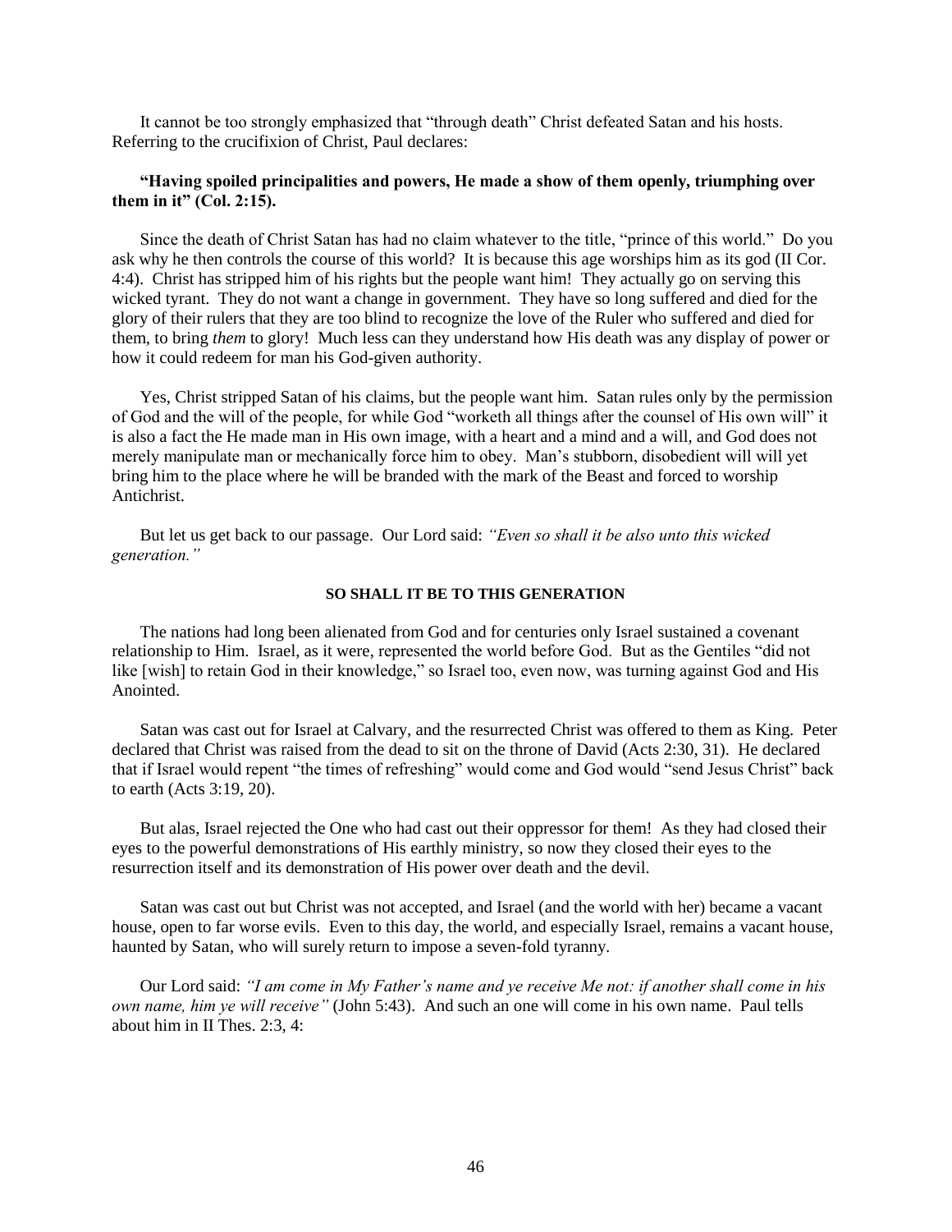It cannot be too strongly emphasized that "through death" Christ defeated Satan and his hosts. Referring to the crucifixion of Christ, Paul declares:

**"Having spoiled principalities and powers, He made a show of them openly, triumphing over them in it" (Col. 2:15).**

Since the death of Christ Satan has had no claim whatever to the title, "prince of this world." Do you ask why he then controls the course of this world? It is because this age worships him as its god (II Cor. 4:4). Christ has stripped him of his rights but the people want him! They actually go on serving this wicked tyrant. They do not want a change in government. They have so long suffered and died for the glory of their rulers that they are too blind to recognize the love of the Ruler who suffered and died for them, to bring *them* to glory! Much less can they understand how His death was any display of power or how it could redeem for man his God-given authority.

Yes, Christ stripped Satan of his claims, but the people want him. Satan rules only by the permission of God and the will of the people, for while God "worketh all things after the counsel of His own will" it is also a fact the He made man in His own image, with a heart and a mind and a will, and God does not merely manipulate man or mechanically force him to obey. Man's stubborn, disobedient will will yet bring him to the place where he will be branded with the mark of the Beast and forced to worship Antichrist.

But let us get back to our passage. Our Lord said: *"Even so shall it be also unto this wicked generation."*

#### SO SHALL IT BE TO THIS GENERATION

The nations had long been alienated from God and for centuries only Israel sustained a covenant relationship to Him. Israel, as it were, represented the world before God. But as the Gentiles "did not like [wish] to retain God in their knowledge," so Israel too, even now, was turning against God and His Anointed.

Satan was cast out for Israel at Calvary, and the resurrected Christ was offered to them as King. Peter declared that Christ was raised from the dead to sit on the throne of David (Acts 2:30, 31). He declared that if Israel would repent "the times of refreshing" would come and God would "send Jesus Christ" back to earth (Acts 3:19, 20).

But alas, Israel rejected the One who had cast out their oppressor for them! As they had closed their eyes to the powerful demonstrations of His earthly ministry, so now they closed their eyes to the resurrection itself and its demonstration of His power over death and the devil.

Satan was cast out but Christ was not accepted, and Israel (and the world with her) became a vacant house, open to far worse evils. Even to this day, the world, and especially Israel, remains a vacant house, haunted by Satan, who will surely return to impose a seven-fold tyranny.

Our Lord said: *"I am come in My Father's name and ye receive Me not: if another shall come in his own name, him ye will receive"* (John 5:43). And such an one will come in his own name. Paul tells about him in II Thes. 2:3, 4: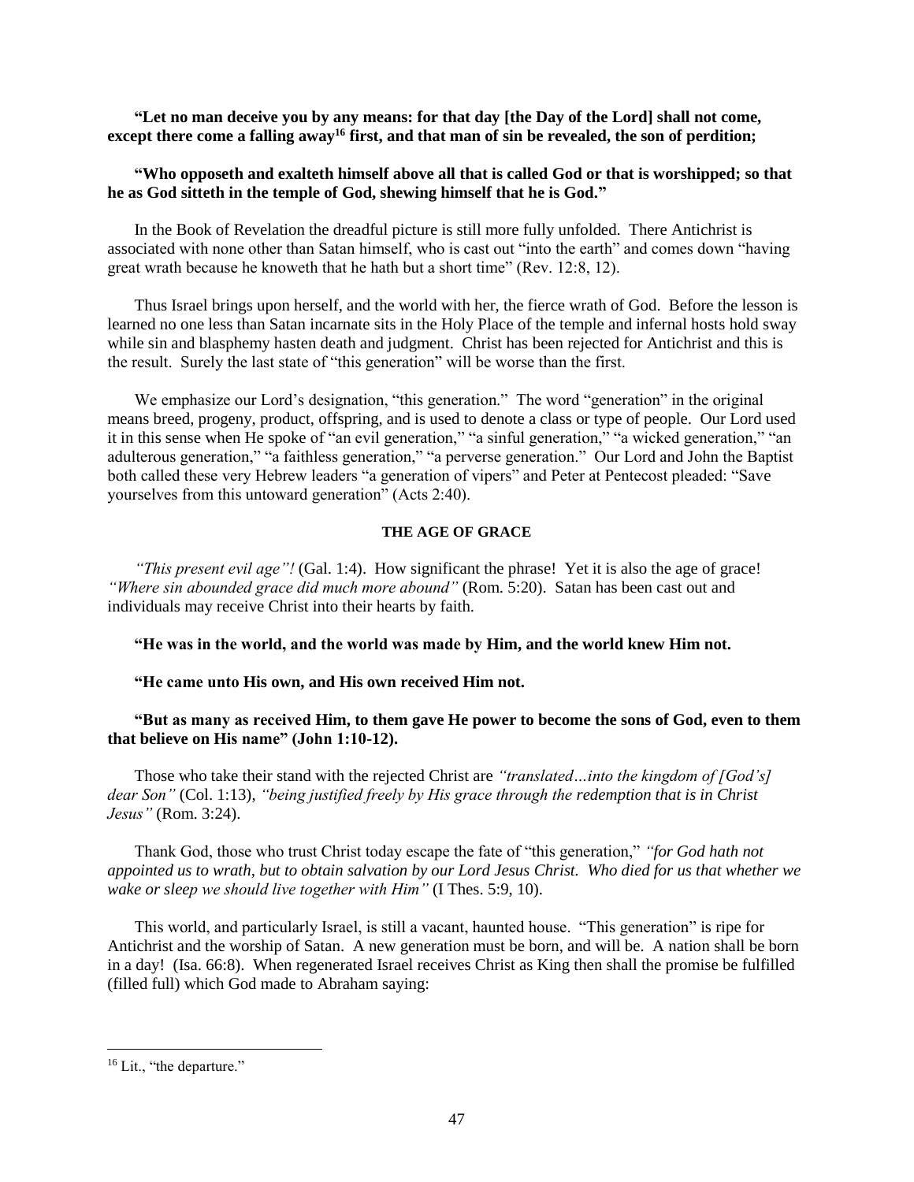**"Let no man deceive you by any means: for that day [the Day of the Lord] shall not come, except there come a falling away[16] first, and that man of sin be revealed, the son of perdition;**

**"Who opposeth and exalteth himself above all that is called God or that is worshipped; so that he as God sitteth in the temple of God, shewing himself that he is God."**

In the Book of Revelation the dreadful picture is still more fully unfolded. There Antichrist is associated with none other than Satan himself, who is cast out "into the earth" and comes down "having great wrath because he knoweth that he hath but a short time" (Rev. 12:8, 12).

Thus Israel brings upon herself, and the world with her, the fierce wrath of God. Before the lesson is learned no one less than Satan incarnate sits in the Holy Place of the temple and infernal hosts hold sway while sin and blasphemy hasten death and judgment. Christ has been rejected for Antichrist and this is the result. Surely the last state of "this generation" will be worse than the first.

We emphasize our Lord's designation, "this generation." The word "generation" in the original means breed, progeny, product, offspring, and is used to denote a class or type of people. Our Lord used it in this sense when He spoke of "an evil generation," "a sinful generation," "a wicked generation," "an adulterous generation," "a faithless generation," "a perverse generation." Our Lord and John the Baptist both called these very Hebrew leaders "a generation of vipers" and Peter at Pentecost pleaded: "Save yourselves from this untoward generation" (Acts 2:40).

**THE AGE OF GRACE**

*"This present evil age"!* (Gal. 1:4). How significant the phrase! Yet it is also the age of grace! *"Where sin abounded grace did much more abound"* (Rom. 5:20). Satan has been cast out and individuals may receive Christ into their hearts by faith.

**"He was in the world, and the world was made by Him, and the world knew Him not.**

**"He came unto His own, and His own received Him not.**

**"But as many as received Him, to them gave He power to become the sons of God, even to them that believe on His name" (John 1:10-12).**

Those who take their stand with the rejected Christ are *"translated…into the kingdom of [God's] dear Son"* (Col. 1:13), *"being justified freely by His grace through the redemption that is in Christ Jesus"* (Rom. 3:24).

Thank God, those who trust Christ today escape the fate of "this generation," *"for God hath not appointed us to wrath, but to obtain salvation by our Lord Jesus Christ. Who died for us that whether we wake or sleep we should live together with Him"* (I Thes. 5:9, 10).

This world, and particularly Israel, is still a vacant, haunted house. "This generation" is ripe for Antichrist and the worship of Satan. A new generation must be born, and will be. A nation shall be born in a day! (Isa. 66:8). When regenerated Israel receives Christ as King then shall the promise be fulfilled (filled full) which God made to Abraham saying:

---

[16] Lit., "the departure."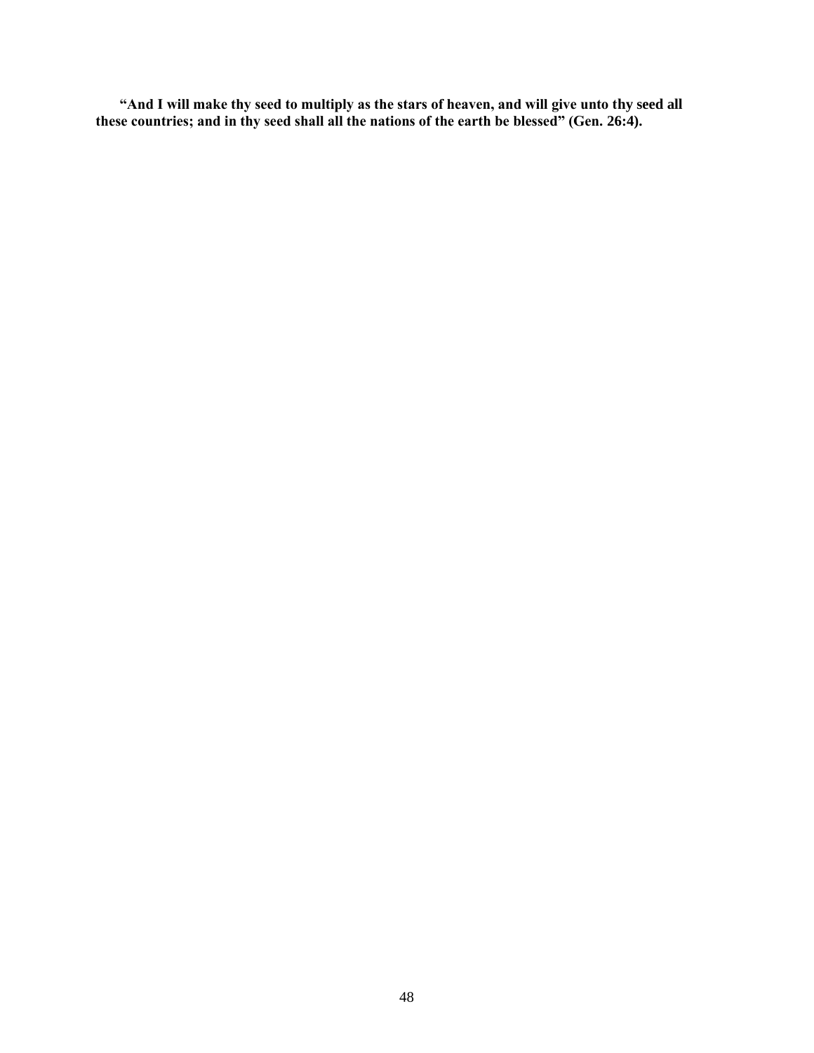**"And I will make thy seed to multiply as the stars of heaven, and will give unto thy seed all these countries; and in thy seed shall all the nations of the earth be blessed" (Gen. 26:4).**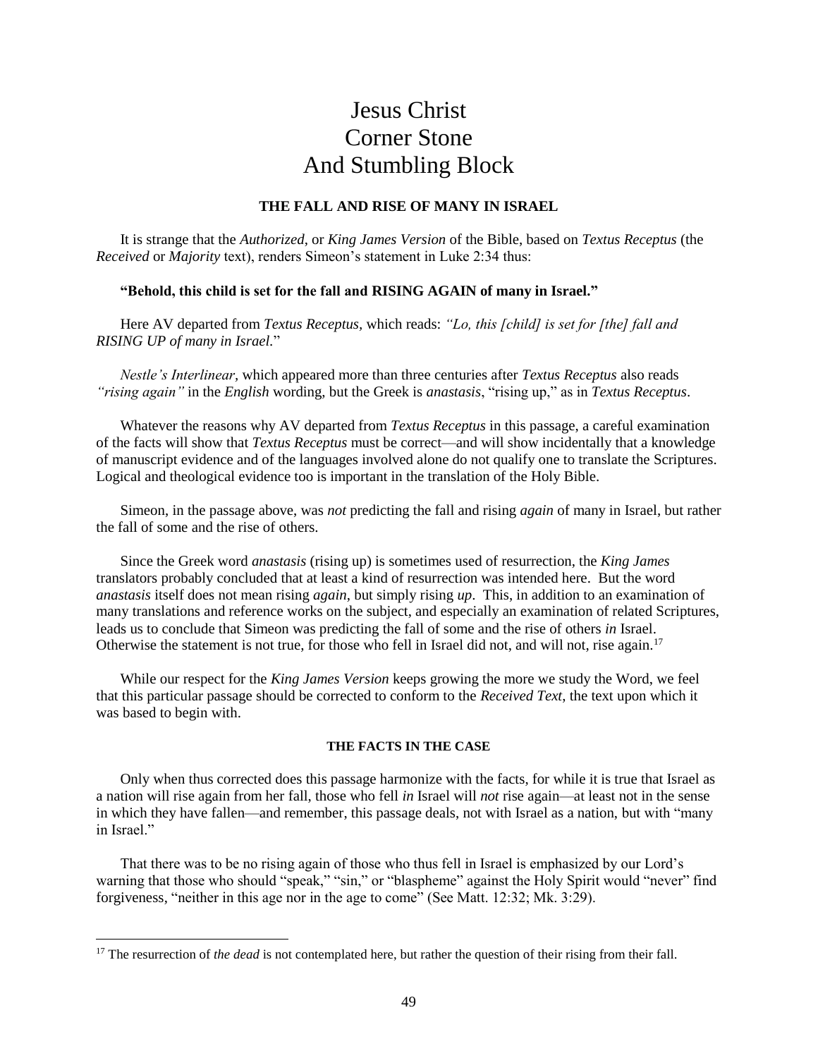# Jesus Christ
# Corner Stone
# And Stumbling Block

### THE FALL AND RISE OF MANY IN ISRAEL

It is strange that the *Authorized*, or *King James Version* of the Bible, based on *Textus Receptus* (the *Received* or *Majority* text), renders Simeon's statement in Luke 2:34 thus:

**"Behold, this child is set for the fall and RISING AGAIN of many in Israel."**

Here AV departed from *Textus Receptus*, which reads: *"Lo, this [child] is set for [the] fall and RISING UP of many in Israel.*"

*Nestle's Interlinear*, which appeared more than three centuries after *Textus Receptus* also reads *"rising again"* in the *English* wording, but the Greek is *anastasis*, "rising up," as in *Textus Receptus*.

Whatever the reasons why AV departed from *Textus Receptus* in this passage, a careful examination of the facts will show that *Textus Receptus* must be correct—and will show incidentally that a knowledge of manuscript evidence and of the languages involved alone do not qualify one to translate the Scriptures. Logical and theological evidence too is important in the translation of the Holy Bible.

Simeon, in the passage above, was *not* predicting the fall and rising *again* of many in Israel, but rather the fall of some and the rise of others.

Since the Greek word *anastasis* (rising up) is sometimes used of resurrection, the *King James* translators probably concluded that at least a kind of resurrection was intended here. But the word *anastasis* itself does not mean rising *again*, but simply rising *up*. This, in addition to an examination of many translations and reference works on the subject, and especially an examination of related Scriptures, leads us to conclude that Simeon was predicting the fall of some and the rise of others *in* Israel. Otherwise the statement is not true, for those who fell in Israel did not, and will not, rise again.[17]

While our respect for the *King James Version* keeps growing the more we study the Word, we feel that this particular passage should be corrected to conform to the *Received Text*, the text upon which it was based to begin with.

#### THE FACTS IN THE CASE

Only when thus corrected does this passage harmonize with the facts, for while it is true that Israel as a nation will rise again from her fall, those who fell *in* Israel will *not* rise again—at least not in the sense in which they have fallen—and remember, this passage deals, not with Israel as a nation, but with "many in Israel."

That there was to be no rising again of those who thus fell in Israel is emphasized by our Lord's warning that those who should "speak," "sin," or "blaspheme" against the Holy Spirit would "never" find forgiveness, "neither in this age nor in the age to come" (See Matt. 12:32; Mk. 3:29).

---

[17] The resurrection of *the dead* is not contemplated here, but rather the question of their rising from their fall.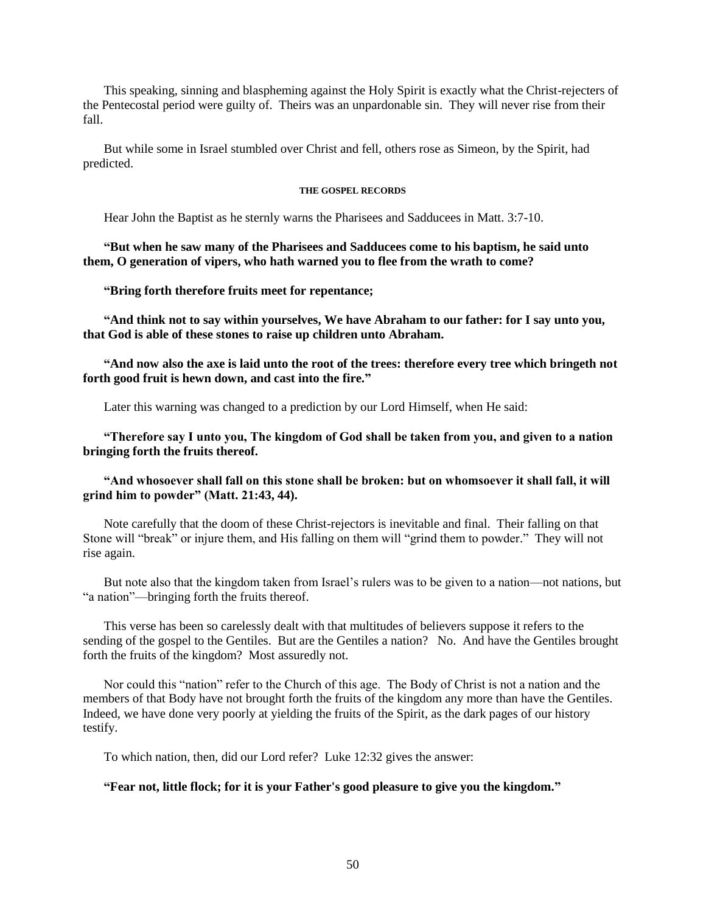This speaking, sinning and blaspheming against the Holy Spirit is exactly what the Christ-rejecters of the Pentecostal period were guilty of. Theirs was an unpardonable sin. They will never rise from their fall.

But while some in Israel stumbled over Christ and fell, others rose as Simeon, by the Spirit, had predicted.

#### THE GOSPEL RECORDS

Hear John the Baptist as he sternly warns the Pharisees and Sadducees in Matt. 3:7-10.

**"But when he saw many of the Pharisees and Sadducees come to his baptism, he said unto them, O generation of vipers, who hath warned you to flee from the wrath to come?**

**"Bring forth therefore fruits meet for repentance;**

**"And think not to say within yourselves, We have Abraham to our father: for I say unto you, that God is able of these stones to raise up children unto Abraham.**

**"And now also the axe is laid unto the root of the trees: therefore every tree which bringeth not forth good fruit is hewn down, and cast into the fire."**

Later this warning was changed to a prediction by our Lord Himself, when He said:

**"Therefore say I unto you, The kingdom of God shall be taken from you, and given to a nation bringing forth the fruits thereof.**

**"And whosoever shall fall on this stone shall be broken: but on whomsoever it shall fall, it will grind him to powder" (Matt. 21:43, 44).**

Note carefully that the doom of these Christ-rejectors is inevitable and final. Their falling on that Stone will "break" or injure them, and His falling on them will "grind them to powder." They will not rise again.

But note also that the kingdom taken from Israel's rulers was to be given to a nation—not nations, but "a nation"—bringing forth the fruits thereof.

This verse has been so carelessly dealt with that multitudes of believers suppose it refers to the sending of the gospel to the Gentiles. But are the Gentiles a nation? No. And have the Gentiles brought forth the fruits of the kingdom? Most assuredly not.

Nor could this "nation" refer to the Church of this age. The Body of Christ is not a nation and the members of that Body have not brought forth the fruits of the kingdom any more than have the Gentiles. Indeed, we have done very poorly at yielding the fruits of the Spirit, as the dark pages of our history testify.

To which nation, then, did our Lord refer? Luke 12:32 gives the answer:

**"Fear not, little flock; for it is your Father's good pleasure to give you the kingdom."**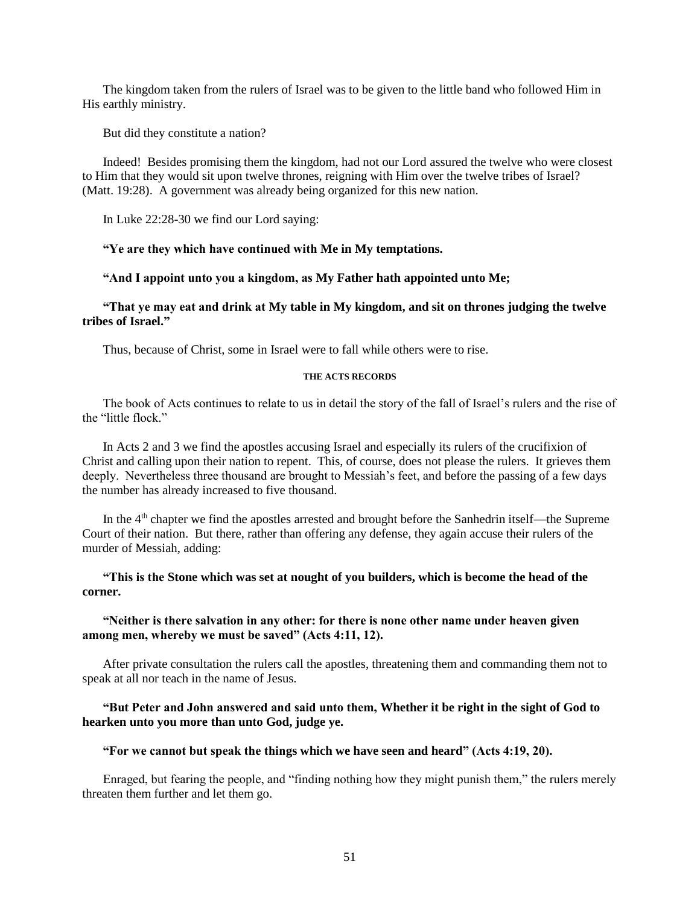The kingdom taken from the rulers of Israel was to be given to the little band who followed Him in His earthly ministry.

But did they constitute a nation?

Indeed! Besides promising them the kingdom, had not our Lord assured the twelve who were closest to Him that they would sit upon twelve thrones, reigning with Him over the twelve tribes of Israel? (Matt. 19:28). A government was already being organized for this new nation.

In Luke 22:28-30 we find our Lord saying:

**"Ye are they which have continued with Me in My temptations.**

**"And I appoint unto you a kingdom, as My Father hath appointed unto Me;**

**"That ye may eat and drink at My table in My kingdom, and sit on thrones judging the twelve tribes of Israel."**

Thus, because of Christ, some in Israel were to fall while others were to rise.

###### THE ACTS RECORDS

The book of Acts continues to relate to us in detail the story of the fall of Israel's rulers and the rise of the "little flock."

In Acts 2 and 3 we find the apostles accusing Israel and especially its rulers of the crucifixion of Christ and calling upon their nation to repent. This, of course, does not please the rulers. It grieves them deeply. Nevertheless three thousand are brought to Messiah's feet, and before the passing of a few days the number has already increased to five thousand.

In the 4th chapter we find the apostles arrested and brought before the Sanhedrin itself—the Supreme Court of their nation. But there, rather than offering any defense, they again accuse their rulers of the murder of Messiah, adding:

**"This is the Stone which was set at nought of you builders, which is become the head of the corner.**

**"Neither is there salvation in any other: for there is none other name under heaven given among men, whereby we must be saved" (Acts 4:11, 12).**

After private consultation the rulers call the apostles, threatening them and commanding them not to speak at all nor teach in the name of Jesus.

**"But Peter and John answered and said unto them, Whether it be right in the sight of God to hearken unto you more than unto God, judge ye.**

**"For we cannot but speak the things which we have seen and heard" (Acts 4:19, 20).**

Enraged, but fearing the people, and "finding nothing how they might punish them," the rulers merely threaten them further and let them go.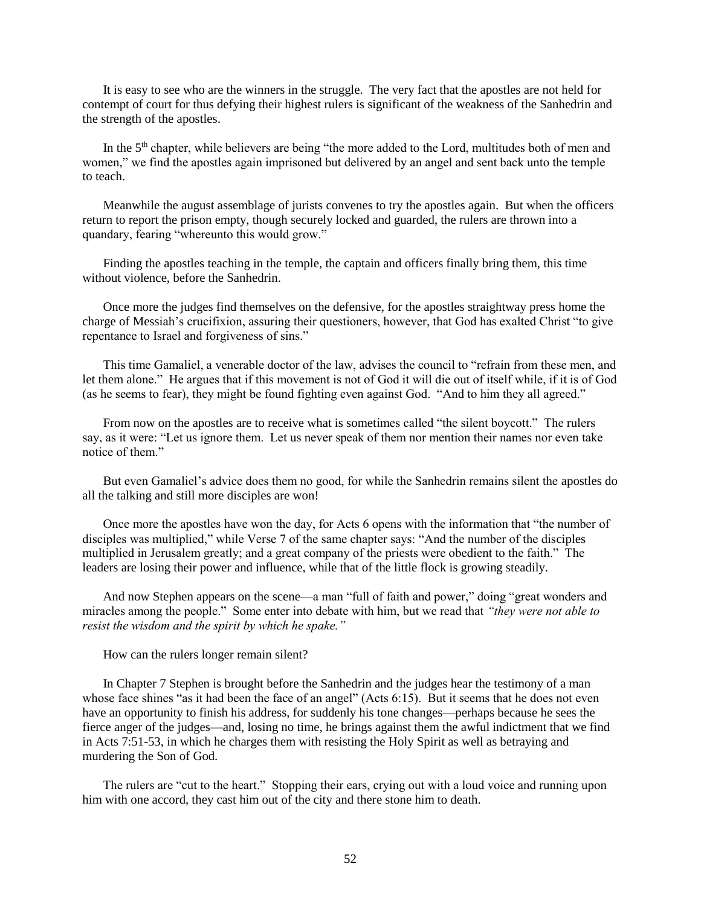It is easy to see who are the winners in the struggle. The very fact that the apostles are not held for contempt of court for thus defying their highest rulers is significant of the weakness of the Sanhedrin and the strength of the apostles.

In the 5th chapter, while believers are being "the more added to the Lord, multitudes both of men and women," we find the apostles again imprisoned but delivered by an angel and sent back unto the temple to teach.

Meanwhile the august assemblage of jurists convenes to try the apostles again. But when the officers return to report the prison empty, though securely locked and guarded, the rulers are thrown into a quandary, fearing "whereunto this would grow."

Finding the apostles teaching in the temple, the captain and officers finally bring them, this time without violence, before the Sanhedrin.

Once more the judges find themselves on the defensive, for the apostles straightway press home the charge of Messiah's crucifixion, assuring their questioners, however, that God has exalted Christ "to give repentance to Israel and forgiveness of sins."

This time Gamaliel, a venerable doctor of the law, advises the council to "refrain from these men, and let them alone." He argues that if this movement is not of God it will die out of itself while, if it is of God (as he seems to fear), they might be found fighting even against God. "And to him they all agreed."

From now on the apostles are to receive what is sometimes called "the silent boycott." The rulers say, as it were: "Let us ignore them. Let us never speak of them nor mention their names nor even take notice of them."

But even Gamaliel's advice does them no good, for while the Sanhedrin remains silent the apostles do all the talking and still more disciples are won!

Once more the apostles have won the day, for Acts 6 opens with the information that "the number of disciples was multiplied," while Verse 7 of the same chapter says: "And the number of the disciples multiplied in Jerusalem greatly; and a great company of the priests were obedient to the faith." The leaders are losing their power and influence, while that of the little flock is growing steadily.

And now Stephen appears on the scene—a man "full of faith and power," doing "great wonders and miracles among the people." Some enter into debate with him, but we read that *"they were not able to resist the wisdom and the spirit by which he spake."*

How can the rulers longer remain silent?

In Chapter 7 Stephen is brought before the Sanhedrin and the judges hear the testimony of a man whose face shines "as it had been the face of an angel" (Acts 6:15). But it seems that he does not even have an opportunity to finish his address, for suddenly his tone changes—perhaps because he sees the fierce anger of the judges—and, losing no time, he brings against them the awful indictment that we find in Acts 7:51-53, in which he charges them with resisting the Holy Spirit as well as betraying and murdering the Son of God.

The rulers are "cut to the heart." Stopping their ears, crying out with a loud voice and running upon him with one accord, they cast him out of the city and there stone him to death.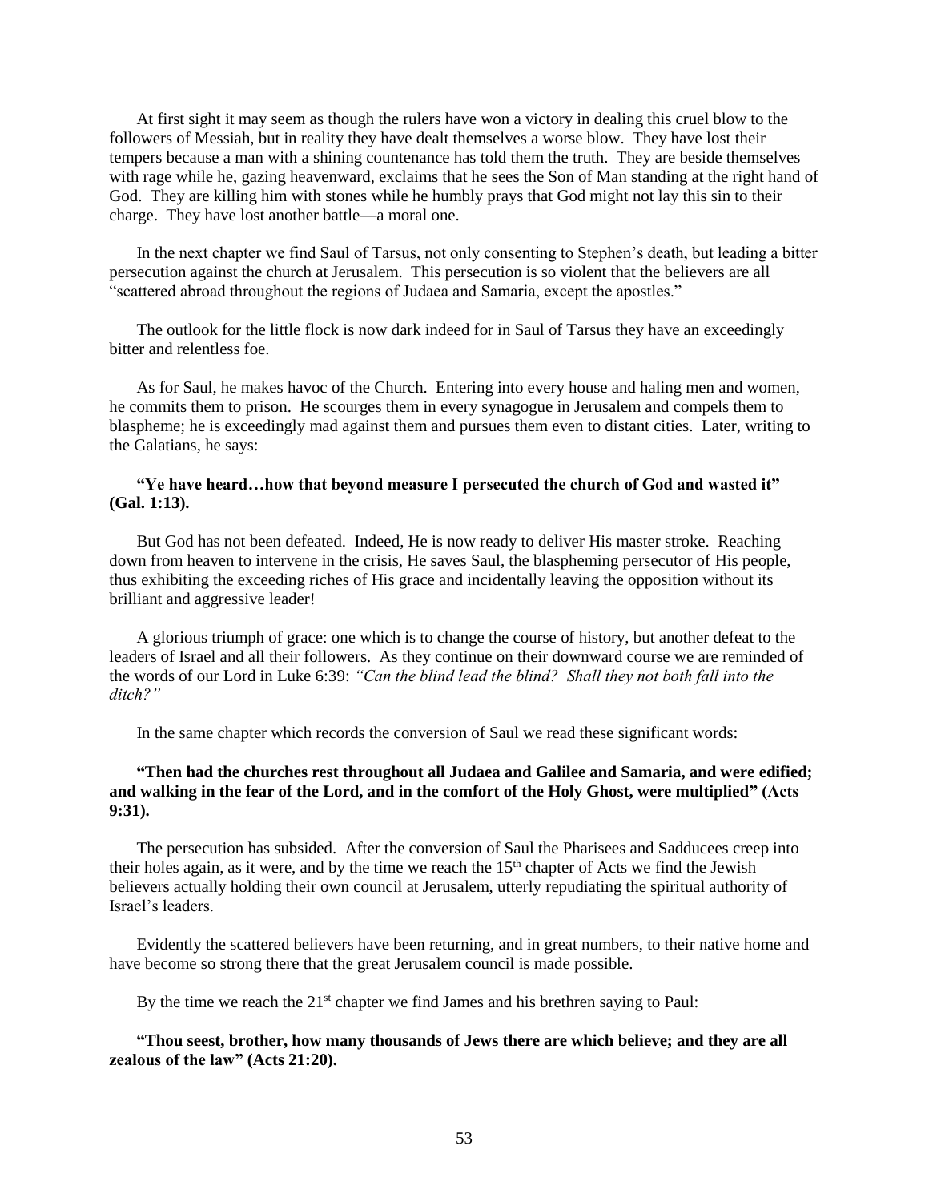At first sight it may seem as though the rulers have won a victory in dealing this cruel blow to the followers of Messiah, but in reality they have dealt themselves a worse blow. They have lost their tempers because a man with a shining countenance has told them the truth. They are beside themselves with rage while he, gazing heavenward, exclaims that he sees the Son of Man standing at the right hand of God. They are killing him with stones while he humbly prays that God might not lay this sin to their charge. They have lost another battle—a moral one.

In the next chapter we find Saul of Tarsus, not only consenting to Stephen's death, but leading a bitter persecution against the church at Jerusalem. This persecution is so violent that the believers are all "scattered abroad throughout the regions of Judaea and Samaria, except the apostles."

The outlook for the little flock is now dark indeed for in Saul of Tarsus they have an exceedingly bitter and relentless foe.

As for Saul, he makes havoc of the Church. Entering into every house and haling men and women, he commits them to prison. He scourges them in every synagogue in Jerusalem and compels them to blaspheme; he is exceedingly mad against them and pursues them even to distant cities. Later, writing to the Galatians, he says:

**"Ye have heard…how that beyond measure I persecuted the church of God and wasted it" (Gal. 1:13).**

But God has not been defeated. Indeed, He is now ready to deliver His master stroke. Reaching down from heaven to intervene in the crisis, He saves Saul, the blaspheming persecutor of His people, thus exhibiting the exceeding riches of His grace and incidentally leaving the opposition without its brilliant and aggressive leader!

A glorious triumph of grace: one which is to change the course of history, but another defeat to the leaders of Israel and all their followers. As they continue on their downward course we are reminded of the words of our Lord in Luke 6:39: *"Can the blind lead the blind? Shall they not both fall into the ditch?"*

In the same chapter which records the conversion of Saul we read these significant words:

**"Then had the churches rest throughout all Judaea and Galilee and Samaria, and were edified; and walking in the fear of the Lord, and in the comfort of the Holy Ghost, were multiplied" (Acts 9:31).**

The persecution has subsided. After the conversion of Saul the Pharisees and Sadducees creep into their holes again, as it were, and by the time we reach the 15th chapter of Acts we find the Jewish believers actually holding their own council at Jerusalem, utterly repudiating the spiritual authority of Israel's leaders.

Evidently the scattered believers have been returning, and in great numbers, to their native home and have become so strong there that the great Jerusalem council is made possible.

By the time we reach the 21st chapter we find James and his brethren saying to Paul:

**"Thou seest, brother, how many thousands of Jews there are which believe; and they are all zealous of the law" (Acts 21:20).**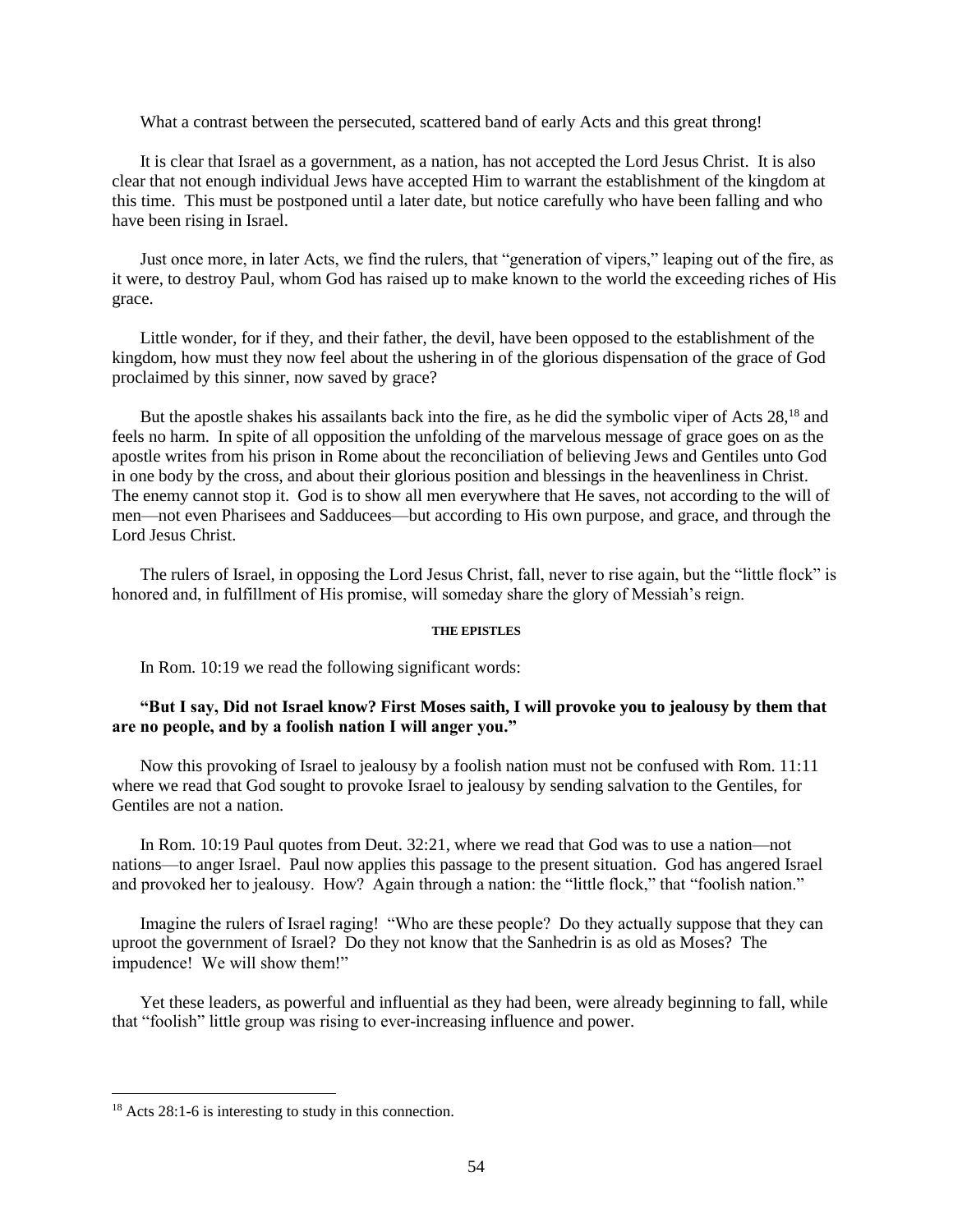What a contrast between the persecuted, scattered band of early Acts and this great throng!

It is clear that Israel as a government, as a nation, has not accepted the Lord Jesus Christ. It is also clear that not enough individual Jews have accepted Him to warrant the establishment of the kingdom at this time. This must be postponed until a later date, but notice carefully who have been falling and who have been rising in Israel.

Just once more, in later Acts, we find the rulers, that "generation of vipers," leaping out of the fire, as it were, to destroy Paul, whom God has raised up to make known to the world the exceeding riches of His grace.

Little wonder, for if they, and their father, the devil, have been opposed to the establishment of the kingdom, how must they now feel about the ushering in of the glorious dispensation of the grace of God proclaimed by this sinner, now saved by grace?

But the apostle shakes his assailants back into the fire, as he did the symbolic viper of Acts 28,[18] and feels no harm. In spite of all opposition the unfolding of the marvelous message of grace goes on as the apostle writes from his prison in Rome about the reconciliation of believing Jews and Gentiles unto God in one body by the cross, and about their glorious position and blessings in the heavenliness in Christ. The enemy cannot stop it. God is to show all men everywhere that He saves, not according to the will of men—not even Pharisees and Sadducees—but according to His own purpose, and grace, and through the Lord Jesus Christ.

The rulers of Israel, in opposing the Lord Jesus Christ, fall, never to rise again, but the "little flock" is honored and, in fulfillment of His promise, will someday share the glory of Messiah's reign.

#### THE EPISTLES

In Rom. 10:19 we read the following significant words:

**"But I say, Did not Israel know? First Moses saith, I will provoke you to jealousy by them that are no people, and by a foolish nation I will anger you."**

Now this provoking of Israel to jealousy by a foolish nation must not be confused with Rom. 11:11 where we read that God sought to provoke Israel to jealousy by sending salvation to the Gentiles, for Gentiles are not a nation.

In Rom. 10:19 Paul quotes from Deut. 32:21, where we read that God was to use a nation—not nations—to anger Israel. Paul now applies this passage to the present situation. God has angered Israel and provoked her to jealousy. How? Again through a nation: the "little flock," that "foolish nation."

Imagine the rulers of Israel raging! "Who are these people? Do they actually suppose that they can uproot the government of Israel? Do they not know that the Sanhedrin is as old as Moses? The impudence! We will show them!"

Yet these leaders, as powerful and influential as they had been, were already beginning to fall, while that "foolish" little group was rising to ever-increasing influence and power.

---

[18] Acts 28:1-6 is interesting to study in this connection.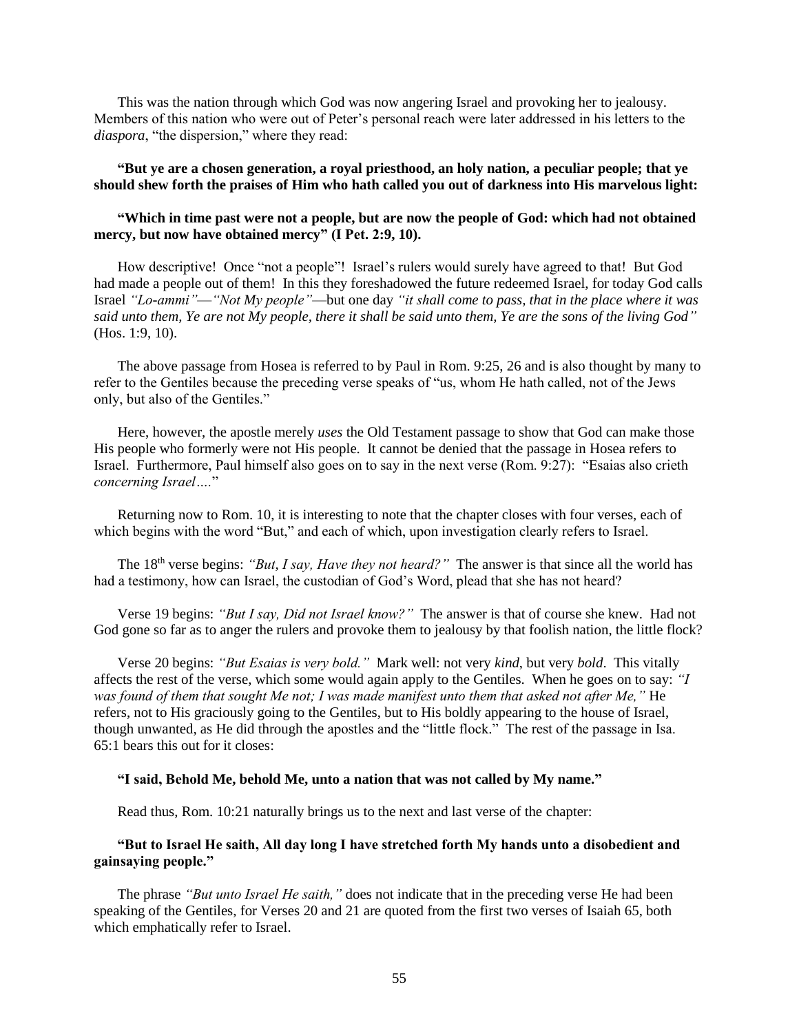This was the nation through which God was now angering Israel and provoking her to jealousy. Members of this nation who were out of Peter's personal reach were later addressed in his letters to the *diaspora*, "the dispersion," where they read:

**"But ye are a chosen generation, a royal priesthood, an holy nation, a peculiar people; that ye should shew forth the praises of Him who hath called you out of darkness into His marvelous light:**

**"Which in time past were not a people, but are now the people of God: which had not obtained mercy, but now have obtained mercy" (I Pet. 2:9, 10).**

How descriptive! Once "not a people"! Israel's rulers would surely have agreed to that! But God had made a people out of them! In this they foreshadowed the future redeemed Israel, for today God calls Israel *"Lo-ammi"*—*"Not My people"*—but one day *"it shall come to pass, that in the place where it was said unto them, Ye are not My people, there it shall be said unto them, Ye are the sons of the living God"* (Hos. 1:9, 10).

The above passage from Hosea is referred to by Paul in Rom. 9:25, 26 and is also thought by many to refer to the Gentiles because the preceding verse speaks of "us, whom He hath called, not of the Jews only, but also of the Gentiles."

Here, however, the apostle merely *uses* the Old Testament passage to show that God can make those His people who formerly were not His people. It cannot be denied that the passage in Hosea refers to Israel. Furthermore, Paul himself also goes on to say in the next verse (Rom. 9:27): "Esaias also crieth *concerning Israel….*"

Returning now to Rom. 10, it is interesting to note that the chapter closes with four verses, each of which begins with the word "But," and each of which, upon investigation clearly refers to Israel.

The 18th verse begins: *"But, I say, Have they not heard?"* The answer is that since all the world has had a testimony, how can Israel, the custodian of God's Word, plead that she has not heard?

Verse 19 begins: *"But I say, Did not Israel know?"* The answer is that of course she knew. Had not God gone so far as to anger the rulers and provoke them to jealousy by that foolish nation, the little flock?

Verse 20 begins: *"But Esaias is very bold."* Mark well: not very *kind*, but very *bold*. This vitally affects the rest of the verse, which some would again apply to the Gentiles. When he goes on to say: *"I was found of them that sought Me not; I was made manifest unto them that asked not after Me,"* He refers, not to His graciously going to the Gentiles, but to His boldly appearing to the house of Israel, though unwanted, as He did through the apostles and the "little flock." The rest of the passage in Isa. 65:1 bears this out for it closes:

**"I said, Behold Me, behold Me, unto a nation that was not called by My name."**

Read thus, Rom. 10:21 naturally brings us to the next and last verse of the chapter:

**"But to Israel He saith, All day long I have stretched forth My hands unto a disobedient and gainsaying people."**

The phrase *"But unto Israel He saith,"* does not indicate that in the preceding verse He had been speaking of the Gentiles, for Verses 20 and 21 are quoted from the first two verses of Isaiah 65, both which emphatically refer to Israel.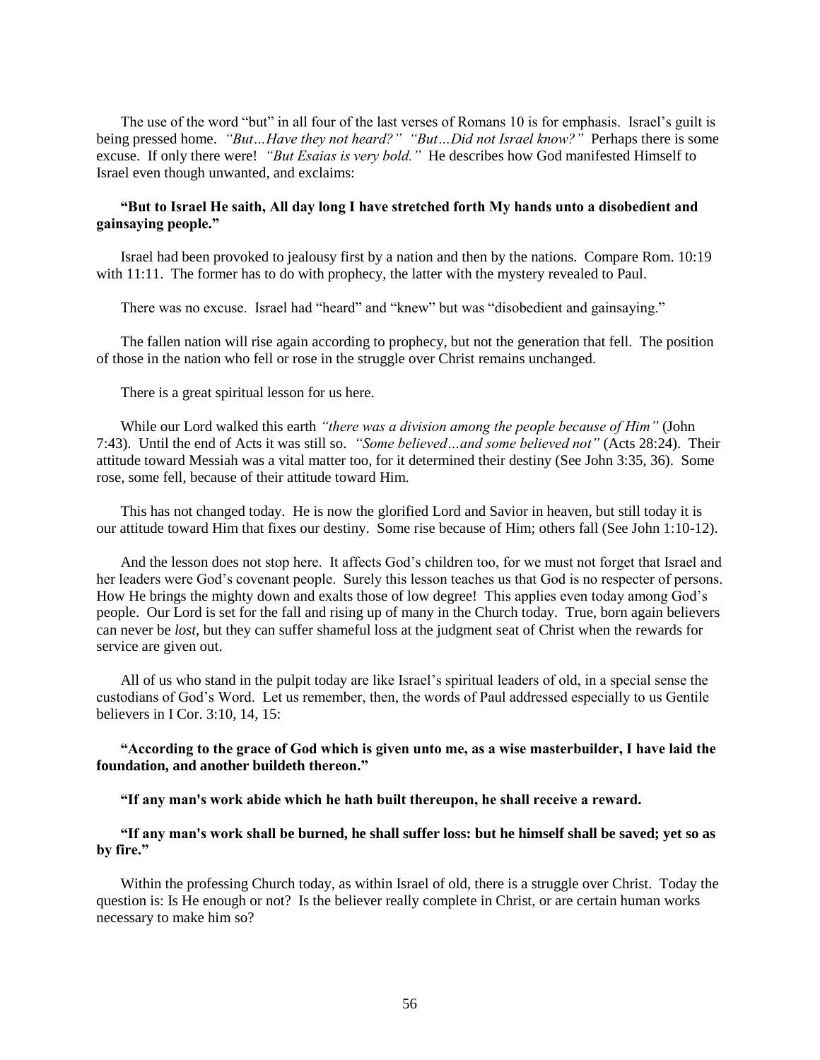The use of the word "but" in all four of the last verses of Romans 10 is for emphasis. Israel's guilt is being pressed home. *"But…Have they not heard?" "But…Did not Israel know?"* Perhaps there is some excuse. If only there were! *"But Esaias is very bold."* He describes how God manifested Himself to Israel even though unwanted, and exclaims:

**"But to Israel He saith, All day long I have stretched forth My hands unto a disobedient and gainsaying people."**

Israel had been provoked to jealousy first by a nation and then by the nations. Compare Rom. 10:19 with 11:11. The former has to do with prophecy, the latter with the mystery revealed to Paul.

There was no excuse. Israel had "heard" and "knew" but was "disobedient and gainsaying."

The fallen nation will rise again according to prophecy, but not the generation that fell. The position of those in the nation who fell or rose in the struggle over Christ remains unchanged.

There is a great spiritual lesson for us here.

While our Lord walked this earth *"there was a division among the people because of Him"* (John 7:43). Until the end of Acts it was still so. *"Some believed…and some believed not"* (Acts 28:24). Their attitude toward Messiah was a vital matter too, for it determined their destiny (See John 3:35, 36). Some rose, some fell, because of their attitude toward Him.

This has not changed today. He is now the glorified Lord and Savior in heaven, but still today it is our attitude toward Him that fixes our destiny. Some rise because of Him; others fall (See John 1:10-12).

And the lesson does not stop here. It affects God's children too, for we must not forget that Israel and her leaders were God's covenant people. Surely this lesson teaches us that God is no respecter of persons. How He brings the mighty down and exalts those of low degree! This applies even today among God's people. Our Lord is set for the fall and rising up of many in the Church today. True, born again believers can never be *lost*, but they can suffer shameful loss at the judgment seat of Christ when the rewards for service are given out.

All of us who stand in the pulpit today are like Israel's spiritual leaders of old, in a special sense the custodians of God's Word. Let us remember, then, the words of Paul addressed especially to us Gentile believers in I Cor. 3:10, 14, 15:

**"According to the grace of God which is given unto me, as a wise masterbuilder, I have laid the foundation, and another buildeth thereon."**

**"If any man's work abide which he hath built thereupon, he shall receive a reward.**

**"If any man's work shall be burned, he shall suffer loss: but he himself shall be saved; yet so as by fire."**

Within the professing Church today, as within Israel of old, there is a struggle over Christ. Today the question is: Is He enough or not? Is the believer really complete in Christ, or are certain human works necessary to make him so?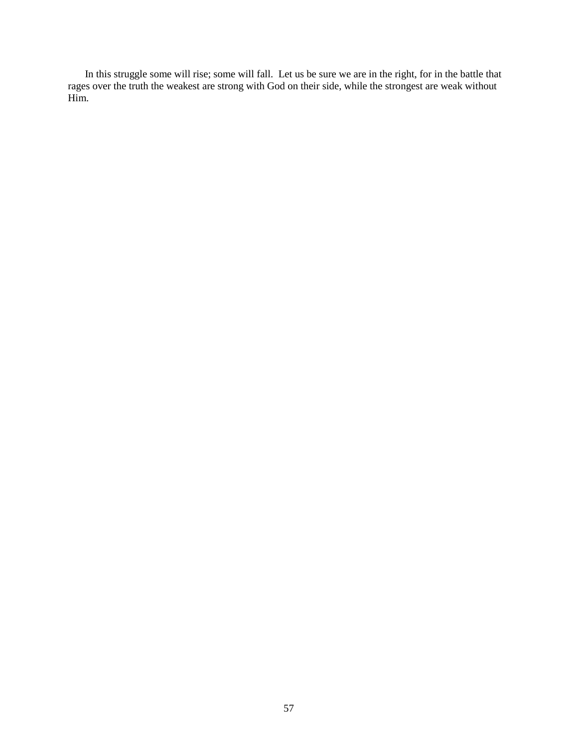In this struggle some will rise; some will fall. Let us be sure we are in the right, for in the battle that rages over the truth the weakest are strong with God on their side, while the strongest are weak without Him.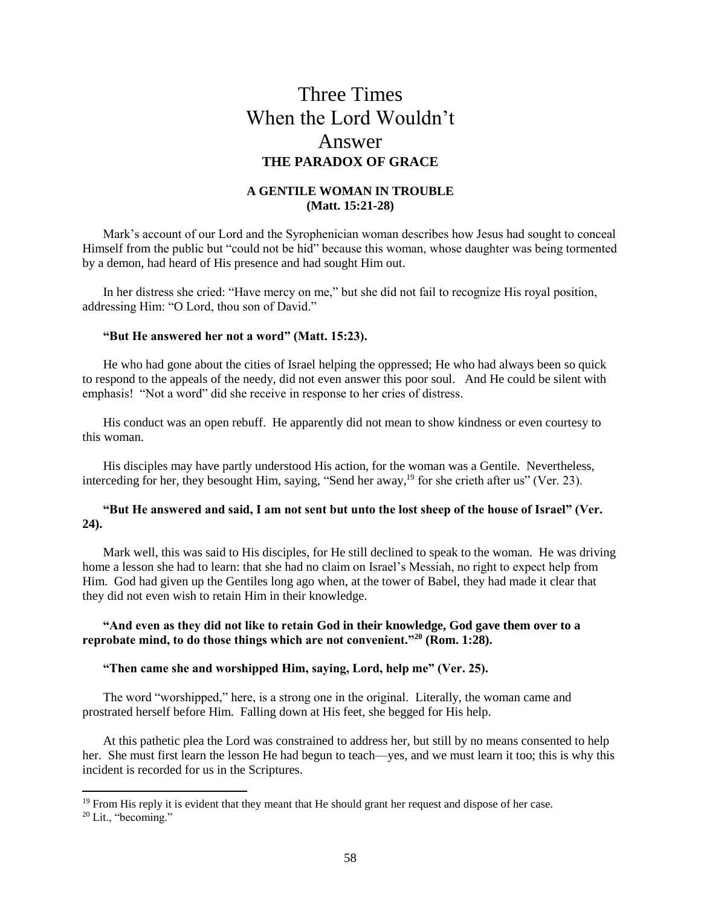# Three Times When the Lord Wouldn't Answer

## THE PARADOX OF GRACE

### A GENTILE WOMAN IN TROUBLE
### (Matt. 15:21-28)

Mark's account of our Lord and the Syrophenician woman describes how Jesus had sought to conceal Himself from the public but "could not be hid" because this woman, whose daughter was being tormented by a demon, had heard of His presence and had sought Him out.

In her distress she cried: "Have mercy on me," but she did not fail to recognize His royal position, addressing Him: "O Lord, thou son of David."

**"But He answered her not a word" (Matt. 15:23).**

He who had gone about the cities of Israel helping the oppressed; He who had always been so quick to respond to the appeals of the needy, did not even answer this poor soul. And He could be silent with emphasis! "Not a word" did she receive in response to her cries of distress.

His conduct was an open rebuff. He apparently did not mean to show kindness or even courtesy to this woman.

His disciples may have partly understood His action, for the woman was a Gentile. Nevertheless, interceding for her, they besought Him, saying, "Send her away,[19] for she crieth after us" (Ver. 23).

**"But He answered and said, I am not sent but unto the lost sheep of the house of Israel" (Ver. 24).**

Mark well, this was said to His disciples, for He still declined to speak to the woman. He was driving home a lesson she had to learn: that she had no claim on Israel's Messiah, no right to expect help from Him. God had given up the Gentiles long ago when, at the tower of Babel, they had made it clear that they did not even wish to retain Him in their knowledge.

**"And even as they did not like to retain God in their knowledge, God gave them over to a reprobate mind, to do those things which are not convenient."[20] (Rom. 1:28).**

**"Then came she and worshipped Him, saying, Lord, help me" (Ver. 25).**

The word "worshipped," here, is a strong one in the original. Literally, the woman came and prostrated herself before Him. Falling down at His feet, she begged for His help.

At this pathetic plea the Lord was constrained to address her, but still by no means consented to help her. She must first learn the lesson He had begun to teach—yes, and we must learn it too; this is why this incident is recorded for us in the Scriptures.

---

[19] From His reply it is evident that they meant that He should grant her request and dispose of her case.

[20] Lit., "becoming."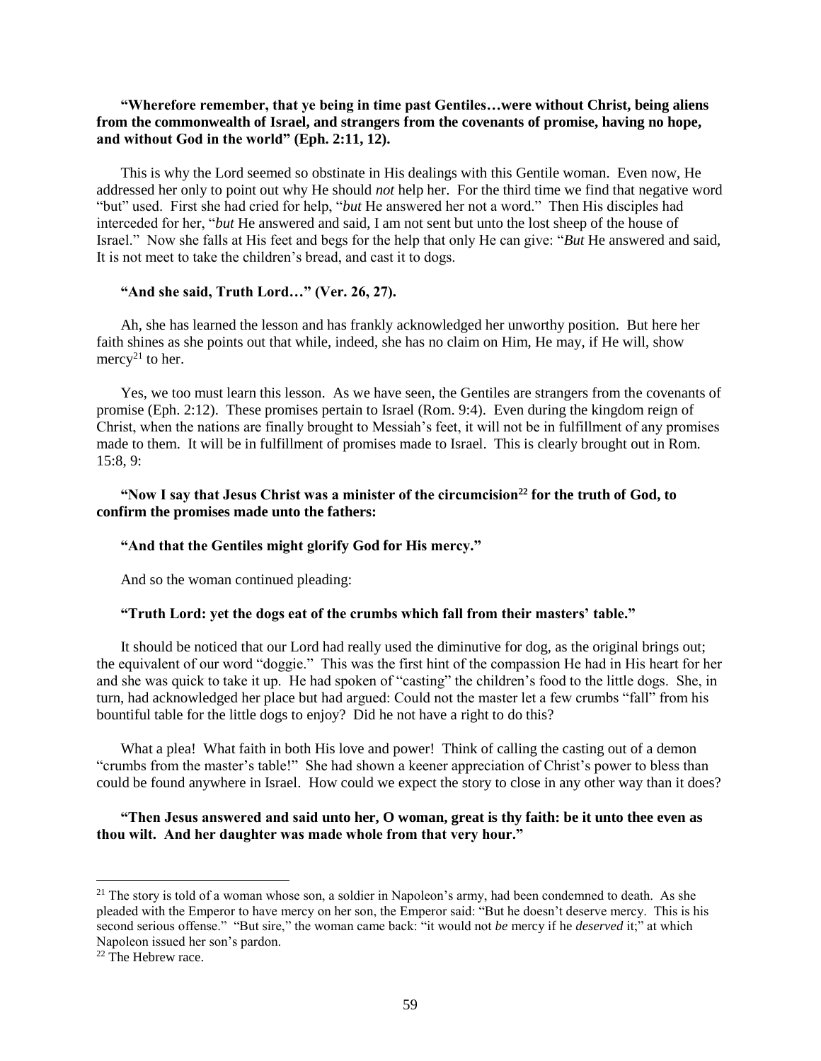**"Wherefore remember, that ye being in time past Gentiles…were without Christ, being aliens from the commonwealth of Israel, and strangers from the covenants of promise, having no hope, and without God in the world" (Eph. 2:11, 12).**

This is why the Lord seemed so obstinate in His dealings with this Gentile woman. Even now, He addressed her only to point out why He should *not* help her. For the third time we find that negative word "but" used. First she had cried for help, "*but* He answered her not a word." Then His disciples had interceded for her, "*but* He answered and said, I am not sent but unto the lost sheep of the house of Israel." Now she falls at His feet and begs for the help that only He can give: "*But* He answered and said, It is not meet to take the children's bread, and cast it to dogs.

**"And she said, Truth Lord…" (Ver. 26, 27).**

Ah, she has learned the lesson and has frankly acknowledged her unworthy position. But here her faith shines as she points out that while, indeed, she has no claim on Him, He may, if He will, show mercy[21] to her.

Yes, we too must learn this lesson. As we have seen, the Gentiles are strangers from the covenants of promise (Eph. 2:12). These promises pertain to Israel (Rom. 9:4). Even during the kingdom reign of Christ, when the nations are finally brought to Messiah's feet, it will not be in fulfillment of any promises made to them. It will be in fulfillment of promises made to Israel. This is clearly brought out in Rom. 15:8, 9:

**"Now I say that Jesus Christ was a minister of the circumcision[22] for the truth of God, to confirm the promises made unto the fathers:**

**"And that the Gentiles might glorify God for His mercy."**

And so the woman continued pleading:

**"Truth Lord: yet the dogs eat of the crumbs which fall from their masters' table."**

It should be noticed that our Lord had really used the diminutive for dog, as the original brings out; the equivalent of our word "doggie." This was the first hint of the compassion He had in His heart for her and she was quick to take it up. He had spoken of "casting" the children's food to the little dogs. She, in turn, had acknowledged her place but had argued: Could not the master let a few crumbs "fall" from his bountiful table for the little dogs to enjoy? Did he not have a right to do this?

What a plea! What faith in both His love and power! Think of calling the casting out of a demon "crumbs from the master's table!" She had shown a keener appreciation of Christ's power to bless than could be found anywhere in Israel. How could we expect the story to close in any other way than it does?

**"Then Jesus answered and said unto her, O woman, great is thy faith: be it unto thee even as thou wilt. And her daughter was made whole from that very hour."**

---

[21] The story is told of a woman whose son, a soldier in Napoleon's army, had been condemned to death. As she pleaded with the Emperor to have mercy on her son, the Emperor said: "But he doesn't deserve mercy. This is his second serious offense." "But sire," the woman came back: "it would not *be* mercy if he *deserved* it;" at which Napoleon issued her son's pardon.

[22] The Hebrew race.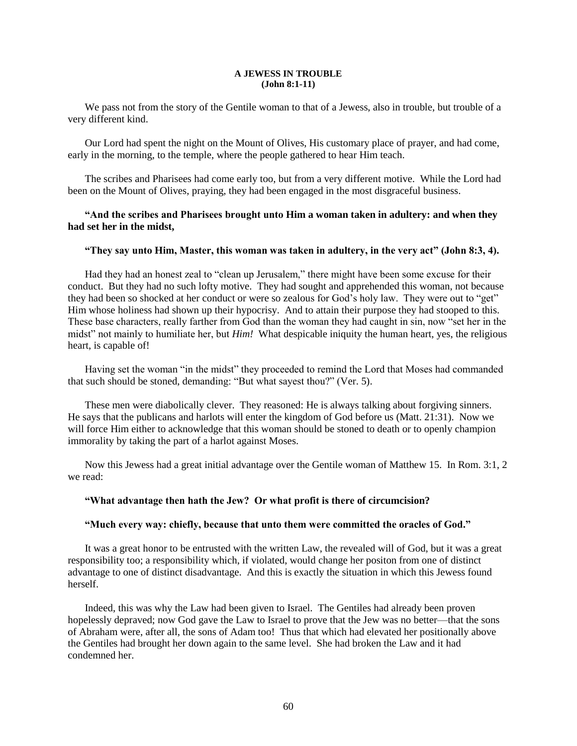**A JEWESS IN TROUBLE**
**(John 8:1-11)**

We pass not from the story of the Gentile woman to that of a Jewess, also in trouble, but trouble of a very different kind.

Our Lord had spent the night on the Mount of Olives, His customary place of prayer, and had come, early in the morning, to the temple, where the people gathered to hear Him teach.

The scribes and Pharisees had come early too, but from a very different motive. While the Lord had been on the Mount of Olives, praying, they had been engaged in the most disgraceful business.

**"And the scribes and Pharisees brought unto Him a woman taken in adultery: and when they had set her in the midst,**

**"They say unto Him, Master, this woman was taken in adultery, in the very act" (John 8:3, 4).**

Had they had an honest zeal to "clean up Jerusalem," there might have been some excuse for their conduct. But they had no such lofty motive. They had sought and apprehended this woman, not because they had been so shocked at her conduct or were so zealous for God's holy law. They were out to "get" Him whose holiness had shown up their hypocrisy. And to attain their purpose they had stooped to this. These base characters, really farther from God than the woman they had caught in sin, now "set her in the midst" not mainly to humiliate her, but *Him!* What despicable iniquity the human heart, yes, the religious heart, is capable of!

Having set the woman "in the midst" they proceeded to remind the Lord that Moses had commanded that such should be stoned, demanding: "But what sayest thou?" (Ver. 5).

These men were diabolically clever. They reasoned: He is always talking about forgiving sinners. He says that the publicans and harlots will enter the kingdom of God before us (Matt. 21:31). Now we will force Him either to acknowledge that this woman should be stoned to death or to openly champion immorality by taking the part of a harlot against Moses.

Now this Jewess had a great initial advantage over the Gentile woman of Matthew 15. In Rom. 3:1, 2 we read:

**"What advantage then hath the Jew? Or what profit is there of circumcision?**

**"Much every way: chiefly, because that unto them were committed the oracles of God."**

It was a great honor to be entrusted with the written Law, the revealed will of God, but it was a great responsibility too; a responsibility which, if violated, would change her positon from one of distinct advantage to one of distinct disadvantage. And this is exactly the situation in which this Jewess found herself.

Indeed, this was why the Law had been given to Israel. The Gentiles had already been proven hopelessly depraved; now God gave the Law to Israel to prove that the Jew was no better—that the sons of Abraham were, after all, the sons of Adam too! Thus that which had elevated her positionally above the Gentiles had brought her down again to the same level. She had broken the Law and it had condemned her.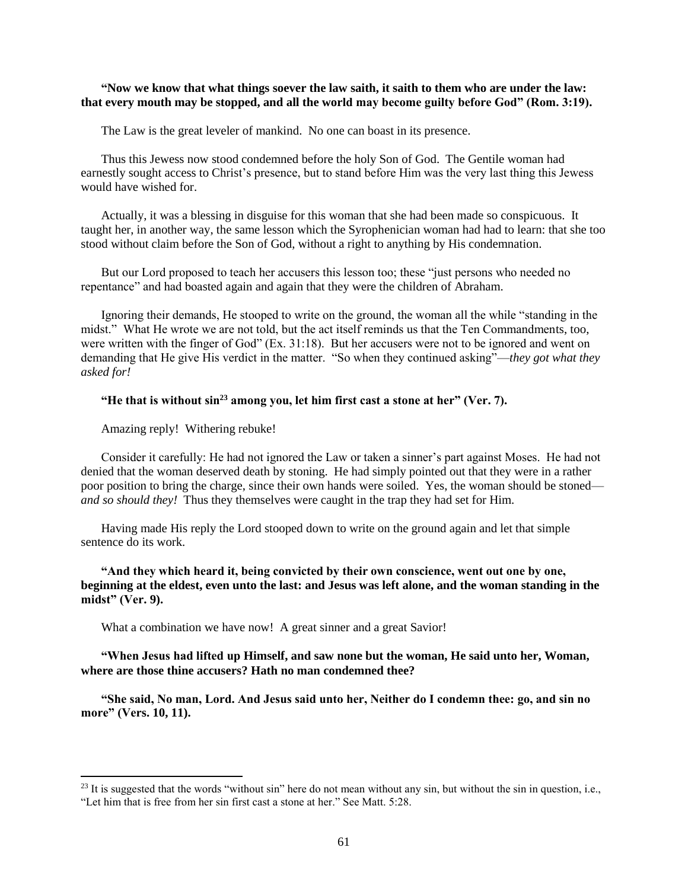**"Now we know that what things soever the law saith, it saith to them who are under the law: that every mouth may be stopped, and all the world may become guilty before God" (Rom. 3:19).**

The Law is the great leveler of mankind. No one can boast in its presence.

Thus this Jewess now stood condemned before the holy Son of God. The Gentile woman had earnestly sought access to Christ's presence, but to stand before Him was the very last thing this Jewess would have wished for.

Actually, it was a blessing in disguise for this woman that she had been made so conspicuous. It taught her, in another way, the same lesson which the Syrophenician woman had had to learn: that she too stood without claim before the Son of God, without a right to anything by His condemnation.

But our Lord proposed to teach her accusers this lesson too; these "just persons who needed no repentance" and had boasted again and again that they were the children of Abraham.

Ignoring their demands, He stooped to write on the ground, the woman all the while "standing in the midst." What He wrote we are not told, but the act itself reminds us that the Ten Commandments, too, were written with the finger of God" (Ex. 31:18). But her accusers were not to be ignored and went on demanding that He give His verdict in the matter. "So when they continued asking"—*they got what they asked for!*

**"He that is without sin[23] among you, let him first cast a stone at her" (Ver. 7).**

Amazing reply! Withering rebuke!

Consider it carefully: He had not ignored the Law or taken a sinner's part against Moses. He had not denied that the woman deserved death by stoning. He had simply pointed out that they were in a rather poor position to bring the charge, since their own hands were soiled. Yes, the woman should be stoned—*and so should they!* Thus they themselves were caught in the trap they had set for Him.

Having made His reply the Lord stooped down to write on the ground again and let that simple sentence do its work.

**"And they which heard it, being convicted by their own conscience, went out one by one, beginning at the eldest, even unto the last: and Jesus was left alone, and the woman standing in the midst" (Ver. 9).**

What a combination we have now! A great sinner and a great Savior!

**"When Jesus had lifted up Himself, and saw none but the woman, He said unto her, Woman, where are those thine accusers? Hath no man condemned thee?**

**"She said, No man, Lord. And Jesus said unto her, Neither do I condemn thee: go, and sin no more" (Vers. 10, 11).**

---

[23] It is suggested that the words "without sin" here do not mean without any sin, but without the sin in question, i.e., "Let him that is free from her sin first cast a stone at her." See Matt. 5:28.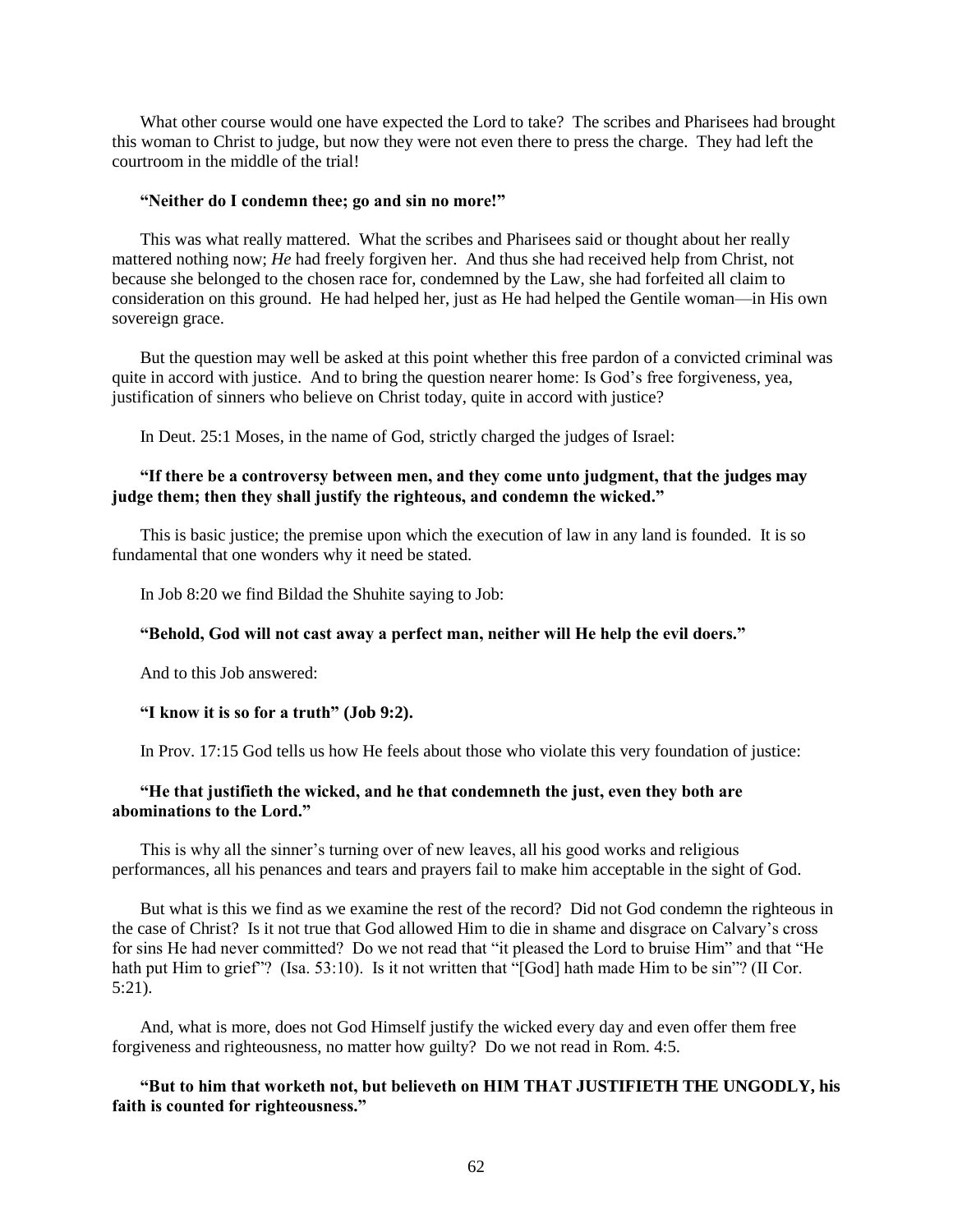What other course would one have expected the Lord to take? The scribes and Pharisees had brought this woman to Christ to judge, but now they were not even there to press the charge. They had left the courtroom in the middle of the trial!

**"Neither do I condemn thee; go and sin no more!"**

This was what really mattered. What the scribes and Pharisees said or thought about her really mattered nothing now; *He* had freely forgiven her. And thus she had received help from Christ, not because she belonged to the chosen race for, condemned by the Law, she had forfeited all claim to consideration on this ground. He had helped her, just as He had helped the Gentile woman—in His own sovereign grace.

But the question may well be asked at this point whether this free pardon of a convicted criminal was quite in accord with justice. And to bring the question nearer home: Is God's free forgiveness, yea, justification of sinners who believe on Christ today, quite in accord with justice?

In Deut. 25:1 Moses, in the name of God, strictly charged the judges of Israel:

**"If there be a controversy between men, and they come unto judgment, that the judges may judge them; then they shall justify the righteous, and condemn the wicked."**

This is basic justice; the premise upon which the execution of law in any land is founded. It is so fundamental that one wonders why it need be stated.

In Job 8:20 we find Bildad the Shuhite saying to Job:

**"Behold, God will not cast away a perfect man, neither will He help the evil doers."**

And to this Job answered:

**"I know it is so for a truth" (Job 9:2).**

In Prov. 17:15 God tells us how He feels about those who violate this very foundation of justice:

**"He that justifieth the wicked, and he that condemneth the just, even they both are abominations to the Lord."**

This is why all the sinner's turning over of new leaves, all his good works and religious performances, all his penances and tears and prayers fail to make him acceptable in the sight of God.

But what is this we find as we examine the rest of the record? Did not God condemn the righteous in the case of Christ? Is it not true that God allowed Him to die in shame and disgrace on Calvary's cross for sins He had never committed? Do we not read that "it pleased the Lord to bruise Him" and that "He hath put Him to grief"? (Isa. 53:10). Is it not written that "[God] hath made Him to be sin"? (II Cor. 5:21).

And, what is more, does not God Himself justify the wicked every day and even offer them free forgiveness and righteousness, no matter how guilty? Do we not read in Rom. 4:5.

**"But to him that worketh not, but believeth on HIM THAT JUSTIFIETH THE UNGODLY, his faith is counted for righteousness."**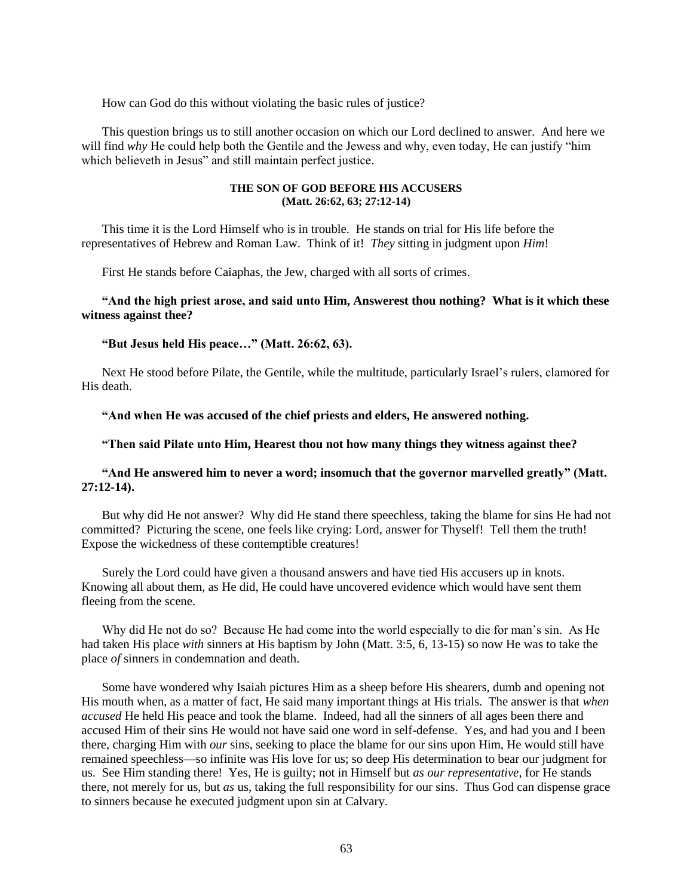How can God do this without violating the basic rules of justice?

This question brings us to still another occasion on which our Lord declined to answer. And here we will find *why* He could help both the Gentile and the Jewess and why, even today, He can justify "him which believeth in Jesus" and still maintain perfect justice.

### THE SON OF GOD BEFORE HIS ACCUSERS
### (Matt. 26:62, 63; 27:12-14)

This time it is the Lord Himself who is in trouble. He stands on trial for His life before the representatives of Hebrew and Roman Law. Think of it! *They* sitting in judgment upon *Him*!

First He stands before Caiaphas, the Jew, charged with all sorts of crimes.

**"And the high priest arose, and said unto Him, Answerest thou nothing? What is it which these witness against thee?**

**"But Jesus held His peace…" (Matt. 26:62, 63).**

Next He stood before Pilate, the Gentile, while the multitude, particularly Israel's rulers, clamored for His death.

**"And when He was accused of the chief priests and elders, He answered nothing.**

**"Then said Pilate unto Him, Hearest thou not how many things they witness against thee?**

**"And He answered him to never a word; insomuch that the governor marvelled greatly" (Matt. 27:12-14).**

But why did He not answer? Why did He stand there speechless, taking the blame for sins He had not committed? Picturing the scene, one feels like crying: Lord, answer for Thyself! Tell them the truth! Expose the wickedness of these contemptible creatures!

Surely the Lord could have given a thousand answers and have tied His accusers up in knots. Knowing all about them, as He did, He could have uncovered evidence which would have sent them fleeing from the scene.

Why did He not do so? Because He had come into the world especially to die for man's sin. As He had taken His place *with* sinners at His baptism by John (Matt. 3:5, 6, 13-15) so now He was to take the place *of* sinners in condemnation and death.

Some have wondered why Isaiah pictures Him as a sheep before His shearers, dumb and opening not His mouth when, as a matter of fact, He said many important things at His trials. The answer is that *when accused* He held His peace and took the blame. Indeed, had all the sinners of all ages been there and accused Him of their sins He would not have said one word in self-defense. Yes, and had you and I been there, charging Him with *our* sins, seeking to place the blame for our sins upon Him, He would still have remained speechless—so infinite was His love for us; so deep His determination to bear our judgment for us. See Him standing there! Yes, He is guilty; not in Himself but *as our representative*, for He stands there, not merely for us, but *as* us, taking the full responsibility for our sins. Thus God can dispense grace to sinners because he executed judgment upon sin at Calvary.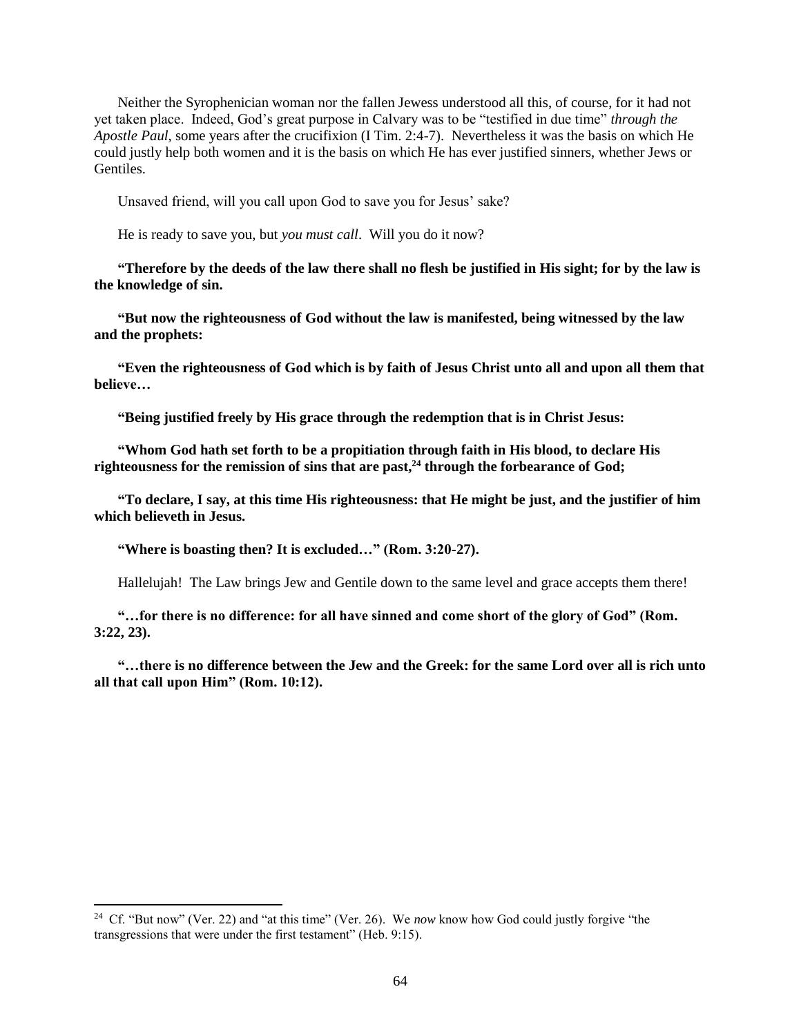Neither the Syrophenician woman nor the fallen Jewess understood all this, of course, for it had not yet taken place. Indeed, God's great purpose in Calvary was to be "testified in due time" *through the Apostle Paul*, some years after the crucifixion (I Tim. 2:4-7). Nevertheless it was the basis on which He could justly help both women and it is the basis on which He has ever justified sinners, whether Jews or Gentiles.

Unsaved friend, will you call upon God to save you for Jesus' sake?

He is ready to save you, but *you must call*. Will you do it now?

**"Therefore by the deeds of the law there shall no flesh be justified in His sight; for by the law is the knowledge of sin.**

**"But now the righteousness of God without the law is manifested, being witnessed by the law and the prophets:**

**"Even the righteousness of God which is by faith of Jesus Christ unto all and upon all them that believe…**

**"Being justified freely by His grace through the redemption that is in Christ Jesus:**

**"Whom God hath set forth to be a propitiation through faith in His blood, to declare His righteousness for the remission of sins that are past,[24] through the forbearance of God;**

**"To declare, I say, at this time His righteousness: that He might be just, and the justifier of him which believeth in Jesus.**

**"Where is boasting then? It is excluded…" (Rom. 3:20-27).**

Hallelujah! The Law brings Jew and Gentile down to the same level and grace accepts them there!

**"…for there is no difference: for all have sinned and come short of the glory of God" (Rom. 3:22, 23).**

**"…there is no difference between the Jew and the Greek: for the same Lord over all is rich unto all that call upon Him" (Rom. 10:12).**

---

[24] Cf. "But now" (Ver. 22) and "at this time" (Ver. 26). We *now* know how God could justly forgive "the transgressions that were under the first testament" (Heb. 9:15).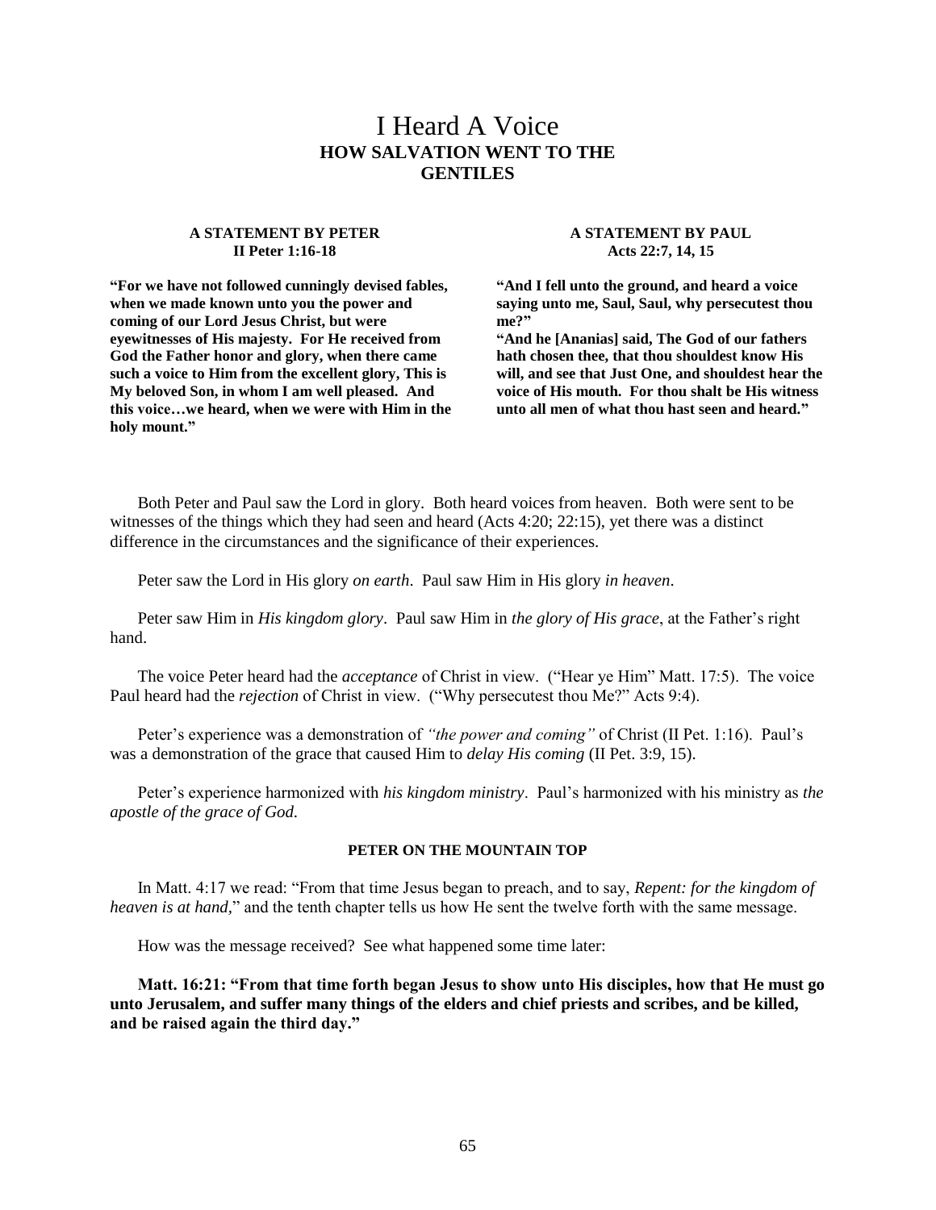# I Heard A Voice
## HOW SALVATION WENT TO THE GENTILES

**A STATEMENT BY PETER**
**II Peter 1:16-18**

**"For we have not followed cunningly devised fables, when we made known unto you the power and coming of our Lord Jesus Christ, but were eyewitnesses of His majesty. For He received from God the Father honor and glory, when there came such a voice to Him from the excellent glory, This is My beloved Son, in whom I am well pleased. And this voice…we heard, when we were with Him in the holy mount."**

**A STATEMENT BY PAUL**
**Acts 22:7, 14, 15**

**"And I fell unto the ground, and heard a voice saying unto me, Saul, Saul, why persecutest thou me?"**
**"And he [Ananias] said, The God of our fathers hath chosen thee, that thou shouldest know His will, and see that Just One, and shouldest hear the voice of His mouth. For thou shalt be His witness unto all men of what thou hast seen and heard."**

Both Peter and Paul saw the Lord in glory. Both heard voices from heaven. Both were sent to be witnesses of the things which they had seen and heard (Acts 4:20; 22:15), yet there was a distinct difference in the circumstances and the significance of their experiences.

Peter saw the Lord in His glory *on earth*. Paul saw Him in His glory *in heaven*.

Peter saw Him in *His kingdom glory*. Paul saw Him in *the glory of His grace*, at the Father's right hand.

The voice Peter heard had the *acceptance* of Christ in view. ("Hear ye Him" Matt. 17:5). The voice Paul heard had the *rejection* of Christ in view. ("Why persecutest thou Me?" Acts 9:4).

Peter's experience was a demonstration of *"the power and coming"* of Christ (II Pet. 1:16). Paul's was a demonstration of the grace that caused Him to *delay His coming* (II Pet. 3:9, 15).

Peter's experience harmonized with *his kingdom ministry*. Paul's harmonized with his ministry as *the apostle of the grace of God*.

### PETER ON THE MOUNTAIN TOP

In Matt. 4:17 we read: "From that time Jesus began to preach, and to say, *Repent: for the kingdom of heaven is at hand*," and the tenth chapter tells us how He sent the twelve forth with the same message.

How was the message received? See what happened some time later:

**Matt. 16:21: "From that time forth began Jesus to show unto His disciples, how that He must go unto Jerusalem, and suffer many things of the elders and chief priests and scribes, and be killed, and be raised again the third day."**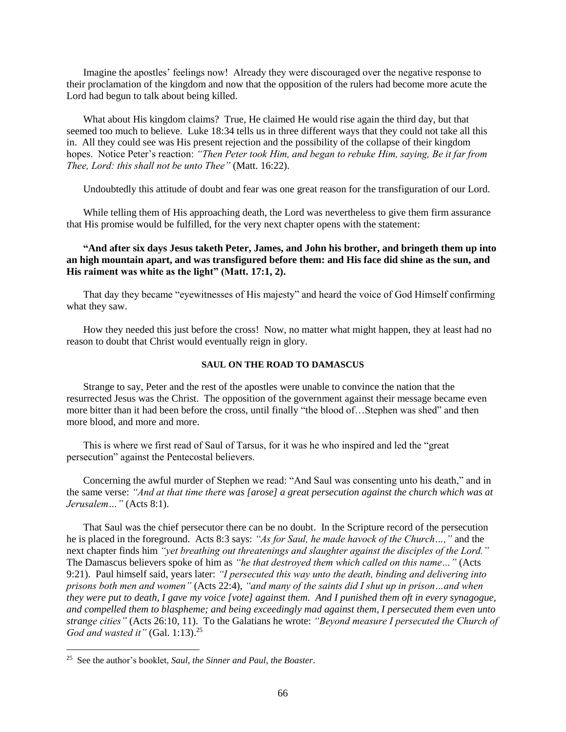Imagine the apostles' feelings now! Already they were discouraged over the negative response to their proclamation of the kingdom and now that the opposition of the rulers had become more acute the Lord had begun to talk about being killed.

What about His kingdom claims? True, He claimed He would rise again the third day, but that seemed too much to believe. Luke 18:34 tells us in three different ways that they could not take all this in. All they could see was His present rejection and the possibility of the collapse of their kingdom hopes. Notice Peter's reaction: *"Then Peter took Him, and began to rebuke Him, saying, Be it far from Thee, Lord: this shall not be unto Thee"* (Matt. 16:22).

Undoubtedly this attitude of doubt and fear was one great reason for the transfiguration of our Lord.

While telling them of His approaching death, the Lord was nevertheless to give them firm assurance that His promise would be fulfilled, for the very next chapter opens with the statement:

**"And after six days Jesus taketh Peter, James, and John his brother, and bringeth them up into an high mountain apart, and was transfigured before them: and His face did shine as the sun, and His raiment was white as the light" (Matt. 17:1, 2).**

That day they became "eyewitnesses of His majesty" and heard the voice of God Himself confirming what they saw.

How they needed this just before the cross! Now, no matter what might happen, they at least had no reason to doubt that Christ would eventually reign in glory.

#### SAUL ON THE ROAD TO DAMASCUS

Strange to say, Peter and the rest of the apostles were unable to convince the nation that the resurrected Jesus was the Christ. The opposition of the government against their message became even more bitter than it had been before the cross, until finally "the blood of…Stephen was shed" and then more blood, and more and more.

This is where we first read of Saul of Tarsus, for it was he who inspired and led the "great persecution" against the Pentecostal believers.

Concerning the awful murder of Stephen we read: "And Saul was consenting unto his death," and in the same verse: *"And at that time there was [arose] a great persecution against the church which was at Jerusalem…"* (Acts 8:1).

That Saul was the chief persecutor there can be no doubt. In the Scripture record of the persecution he is placed in the foreground. Acts 8:3 says: *"As for Saul, he made havock of the Church…,"* and the next chapter finds him *"yet breathing out threatenings and slaughter against the disciples of the Lord."* The Damascus believers spoke of him as *"he that destroyed them which called on this name…"* (Acts 9:21). Paul himself said, years later: *"I persecuted this way unto the death, binding and delivering into prisons both men and women"* (Acts 22:4), *"and many of the saints did I shut up in prison…and when they were put to death, I gave my voice [vote] against them. And I punished them oft in every synagogue, and compelled them to blaspheme; and being exceedingly mad against them, I persecuted them even unto strange cities"* (Acts 26:10, 11). To the Galatians he wrote: *"Beyond measure I persecuted the Church of God and wasted it"* (Gal. 1:13).[25]

---

[25] See the author's booklet, *Saul, the Sinner and Paul, the Boaster*.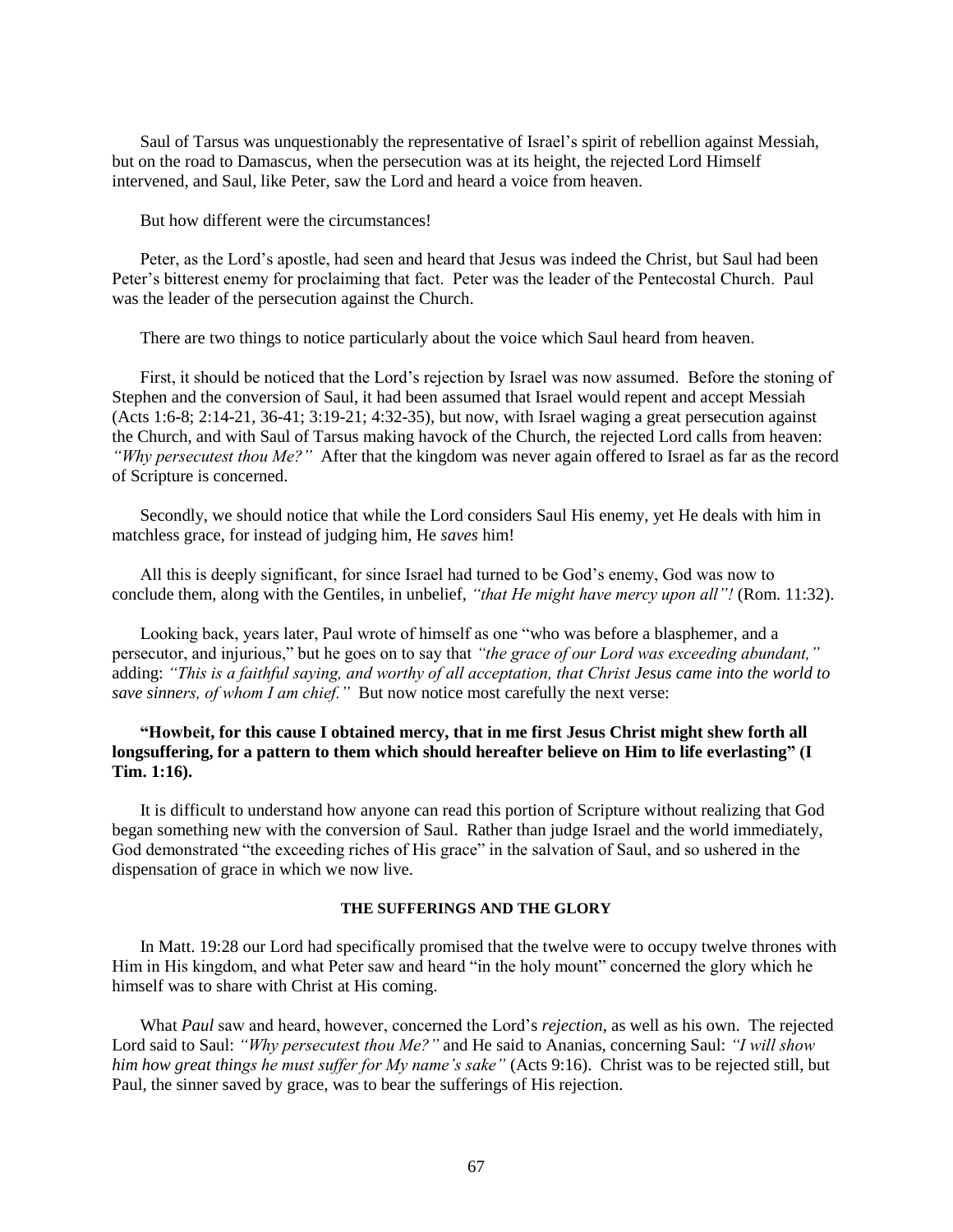Saul of Tarsus was unquestionably the representative of Israel's spirit of rebellion against Messiah, but on the road to Damascus, when the persecution was at its height, the rejected Lord Himself intervened, and Saul, like Peter, saw the Lord and heard a voice from heaven.

But how different were the circumstances!

Peter, as the Lord's apostle, had seen and heard that Jesus was indeed the Christ, but Saul had been Peter's bitterest enemy for proclaiming that fact. Peter was the leader of the Pentecostal Church. Paul was the leader of the persecution against the Church.

There are two things to notice particularly about the voice which Saul heard from heaven.

First, it should be noticed that the Lord's rejection by Israel was now assumed. Before the stoning of Stephen and the conversion of Saul, it had been assumed that Israel would repent and accept Messiah (Acts 1:6-8; 2:14-21, 36-41; 3:19-21; 4:32-35), but now, with Israel waging a great persecution against the Church, and with Saul of Tarsus making havock of the Church, the rejected Lord calls from heaven: *"Why persecutest thou Me?"* After that the kingdom was never again offered to Israel as far as the record of Scripture is concerned.

Secondly, we should notice that while the Lord considers Saul His enemy, yet He deals with him in matchless grace, for instead of judging him, He *saves* him!

All this is deeply significant, for since Israel had turned to be God's enemy, God was now to conclude them, along with the Gentiles, in unbelief, *"that He might have mercy upon all"!* (Rom. 11:32).

Looking back, years later, Paul wrote of himself as one "who was before a blasphemer, and a persecutor, and injurious," but he goes on to say that *"the grace of our Lord was exceeding abundant,"* adding: *"This is a faithful saying, and worthy of all acceptation, that Christ Jesus came into the world to save sinners, of whom I am chief."* But now notice most carefully the next verse:

**"Howbeit, for this cause I obtained mercy, that in me first Jesus Christ might shew forth all longsuffering, for a pattern to them which should hereafter believe on Him to life everlasting" (I Tim. 1:16).**

It is difficult to understand how anyone can read this portion of Scripture without realizing that God began something new with the conversion of Saul. Rather than judge Israel and the world immediately, God demonstrated "the exceeding riches of His grace" in the salvation of Saul, and so ushered in the dispensation of grace in which we now live.

#### THE SUFFERINGS AND THE GLORY

In Matt. 19:28 our Lord had specifically promised that the twelve were to occupy twelve thrones with Him in His kingdom, and what Peter saw and heard "in the holy mount" concerned the glory which he himself was to share with Christ at His coming.

What *Paul* saw and heard, however, concerned the Lord's *rejection*, as well as his own. The rejected Lord said to Saul: *"Why persecutest thou Me?"* and He said to Ananias, concerning Saul: *"I will show him how great things he must suffer for My name's sake"* (Acts 9:16). Christ was to be rejected still, but Paul, the sinner saved by grace, was to bear the sufferings of His rejection.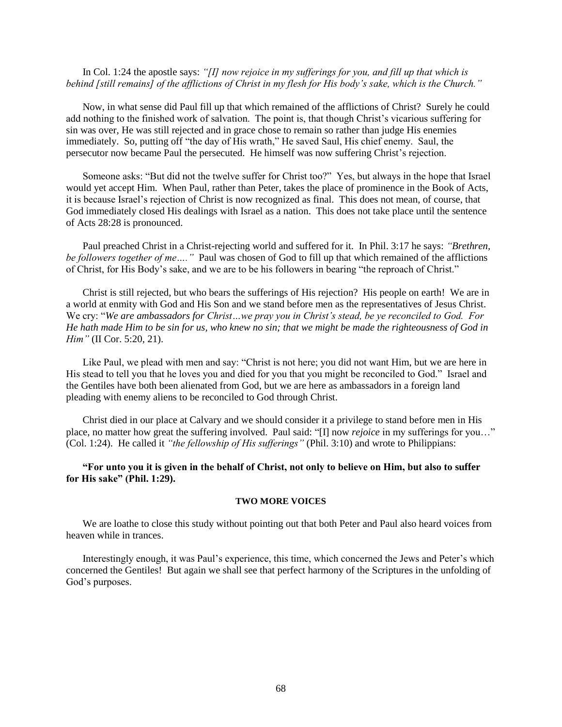In Col. 1:24 the apostle says: *"[I] now rejoice in my sufferings for you, and fill up that which is behind [still remains] of the afflictions of Christ in my flesh for His body's sake, which is the Church."*

Now, in what sense did Paul fill up that which remained of the afflictions of Christ? Surely he could add nothing to the finished work of salvation. The point is, that though Christ's vicarious suffering for sin was over, He was still rejected and in grace chose to remain so rather than judge His enemies immediately. So, putting off "the day of His wrath," He saved Saul, His chief enemy. Saul, the persecutor now became Paul the persecuted. He himself was now suffering Christ's rejection.

Someone asks: "But did not the twelve suffer for Christ too?" Yes, but always in the hope that Israel would yet accept Him. When Paul, rather than Peter, takes the place of prominence in the Book of Acts, it is because Israel's rejection of Christ is now recognized as final. This does not mean, of course, that God immediately closed His dealings with Israel as a nation. This does not take place until the sentence of Acts 28:28 is pronounced.

Paul preached Christ in a Christ-rejecting world and suffered for it. In Phil. 3:17 he says: *"Brethren, be followers together of me…."* Paul was chosen of God to fill up that which remained of the afflictions of Christ, for His Body's sake, and we are to be his followers in bearing "the reproach of Christ."

Christ is still rejected, but who bears the sufferings of His rejection? His people on earth! We are in a world at enmity with God and His Son and we stand before men as the representatives of Jesus Christ. We cry: "*We are ambassadors for Christ…we pray you in Christ's stead, be ye reconciled to God. For He hath made Him to be sin for us, who knew no sin; that we might be made the righteousness of God in Him"* (II Cor. 5:20, 21).

Like Paul, we plead with men and say: "Christ is not here; you did not want Him, but we are here in His stead to tell you that he loves you and died for you that you might be reconciled to God." Israel and the Gentiles have both been alienated from God, but we are here as ambassadors in a foreign land pleading with enemy aliens to be reconciled to God through Christ.

Christ died in our place at Calvary and we should consider it a privilege to stand before men in His place, no matter how great the suffering involved. Paul said: "[I] now *rejoice* in my sufferings for you…" (Col. 1:24). He called it *"the fellowship of His sufferings"* (Phil. 3:10) and wrote to Philippians:

**"For unto you it is given in the behalf of Christ, not only to believe on Him, but also to suffer for His sake" (Phil. 1:29).**

### TWO MORE VOICES

We are loathe to close this study without pointing out that both Peter and Paul also heard voices from heaven while in trances.

Interestingly enough, it was Paul's experience, this time, which concerned the Jews and Peter's which concerned the Gentiles! But again we shall see that perfect harmony of the Scriptures in the unfolding of God's purposes.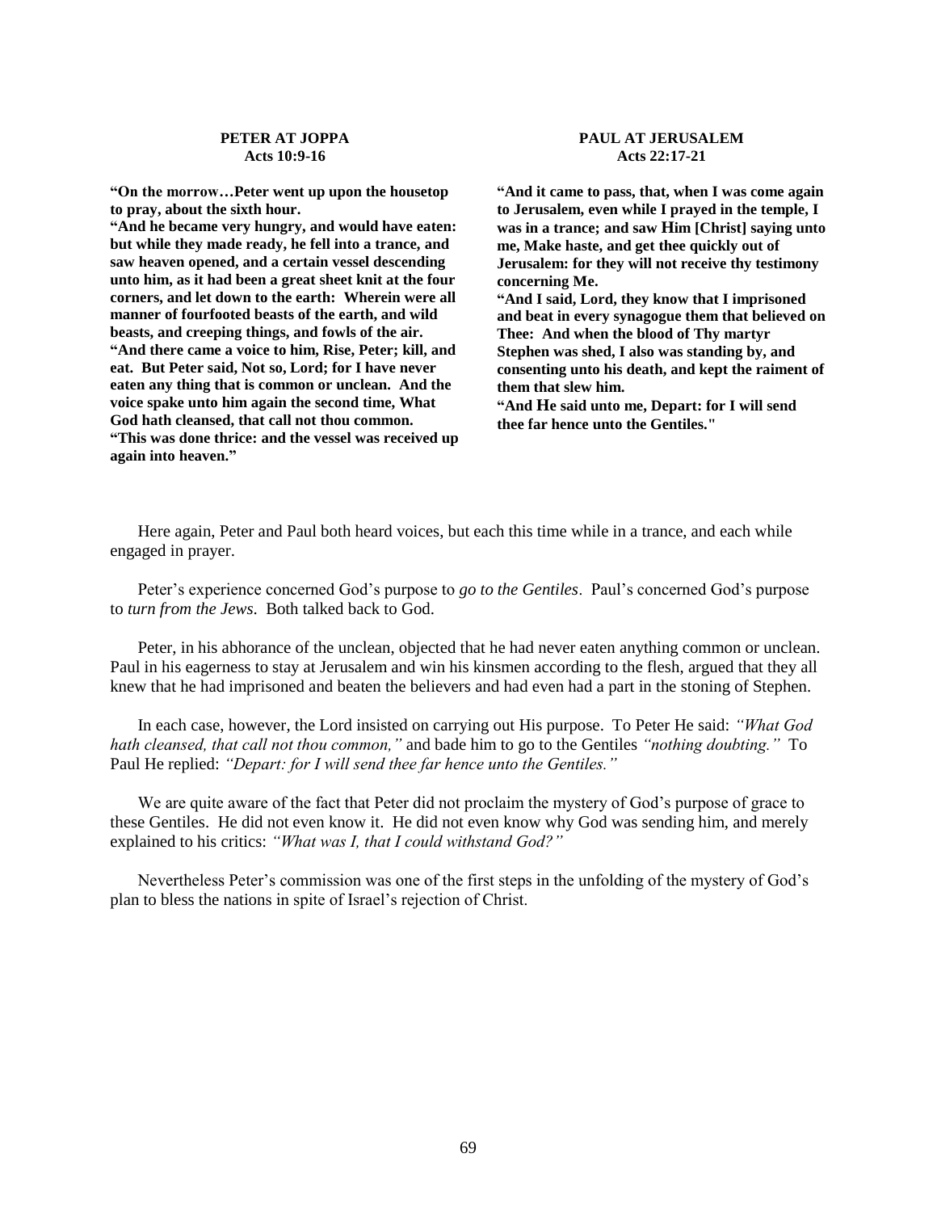**PETER AT JOPPA**
**Acts 10:9-16**

**"On the morrow…Peter went up upon the housetop to pray, about the sixth hour.**
**"And he became very hungry, and would have eaten: but while they made ready, he fell into a trance, and saw heaven opened, and a certain vessel descending unto him, as it had been a great sheet knit at the four corners, and let down to the earth: Wherein were all manner of fourfooted beasts of the earth, and wild beasts, and creeping things, and fowls of the air.**
**"And there came a voice to him, Rise, Peter; kill, and eat. But Peter said, Not so, Lord; for I have never eaten any thing that is common or unclean. And the voice spake unto him again the second time, What God hath cleansed, that call not thou common.**
**"This was done thrice: and the vessel was received up again into heaven."**

**PAUL AT JERUSALEM**
**Acts 22:17-21**

**"And it came to pass, that, when I was come again to Jerusalem, even while I prayed in the temple, I was in a trance; and saw Him [Christ] saying unto me, Make haste, and get thee quickly out of Jerusalem: for they will not receive thy testimony concerning Me.**
**"And I said, Lord, they know that I imprisoned and beat in every synagogue them that believed on Thee: And when the blood of Thy martyr Stephen was shed, I also was standing by, and consenting unto his death, and kept the raiment of them that slew him.**
**"And He said unto me, Depart: for I will send thee far hence unto the Gentiles."**

Here again, Peter and Paul both heard voices, but each this time while in a trance, and each while engaged in prayer.

Peter's experience concerned God's purpose to *go to the Gentiles*. Paul's concerned God's purpose to *turn from the Jews*. Both talked back to God.

Peter, in his abhorance of the unclean, objected that he had never eaten anything common or unclean. Paul in his eagerness to stay at Jerusalem and win his kinsmen according to the flesh, argued that they all knew that he had imprisoned and beaten the believers and had even had a part in the stoning of Stephen.

In each case, however, the Lord insisted on carrying out His purpose. To Peter He said: *"What God hath cleansed, that call not thou common,"* and bade him to go to the Gentiles *"nothing doubting."* To Paul He replied: *"Depart: for I will send thee far hence unto the Gentiles."*

We are quite aware of the fact that Peter did not proclaim the mystery of God's purpose of grace to these Gentiles. He did not even know it. He did not even know why God was sending him, and merely explained to his critics: *"What was I, that I could withstand God?"*

Nevertheless Peter's commission was one of the first steps in the unfolding of the mystery of God's plan to bless the nations in spite of Israel's rejection of Christ.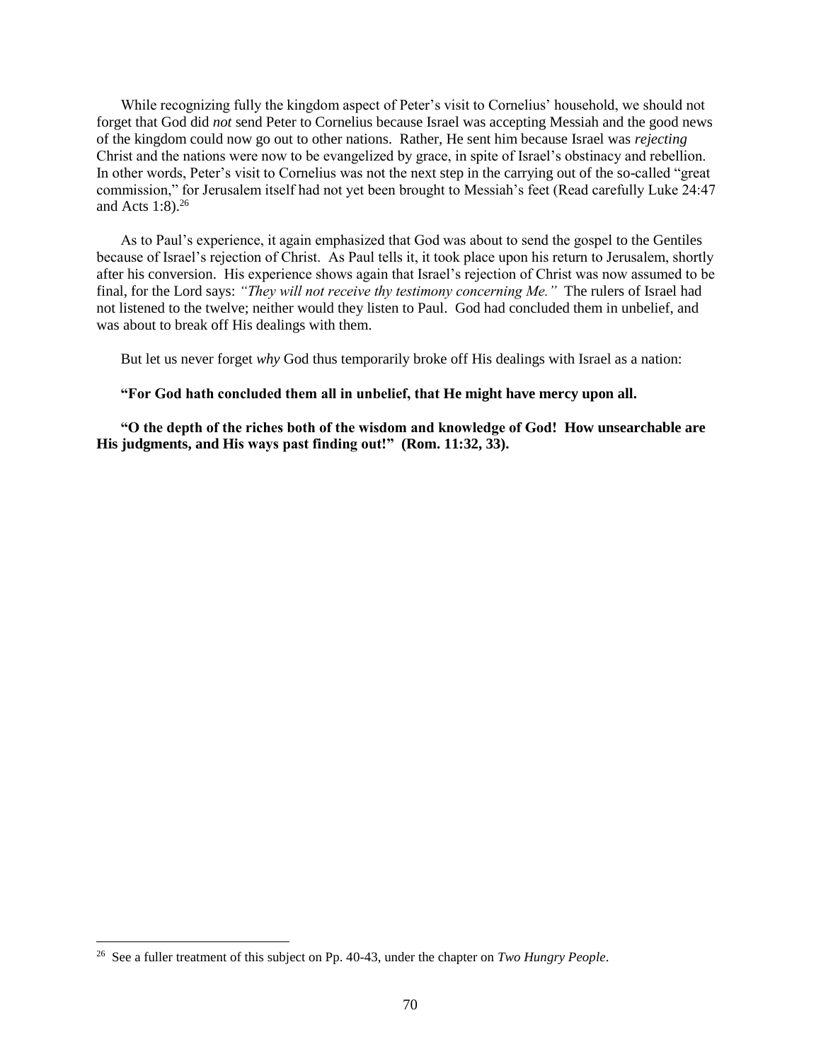While recognizing fully the kingdom aspect of Peter's visit to Cornelius' household, we should not forget that God did *not* send Peter to Cornelius because Israel was accepting Messiah and the good news of the kingdom could now go out to other nations. Rather, He sent him because Israel was *rejecting* Christ and the nations were now to be evangelized by grace, in spite of Israel's obstinacy and rebellion. In other words, Peter's visit to Cornelius was not the next step in the carrying out of the so-called "great commission," for Jerusalem itself had not yet been brought to Messiah's feet (Read carefully Luke 24:47 and Acts 1:8).[26]

As to Paul's experience, it again emphasized that God was about to send the gospel to the Gentiles because of Israel's rejection of Christ. As Paul tells it, it took place upon his return to Jerusalem, shortly after his conversion. His experience shows again that Israel's rejection of Christ was now assumed to be final, for the Lord says: *"They will not receive thy testimony concerning Me."* The rulers of Israel had not listened to the twelve; neither would they listen to Paul. God had concluded them in unbelief, and was about to break off His dealings with them.

But let us never forget *why* God thus temporarily broke off His dealings with Israel as a nation:

**"For God hath concluded them all in unbelief, that He might have mercy upon all.**

**"O the depth of the riches both of the wisdom and knowledge of God! How unsearchable are His judgments, and His ways past finding out!" (Rom. 11:32, 33).**

---

[26] See a fuller treatment of this subject on Pp. 40-43, under the chapter on *Two Hungry People*.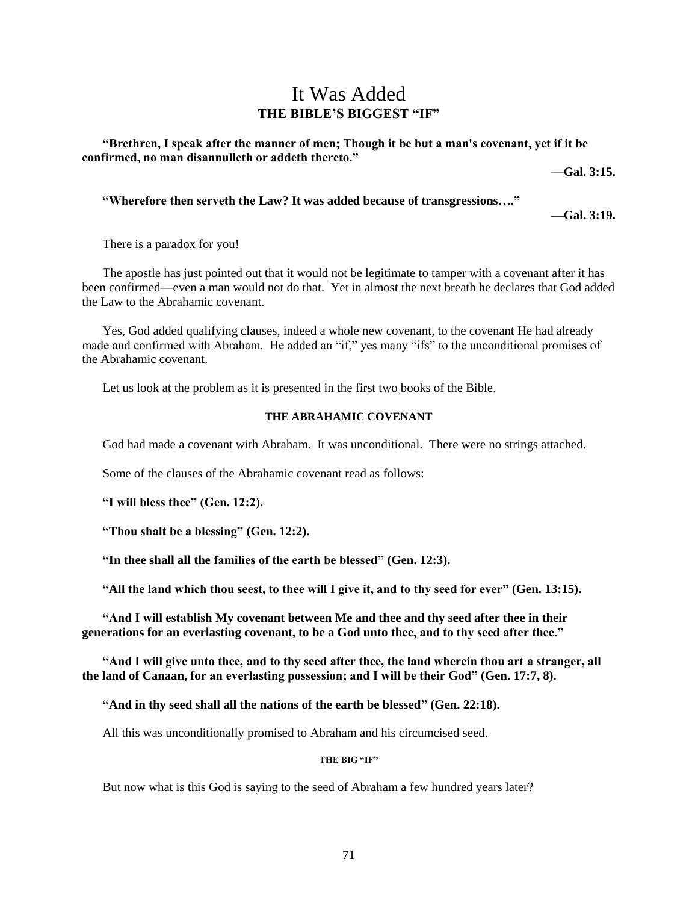# It Was Added

## THE BIBLE'S BIGGEST "IF"

**"Brethren, I speak after the manner of men; Though it be but a man's covenant, yet if it be confirmed, no man disannulleth or addeth thereto."**

**—Gal. 3:15.**

**"Wherefore then serveth the Law? It was added because of transgressions…."**

**—Gal. 3:19.**

There is a paradox for you!

The apostle has just pointed out that it would not be legitimate to tamper with a covenant after it has been confirmed—even a man would not do that. Yet in almost the next breath he declares that God added the Law to the Abrahamic covenant.

Yes, God added qualifying clauses, indeed a whole new covenant, to the covenant He had already made and confirmed with Abraham. He added an "if," yes many "ifs" to the unconditional promises of the Abrahamic covenant.

Let us look at the problem as it is presented in the first two books of the Bible.

#### THE ABRAHAMIC COVENANT

God had made a covenant with Abraham. It was unconditional. There were no strings attached.

Some of the clauses of the Abrahamic covenant read as follows:

**"I will bless thee" (Gen. 12:2).**

**"Thou shalt be a blessing" (Gen. 12:2).**

**"In thee shall all the families of the earth be blessed" (Gen. 12:3).**

**"All the land which thou seest, to thee will I give it, and to thy seed for ever" (Gen. 13:15).**

**"And I will establish My covenant between Me and thee and thy seed after thee in their generations for an everlasting covenant, to be a God unto thee, and to thy seed after thee."**

**"And I will give unto thee, and to thy seed after thee, the land wherein thou art a stranger, all the land of Canaan, for an everlasting possession; and I will be their God" (Gen. 17:7, 8).**

**"And in thy seed shall all the nations of the earth be blessed" (Gen. 22:18).**

All this was unconditionally promised to Abraham and his circumcised seed.

##### THE BIG "IF"

But now what is this God is saying to the seed of Abraham a few hundred years later?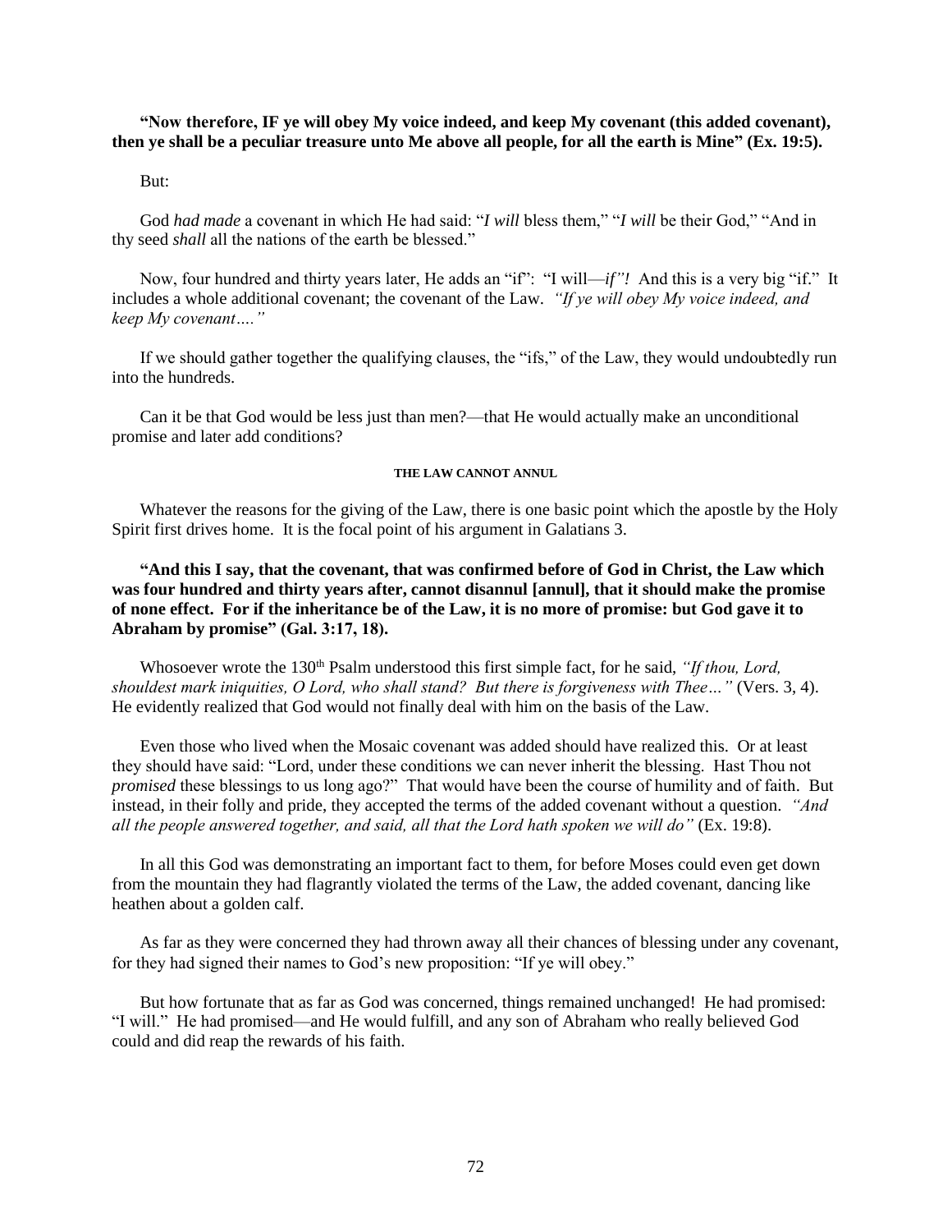**"Now therefore, IF ye will obey My voice indeed, and keep My covenant (this added covenant), then ye shall be a peculiar treasure unto Me above all people, for all the earth is Mine" (Ex. 19:5).**

But:

God *had made* a covenant in which He had said: "*I will* bless them," "*I will* be their God," "And in thy seed *shall* all the nations of the earth be blessed."

Now, four hundred and thirty years later, He adds an "if": "I will—*if"!* And this is a very big "if." It includes a whole additional covenant; the covenant of the Law. *"If ye will obey My voice indeed, and keep My covenant…."*

If we should gather together the qualifying clauses, the "ifs," of the Law, they would undoubtedly run into the hundreds.

Can it be that God would be less just than men?—that He would actually make an unconditional promise and later add conditions?

###### THE LAW CANNOT ANNUL

Whatever the reasons for the giving of the Law, there is one basic point which the apostle by the Holy Spirit first drives home. It is the focal point of his argument in Galatians 3.

**"And this I say, that the covenant, that was confirmed before of God in Christ, the Law which was four hundred and thirty years after, cannot disannul [annul], that it should make the promise of none effect. For if the inheritance be of the Law, it is no more of promise: but God gave it to Abraham by promise" (Gal. 3:17, 18).**

Whosoever wrote the 130th Psalm understood this first simple fact, for he said, *"If thou, Lord, shouldest mark iniquities, O Lord, who shall stand? But there is forgiveness with Thee…"* (Vers. 3, 4). He evidently realized that God would not finally deal with him on the basis of the Law.

Even those who lived when the Mosaic covenant was added should have realized this. Or at least they should have said: "Lord, under these conditions we can never inherit the blessing. Hast Thou not *promised* these blessings to us long ago?" That would have been the course of humility and of faith. But instead, in their folly and pride, they accepted the terms of the added covenant without a question. *"And all the people answered together, and said, all that the Lord hath spoken we will do"* (Ex. 19:8).

In all this God was demonstrating an important fact to them, for before Moses could even get down from the mountain they had flagrantly violated the terms of the Law, the added covenant, dancing like heathen about a golden calf.

As far as they were concerned they had thrown away all their chances of blessing under any covenant, for they had signed their names to God's new proposition: "If ye will obey."

But how fortunate that as far as God was concerned, things remained unchanged! He had promised: "I will." He had promised—and He would fulfill, and any son of Abraham who really believed God could and did reap the rewards of his faith.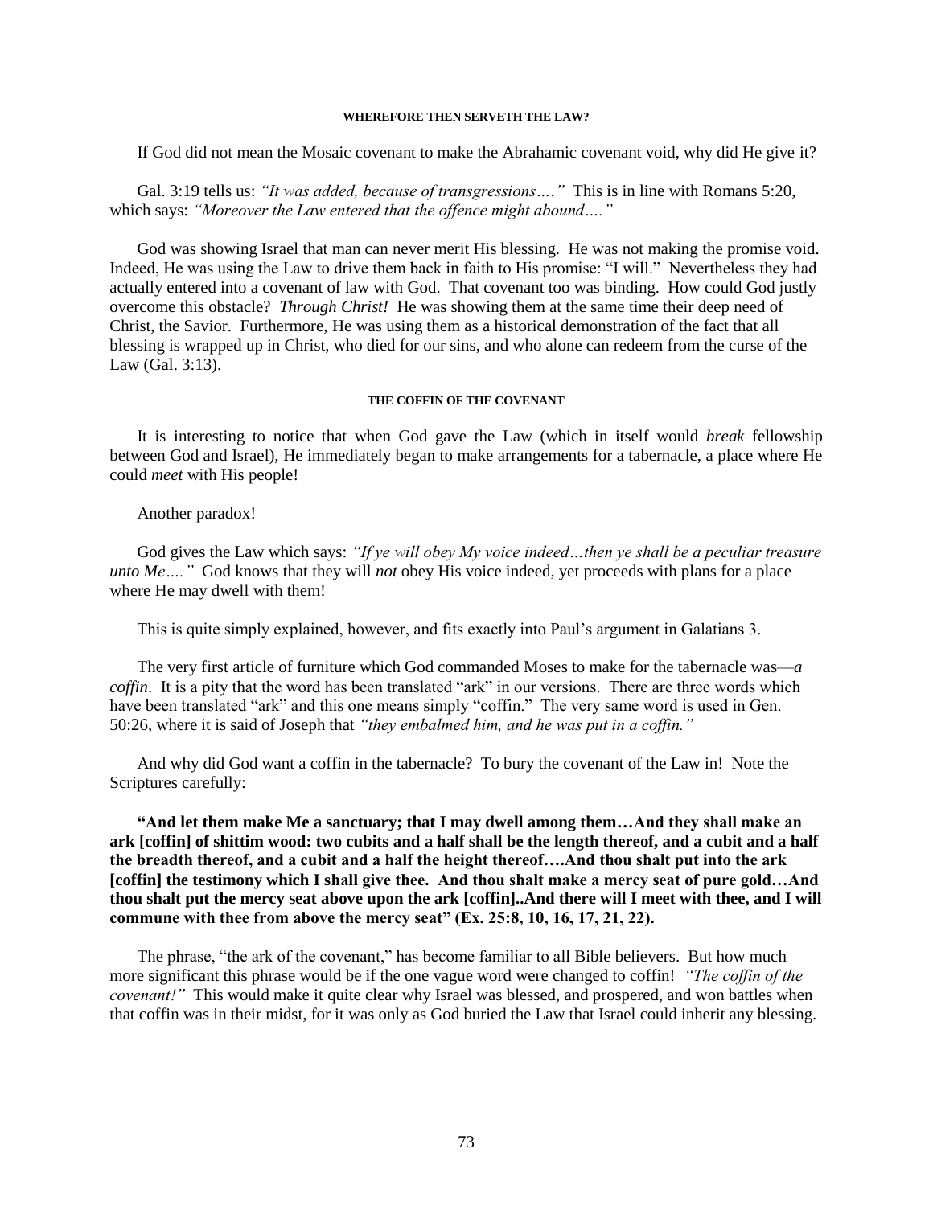## WHEREFORE THEN SERVETH THE LAW?

If God did not mean the Mosaic covenant to make the Abrahamic covenant void, why did He give it?

Gal. 3:19 tells us: *"It was added, because of transgressions…."* This is in line with Romans 5:20, which says: *"Moreover the Law entered that the offence might abound…."*

God was showing Israel that man can never merit His blessing. He was not making the promise void. Indeed, He was using the Law to drive them back in faith to His promise: "I will." Nevertheless they had actually entered into a covenant of law with God. That covenant too was binding. How could God justly overcome this obstacle? *Through Christ!* He was showing them at the same time their deep need of Christ, the Savior. Furthermore, He was using them as a historical demonstration of the fact that all blessing is wrapped up in Christ, who died for our sins, and who alone can redeem from the curse of the Law (Gal. 3:13).

## THE COFFIN OF THE COVENANT

It is interesting to notice that when God gave the Law (which in itself would *break* fellowship between God and Israel), He immediately began to make arrangements for a tabernacle, a place where He could *meet* with His people!

Another paradox!

God gives the Law which says: *"If ye will obey My voice indeed…then ye shall be a peculiar treasure unto Me…."* God knows that they will *not* obey His voice indeed, yet proceeds with plans for a place where He may dwell with them!

This is quite simply explained, however, and fits exactly into Paul's argument in Galatians 3.

The very first article of furniture which God commanded Moses to make for the tabernacle was—*a coffin*. It is a pity that the word has been translated "ark" in our versions. There are three words which have been translated "ark" and this one means simply "coffin." The very same word is used in Gen. 50:26, where it is said of Joseph that *"they embalmed him, and he was put in a coffin."*

And why did God want a coffin in the tabernacle? To bury the covenant of the Law in! Note the Scriptures carefully:

**"And let them make Me a sanctuary; that I may dwell among them…And they shall make an ark [coffin] of shittim wood: two cubits and a half shall be the length thereof, and a cubit and a half the breadth thereof, and a cubit and a half the height thereof….And thou shalt put into the ark [coffin] the testimony which I shall give thee. And thou shalt make a mercy seat of pure gold…And thou shalt put the mercy seat above upon the ark [coffin]..And there will I meet with thee, and I will commune with thee from above the mercy seat" (Ex. 25:8, 10, 16, 17, 21, 22).**

The phrase, "the ark of the covenant," has become familiar to all Bible believers. But how much more significant this phrase would be if the one vague word were changed to coffin! *"The coffin of the covenant!"* This would make it quite clear why Israel was blessed, and prospered, and won battles when that coffin was in their midst, for it was only as God buried the Law that Israel could inherit any blessing.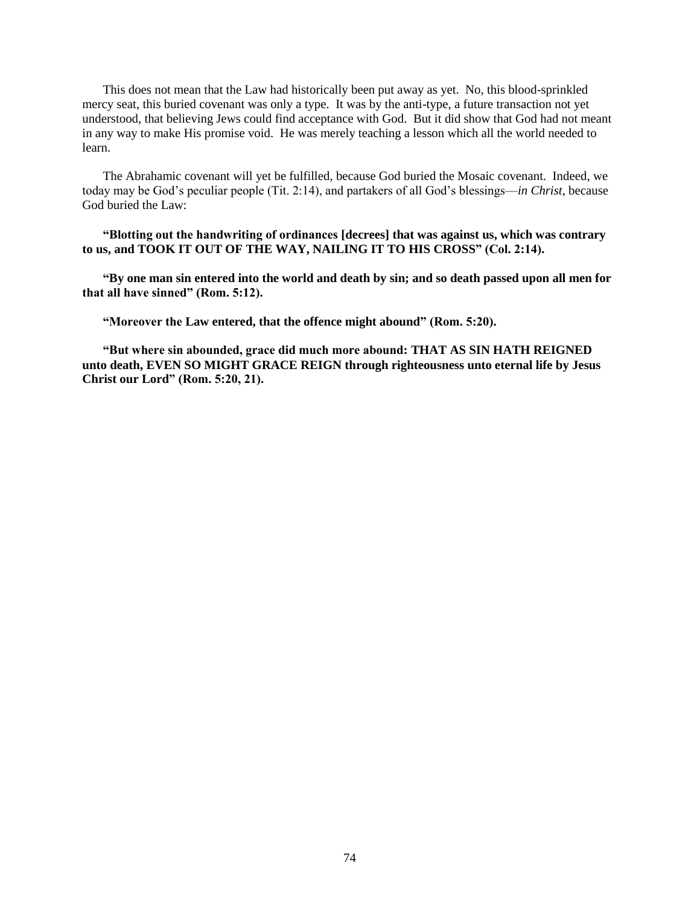This does not mean that the Law had historically been put away as yet. No, this blood-sprinkled mercy seat, this buried covenant was only a type. It was by the anti-type, a future transaction not yet understood, that believing Jews could find acceptance with God. But it did show that God had not meant in any way to make His promise void. He was merely teaching a lesson which all the world needed to learn.

The Abrahamic covenant will yet be fulfilled, because God buried the Mosaic covenant. Indeed, we today may be God's peculiar people (Tit. 2:14), and partakers of all God's blessings—*in Christ*, because God buried the Law:

**"Blotting out the handwriting of ordinances [decrees] that was against us, which was contrary to us, and TOOK IT OUT OF THE WAY, NAILING IT TO HIS CROSS" (Col. 2:14).**

**"By one man sin entered into the world and death by sin; and so death passed upon all men for that all have sinned" (Rom. 5:12).**

**"Moreover the Law entered, that the offence might abound" (Rom. 5:20).**

**"But where sin abounded, grace did much more abound: THAT AS SIN HATH REIGNED unto death, EVEN SO MIGHT GRACE REIGN through righteousness unto eternal life by Jesus Christ our Lord" (Rom. 5:20, 21).**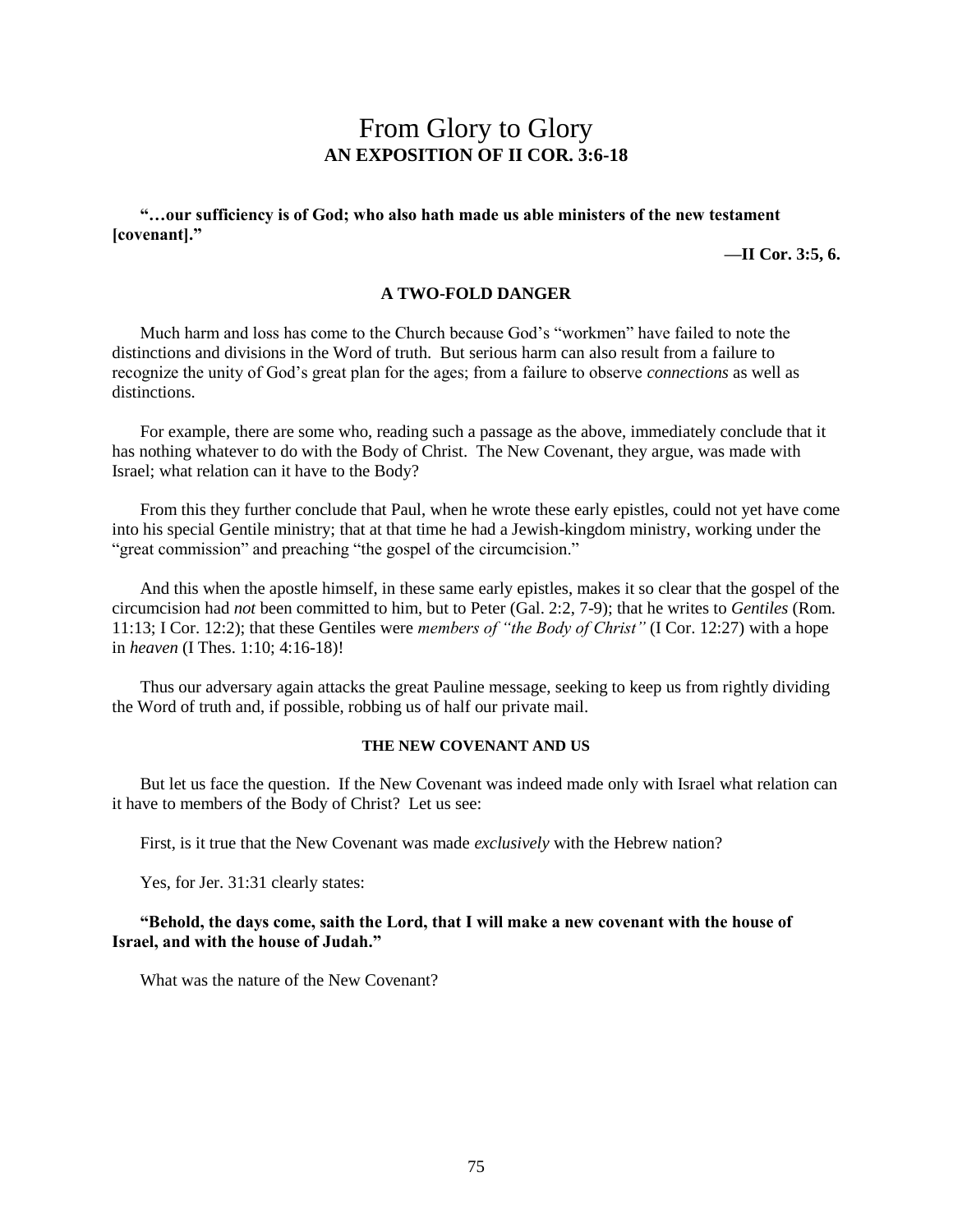# From Glory to Glory
## AN EXPOSITION OF II COR. 3:6-18

**"…our sufficiency is of God; who also hath made us able ministers of the new testament [covenant]."**

**—II Cor. 3:5, 6.**

### A TWO-FOLD DANGER

Much harm and loss has come to the Church because God's "workmen" have failed to note the distinctions and divisions in the Word of truth. But serious harm can also result from a failure to recognize the unity of God's great plan for the ages; from a failure to observe *connections* as well as distinctions.

For example, there are some who, reading such a passage as the above, immediately conclude that it has nothing whatever to do with the Body of Christ. The New Covenant, they argue, was made with Israel; what relation can it have to the Body?

From this they further conclude that Paul, when he wrote these early epistles, could not yet have come into his special Gentile ministry; that at that time he had a Jewish-kingdom ministry, working under the "great commission" and preaching "the gospel of the circumcision."

And this when the apostle himself, in these same early epistles, makes it so clear that the gospel of the circumcision had *not* been committed to him, but to Peter (Gal. 2:2, 7-9); that he writes to *Gentiles* (Rom. 11:13; I Cor. 12:2); that these Gentiles were *members of "the Body of Christ"* (I Cor. 12:27) with a hope in *heaven* (I Thes. 1:10; 4:16-18)!

Thus our adversary again attacks the great Pauline message, seeking to keep us from rightly dividing the Word of truth and, if possible, robbing us of half our private mail.

#### THE NEW COVENANT AND US

But let us face the question. If the New Covenant was indeed made only with Israel what relation can it have to members of the Body of Christ? Let us see:

First, is it true that the New Covenant was made *exclusively* with the Hebrew nation?

Yes, for Jer. 31:31 clearly states:

**"Behold, the days come, saith the Lord, that I will make a new covenant with the house of Israel, and with the house of Judah."**

What was the nature of the New Covenant?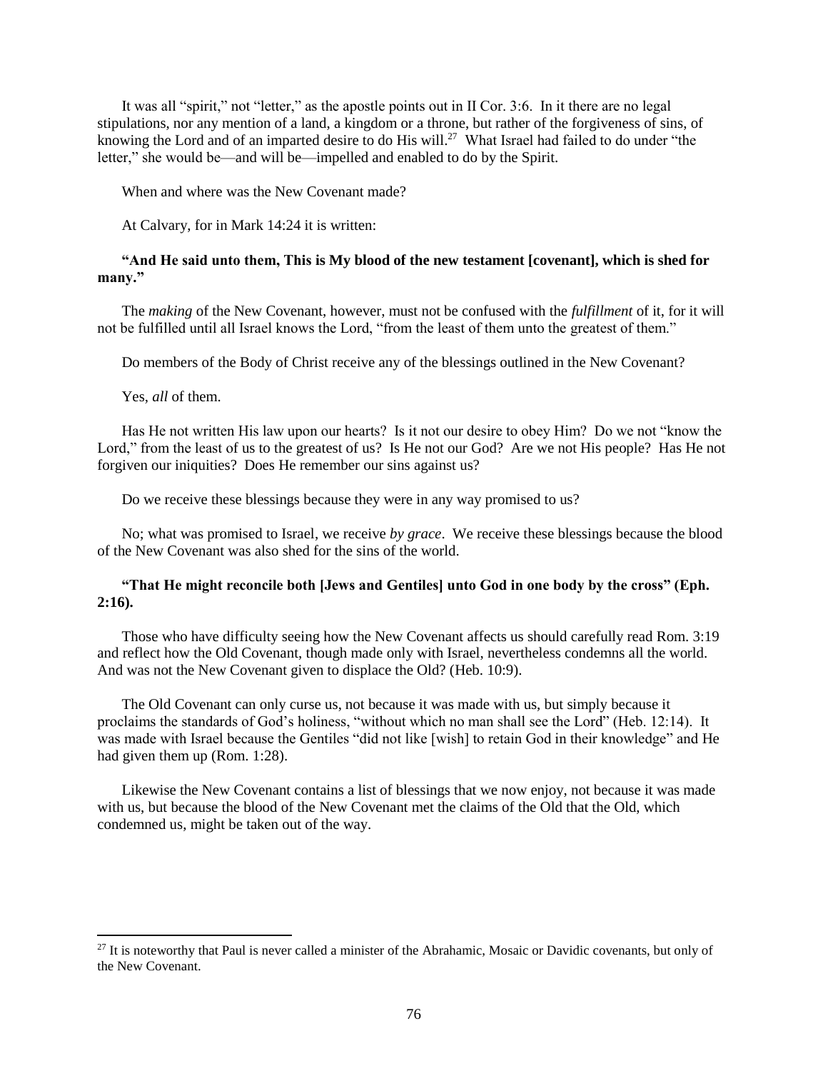It was all "spirit," not "letter," as the apostle points out in II Cor. 3:6. In it there are no legal stipulations, nor any mention of a land, a kingdom or a throne, but rather of the forgiveness of sins, of knowing the Lord and of an imparted desire to do His will.[27] What Israel had failed to do under "the letter," she would be—and will be—impelled and enabled to do by the Spirit.

When and where was the New Covenant made?

At Calvary, for in Mark 14:24 it is written:

**"And He said unto them, This is My blood of the new testament [covenant], which is shed for many."**

The *making* of the New Covenant, however, must not be confused with the *fulfillment* of it, for it will not be fulfilled until all Israel knows the Lord, "from the least of them unto the greatest of them."

Do members of the Body of Christ receive any of the blessings outlined in the New Covenant?

Yes, *all* of them.

Has He not written His law upon our hearts? Is it not our desire to obey Him? Do we not "know the Lord," from the least of us to the greatest of us? Is He not our God? Are we not His people? Has He not forgiven our iniquities? Does He remember our sins against us?

Do we receive these blessings because they were in any way promised to us?

No; what was promised to Israel, we receive *by grace*. We receive these blessings because the blood of the New Covenant was also shed for the sins of the world.

**"That He might reconcile both [Jews and Gentiles] unto God in one body by the cross" (Eph. 2:16).**

Those who have difficulty seeing how the New Covenant affects us should carefully read Rom. 3:19 and reflect how the Old Covenant, though made only with Israel, nevertheless condemns all the world. And was not the New Covenant given to displace the Old? (Heb. 10:9).

The Old Covenant can only curse us, not because it was made with us, but simply because it proclaims the standards of God's holiness, "without which no man shall see the Lord" (Heb. 12:14). It was made with Israel because the Gentiles "did not like [wish] to retain God in their knowledge" and He had given them up (Rom. 1:28).

Likewise the New Covenant contains a list of blessings that we now enjoy, not because it was made with us, but because the blood of the New Covenant met the claims of the Old that the Old, which condemned us, might be taken out of the way.

---

[27] It is noteworthy that Paul is never called a minister of the Abrahamic, Mosaic or Davidic covenants, but only of the New Covenant.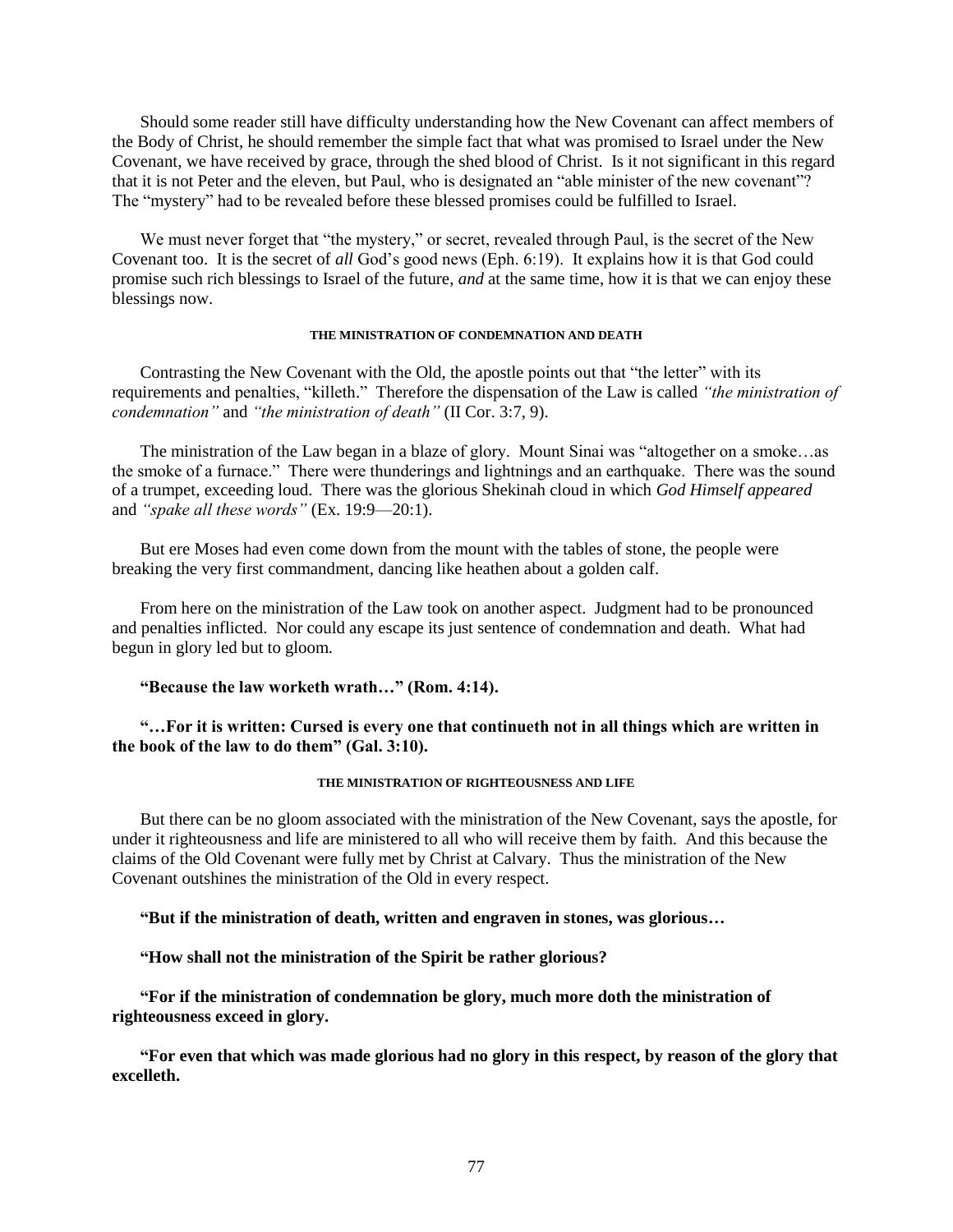Should some reader still have difficulty understanding how the New Covenant can affect members of the Body of Christ, he should remember the simple fact that what was promised to Israel under the New Covenant, we have received by grace, through the shed blood of Christ. Is it not significant in this regard that it is not Peter and the eleven, but Paul, who is designated an "able minister of the new covenant"? The "mystery" had to be revealed before these blessed promises could be fulfilled to Israel.

We must never forget that "the mystery," or secret, revealed through Paul, is the secret of the New Covenant too. It is the secret of *all* God's good news (Eph. 6:19). It explains how it is that God could promise such rich blessings to Israel of the future, *and* at the same time, how it is that we can enjoy these blessings now.

#### THE MINISTRATION OF CONDEMNATION AND DEATH

Contrasting the New Covenant with the Old, the apostle points out that "the letter" with its requirements and penalties, "killeth." Therefore the dispensation of the Law is called *"the ministration of condemnation"* and *"the ministration of death"* (II Cor. 3:7, 9).

The ministration of the Law began in a blaze of glory. Mount Sinai was "altogether on a smoke…as the smoke of a furnace." There were thunderings and lightnings and an earthquake. There was the sound of a trumpet, exceeding loud. There was the glorious Shekinah cloud in which *God Himself appeared* and *"spake all these words"* (Ex. 19:9—20:1).

But ere Moses had even come down from the mount with the tables of stone, the people were breaking the very first commandment, dancing like heathen about a golden calf.

From here on the ministration of the Law took on another aspect. Judgment had to be pronounced and penalties inflicted. Nor could any escape its just sentence of condemnation and death. What had begun in glory led but to gloom.

**"Because the law worketh wrath…" (Rom. 4:14).**

**"…For it is written: Cursed is every one that continueth not in all things which are written in the book of the law to do them" (Gal. 3:10).**

#### THE MINISTRATION OF RIGHTEOUSNESS AND LIFE

But there can be no gloom associated with the ministration of the New Covenant, says the apostle, for under it righteousness and life are ministered to all who will receive them by faith. And this because the claims of the Old Covenant were fully met by Christ at Calvary. Thus the ministration of the New Covenant outshines the ministration of the Old in every respect.

**"But if the ministration of death, written and engraven in stones, was glorious…**

**"How shall not the ministration of the Spirit be rather glorious?**

**"For if the ministration of condemnation be glory, much more doth the ministration of righteousness exceed in glory.**

**"For even that which was made glorious had no glory in this respect, by reason of the glory that excelleth.**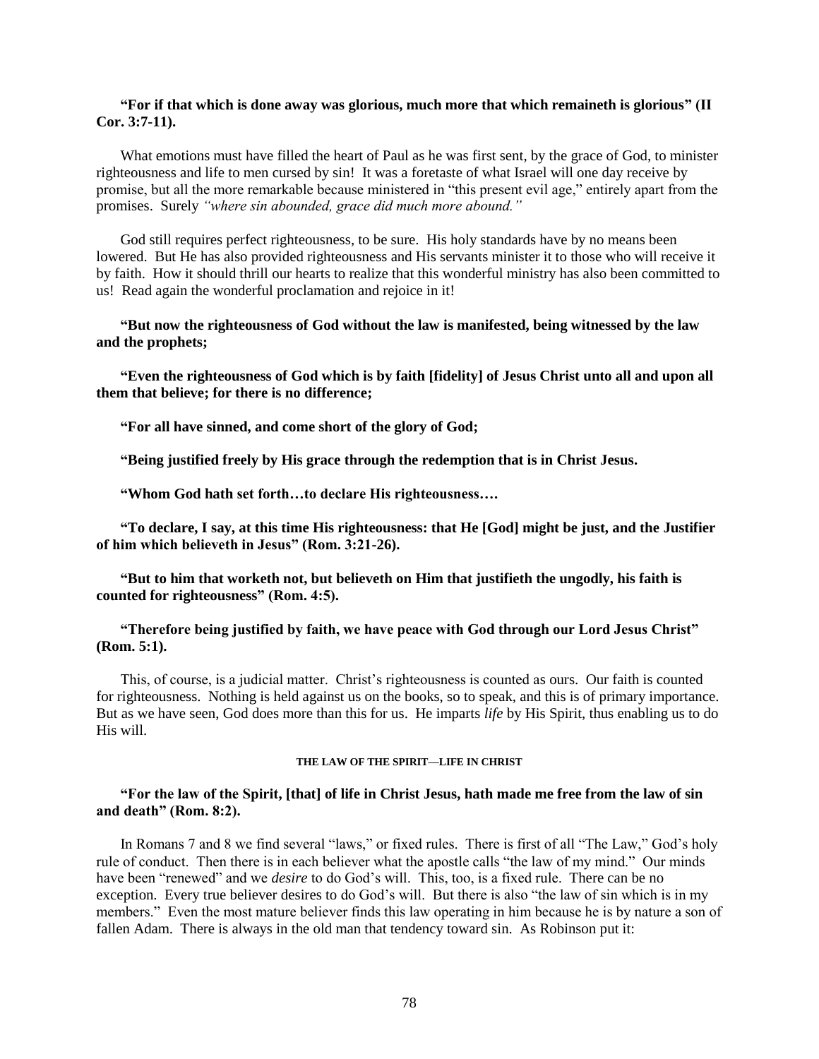**"For if that which is done away was glorious, much more that which remaineth is glorious" (II Cor. 3:7-11).**

What emotions must have filled the heart of Paul as he was first sent, by the grace of God, to minister righteousness and life to men cursed by sin! It was a foretaste of what Israel will one day receive by promise, but all the more remarkable because ministered in "this present evil age," entirely apart from the promises. Surely *"where sin abounded, grace did much more abound."*

God still requires perfect righteousness, to be sure. His holy standards have by no means been lowered. But He has also provided righteousness and His servants minister it to those who will receive it by faith. How it should thrill our hearts to realize that this wonderful ministry has also been committed to us! Read again the wonderful proclamation and rejoice in it!

**"But now the righteousness of God without the law is manifested, being witnessed by the law and the prophets;**

**"Even the righteousness of God which is by faith [fidelity] of Jesus Christ unto all and upon all them that believe; for there is no difference;**

**"For all have sinned, and come short of the glory of God;**

**"Being justified freely by His grace through the redemption that is in Christ Jesus.**

**"Whom God hath set forth…to declare His righteousness….**

**"To declare, I say, at this time His righteousness: that He [God] might be just, and the Justifier of him which believeth in Jesus" (Rom. 3:21-26).**

**"But to him that worketh not, but believeth on Him that justifieth the ungodly, his faith is counted for righteousness" (Rom. 4:5).**

**"Therefore being justified by faith, we have peace with God through our Lord Jesus Christ" (Rom. 5:1).**

This, of course, is a judicial matter. Christ's righteousness is counted as ours. Our faith is counted for righteousness. Nothing is held against us on the books, so to speak, and this is of primary importance. But as we have seen, God does more than this for us. He imparts *life* by His Spirit, thus enabling us to do His will.

#### THE LAW OF THE SPIRIT—LIFE IN CHRIST

**"For the law of the Spirit, [that] of life in Christ Jesus, hath made me free from the law of sin and death" (Rom. 8:2).**

In Romans 7 and 8 we find several "laws," or fixed rules. There is first of all "The Law," God's holy rule of conduct. Then there is in each believer what the apostle calls "the law of my mind." Our minds have been "renewed" and we *desire* to do God's will. This, too, is a fixed rule. There can be no exception. Every true believer desires to do God's will. But there is also "the law of sin which is in my members." Even the most mature believer finds this law operating in him because he is by nature a son of fallen Adam. There is always in the old man that tendency toward sin. As Robinson put it: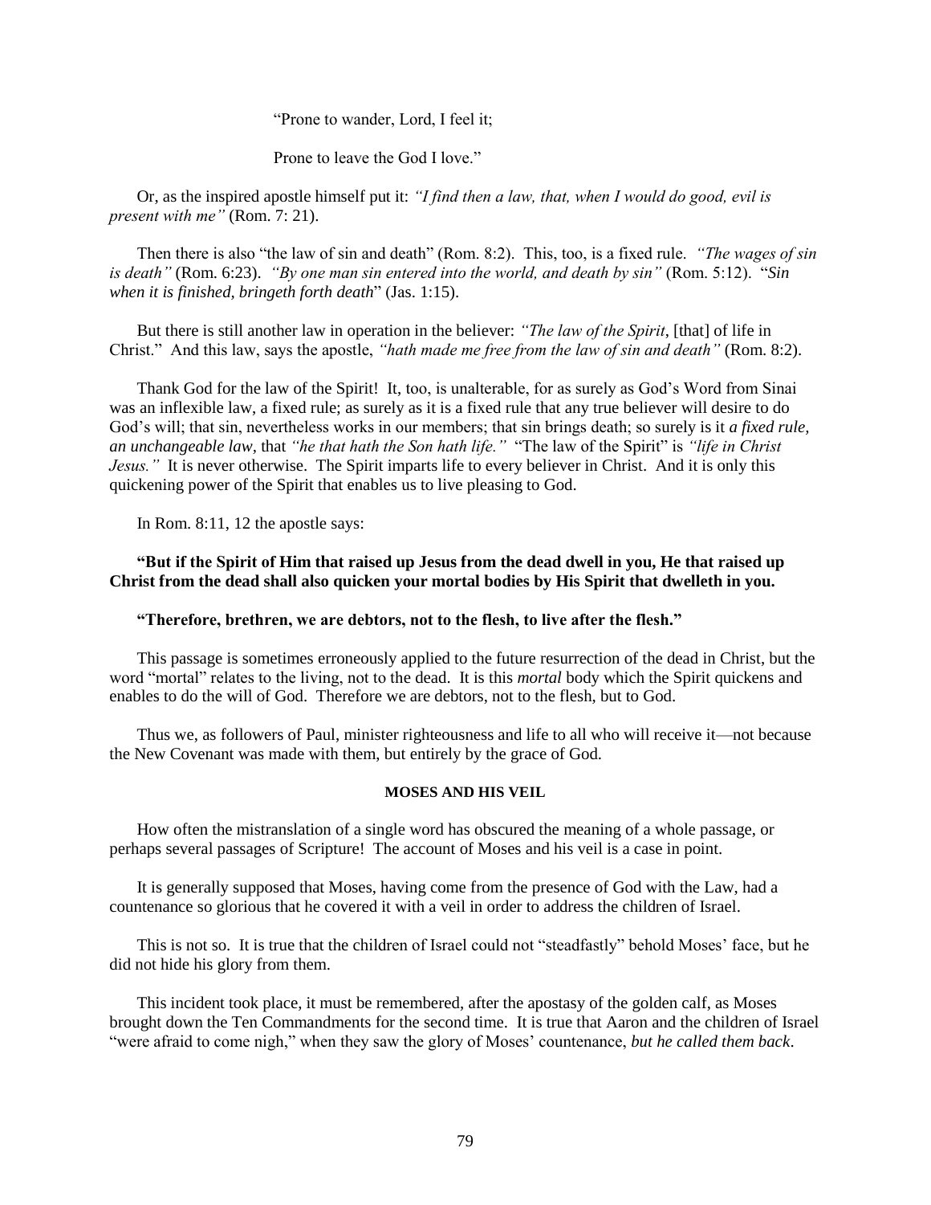"Prone to wander, Lord, I feel it;

Prone to leave the God I love."

Or, as the inspired apostle himself put it: *"I find then a law, that, when I would do good, evil is present with me"* (Rom. 7: 21).

Then there is also "the law of sin and death" (Rom. 8:2). This, too, is a fixed rule. *"The wages of sin is death"* (Rom. 6:23). *"By one man sin entered into the world, and death by sin"* (Rom. 5:12). "*Sin when it is finished, bringeth forth death*" (Jas. 1:15).

But there is still another law in operation in the believer: *"The law of the Spirit*, [that] of life in Christ." And this law, says the apostle, *"hath made me free from the law of sin and death"* (Rom. 8:2).

Thank God for the law of the Spirit! It, too, is unalterable, for as surely as God's Word from Sinai was an inflexible law, a fixed rule; as surely as it is a fixed rule that any true believer will desire to do God's will; that sin, nevertheless works in our members; that sin brings death; so surely is it *a fixed rule, an unchangeable law,* that *"he that hath the Son hath life."* "The law of the Spirit" is *"life in Christ Jesus."* It is never otherwise. The Spirit imparts life to every believer in Christ. And it is only this quickening power of the Spirit that enables us to live pleasing to God.

In Rom. 8:11, 12 the apostle says:

**"But if the Spirit of Him that raised up Jesus from the dead dwell in you, He that raised up Christ from the dead shall also quicken your mortal bodies by His Spirit that dwelleth in you.**

**"Therefore, brethren, we are debtors, not to the flesh, to live after the flesh."**

This passage is sometimes erroneously applied to the future resurrection of the dead in Christ, but the word "mortal" relates to the living, not to the dead. It is this *mortal* body which the Spirit quickens and enables to do the will of God. Therefore we are debtors, not to the flesh, but to God.

Thus we, as followers of Paul, minister righteousness and life to all who will receive it—not because the New Covenant was made with them, but entirely by the grace of God.

#### MOSES AND HIS VEIL

How often the mistranslation of a single word has obscured the meaning of a whole passage, or perhaps several passages of Scripture! The account of Moses and his veil is a case in point.

It is generally supposed that Moses, having come from the presence of God with the Law, had a countenance so glorious that he covered it with a veil in order to address the children of Israel.

This is not so. It is true that the children of Israel could not "steadfastly" behold Moses' face, but he did not hide his glory from them.

This incident took place, it must be remembered, after the apostasy of the golden calf, as Moses brought down the Ten Commandments for the second time. It is true that Aaron and the children of Israel "were afraid to come nigh," when they saw the glory of Moses' countenance, *but he called them back*.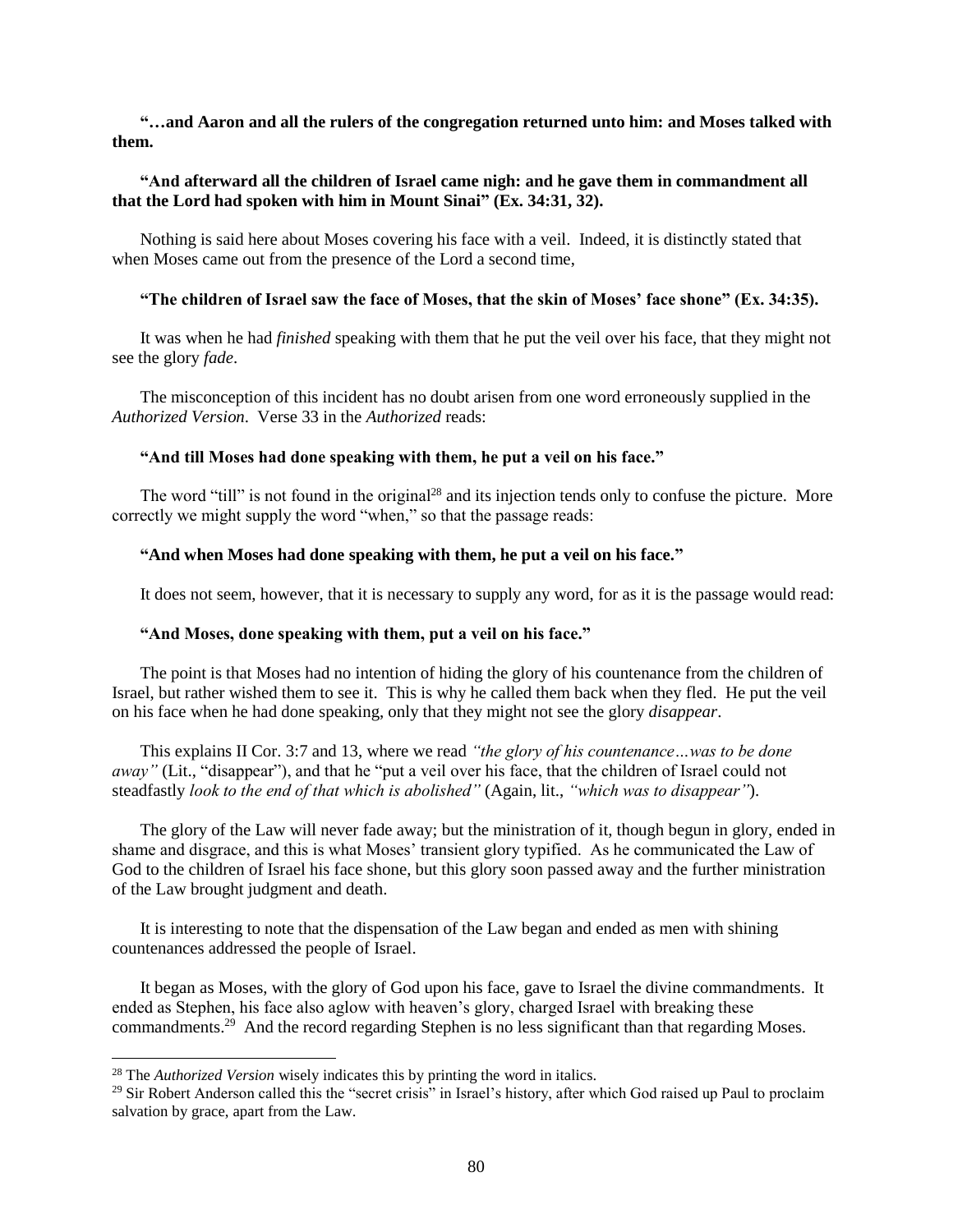**"…and Aaron and all the rulers of the congregation returned unto him: and Moses talked with them.**

**"And afterward all the children of Israel came nigh: and he gave them in commandment all that the Lord had spoken with him in Mount Sinai" (Ex. 34:31, 32).**

Nothing is said here about Moses covering his face with a veil. Indeed, it is distinctly stated that when Moses came out from the presence of the Lord a second time,

**"The children of Israel saw the face of Moses, that the skin of Moses' face shone" (Ex. 34:35).**

It was when he had *finished* speaking with them that he put the veil over his face, that they might not see the glory *fade*.

The misconception of this incident has no doubt arisen from one word erroneously supplied in the *Authorized Version*. Verse 33 in the *Authorized* reads:

**"And till Moses had done speaking with them, he put a veil on his face."**

The word "till" is not found in the original[28] and its injection tends only to confuse the picture. More correctly we might supply the word "when," so that the passage reads:

**"And when Moses had done speaking with them, he put a veil on his face."**

It does not seem, however, that it is necessary to supply any word, for as it is the passage would read:

**"And Moses, done speaking with them, put a veil on his face."**

The point is that Moses had no intention of hiding the glory of his countenance from the children of Israel, but rather wished them to see it. This is why he called them back when they fled. He put the veil on his face when he had done speaking, only that they might not see the glory *disappear*.

This explains II Cor. 3:7 and 13, where we read *"the glory of his countenance…was to be done away"* (Lit., "disappear"), and that he "put a veil over his face, that the children of Israel could not steadfastly *look to the end of that which is abolished"* (Again, lit., *"which was to disappear"*).

The glory of the Law will never fade away; but the ministration of it, though begun in glory, ended in shame and disgrace, and this is what Moses' transient glory typified. As he communicated the Law of God to the children of Israel his face shone, but this glory soon passed away and the further ministration of the Law brought judgment and death.

It is interesting to note that the dispensation of the Law began and ended as men with shining countenances addressed the people of Israel.

It began as Moses, with the glory of God upon his face, gave to Israel the divine commandments. It ended as Stephen, his face also aglow with heaven's glory, charged Israel with breaking these commandments.[29] And the record regarding Stephen is no less significant than that regarding Moses.

---

[28] The *Authorized Version* wisely indicates this by printing the word in italics.

[29] Sir Robert Anderson called this the "secret crisis" in Israel's history, after which God raised up Paul to proclaim salvation by grace, apart from the Law.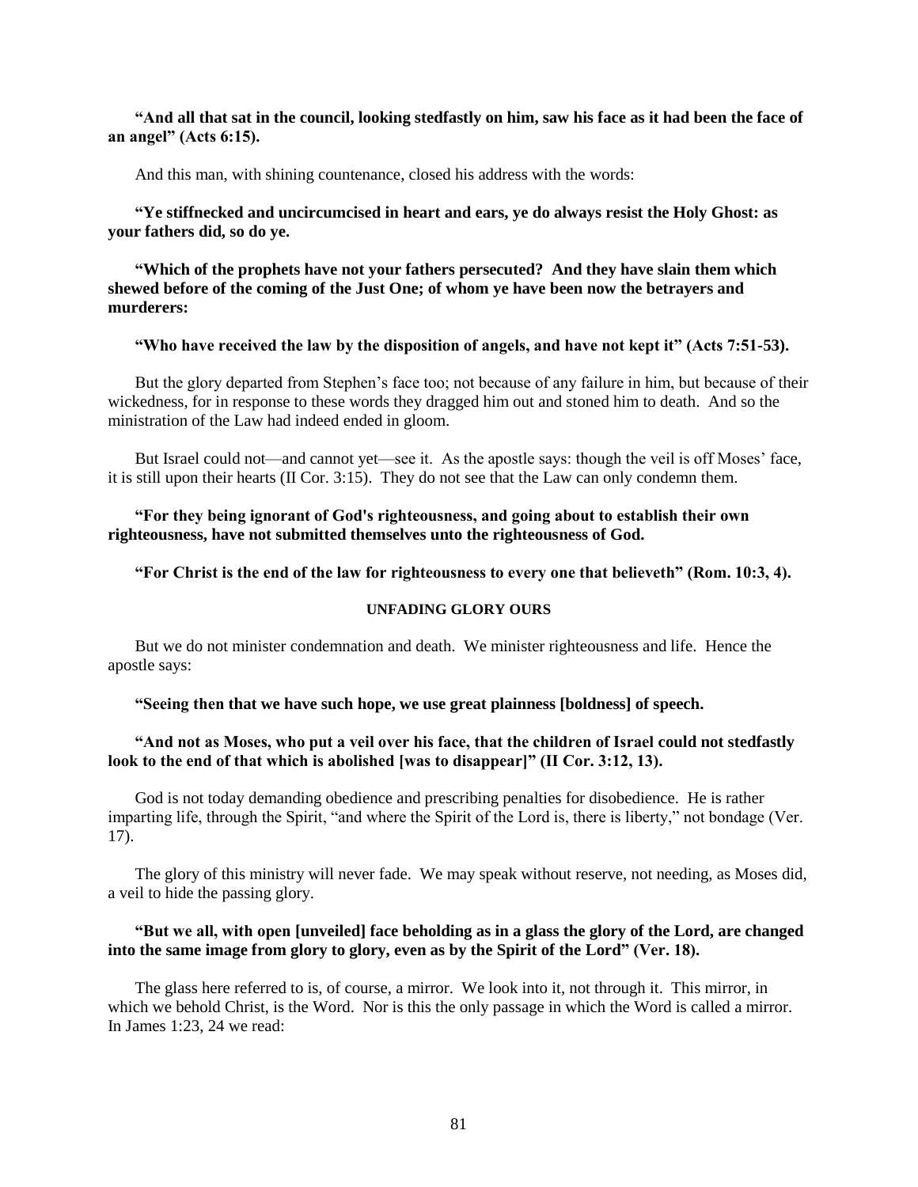**"And all that sat in the council, looking stedfastly on him, saw his face as it had been the face of an angel" (Acts 6:15).**

And this man, with shining countenance, closed his address with the words:

**"Ye stiffnecked and uncircumcised in heart and ears, ye do always resist the Holy Ghost: as your fathers did, so do ye.**

**"Which of the prophets have not your fathers persecuted? And they have slain them which shewed before of the coming of the Just One; of whom ye have been now the betrayers and murderers:**

**"Who have received the law by the disposition of angels, and have not kept it" (Acts 7:51-53).**

But the glory departed from Stephen's face too; not because of any failure in him, but because of their wickedness, for in response to these words they dragged him out and stoned him to death. And so the ministration of the Law had indeed ended in gloom.

But Israel could not—and cannot yet—see it. As the apostle says: though the veil is off Moses' face, it is still upon their hearts (II Cor. 3:15). They do not see that the Law can only condemn them.

**"For they being ignorant of God's righteousness, and going about to establish their own righteousness, have not submitted themselves unto the righteousness of God.**

**"For Christ is the end of the law for righteousness to every one that believeth" (Rom. 10:3, 4).**

#### UNFADING GLORY OURS

But we do not minister condemnation and death. We minister righteousness and life. Hence the apostle says:

**"Seeing then that we have such hope, we use great plainness [boldness] of speech.**

**"And not as Moses, who put a veil over his face, that the children of Israel could not stedfastly look to the end of that which is abolished [was to disappear]" (II Cor. 3:12, 13).**

God is not today demanding obedience and prescribing penalties for disobedience. He is rather imparting life, through the Spirit, "and where the Spirit of the Lord is, there is liberty," not bondage (Ver. 17).

The glory of this ministry will never fade. We may speak without reserve, not needing, as Moses did, a veil to hide the passing glory.

**"But we all, with open [unveiled] face beholding as in a glass the glory of the Lord, are changed into the same image from glory to glory, even as by the Spirit of the Lord" (Ver. 18).**

The glass here referred to is, of course, a mirror. We look into it, not through it. This mirror, in which we behold Christ, is the Word. Nor is this the only passage in which the Word is called a mirror. In James 1:23, 24 we read: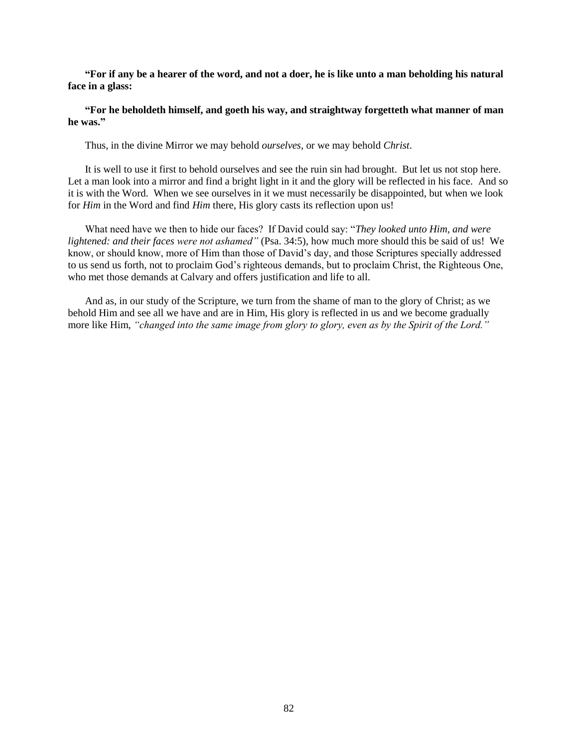**"For if any be a hearer of the word, and not a doer, he is like unto a man beholding his natural face in a glass:**

**"For he beholdeth himself, and goeth his way, and straightway forgetteth what manner of man he was."**

Thus, in the divine Mirror we may behold *ourselves*, or we may behold *Christ*.

It is well to use it first to behold ourselves and see the ruin sin had brought. But let us not stop here. Let a man look into a mirror and find a bright light in it and the glory will be reflected in his face. And so it is with the Word. When we see ourselves in it we must necessarily be disappointed, but when we look for *Him* in the Word and find *Him* there, His glory casts its reflection upon us!

What need have we then to hide our faces? If David could say: "*They looked unto Him, and were lightened: and their faces were not ashamed"* (Psa. 34:5), how much more should this be said of us! We know, or should know, more of Him than those of David's day, and those Scriptures specially addressed to us send us forth, not to proclaim God's righteous demands, but to proclaim Christ, the Righteous One, who met those demands at Calvary and offers justification and life to all.

And as, in our study of the Scripture, we turn from the shame of man to the glory of Christ; as we behold Him and see all we have and are in Him, His glory is reflected in us and we become gradually more like Him, *"changed into the same image from glory to glory, even as by the Spirit of the Lord."*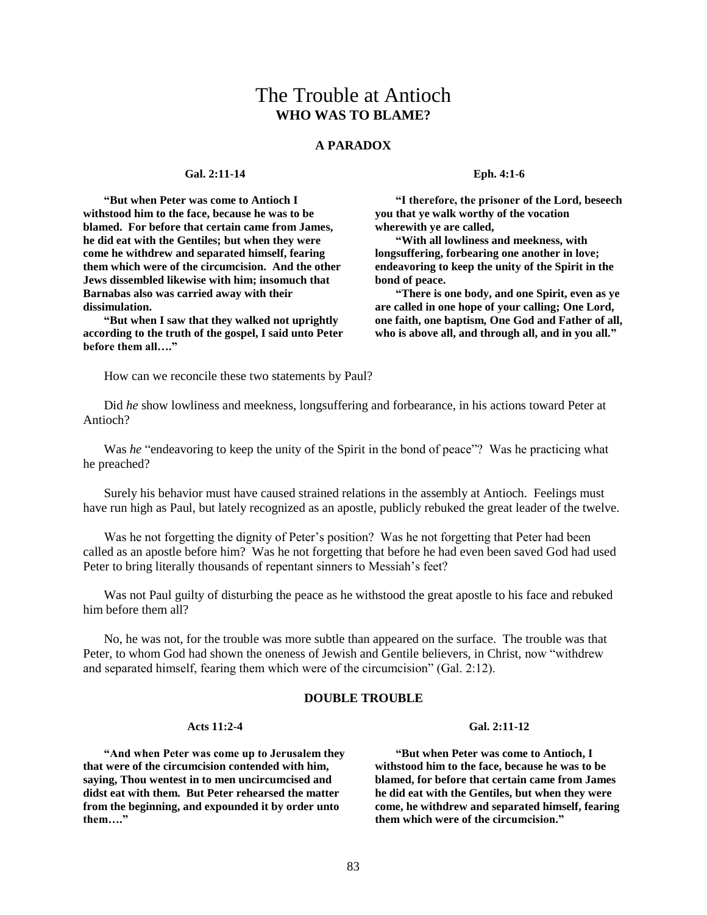# The Trouble at Antioch
## WHO WAS TO BLAME?

### A PARADOX

**Gal. 2:11-14**

**"But when Peter was come to Antioch I withstood him to the face, because he was to be blamed. For before that certain came from James, he did eat with the Gentiles; but when they were come he withdrew and separated himself, fearing them which were of the circumcision. And the other Jews dissembled likewise with him; insomuch that Barnabas also was carried away with their dissimulation.**

**"But when I saw that they walked not uprightly according to the truth of the gospel, I said unto Peter before them all…."**

**Eph. 4:1-6**

**"I therefore, the prisoner of the Lord, beseech you that ye walk worthy of the vocation wherewith ye are called,**

**"With all lowliness and meekness, with longsuffering, forbearing one another in love; endeavoring to keep the unity of the Spirit in the bond of peace.**

**"There is one body, and one Spirit, even as ye are called in one hope of your calling; One Lord, one faith, one baptism, One God and Father of all, who is above all, and through all, and in you all."**

How can we reconcile these two statements by Paul?

Did *he* show lowliness and meekness, longsuffering and forbearance, in his actions toward Peter at Antioch?

Was *he* "endeavoring to keep the unity of the Spirit in the bond of peace"? Was he practicing what he preached?

Surely his behavior must have caused strained relations in the assembly at Antioch. Feelings must have run high as Paul, but lately recognized as an apostle, publicly rebuked the great leader of the twelve.

Was he not forgetting the dignity of Peter's position? Was he not forgetting that Peter had been called as an apostle before him? Was he not forgetting that before he had even been saved God had used Peter to bring literally thousands of repentant sinners to Messiah's feet?

Was not Paul guilty of disturbing the peace as he withstood the great apostle to his face and rebuked him before them all?

No, he was not, for the trouble was more subtle than appeared on the surface. The trouble was that Peter, to whom God had shown the oneness of Jewish and Gentile believers, in Christ, now "withdrew and separated himself, fearing them which were of the circumcision" (Gal. 2:12).

### DOUBLE TROUBLE

**Acts 11:2-4**

**"And when Peter was come up to Jerusalem they that were of the circumcision contended with him, saying, Thou wentest in to men uncircumcised and didst eat with them. But Peter rehearsed the matter from the beginning, and expounded it by order unto them…."**

**Gal. 2:11-12**

**"But when Peter was come to Antioch, I withstood him to the face, because he was to be blamed, for before that certain came from James he did eat with the Gentiles, but when they were come, he withdrew and separated himself, fearing them which were of the circumcision."**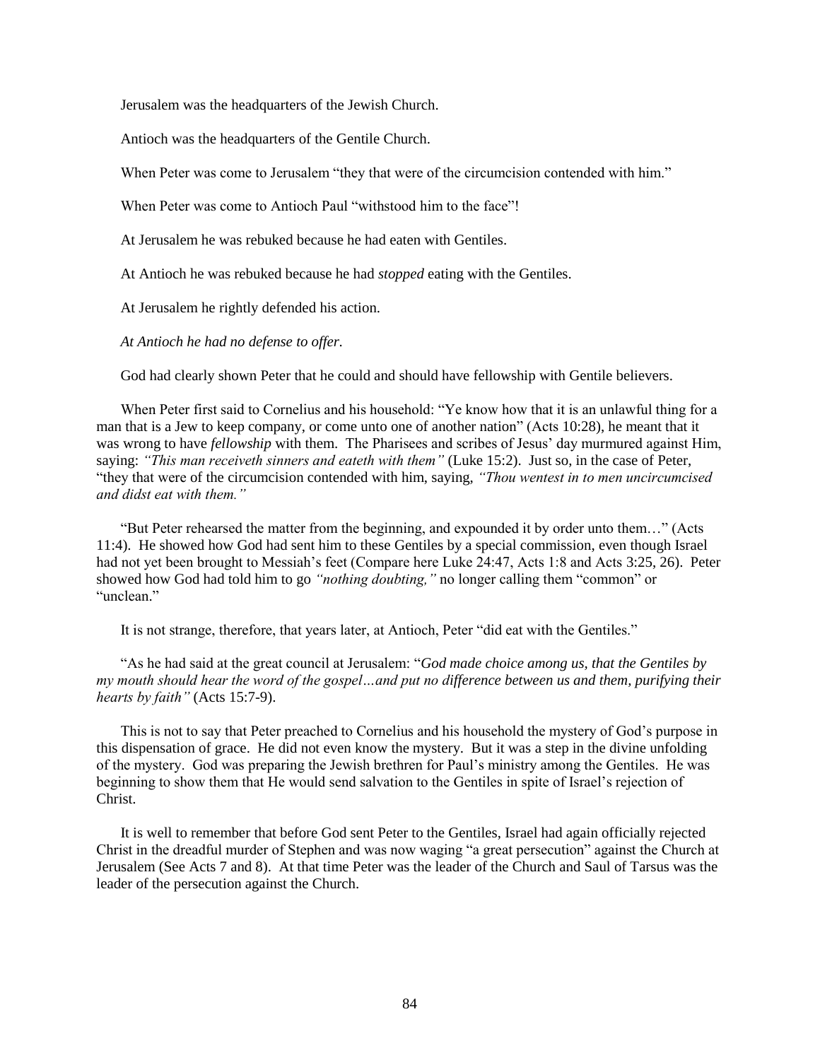Jerusalem was the headquarters of the Jewish Church.

Antioch was the headquarters of the Gentile Church.

When Peter was come to Jerusalem "they that were of the circumcision contended with him."

When Peter was come to Antioch Paul "withstood him to the face"!

At Jerusalem he was rebuked because he had eaten with Gentiles.

At Antioch he was rebuked because he had *stopped* eating with the Gentiles.

At Jerusalem he rightly defended his action.

*At Antioch he had no defense to offer.*

God had clearly shown Peter that he could and should have fellowship with Gentile believers.

When Peter first said to Cornelius and his household: "Ye know how that it is an unlawful thing for a man that is a Jew to keep company, or come unto one of another nation" (Acts 10:28), he meant that it was wrong to have *fellowship* with them. The Pharisees and scribes of Jesus' day murmured against Him, saying: *"This man receiveth sinners and eateth with them"* (Luke 15:2). Just so, in the case of Peter, "they that were of the circumcision contended with him, saying, *"Thou wentest in to men uncircumcised and didst eat with them."*

"But Peter rehearsed the matter from the beginning, and expounded it by order unto them…" (Acts 11:4). He showed how God had sent him to these Gentiles by a special commission, even though Israel had not yet been brought to Messiah's feet (Compare here Luke 24:47, Acts 1:8 and Acts 3:25, 26). Peter showed how God had told him to go *"nothing doubting,"* no longer calling them "common" or "unclean."

It is not strange, therefore, that years later, at Antioch, Peter "did eat with the Gentiles."

"As he had said at the great council at Jerusalem: "*God made choice among us, that the Gentiles by my mouth should hear the word of the gospel…and put no difference between us and them, purifying their hearts by faith"* (Acts 15:7-9).

This is not to say that Peter preached to Cornelius and his household the mystery of God's purpose in this dispensation of grace. He did not even know the mystery. But it was a step in the divine unfolding of the mystery. God was preparing the Jewish brethren for Paul's ministry among the Gentiles. He was beginning to show them that He would send salvation to the Gentiles in spite of Israel's rejection of Christ.

It is well to remember that before God sent Peter to the Gentiles, Israel had again officially rejected Christ in the dreadful murder of Stephen and was now waging "a great persecution" against the Church at Jerusalem (See Acts 7 and 8). At that time Peter was the leader of the Church and Saul of Tarsus was the leader of the persecution against the Church.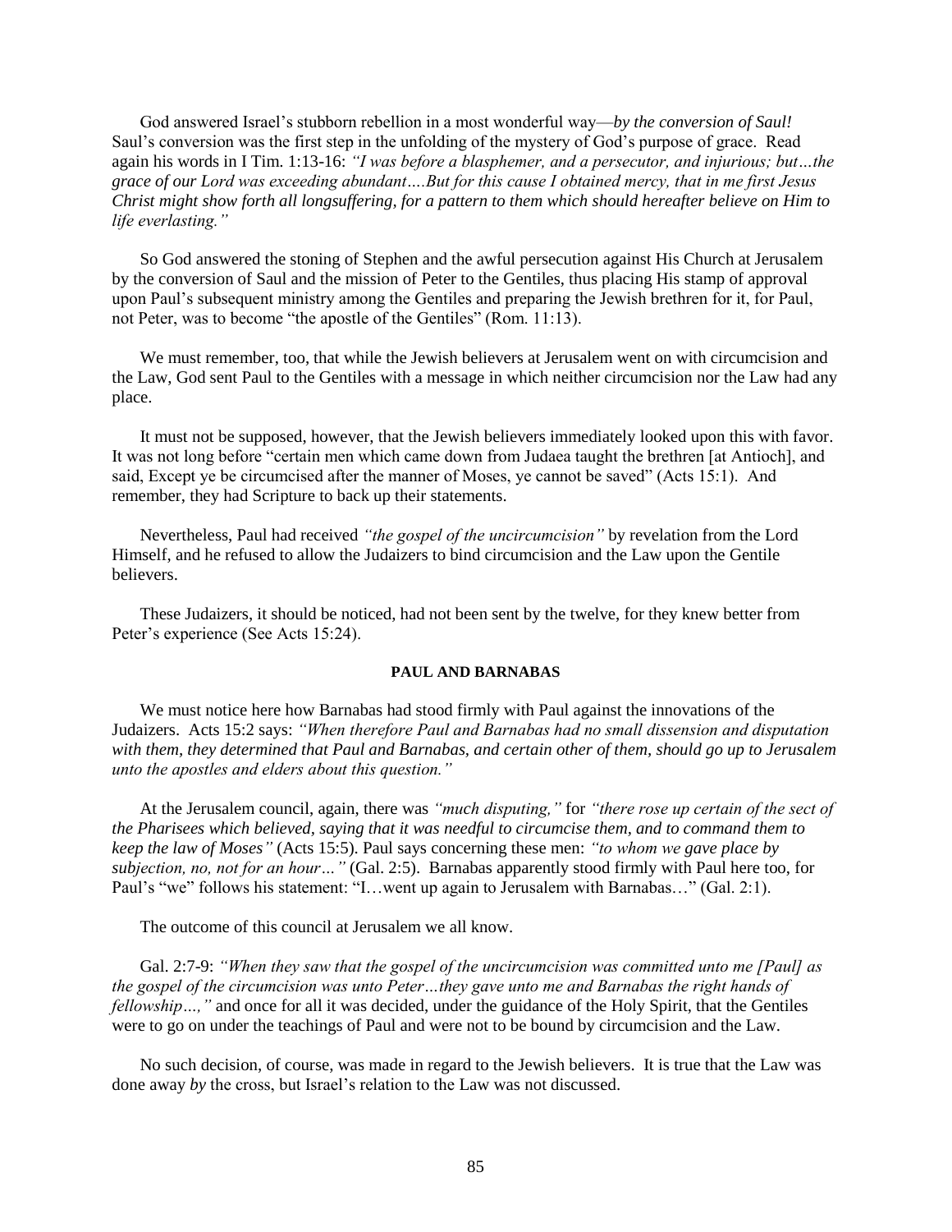God answered Israel's stubborn rebellion in a most wonderful way—*by the conversion of Saul!* Saul's conversion was the first step in the unfolding of the mystery of God's purpose of grace. Read again his words in I Tim. 1:13-16: *"I was before a blasphemer, and a persecutor, and injurious; but…the grace of our Lord was exceeding abundant….But for this cause I obtained mercy, that in me first Jesus Christ might show forth all longsuffering, for a pattern to them which should hereafter believe on Him to life everlasting."*

So God answered the stoning of Stephen and the awful persecution against His Church at Jerusalem by the conversion of Saul and the mission of Peter to the Gentiles, thus placing His stamp of approval upon Paul's subsequent ministry among the Gentiles and preparing the Jewish brethren for it, for Paul, not Peter, was to become "the apostle of the Gentiles" (Rom. 11:13).

We must remember, too, that while the Jewish believers at Jerusalem went on with circumcision and the Law, God sent Paul to the Gentiles with a message in which neither circumcision nor the Law had any place.

It must not be supposed, however, that the Jewish believers immediately looked upon this with favor. It was not long before "certain men which came down from Judaea taught the brethren [at Antioch], and said, Except ye be circumcised after the manner of Moses, ye cannot be saved" (Acts 15:1). And remember, they had Scripture to back up their statements.

Nevertheless, Paul had received *"the gospel of the uncircumcision"* by revelation from the Lord Himself, and he refused to allow the Judaizers to bind circumcision and the Law upon the Gentile believers.

These Judaizers, it should be noticed, had not been sent by the twelve, for they knew better from Peter's experience (See Acts 15:24).

### PAUL AND BARNABAS

We must notice here how Barnabas had stood firmly with Paul against the innovations of the Judaizers. Acts 15:2 says: *"When therefore Paul and Barnabas had no small dissension and disputation with them, they determined that Paul and Barnabas, and certain other of them, should go up to Jerusalem unto the apostles and elders about this question."*

At the Jerusalem council, again, there was *"much disputing,"* for *"there rose up certain of the sect of the Pharisees which believed, saying that it was needful to circumcise them, and to command them to keep the law of Moses"* (Acts 15:5). Paul says concerning these men: *"to whom we gave place by subjection, no, not for an hour…"* (Gal. 2:5). Barnabas apparently stood firmly with Paul here too, for Paul's "we" follows his statement: "I…went up again to Jerusalem with Barnabas…" (Gal. 2:1).

The outcome of this council at Jerusalem we all know.

Gal. 2:7-9: *"When they saw that the gospel of the uncircumcision was committed unto me [Paul] as the gospel of the circumcision was unto Peter…they gave unto me and Barnabas the right hands of fellowship…,"* and once for all it was decided, under the guidance of the Holy Spirit, that the Gentiles were to go on under the teachings of Paul and were not to be bound by circumcision and the Law.

No such decision, of course, was made in regard to the Jewish believers. It is true that the Law was done away *by* the cross, but Israel's relation to the Law was not discussed.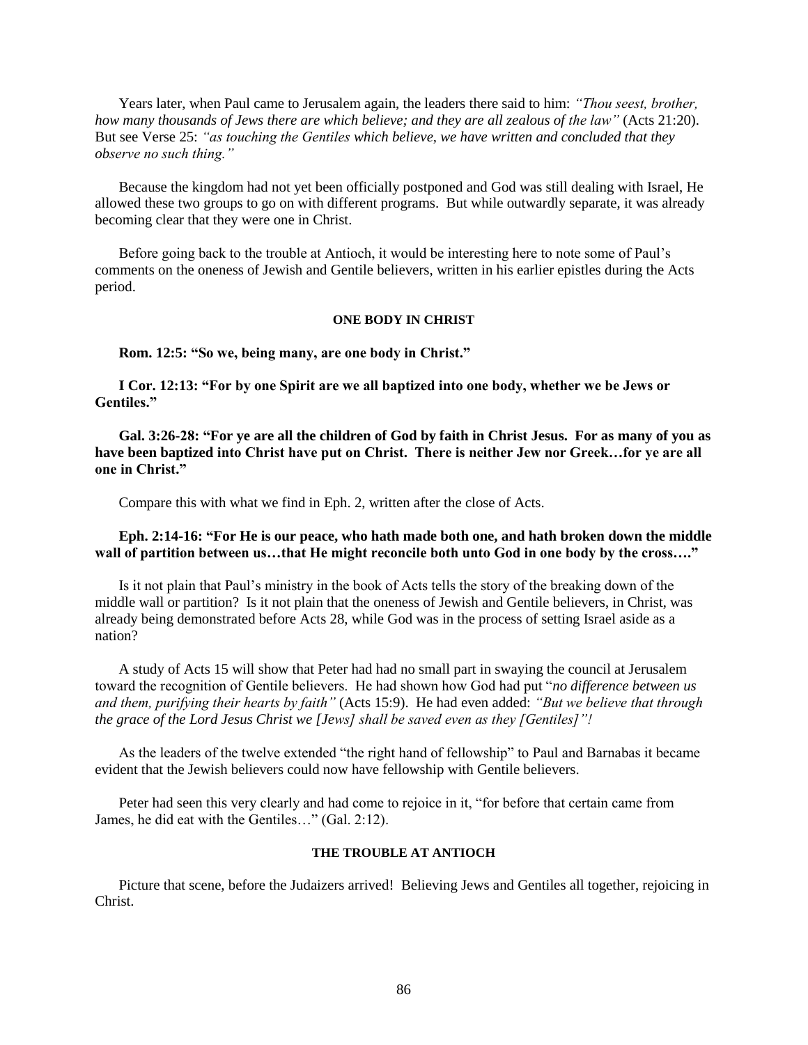Years later, when Paul came to Jerusalem again, the leaders there said to him: *"Thou seest, brother, how many thousands of Jews there are which believe; and they are all zealous of the law"* (Acts 21:20). But see Verse 25: *"as touching the Gentiles which believe, we have written and concluded that they observe no such thing."*

Because the kingdom had not yet been officially postponed and God was still dealing with Israel, He allowed these two groups to go on with different programs. But while outwardly separate, it was already becoming clear that they were one in Christ.

Before going back to the trouble at Antioch, it would be interesting here to note some of Paul's comments on the oneness of Jewish and Gentile believers, written in his earlier epistles during the Acts period.

#### ONE BODY IN CHRIST

**Rom. 12:5: "So we, being many, are one body in Christ."**

**I Cor. 12:13: "For by one Spirit are we all baptized into one body, whether we be Jews or Gentiles."**

**Gal. 3:26-28: "For ye are all the children of God by faith in Christ Jesus. For as many of you as have been baptized into Christ have put on Christ. There is neither Jew nor Greek…for ye are all one in Christ."**

Compare this with what we find in Eph. 2, written after the close of Acts.

**Eph. 2:14-16: "For He is our peace, who hath made both one, and hath broken down the middle wall of partition between us…that He might reconcile both unto God in one body by the cross…."**

Is it not plain that Paul's ministry in the book of Acts tells the story of the breaking down of the middle wall or partition? Is it not plain that the oneness of Jewish and Gentile believers, in Christ, was already being demonstrated before Acts 28, while God was in the process of setting Israel aside as a nation?

A study of Acts 15 will show that Peter had had no small part in swaying the council at Jerusalem toward the recognition of Gentile believers. He had shown how God had put "*no difference between us and them, purifying their hearts by faith"* (Acts 15:9). He had even added: *"But we believe that through the grace of the Lord Jesus Christ we [Jews] shall be saved even as they [Gentiles]"!*

As the leaders of the twelve extended "the right hand of fellowship" to Paul and Barnabas it became evident that the Jewish believers could now have fellowship with Gentile believers.

Peter had seen this very clearly and had come to rejoice in it, "for before that certain came from James, he did eat with the Gentiles…" (Gal. 2:12).

#### THE TROUBLE AT ANTIOCH

Picture that scene, before the Judaizers arrived! Believing Jews and Gentiles all together, rejoicing in Christ.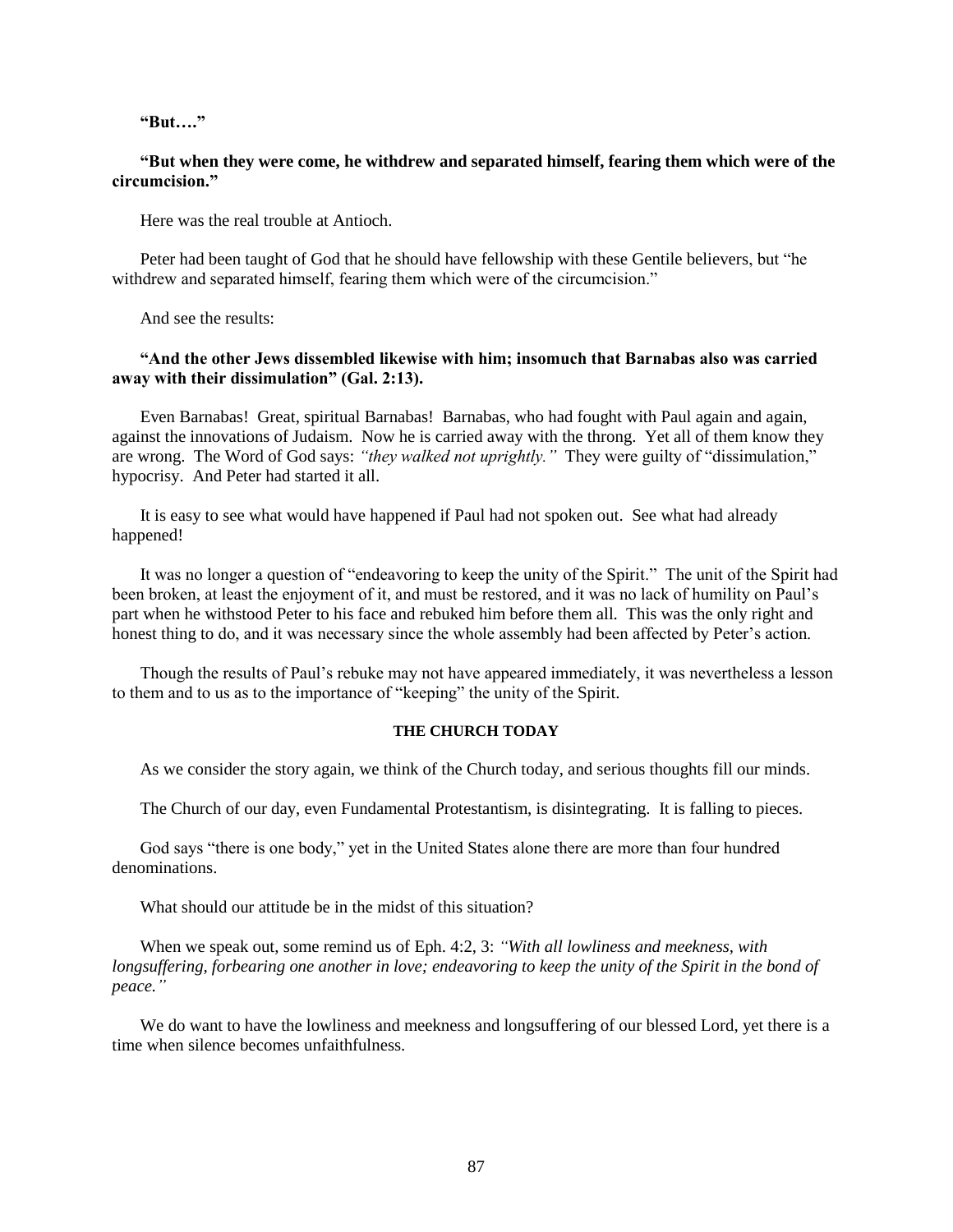**"But…."**

**"But when they were come, he withdrew and separated himself, fearing them which were of the circumcision."**

Here was the real trouble at Antioch.

Peter had been taught of God that he should have fellowship with these Gentile believers, but "he withdrew and separated himself, fearing them which were of the circumcision."

And see the results:

**"And the other Jews dissembled likewise with him; insomuch that Barnabas also was carried away with their dissimulation" (Gal. 2:13).**

Even Barnabas! Great, spiritual Barnabas! Barnabas, who had fought with Paul again and again, against the innovations of Judaism. Now he is carried away with the throng. Yet all of them know they are wrong. The Word of God says: *"they walked not uprightly."* They were guilty of "dissimulation," hypocrisy. And Peter had started it all.

It is easy to see what would have happened if Paul had not spoken out. See what had already happened!

It was no longer a question of "endeavoring to keep the unity of the Spirit." The unit of the Spirit had been broken, at least the enjoyment of it, and must be restored, and it was no lack of humility on Paul's part when he withstood Peter to his face and rebuked him before them all. This was the only right and honest thing to do, and it was necessary since the whole assembly had been affected by Peter's action.

Though the results of Paul's rebuke may not have appeared immediately, it was nevertheless a lesson to them and to us as to the importance of "keeping" the unity of the Spirit.

#### THE CHURCH TODAY

As we consider the story again, we think of the Church today, and serious thoughts fill our minds.

The Church of our day, even Fundamental Protestantism, is disintegrating. It is falling to pieces.

God says "there is one body," yet in the United States alone there are more than four hundred denominations.

What should our attitude be in the midst of this situation?

When we speak out, some remind us of Eph. 4:2, 3: *"With all lowliness and meekness, with longsuffering, forbearing one another in love; endeavoring to keep the unity of the Spirit in the bond of peace."*

We do want to have the lowliness and meekness and longsuffering of our blessed Lord, yet there is a time when silence becomes unfaithfulness.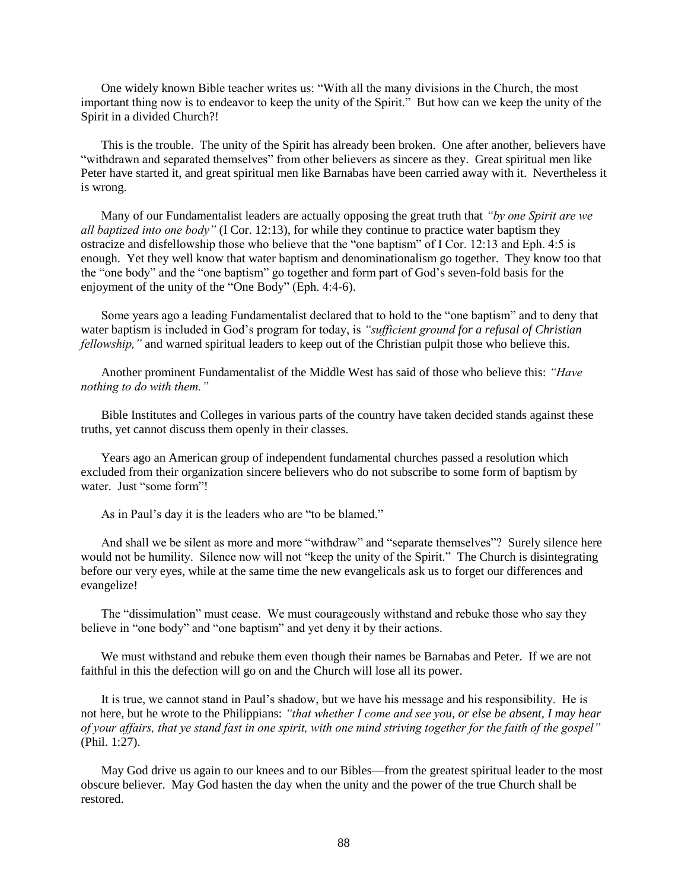One widely known Bible teacher writes us: "With all the many divisions in the Church, the most important thing now is to endeavor to keep the unity of the Spirit." But how can we keep the unity of the Spirit in a divided Church?!

This is the trouble. The unity of the Spirit has already been broken. One after another, believers have "withdrawn and separated themselves" from other believers as sincere as they. Great spiritual men like Peter have started it, and great spiritual men like Barnabas have been carried away with it. Nevertheless it is wrong.

Many of our Fundamentalist leaders are actually opposing the great truth that *"by one Spirit are we all baptized into one body"* (I Cor. 12:13), for while they continue to practice water baptism they ostracize and disfellowship those who believe that the "one baptism" of I Cor. 12:13 and Eph. 4:5 is enough. Yet they well know that water baptism and denominationalism go together. They know too that the "one body" and the "one baptism" go together and form part of God's seven-fold basis for the enjoyment of the unity of the "One Body" (Eph. 4:4-6).

Some years ago a leading Fundamentalist declared that to hold to the "one baptism" and to deny that water baptism is included in God's program for today, is *"sufficient ground for a refusal of Christian fellowship,"* and warned spiritual leaders to keep out of the Christian pulpit those who believe this.

Another prominent Fundamentalist of the Middle West has said of those who believe this: *"Have nothing to do with them."*

Bible Institutes and Colleges in various parts of the country have taken decided stands against these truths, yet cannot discuss them openly in their classes.

Years ago an American group of independent fundamental churches passed a resolution which excluded from their organization sincere believers who do not subscribe to some form of baptism by water. Just "some form"!

As in Paul's day it is the leaders who are "to be blamed."

And shall we be silent as more and more "withdraw" and "separate themselves"? Surely silence here would not be humility. Silence now will not "keep the unity of the Spirit." The Church is disintegrating before our very eyes, while at the same time the new evangelicals ask us to forget our differences and evangelize!

The "dissimulation" must cease. We must courageously withstand and rebuke those who say they believe in "one body" and "one baptism" and yet deny it by their actions.

We must withstand and rebuke them even though their names be Barnabas and Peter. If we are not faithful in this the defection will go on and the Church will lose all its power.

It is true, we cannot stand in Paul's shadow, but we have his message and his responsibility. He is not here, but he wrote to the Philippians: *"that whether I come and see you, or else be absent, I may hear of your affairs, that ye stand fast in one spirit, with one mind striving together for the faith of the gospel"* (Phil. 1:27).

May God drive us again to our knees and to our Bibles—from the greatest spiritual leader to the most obscure believer. May God hasten the day when the unity and the power of the true Church shall be restored.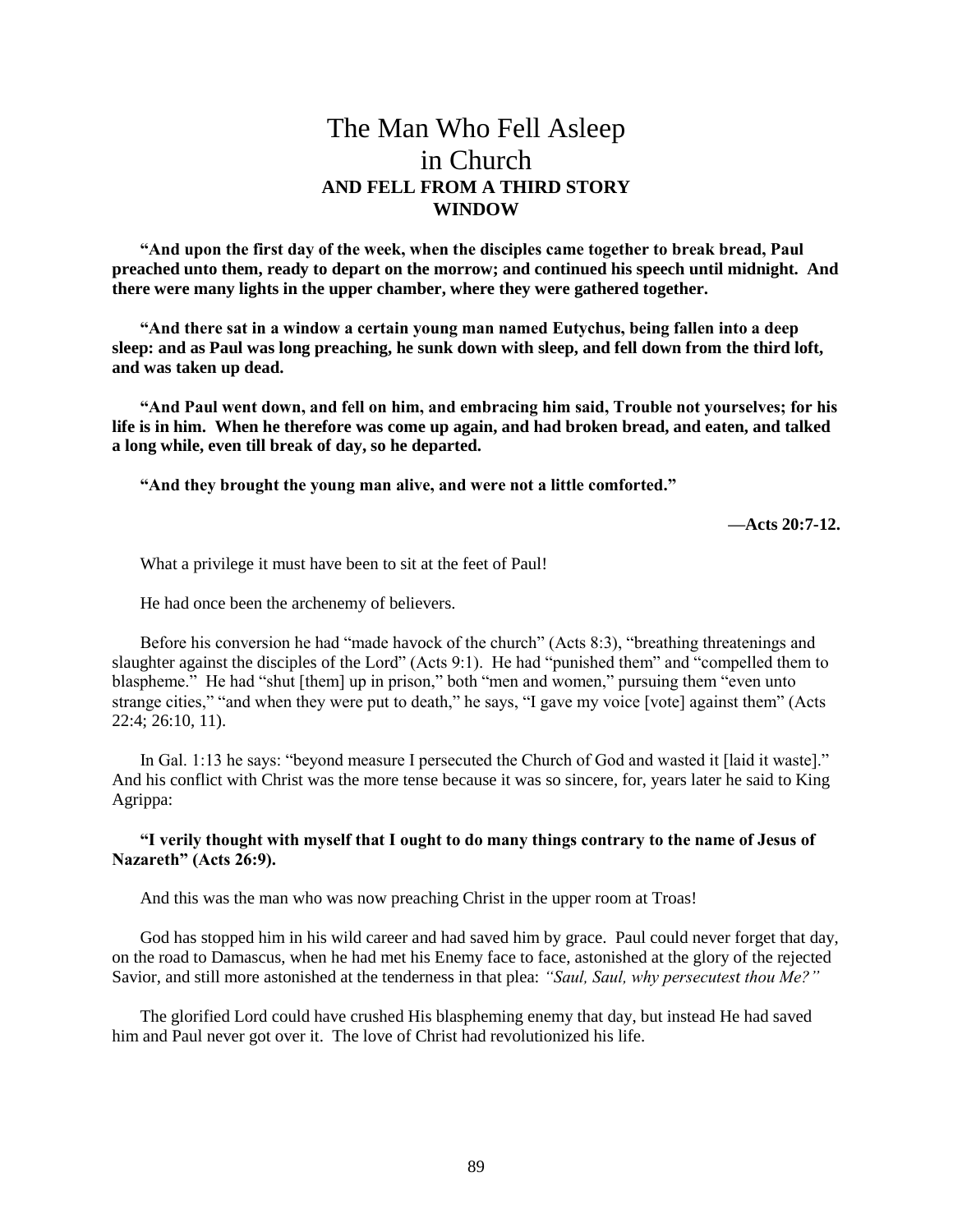# The Man Who Fell Asleep in Church

## AND FELL FROM A THIRD STORY WINDOW

**"And upon the first day of the week, when the disciples came together to break bread, Paul preached unto them, ready to depart on the morrow; and continued his speech until midnight. And there were many lights in the upper chamber, where they were gathered together.**

**"And there sat in a window a certain young man named Eutychus, being fallen into a deep sleep: and as Paul was long preaching, he sunk down with sleep, and fell down from the third loft, and was taken up dead.**

**"And Paul went down, and fell on him, and embracing him said, Trouble not yourselves; for his life is in him. When he therefore was come up again, and had broken bread, and eaten, and talked a long while, even till break of day, so he departed.**

**"And they brought the young man alive, and were not a little comforted."**

**—Acts 20:7-12.**

What a privilege it must have been to sit at the feet of Paul!

He had once been the archenemy of believers.

Before his conversion he had "made havock of the church" (Acts 8:3), "breathing threatenings and slaughter against the disciples of the Lord" (Acts 9:1). He had "punished them" and "compelled them to blaspheme." He had "shut [them] up in prison," both "men and women," pursuing them "even unto strange cities," "and when they were put to death," he says, "I gave my voice [vote] against them" (Acts 22:4; 26:10, 11).

In Gal. 1:13 he says: "beyond measure I persecuted the Church of God and wasted it [laid it waste]." And his conflict with Christ was the more tense because it was so sincere, for, years later he said to King Agrippa:

**"I verily thought with myself that I ought to do many things contrary to the name of Jesus of Nazareth" (Acts 26:9).**

And this was the man who was now preaching Christ in the upper room at Troas!

God has stopped him in his wild career and had saved him by grace. Paul could never forget that day, on the road to Damascus, when he had met his Enemy face to face, astonished at the glory of the rejected Savior, and still more astonished at the tenderness in that plea: *"Saul, Saul, why persecutest thou Me?"*

The glorified Lord could have crushed His blaspheming enemy that day, but instead He had saved him and Paul never got over it. The love of Christ had revolutionized his life.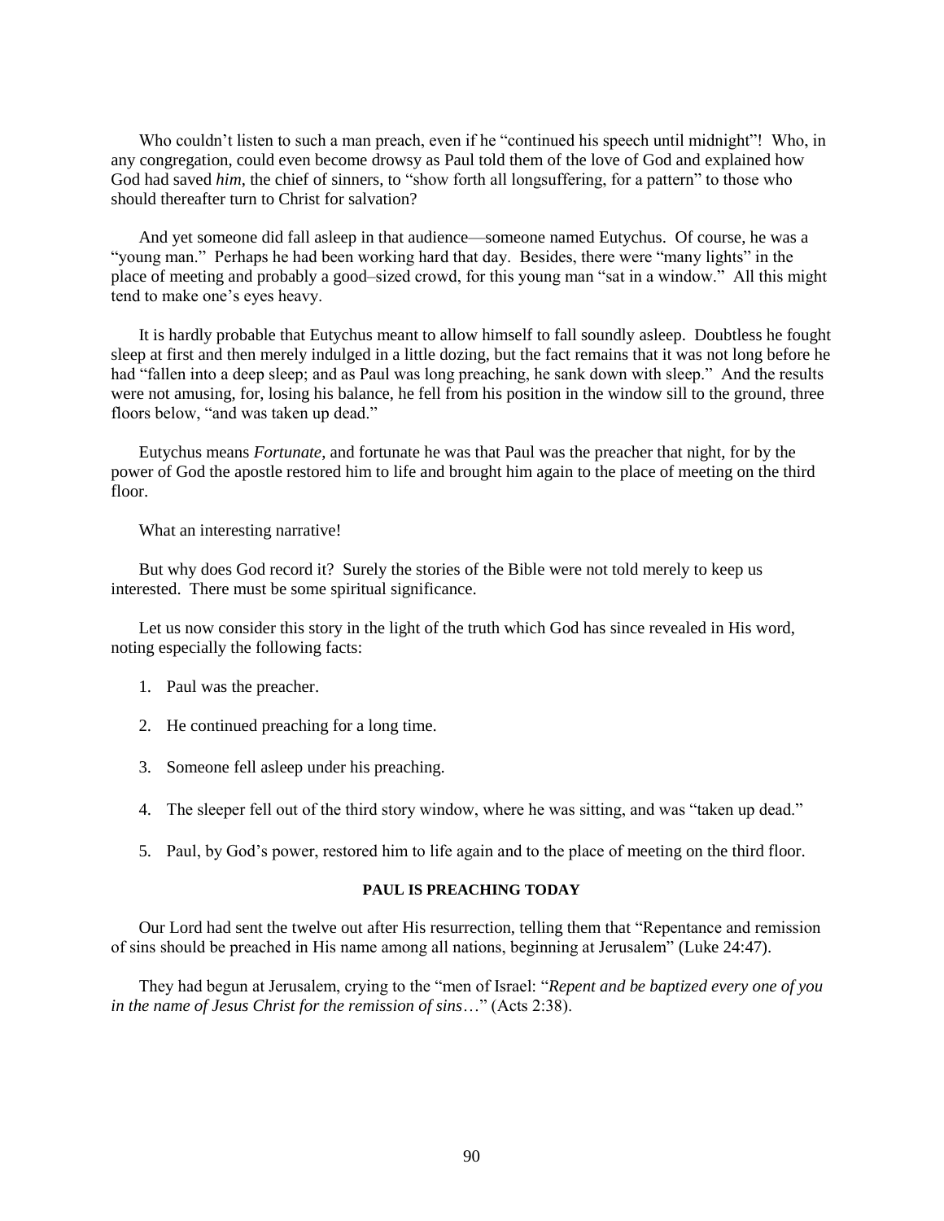Who couldn't listen to such a man preach, even if he "continued his speech until midnight"! Who, in any congregation, could even become drowsy as Paul told them of the love of God and explained how God had saved *him*, the chief of sinners, to "show forth all longsuffering, for a pattern" to those who should thereafter turn to Christ for salvation?

And yet someone did fall asleep in that audience—someone named Eutychus. Of course, he was a "young man." Perhaps he had been working hard that day. Besides, there were "many lights" in the place of meeting and probably a good–sized crowd, for this young man "sat in a window." All this might tend to make one's eyes heavy.

It is hardly probable that Eutychus meant to allow himself to fall soundly asleep. Doubtless he fought sleep at first and then merely indulged in a little dozing, but the fact remains that it was not long before he had "fallen into a deep sleep; and as Paul was long preaching, he sank down with sleep." And the results were not amusing, for, losing his balance, he fell from his position in the window sill to the ground, three floors below, "and was taken up dead."

Eutychus means *Fortunate*, and fortunate he was that Paul was the preacher that night, for by the power of God the apostle restored him to life and brought him again to the place of meeting on the third floor.

What an interesting narrative!

But why does God record it? Surely the stories of the Bible were not told merely to keep us interested. There must be some spiritual significance.

Let us now consider this story in the light of the truth which God has since revealed in His word, noting especially the following facts:

1. Paul was the preacher.
2. He continued preaching for a long time.
3. Someone fell asleep under his preaching.
4. The sleeper fell out of the third story window, where he was sitting, and was "taken up dead."
5. Paul, by God's power, restored him to life again and to the place of meeting on the third floor.

**PAUL IS PREACHING TODAY**

Our Lord had sent the twelve out after His resurrection, telling them that "Repentance and remission of sins should be preached in His name among all nations, beginning at Jerusalem" (Luke 24:47).

They had begun at Jerusalem, crying to the "men of Israel: "*Repent and be baptized every one of you in the name of Jesus Christ for the remission of sins*…" (Acts 2:38).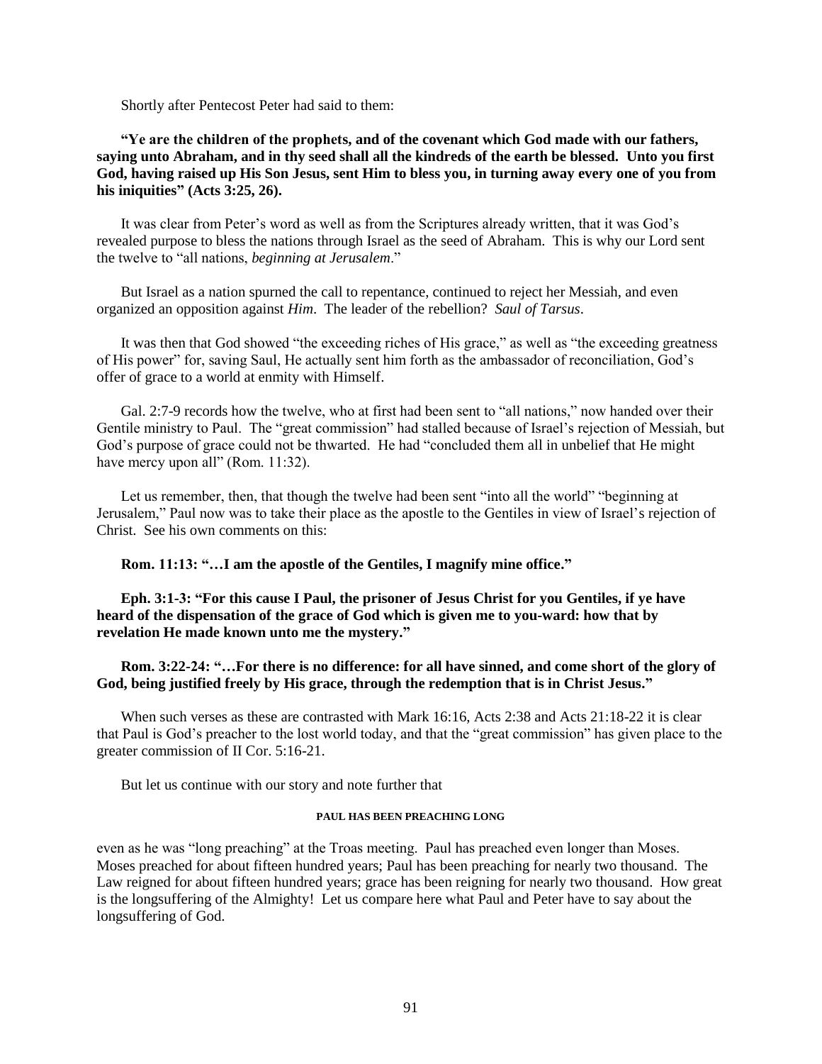Shortly after Pentecost Peter had said to them:

**"Ye are the children of the prophets, and of the covenant which God made with our fathers, saying unto Abraham, and in thy seed shall all the kindreds of the earth be blessed. Unto you first God, having raised up His Son Jesus, sent Him to bless you, in turning away every one of you from his iniquities" (Acts 3:25, 26).**

It was clear from Peter's word as well as from the Scriptures already written, that it was God's revealed purpose to bless the nations through Israel as the seed of Abraham. This is why our Lord sent the twelve to "all nations, *beginning at Jerusalem*."

But Israel as a nation spurned the call to repentance, continued to reject her Messiah, and even organized an opposition against *Him*. The leader of the rebellion? *Saul of Tarsus*.

It was then that God showed "the exceeding riches of His grace," as well as "the exceeding greatness of His power" for, saving Saul, He actually sent him forth as the ambassador of reconciliation, God's offer of grace to a world at enmity with Himself.

Gal. 2:7-9 records how the twelve, who at first had been sent to "all nations," now handed over their Gentile ministry to Paul. The "great commission" had stalled because of Israel's rejection of Messiah, but God's purpose of grace could not be thwarted. He had "concluded them all in unbelief that He might have mercy upon all" (Rom. 11:32).

Let us remember, then, that though the twelve had been sent "into all the world" "beginning at Jerusalem," Paul now was to take their place as the apostle to the Gentiles in view of Israel's rejection of Christ. See his own comments on this:

**Rom. 11:13: "…I am the apostle of the Gentiles, I magnify mine office."**

**Eph. 3:1-3: "For this cause I Paul, the prisoner of Jesus Christ for you Gentiles, if ye have heard of the dispensation of the grace of God which is given me to you-ward: how that by revelation He made known unto me the mystery."**

**Rom. 3:22-24: "…For there is no difference: for all have sinned, and come short of the glory of God, being justified freely by His grace, through the redemption that is in Christ Jesus."**

When such verses as these are contrasted with Mark 16:16, Acts 2:38 and Acts 21:18-22 it is clear that Paul is God's preacher to the lost world today, and that the "great commission" has given place to the greater commission of II Cor. 5:16-21.

But let us continue with our story and note further that

#### PAUL HAS BEEN PREACHING LONG

even as he was "long preaching" at the Troas meeting. Paul has preached even longer than Moses. Moses preached for about fifteen hundred years; Paul has been preaching for nearly two thousand. The Law reigned for about fifteen hundred years; grace has been reigning for nearly two thousand. How great is the longsuffering of the Almighty! Let us compare here what Paul and Peter have to say about the longsuffering of God.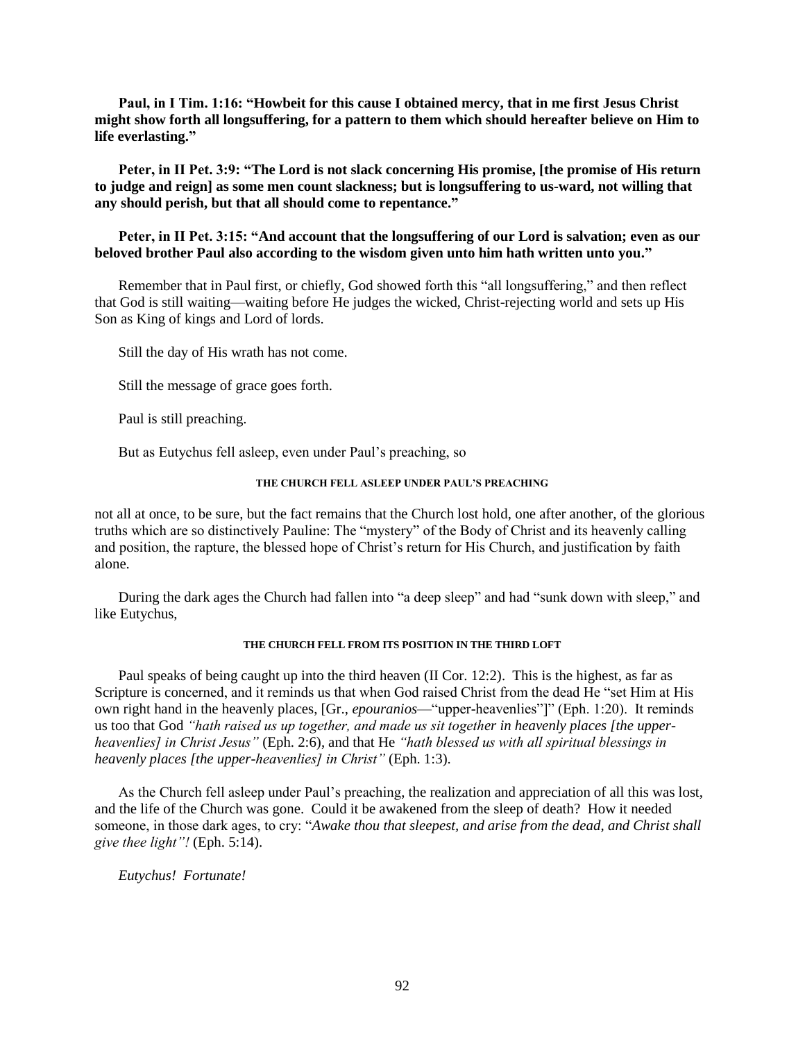**Paul, in I Tim. 1:16: "Howbeit for this cause I obtained mercy, that in me first Jesus Christ might show forth all longsuffering, for a pattern to them which should hereafter believe on Him to life everlasting."**

**Peter, in II Pet. 3:9: "The Lord is not slack concerning His promise, [the promise of His return to judge and reign] as some men count slackness; but is longsuffering to us-ward, not willing that any should perish, but that all should come to repentance."**

**Peter, in II Pet. 3:15: "And account that the longsuffering of our Lord is salvation; even as our beloved brother Paul also according to the wisdom given unto him hath written unto you."**

Remember that in Paul first, or chiefly, God showed forth this "all longsuffering," and then reflect that God is still waiting—waiting before He judges the wicked, Christ-rejecting world and sets up His Son as King of kings and Lord of lords.

Still the day of His wrath has not come.

Still the message of grace goes forth.

Paul is still preaching.

But as Eutychus fell asleep, even under Paul's preaching, so

#### THE CHURCH FELL ASLEEP UNDER PAUL'S PREACHING

not all at once, to be sure, but the fact remains that the Church lost hold, one after another, of the glorious truths which are so distinctively Pauline: The "mystery" of the Body of Christ and its heavenly calling and position, the rapture, the blessed hope of Christ's return for His Church, and justification by faith alone.

During the dark ages the Church had fallen into "a deep sleep" and had "sunk down with sleep," and like Eutychus,

#### THE CHURCH FELL FROM ITS POSITION IN THE THIRD LOFT

Paul speaks of being caught up into the third heaven (II Cor. 12:2). This is the highest, as far as Scripture is concerned, and it reminds us that when God raised Christ from the dead He "set Him at His own right hand in the heavenly places, [Gr., *epouranios*—"upper-heavenlies"]" (Eph. 1:20). It reminds us too that God *"hath raised us up together, and made us sit together in heavenly places [the upper-heavenlies] in Christ Jesus"* (Eph. 2:6), and that He *"hath blessed us with all spiritual blessings in heavenly places [the upper-heavenlies] in Christ"* (Eph. 1:3).

As the Church fell asleep under Paul's preaching, the realization and appreciation of all this was lost, and the life of the Church was gone. Could it be awakened from the sleep of death? How it needed someone, in those dark ages, to cry: "*Awake thou that sleepest, and arise from the dead, and Christ shall give thee light"!* (Eph. 5:14).

*Eutychus! Fortunate!*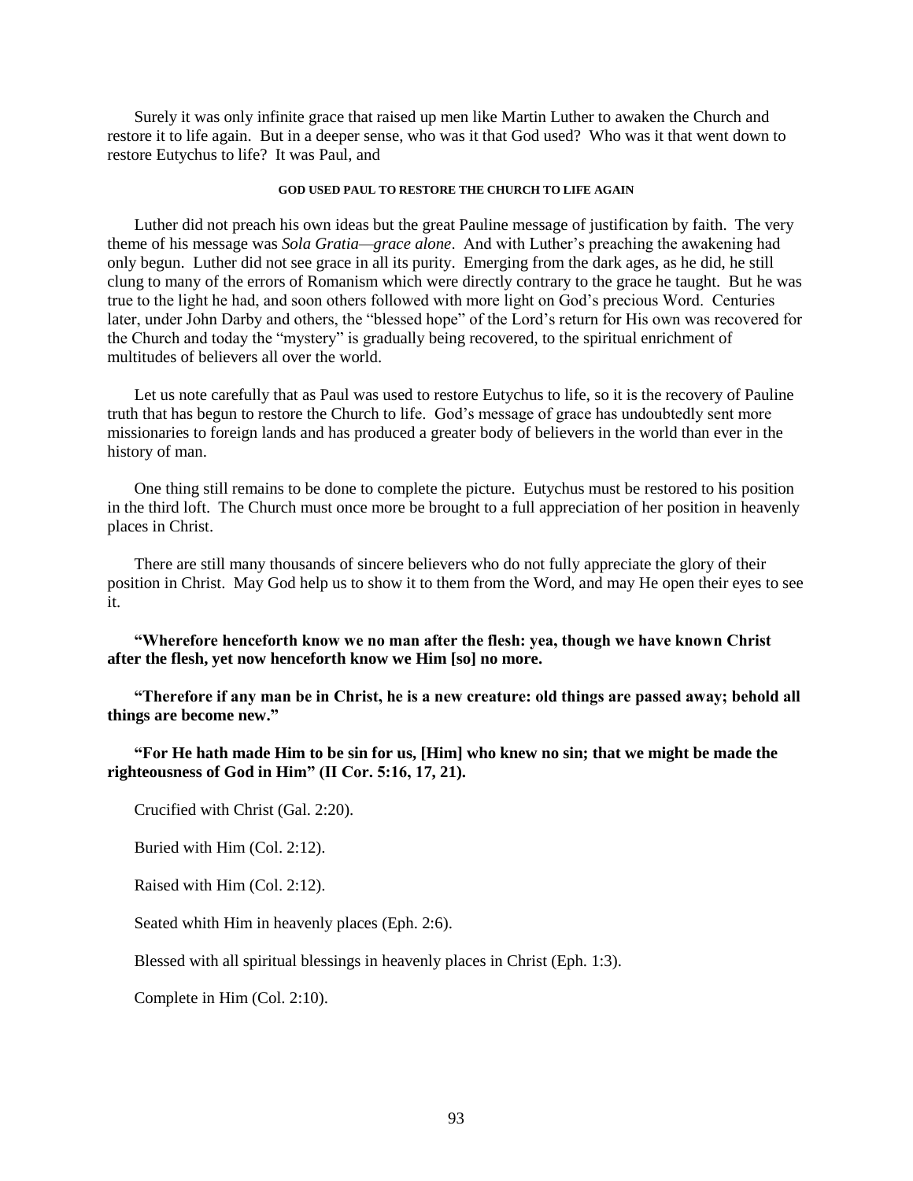Surely it was only infinite grace that raised up men like Martin Luther to awaken the Church and restore it to life again. But in a deeper sense, who was it that God used? Who was it that went down to restore Eutychus to life? It was Paul, and

#### GOD USED PAUL TO RESTORE THE CHURCH TO LIFE AGAIN

Luther did not preach his own ideas but the great Pauline message of justification by faith. The very theme of his message was *Sola Gratia—grace alone*. And with Luther's preaching the awakening had only begun. Luther did not see grace in all its purity. Emerging from the dark ages, as he did, he still clung to many of the errors of Romanism which were directly contrary to the grace he taught. But he was true to the light he had, and soon others followed with more light on God's precious Word. Centuries later, under John Darby and others, the "blessed hope" of the Lord's return for His own was recovered for the Church and today the "mystery" is gradually being recovered, to the spiritual enrichment of multitudes of believers all over the world.

Let us note carefully that as Paul was used to restore Eutychus to life, so it is the recovery of Pauline truth that has begun to restore the Church to life. God's message of grace has undoubtedly sent more missionaries to foreign lands and has produced a greater body of believers in the world than ever in the history of man.

One thing still remains to be done to complete the picture. Eutychus must be restored to his position in the third loft. The Church must once more be brought to a full appreciation of her position in heavenly places in Christ.

There are still many thousands of sincere believers who do not fully appreciate the glory of their position in Christ. May God help us to show it to them from the Word, and may He open their eyes to see it.

**"Wherefore henceforth know we no man after the flesh: yea, though we have known Christ after the flesh, yet now henceforth know we Him [so] no more.**

**"Therefore if any man be in Christ, he is a new creature: old things are passed away; behold all things are become new."**

**"For He hath made Him to be sin for us, [Him] who knew no sin; that we might be made the righteousness of God in Him" (II Cor. 5:16, 17, 21).**

Crucified with Christ (Gal. 2:20).

Buried with Him (Col. 2:12).

Raised with Him (Col. 2:12).

Seated whith Him in heavenly places (Eph. 2:6).

Blessed with all spiritual blessings in heavenly places in Christ (Eph. 1:3).

Complete in Him (Col. 2:10).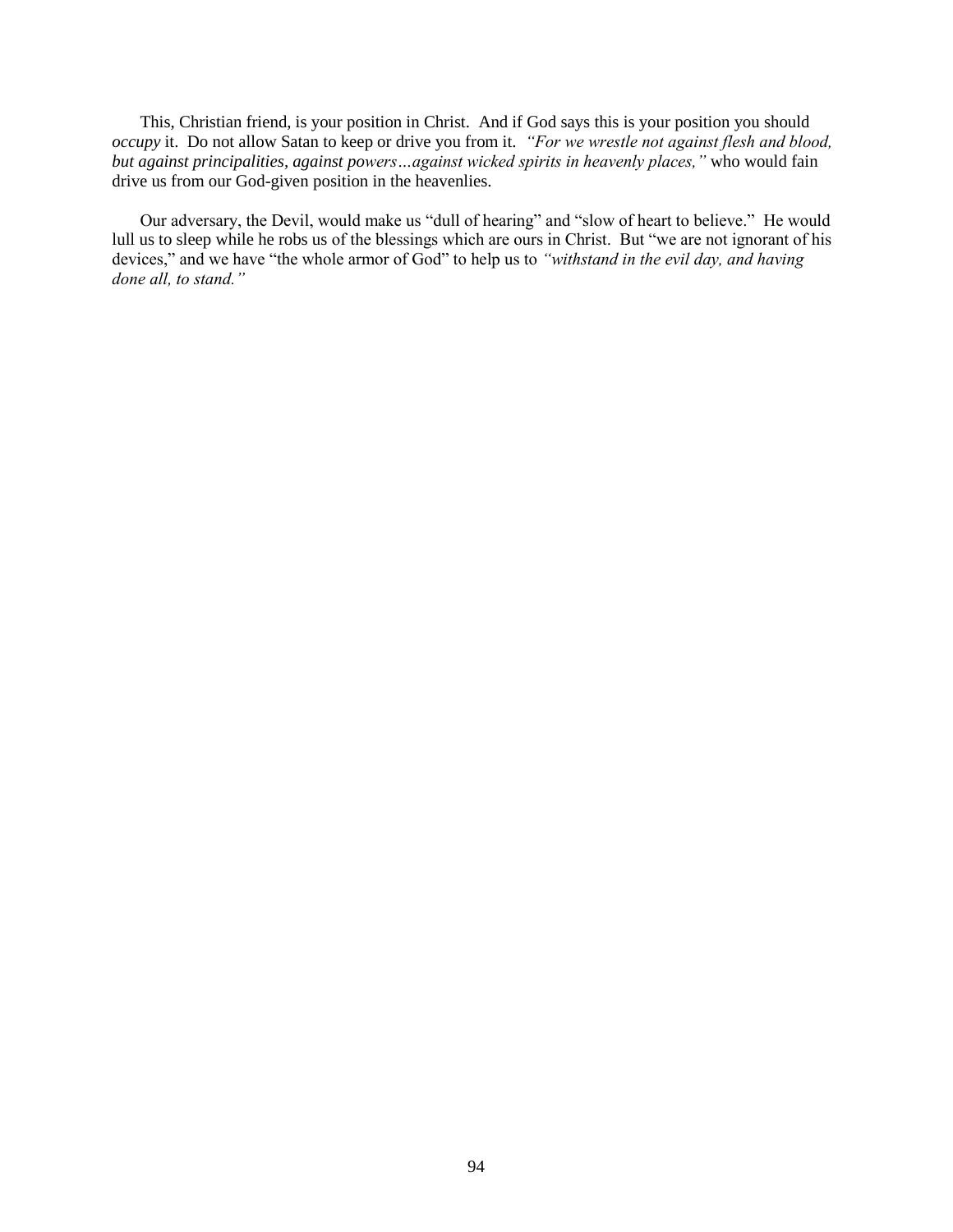This, Christian friend, is your position in Christ. And if God says this is your position you should *occupy* it. Do not allow Satan to keep or drive you from it. *"For we wrestle not against flesh and blood, but against principalities, against powers…against wicked spirits in heavenly places,"* who would fain drive us from our God-given position in the heavenlies.

Our adversary, the Devil, would make us "dull of hearing" and "slow of heart to believe." He would lull us to sleep while he robs us of the blessings which are ours in Christ. But "we are not ignorant of his devices," and we have "the whole armor of God" to help us to *"withstand in the evil day, and having done all, to stand."*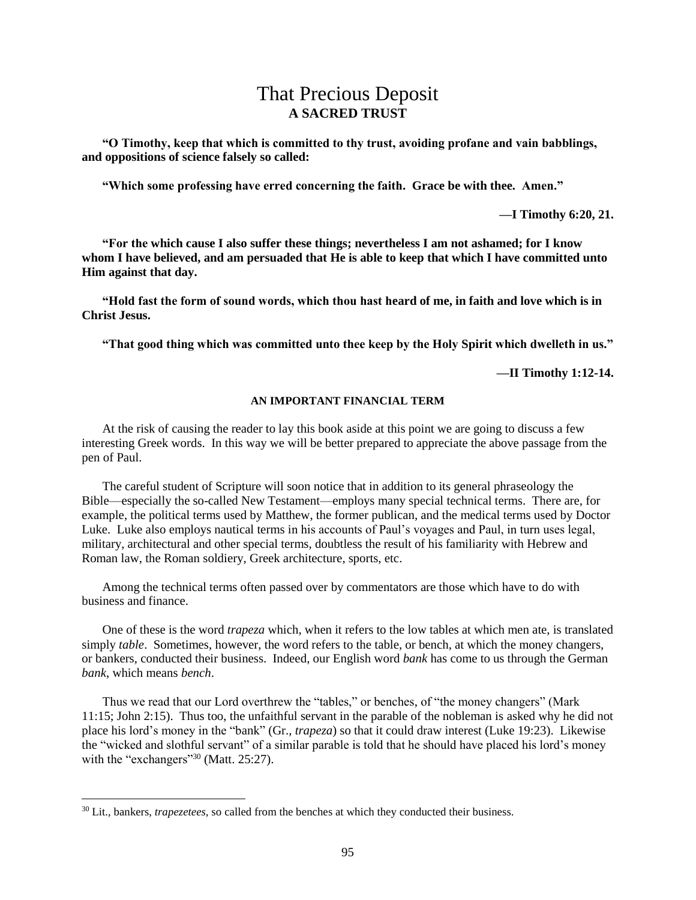# That Precious Deposit

## A SACRED TRUST

**"O Timothy, keep that which is committed to thy trust, avoiding profane and vain babblings, and oppositions of science falsely so called:**

**"Which some professing have erred concerning the faith. Grace be with thee. Amen."**

**—I Timothy 6:20, 21.**

**"For the which cause I also suffer these things; nevertheless I am not ashamed; for I know whom I have believed, and am persuaded that He is able to keep that which I have committed unto Him against that day.**

**"Hold fast the form of sound words, which thou hast heard of me, in faith and love which is in Christ Jesus.**

**"That good thing which was committed unto thee keep by the Holy Spirit which dwelleth in us."**

**—II Timothy 1:12-14.**

### AN IMPORTANT FINANCIAL TERM

At the risk of causing the reader to lay this book aside at this point we are going to discuss a few interesting Greek words. In this way we will be better prepared to appreciate the above passage from the pen of Paul.

The careful student of Scripture will soon notice that in addition to its general phraseology the Bible—especially the so-called New Testament—employs many special technical terms. There are, for example, the political terms used by Matthew, the former publican, and the medical terms used by Doctor Luke. Luke also employs nautical terms in his accounts of Paul's voyages and Paul, in turn uses legal, military, architectural and other special terms, doubtless the result of his familiarity with Hebrew and Roman law, the Roman soldiery, Greek architecture, sports, etc.

Among the technical terms often passed over by commentators are those which have to do with business and finance.

One of these is the word *trapeza* which, when it refers to the low tables at which men ate, is translated simply *table*. Sometimes, however, the word refers to the table, or bench, at which the money changers, or bankers, conducted their business. Indeed, our English word *bank* has come to us through the German *bank*, which means *bench*.

Thus we read that our Lord overthrew the "tables," or benches, of "the money changers" (Mark 11:15; John 2:15). Thus too, the unfaithful servant in the parable of the nobleman is asked why he did not place his lord's money in the "bank" (Gr., *trapeza*) so that it could draw interest (Luke 19:23). Likewise the "wicked and slothful servant" of a similar parable is told that he should have placed his lord's money with the "exchangers"[30] (Matt. 25:27).

---

[30] Lit., bankers, *trapezetees*, so called from the benches at which they conducted their business.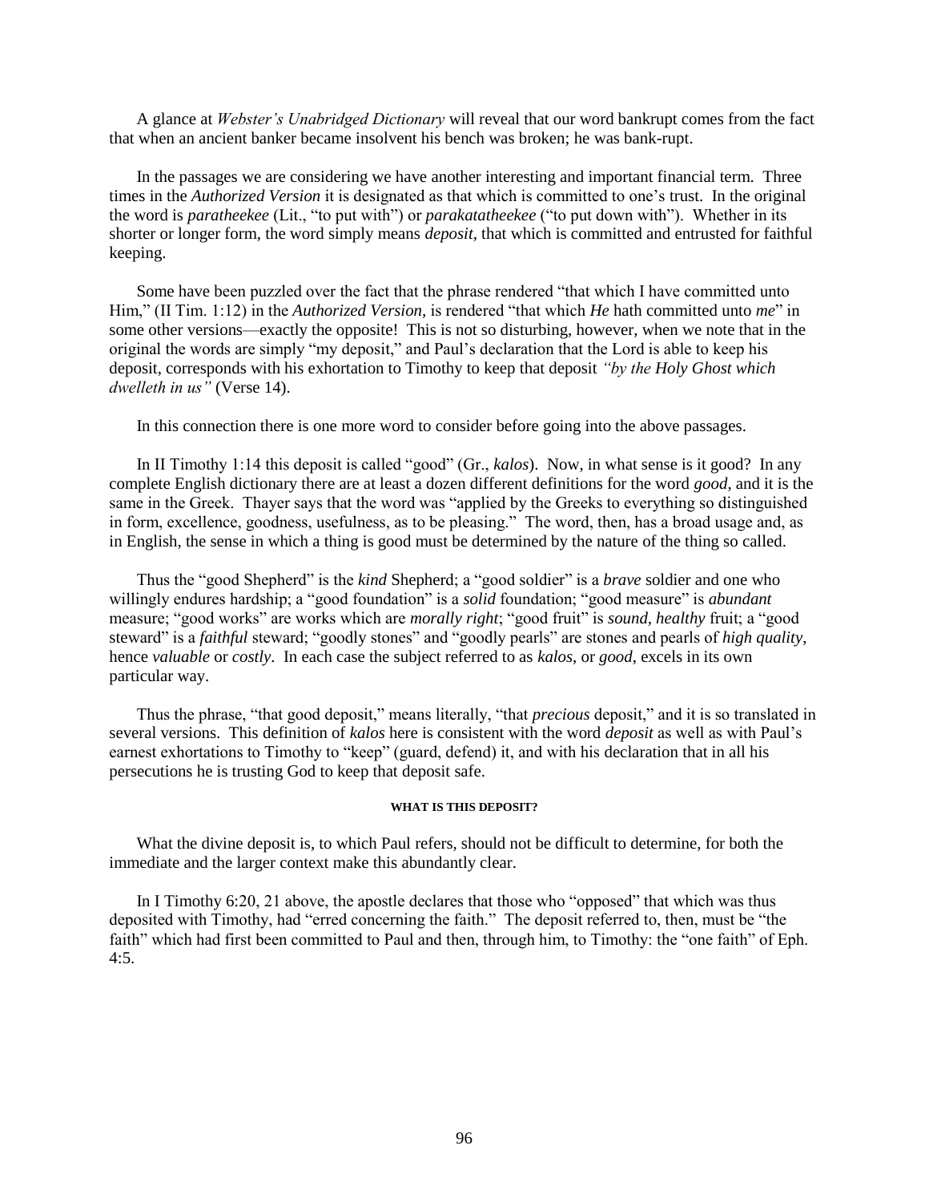A glance at *Webster's Unabridged Dictionary* will reveal that our word bankrupt comes from the fact that when an ancient banker became insolvent his bench was broken; he was bank-rupt.

In the passages we are considering we have another interesting and important financial term. Three times in the *Authorized Version* it is designated as that which is committed to one's trust. In the original the word is *paratheekee* (Lit., "to put with") or *parakatatheekee* ("to put down with"). Whether in its shorter or longer form, the word simply means *deposit*, that which is committed and entrusted for faithful keeping.

Some have been puzzled over the fact that the phrase rendered "that which I have committed unto Him," (II Tim. 1:12) in the *Authorized Version*, is rendered "that which *He* hath committed unto *me*" in some other versions—exactly the opposite! This is not so disturbing, however, when we note that in the original the words are simply "my deposit," and Paul's declaration that the Lord is able to keep his deposit, corresponds with his exhortation to Timothy to keep that deposit *"by the Holy Ghost which dwelleth in us"* (Verse 14).

In this connection there is one more word to consider before going into the above passages.

In II Timothy 1:14 this deposit is called "good" (Gr., *kalos*). Now, in what sense is it good? In any complete English dictionary there are at least a dozen different definitions for the word *good*, and it is the same in the Greek. Thayer says that the word was "applied by the Greeks to everything so distinguished in form, excellence, goodness, usefulness, as to be pleasing." The word, then, has a broad usage and, as in English, the sense in which a thing is good must be determined by the nature of the thing so called.

Thus the "good Shepherd" is the *kind* Shepherd; a "good soldier" is a *brave* soldier and one who willingly endures hardship; a "good foundation" is a *solid* foundation; "good measure" is *abundant* measure; "good works" are works which are *morally right*; "good fruit" is *sound, healthy* fruit; a "good steward" is a *faithful* steward; "goodly stones" and "goodly pearls" are stones and pearls of *high quality*, hence *valuable* or *costly*. In each case the subject referred to as *kalos*, or *good*, excels in its own particular way.

Thus the phrase, "that good deposit," means literally, "that *precious* deposit," and it is so translated in several versions. This definition of *kalos* here is consistent with the word *deposit* as well as with Paul's earnest exhortations to Timothy to "keep" (guard, defend) it, and with his declaration that in all his persecutions he is trusting God to keep that deposit safe.

#### WHAT IS THIS DEPOSIT?

What the divine deposit is, to which Paul refers, should not be difficult to determine, for both the immediate and the larger context make this abundantly clear.

In I Timothy 6:20, 21 above, the apostle declares that those who "opposed" that which was thus deposited with Timothy, had "erred concerning the faith." The deposit referred to, then, must be "the faith" which had first been committed to Paul and then, through him, to Timothy: the "one faith" of Eph. 4:5.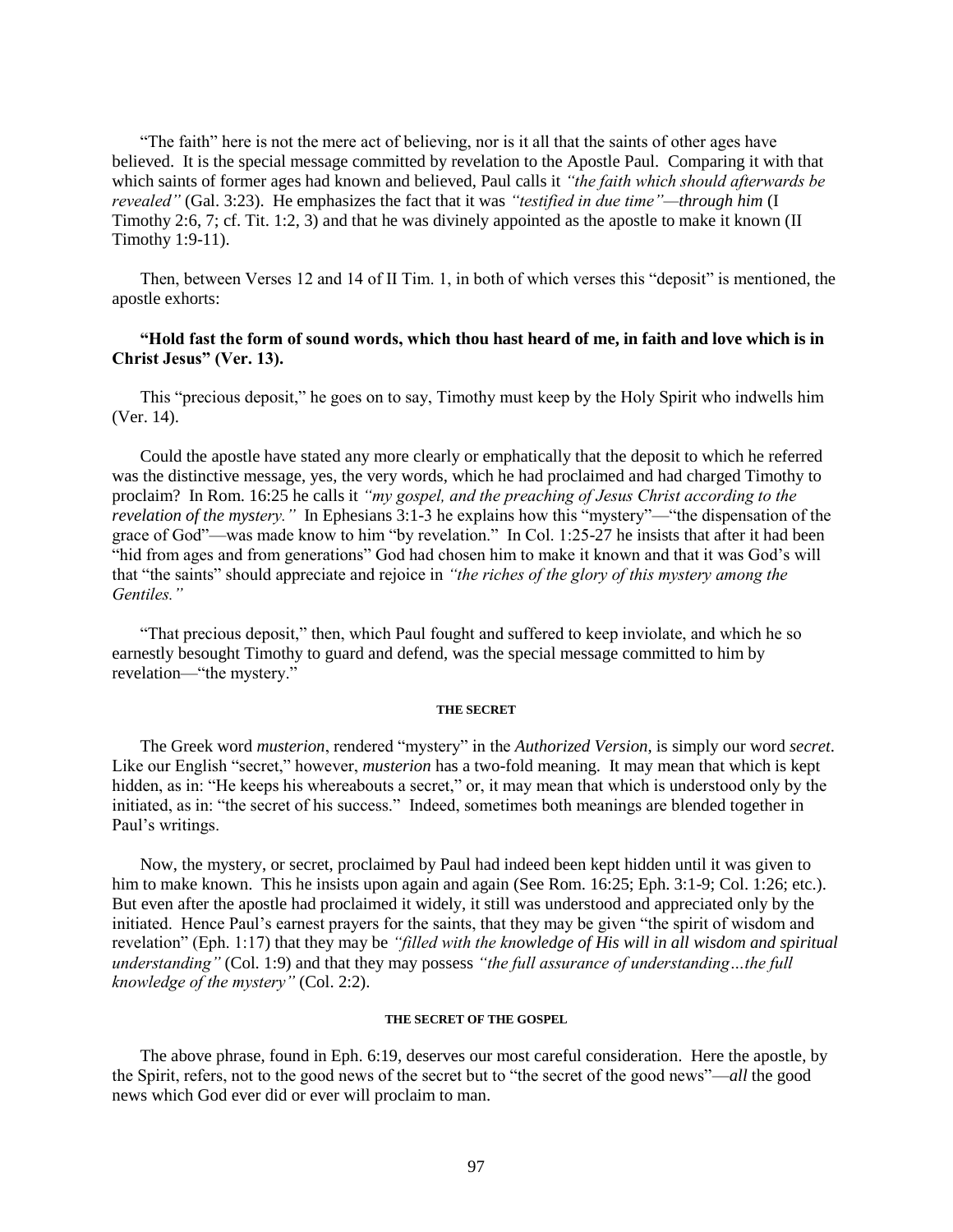"The faith" here is not the mere act of believing, nor is it all that the saints of other ages have believed. It is the special message committed by revelation to the Apostle Paul. Comparing it with that which saints of former ages had known and believed, Paul calls it *"the faith which should afterwards be revealed"* (Gal. 3:23). He emphasizes the fact that it was *"testified in due time"—through him* (I Timothy 2:6, 7; cf. Tit. 1:2, 3) and that he was divinely appointed as the apostle to make it known (II Timothy 1:9-11).

Then, between Verses 12 and 14 of II Tim. 1, in both of which verses this "deposit" is mentioned, the apostle exhorts:

**"Hold fast the form of sound words, which thou hast heard of me, in faith and love which is in Christ Jesus" (Ver. 13).**

This "precious deposit," he goes on to say, Timothy must keep by the Holy Spirit who indwells him (Ver. 14).

Could the apostle have stated any more clearly or emphatically that the deposit to which he referred was the distinctive message, yes, the very words, which he had proclaimed and had charged Timothy to proclaim? In Rom. 16:25 he calls it *"my gospel, and the preaching of Jesus Christ according to the revelation of the mystery."* In Ephesians 3:1-3 he explains how this "mystery"—"the dispensation of the grace of God"—was made know to him "by revelation." In Col. 1:25-27 he insists that after it had been "hid from ages and from generations" God had chosen him to make it known and that it was God's will that "the saints" should appreciate and rejoice in *"the riches of the glory of this mystery among the Gentiles."*

"That precious deposit," then, which Paul fought and suffered to keep inviolate, and which he so earnestly besought Timothy to guard and defend, was the special message committed to him by revelation—"the mystery."

#### THE SECRET

The Greek word *musterion*, rendered "mystery" in the *Authorized Version,* is simply our word *secret*. Like our English "secret," however, *musterion* has a two-fold meaning. It may mean that which is kept hidden, as in: "He keeps his whereabouts a secret," or, it may mean that which is understood only by the initiated, as in: "the secret of his success." Indeed, sometimes both meanings are blended together in Paul's writings.

Now, the mystery, or secret, proclaimed by Paul had indeed been kept hidden until it was given to him to make known. This he insists upon again and again (See Rom. 16:25; Eph. 3:1-9; Col. 1:26; etc.). But even after the apostle had proclaimed it widely, it still was understood and appreciated only by the initiated. Hence Paul's earnest prayers for the saints, that they may be given "the spirit of wisdom and revelation" (Eph. 1:17) that they may be *"filled with the knowledge of His will in all wisdom and spiritual understanding"* (Col. 1:9) and that they may possess *"the full assurance of understanding…the full knowledge of the mystery"* (Col. 2:2).

#### THE SECRET OF THE GOSPEL

The above phrase, found in Eph. 6:19, deserves our most careful consideration. Here the apostle, by the Spirit, refers, not to the good news of the secret but to "the secret of the good news"—*all* the good news which God ever did or ever will proclaim to man.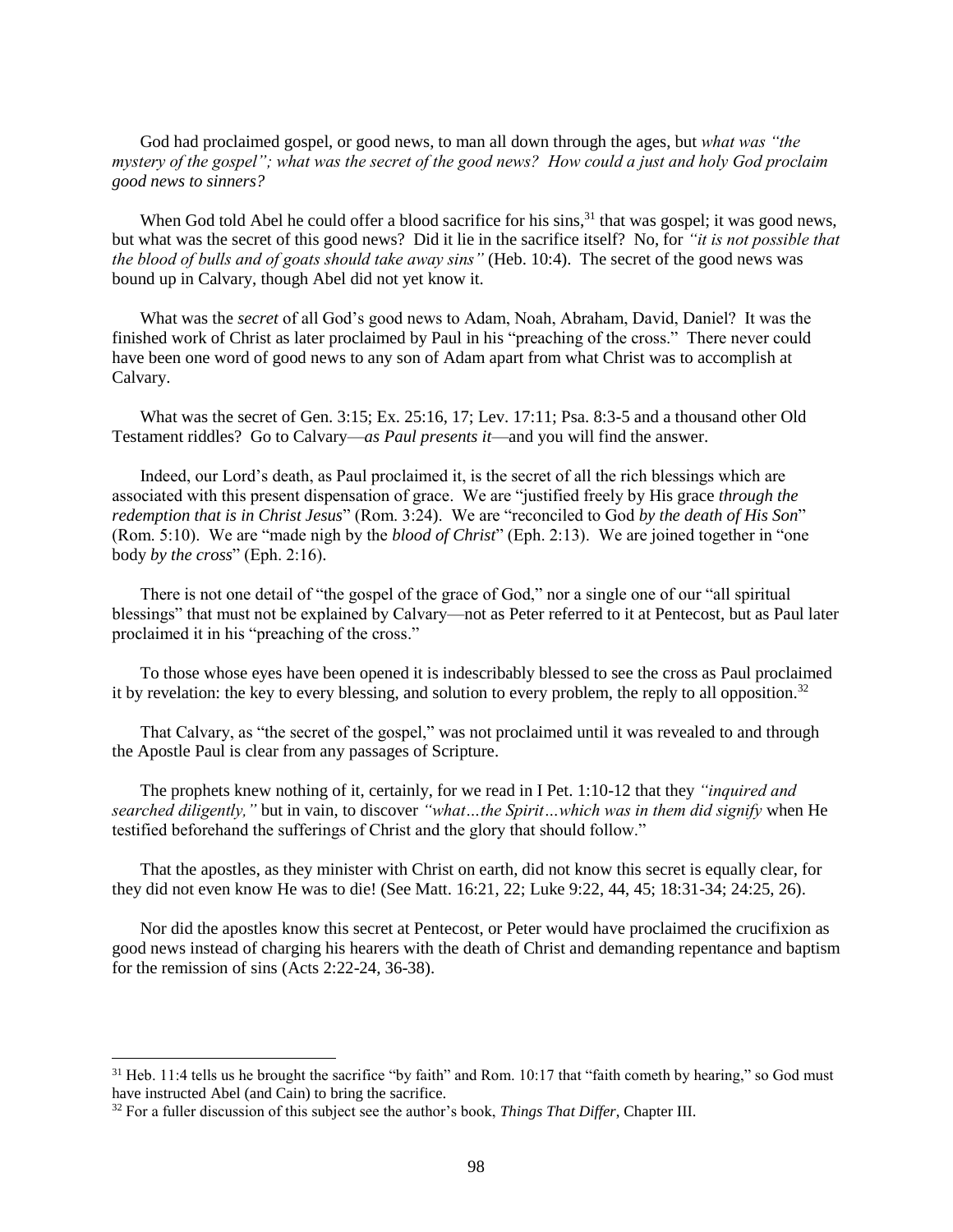God had proclaimed gospel, or good news, to man all down through the ages, but *what was "the mystery of the gospel"; what was the secret of the good news? How could a just and holy God proclaim good news to sinners?*

When God told Abel he could offer a blood sacrifice for his sins,[31] that was gospel; it was good news, but what was the secret of this good news? Did it lie in the sacrifice itself? No, for *"it is not possible that the blood of bulls and of goats should take away sins"* (Heb. 10:4). The secret of the good news was bound up in Calvary, though Abel did not yet know it.

What was the *secret* of all God's good news to Adam, Noah, Abraham, David, Daniel? It was the finished work of Christ as later proclaimed by Paul in his "preaching of the cross." There never could have been one word of good news to any son of Adam apart from what Christ was to accomplish at Calvary.

What was the secret of Gen. 3:15; Ex. 25:16, 17; Lev. 17:11; Psa. 8:3-5 and a thousand other Old Testament riddles? Go to Calvary—*as Paul presents it*—and you will find the answer.

Indeed, our Lord's death, as Paul proclaimed it, is the secret of all the rich blessings which are associated with this present dispensation of grace. We are "justified freely by His grace *through the redemption that is in Christ Jesus*" (Rom. 3:24). We are "reconciled to God *by the death of His Son*" (Rom. 5:10). We are "made nigh by the *blood of Christ*" (Eph. 2:13). We are joined together in "one body *by the cross*" (Eph. 2:16).

There is not one detail of "the gospel of the grace of God," nor a single one of our "all spiritual blessings" that must not be explained by Calvary—not as Peter referred to it at Pentecost, but as Paul later proclaimed it in his "preaching of the cross."

To those whose eyes have been opened it is indescribably blessed to see the cross as Paul proclaimed it by revelation: the key to every blessing, and solution to every problem, the reply to all opposition.[32]

That Calvary, as "the secret of the gospel," was not proclaimed until it was revealed to and through the Apostle Paul is clear from any passages of Scripture.

The prophets knew nothing of it, certainly, for we read in I Pet. 1:10-12 that they *"inquired and searched diligently,"* but in vain, to discover *"what…the Spirit…which was in them did signify* when He testified beforehand the sufferings of Christ and the glory that should follow."

That the apostles, as they minister with Christ on earth, did not know this secret is equally clear, for they did not even know He was to die! (See Matt. 16:21, 22; Luke 9:22, 44, 45; 18:31-34; 24:25, 26).

Nor did the apostles know this secret at Pentecost, or Peter would have proclaimed the crucifixion as good news instead of charging his hearers with the death of Christ and demanding repentance and baptism for the remission of sins (Acts 2:22-24, 36-38).

---

[31] Heb. 11:4 tells us he brought the sacrifice "by faith" and Rom. 10:17 that "faith cometh by hearing," so God must have instructed Abel (and Cain) to bring the sacrifice.

[32] For a fuller discussion of this subject see the author's book, *Things That Differ*, Chapter III.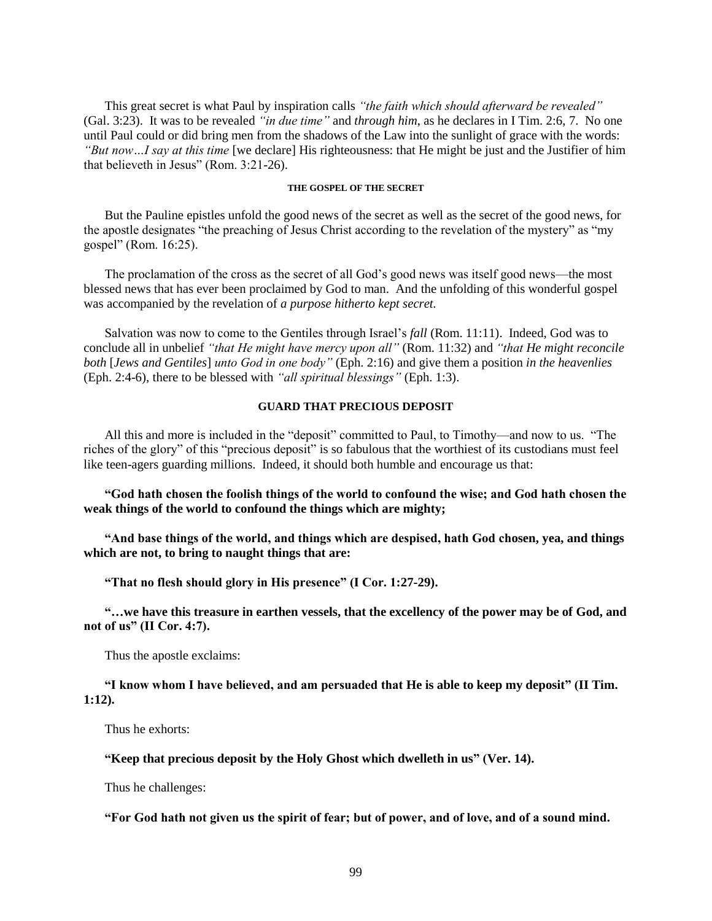This great secret is what Paul by inspiration calls *"the faith which should afterward be revealed"* (Gal. 3:23). It was to be revealed *"in due time"* and *through him*, as he declares in I Tim. 2:6, 7. No one until Paul could or did bring men from the shadows of the Law into the sunlight of grace with the words: *"But now…I say at this time* [we declare] His righteousness: that He might be just and the Justifier of him that believeth in Jesus" (Rom. 3:21-26).

#### THE GOSPEL OF THE SECRET

But the Pauline epistles unfold the good news of the secret as well as the secret of the good news, for the apostle designates "the preaching of Jesus Christ according to the revelation of the mystery" as "my gospel" (Rom. 16:25).

The proclamation of the cross as the secret of all God's good news was itself good news—the most blessed news that has ever been proclaimed by God to man. And the unfolding of this wonderful gospel was accompanied by the revelation of *a purpose hitherto kept secret.*

Salvation was now to come to the Gentiles through Israel's *fall* (Rom. 11:11). Indeed, God was to conclude all in unbelief *"that He might have mercy upon all"* (Rom. 11:32) and *"that He might reconcile both* [*Jews and Gentiles*] *unto God in one body"* (Eph. 2:16) and give them a position *in the heavenlies* (Eph. 2:4-6), there to be blessed with *"all spiritual blessings"* (Eph. 1:3).

#### GUARD THAT PRECIOUS DEPOSIT

All this and more is included in the "deposit" committed to Paul, to Timothy—and now to us. "The riches of the glory" of this "precious deposit" is so fabulous that the worthiest of its custodians must feel like teen-agers guarding millions. Indeed, it should both humble and encourage us that:

**"God hath chosen the foolish things of the world to confound the wise; and God hath chosen the weak things of the world to confound the things which are mighty;**

**"And base things of the world, and things which are despised, hath God chosen, yea, and things which are not, to bring to naught things that are:**

**"That no flesh should glory in His presence" (I Cor. 1:27-29).**

**"…we have this treasure in earthen vessels, that the excellency of the power may be of God, and not of us" (II Cor. 4:7).**

Thus the apostle exclaims:

**"I know whom I have believed, and am persuaded that He is able to keep my deposit" (II Tim. 1:12).**

Thus he exhorts:

**"Keep that precious deposit by the Holy Ghost which dwelleth in us" (Ver. 14).**

Thus he challenges:

**"For God hath not given us the spirit of fear; but of power, and of love, and of a sound mind.**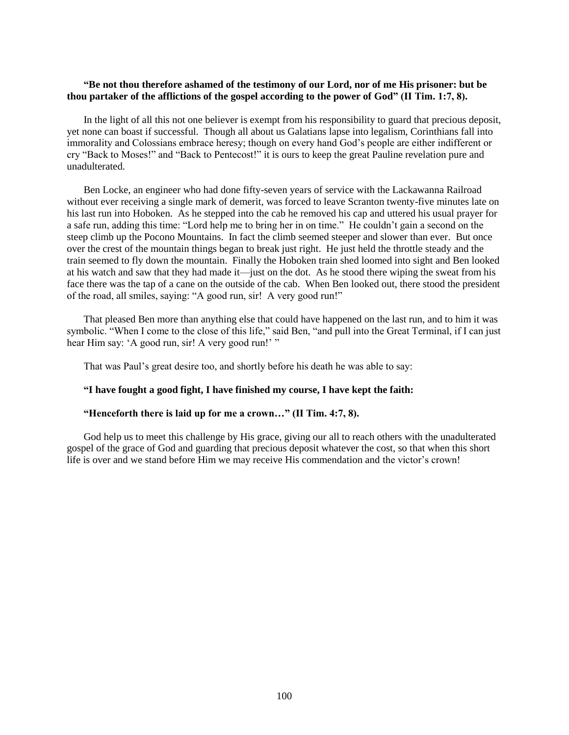**"Be not thou therefore ashamed of the testimony of our Lord, nor of me His prisoner: but be thou partaker of the afflictions of the gospel according to the power of God" (II Tim. 1:7, 8).**

In the light of all this not one believer is exempt from his responsibility to guard that precious deposit, yet none can boast if successful. Though all about us Galatians lapse into legalism, Corinthians fall into immorality and Colossians embrace heresy; though on every hand God's people are either indifferent or cry "Back to Moses!" and "Back to Pentecost!" it is ours to keep the great Pauline revelation pure and unadulterated.

Ben Locke, an engineer who had done fifty-seven years of service with the Lackawanna Railroad without ever receiving a single mark of demerit, was forced to leave Scranton twenty-five minutes late on his last run into Hoboken. As he stepped into the cab he removed his cap and uttered his usual prayer for a safe run, adding this time: "Lord help me to bring her in on time." He couldn't gain a second on the steep climb up the Pocono Mountains. In fact the climb seemed steeper and slower than ever. But once over the crest of the mountain things began to break just right. He just held the throttle steady and the train seemed to fly down the mountain. Finally the Hoboken train shed loomed into sight and Ben looked at his watch and saw that they had made it—just on the dot. As he stood there wiping the sweat from his face there was the tap of a cane on the outside of the cab. When Ben looked out, there stood the president of the road, all smiles, saying: "A good run, sir! A very good run!"

That pleased Ben more than anything else that could have happened on the last run, and to him it was symbolic. "When I come to the close of this life," said Ben, "and pull into the Great Terminal, if I can just hear Him say: 'A good run, sir! A very good run!' "

That was Paul's great desire too, and shortly before his death he was able to say:

**"I have fought a good fight, I have finished my course, I have kept the faith:**

**"Henceforth there is laid up for me a crown…" (II Tim. 4:7, 8).**

God help us to meet this challenge by His grace, giving our all to reach others with the unadulterated gospel of the grace of God and guarding that precious deposit whatever the cost, so that when this short life is over and we stand before Him we may receive His commendation and the victor's crown!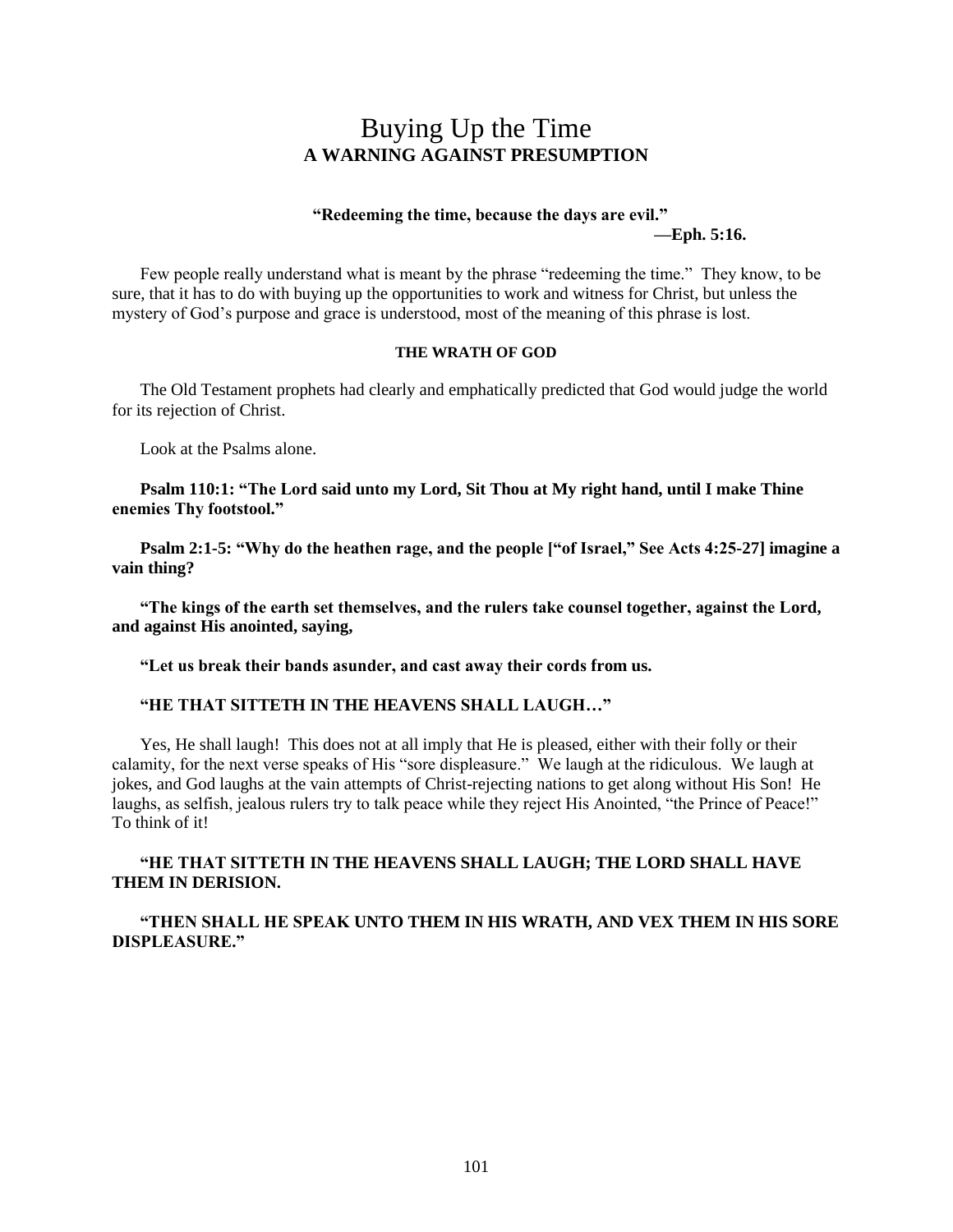# Buying Up the Time
## A WARNING AGAINST PRESUMPTION

**"Redeeming the time, because the days are evil."**
**—Eph. 5:16.**

Few people really understand what is meant by the phrase "redeeming the time." They know, to be sure, that it has to do with buying up the opportunities to work and witness for Christ, but unless the mystery of God's purpose and grace is understood, most of the meaning of this phrase is lost.

#### THE WRATH OF GOD

The Old Testament prophets had clearly and emphatically predicted that God would judge the world for its rejection of Christ.

Look at the Psalms alone.

**Psalm 110:1: "The Lord said unto my Lord, Sit Thou at My right hand, until I make Thine enemies Thy footstool."**

**Psalm 2:1-5: "Why do the heathen rage, and the people ["of Israel," See Acts 4:25-27] imagine a vain thing?**

**"The kings of the earth set themselves, and the rulers take counsel together, against the Lord, and against His anointed, saying,**

**"Let us break their bands asunder, and cast away their cords from us.**

**"HE THAT SITTETH IN THE HEAVENS SHALL LAUGH…"**

Yes, He shall laugh! This does not at all imply that He is pleased, either with their folly or their calamity, for the next verse speaks of His "sore displeasure." We laugh at the ridiculous. We laugh at jokes, and God laughs at the vain attempts of Christ-rejecting nations to get along without His Son! He laughs, as selfish, jealous rulers try to talk peace while they reject His Anointed, "the Prince of Peace!" To think of it!

**"HE THAT SITTETH IN THE HEAVENS SHALL LAUGH; THE LORD SHALL HAVE THEM IN DERISION.**

**"THEN SHALL HE SPEAK UNTO THEM IN HIS WRATH, AND VEX THEM IN HIS SORE DISPLEASURE."**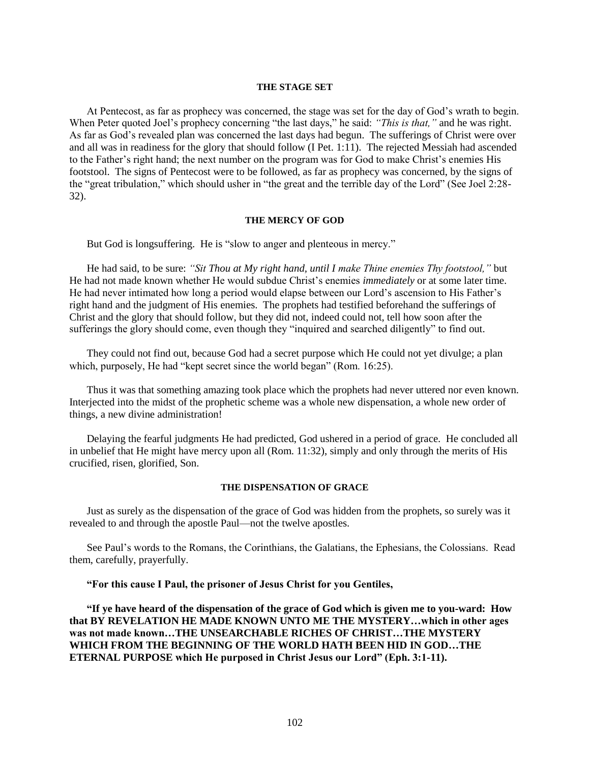### THE STAGE SET

At Pentecost, as far as prophecy was concerned, the stage was set for the day of God's wrath to begin. When Peter quoted Joel's prophecy concerning "the last days," he said: *"This is that,"* and he was right. As far as God's revealed plan was concerned the last days had begun. The sufferings of Christ were over and all was in readiness for the glory that should follow (I Pet. 1:11). The rejected Messiah had ascended to the Father's right hand; the next number on the program was for God to make Christ's enemies His footstool. The signs of Pentecost were to be followed, as far as prophecy was concerned, by the signs of the "great tribulation," which should usher in "the great and the terrible day of the Lord" (See Joel 2:28-32).

### THE MERCY OF GOD

But God is longsuffering. He is "slow to anger and plenteous in mercy."

He had said, to be sure: *"Sit Thou at My right hand, until I make Thine enemies Thy footstool,"* but He had not made known whether He would subdue Christ's enemies *immediately* or at some later time. He had never intimated how long a period would elapse between our Lord's ascension to His Father's right hand and the judgment of His enemies. The prophets had testified beforehand the sufferings of Christ and the glory that should follow, but they did not, indeed could not, tell how soon after the sufferings the glory should come, even though they "inquired and searched diligently" to find out.

They could not find out, because God had a secret purpose which He could not yet divulge; a plan which, purposely, He had "kept secret since the world began" (Rom. 16:25).

Thus it was that something amazing took place which the prophets had never uttered nor even known. Interjected into the midst of the prophetic scheme was a whole new dispensation, a whole new order of things, a new divine administration!

Delaying the fearful judgments He had predicted, God ushered in a period of grace. He concluded all in unbelief that He might have mercy upon all (Rom. 11:32), simply and only through the merits of His crucified, risen, glorified, Son.

### THE DISPENSATION OF GRACE

Just as surely as the dispensation of the grace of God was hidden from the prophets, so surely was it revealed to and through the apostle Paul—not the twelve apostles.

See Paul's words to the Romans, the Corinthians, the Galatians, the Ephesians, the Colossians. Read them, carefully, prayerfully.

**"For this cause I Paul, the prisoner of Jesus Christ for you Gentiles,**

**"If ye have heard of the dispensation of the grace of God which is given me to you-ward: How that BY REVELATION HE MADE KNOWN UNTO ME THE MYSTERY…which in other ages was not made known…THE UNSEARCHABLE RICHES OF CHRIST…THE MYSTERY WHICH FROM THE BEGINNING OF THE WORLD HATH BEEN HID IN GOD…THE ETERNAL PURPOSE which He purposed in Christ Jesus our Lord" (Eph. 3:1-11).**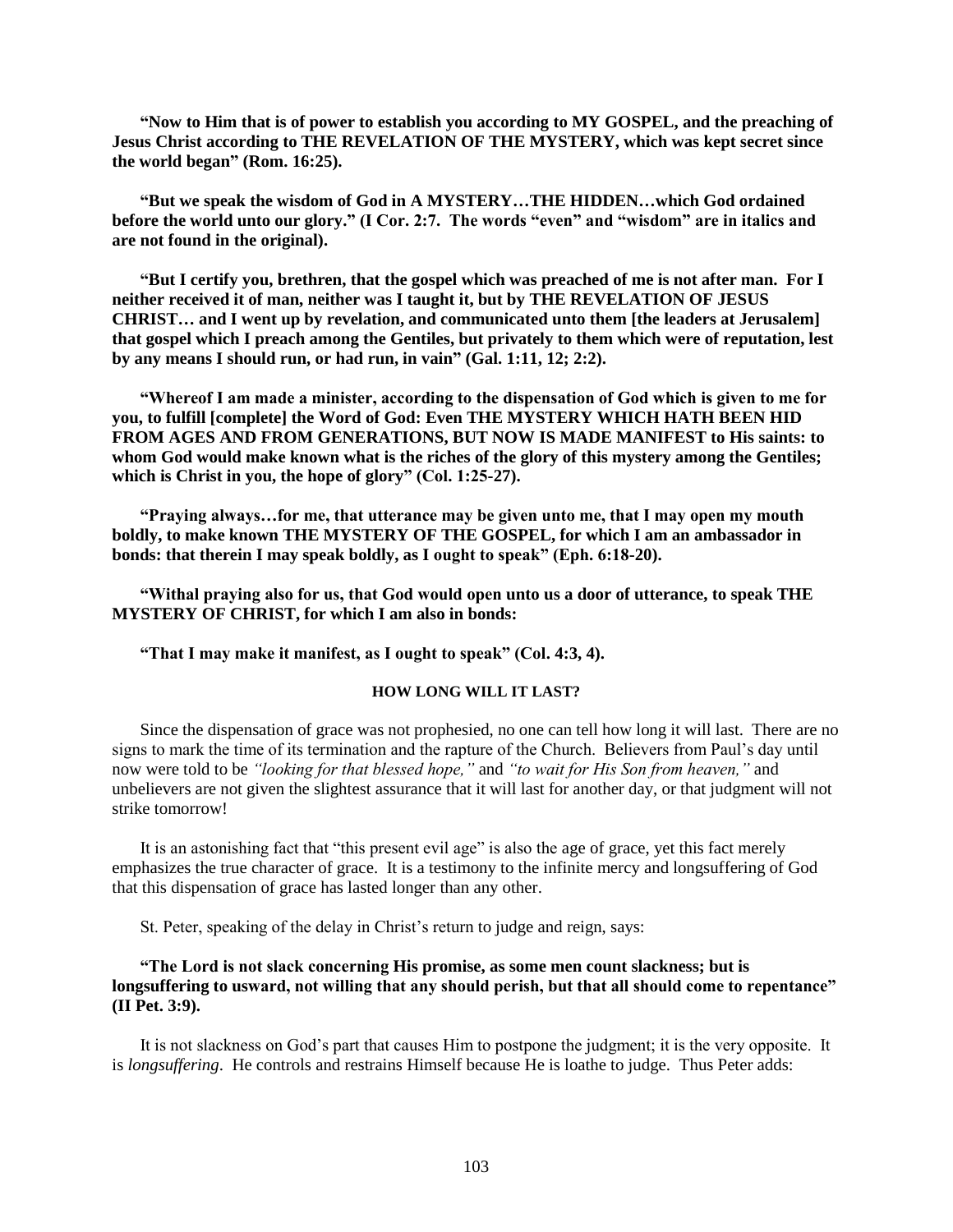**"Now to Him that is of power to establish you according to MY GOSPEL, and the preaching of Jesus Christ according to THE REVELATION OF THE MYSTERY, which was kept secret since the world began" (Rom. 16:25).**

**"But we speak the wisdom of God in A MYSTERY…THE HIDDEN…which God ordained before the world unto our glory." (I Cor. 2:7. The words "even" and "wisdom" are in italics and are not found in the original).**

**"But I certify you, brethren, that the gospel which was preached of me is not after man. For I neither received it of man, neither was I taught it, but by THE REVELATION OF JESUS CHRIST… and I went up by revelation, and communicated unto them [the leaders at Jerusalem] that gospel which I preach among the Gentiles, but privately to them which were of reputation, lest by any means I should run, or had run, in vain" (Gal. 1:11, 12; 2:2).**

**"Whereof I am made a minister, according to the dispensation of God which is given to me for you, to fulfill [complete] the Word of God: Even THE MYSTERY WHICH HATH BEEN HID FROM AGES AND FROM GENERATIONS, BUT NOW IS MADE MANIFEST to His saints: to whom God would make known what is the riches of the glory of this mystery among the Gentiles; which is Christ in you, the hope of glory" (Col. 1:25-27).**

**"Praying always…for me, that utterance may be given unto me, that I may open my mouth boldly, to make known THE MYSTERY OF THE GOSPEL, for which I am an ambassador in bonds: that therein I may speak boldly, as I ought to speak" (Eph. 6:18-20).**

**"Withal praying also for us, that God would open unto us a door of utterance, to speak THE MYSTERY OF CHRIST, for which I am also in bonds:**

**"That I may make it manifest, as I ought to speak" (Col. 4:3, 4).**

#### HOW LONG WILL IT LAST?

Since the dispensation of grace was not prophesied, no one can tell how long it will last. There are no signs to mark the time of its termination and the rapture of the Church. Believers from Paul's day until now were told to be *"looking for that blessed hope,"* and *"to wait for His Son from heaven,"* and unbelievers are not given the slightest assurance that it will last for another day, or that judgment will not strike tomorrow!

It is an astonishing fact that "this present evil age" is also the age of grace, yet this fact merely emphasizes the true character of grace. It is a testimony to the infinite mercy and longsuffering of God that this dispensation of grace has lasted longer than any other.

St. Peter, speaking of the delay in Christ's return to judge and reign, says:

**"The Lord is not slack concerning His promise, as some men count slackness; but is longsuffering to usward, not willing that any should perish, but that all should come to repentance" (II Pet. 3:9).**

It is not slackness on God's part that causes Him to postpone the judgment; it is the very opposite. It is *longsuffering*. He controls and restrains Himself because He is loathe to judge. Thus Peter adds: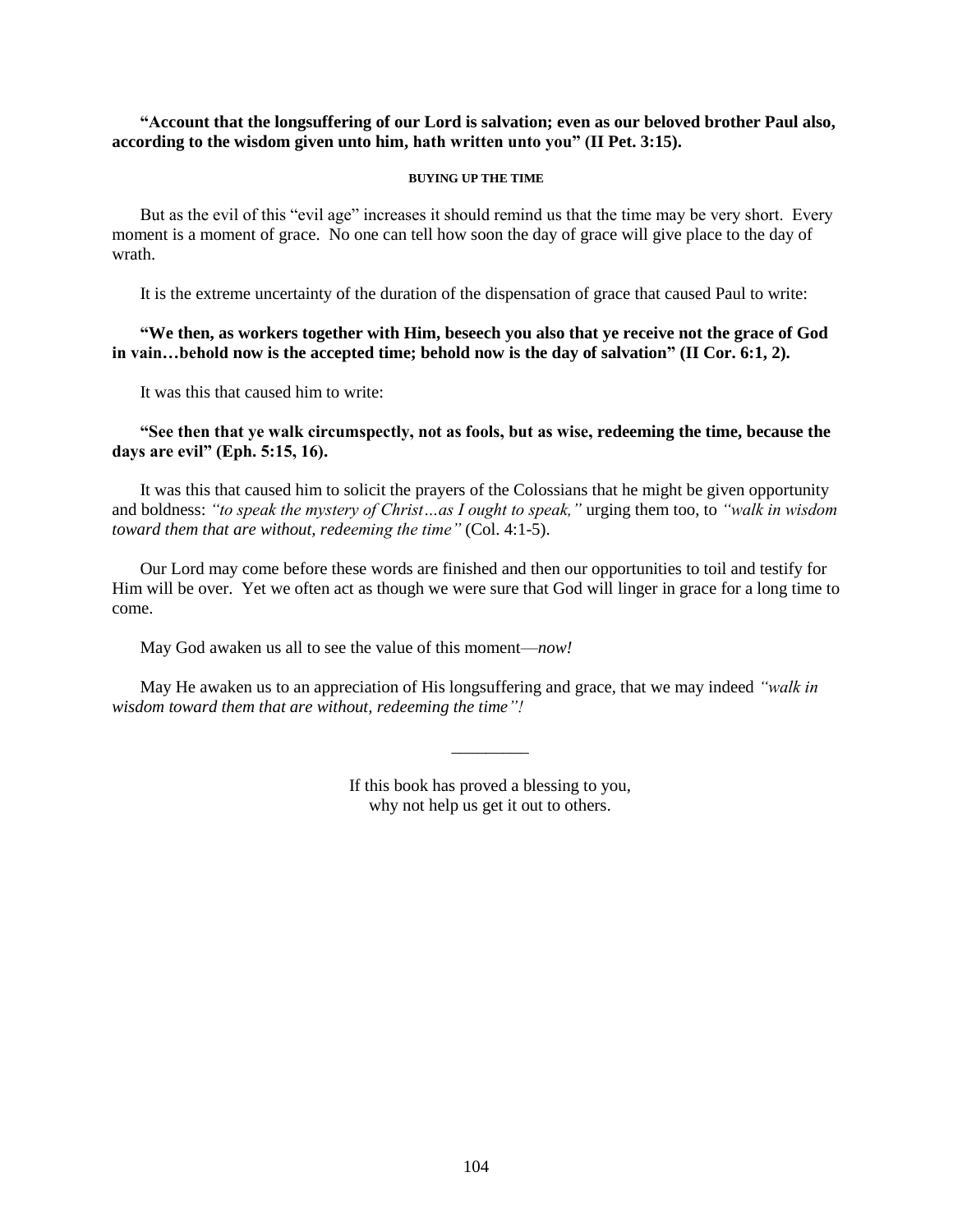**"Account that the longsuffering of our Lord is salvation; even as our beloved brother Paul also, according to the wisdom given unto him, hath written unto you" (II Pet. 3:15).**

#### BUYING UP THE TIME

But as the evil of this "evil age" increases it should remind us that the time may be very short. Every moment is a moment of grace. No one can tell how soon the day of grace will give place to the day of wrath.

It is the extreme uncertainty of the duration of the dispensation of grace that caused Paul to write:

**"We then, as workers together with Him, beseech you also that ye receive not the grace of God in vain…behold now is the accepted time; behold now is the day of salvation" (II Cor. 6:1, 2).**

It was this that caused him to write:

**"See then that ye walk circumspectly, not as fools, but as wise, redeeming the time, because the days are evil" (Eph. 5:15, 16).**

It was this that caused him to solicit the prayers of the Colossians that he might be given opportunity and boldness: *"to speak the mystery of Christ…as I ought to speak,"* urging them too, to *"walk in wisdom toward them that are without, redeeming the time"* (Col. 4:1-5).

Our Lord may come before these words are finished and then our opportunities to toil and testify for Him will be over. Yet we often act as though we were sure that God will linger in grace for a long time to come.

May God awaken us all to see the value of this moment—*now!*

May He awaken us to an appreciation of His longsuffering and grace, that we may indeed *"walk in wisdom toward them that are without, redeeming the time"!*

---

If this book has proved a blessing to you,
why not help us get it out to others.